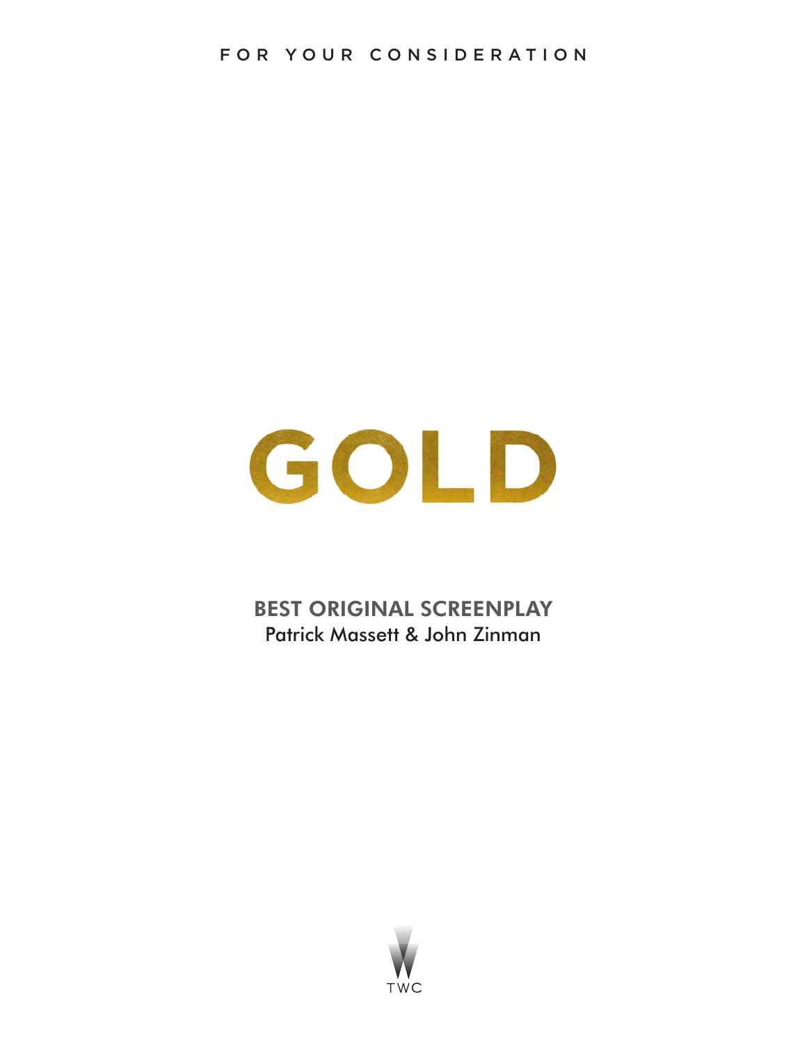FOR YOUR CONSIDERATION

# GOLD

**BEST ORIGINAL SCREENPLAY**
Patrick Massett & John Zinman

TWC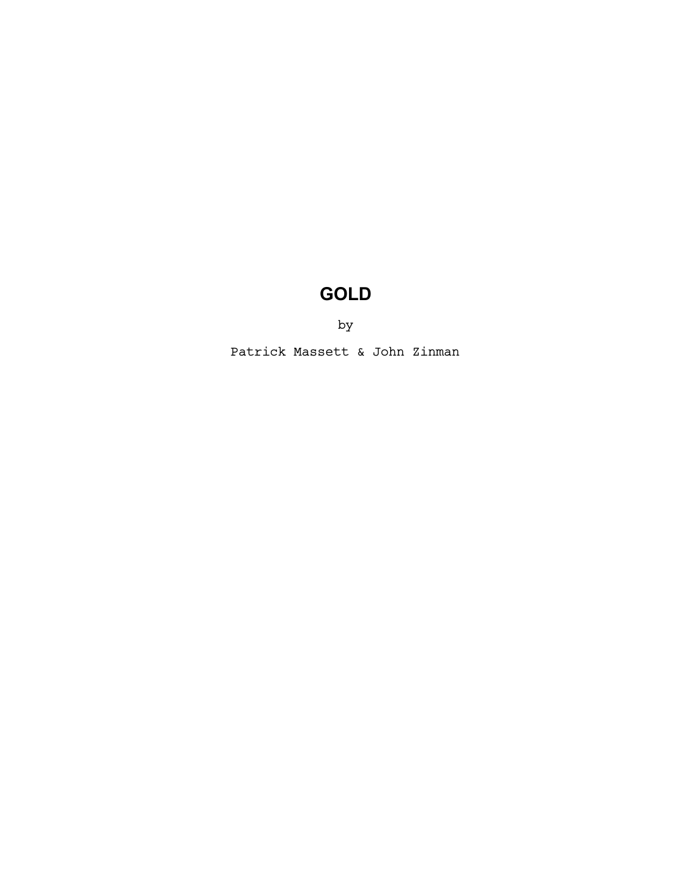# GOLD

by

Patrick Massett & John Zinman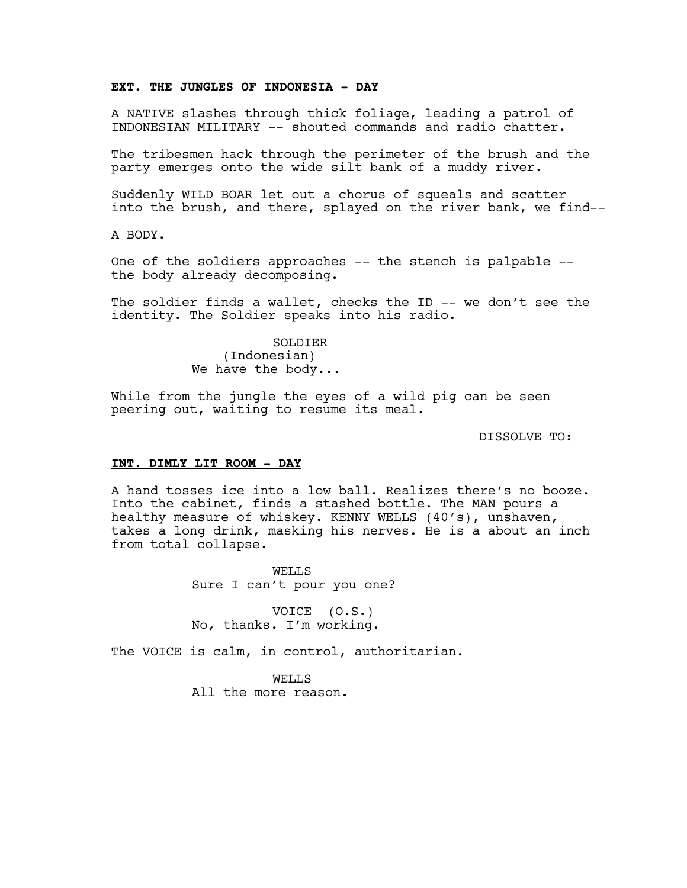**EXT. THE JUNGLES OF INDONESIA - DAY**

A NATIVE slashes through thick foliage, leading a patrol of INDONESIAN MILITARY -- shouted commands and radio chatter.

The tribesmen hack through the perimeter of the brush and the party emerges onto the wide silt bank of a muddy river.

Suddenly WILD BOAR let out a chorus of squeals and scatter into the brush, and there, splayed on the river bank, we find--

A BODY.

One of the soldiers approaches -- the stench is palpable -- the body already decomposing.

The soldier finds a wallet, checks the ID -- we don't see the identity. The Soldier speaks into his radio.

SOLDIER
(Indonesian)
We have the body...

While from the jungle the eyes of a wild pig can be seen peering out, waiting to resume its meal.

DISSOLVE TO:

**INT. DIMLY LIT ROOM - DAY**

A hand tosses ice into a low ball. Realizes there's no booze. Into the cabinet, finds a stashed bottle. The MAN pours a healthy measure of whiskey. KENNY WELLS (40's), unshaven, takes a long drink, masking his nerves. He is a about an inch from total collapse.

WELLS
Sure I can't pour you one?

VOICE (O.S.)
No, thanks. I'm working.

The VOICE is calm, in control, authoritarian.

WELLS
All the more reason.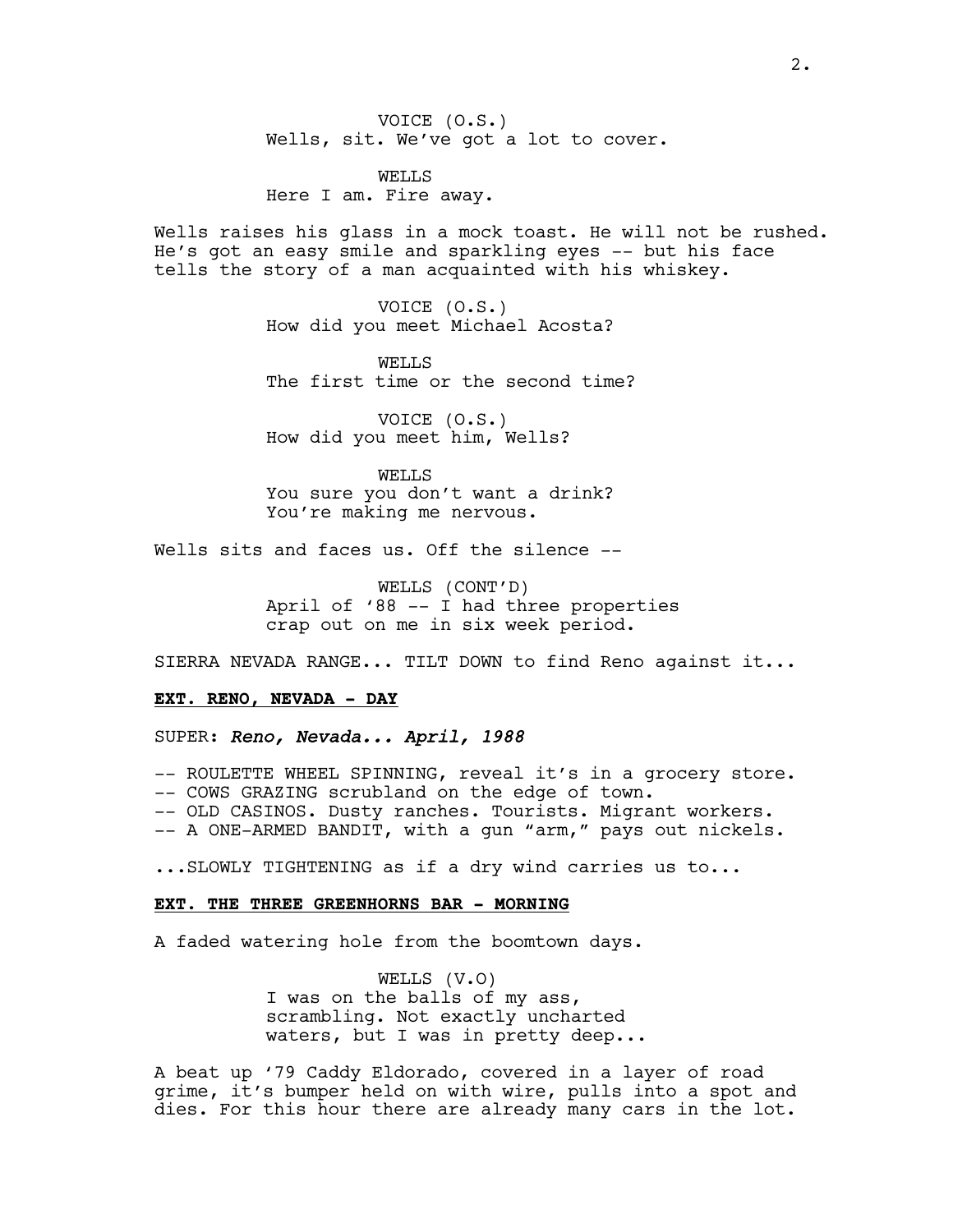VOICE (O.S.)
Wells, sit. We've got a lot to cover.

WELLS
Here I am. Fire away.

Wells raises his glass in a mock toast. He will not be rushed. He's got an easy smile and sparkling eyes -- but his face tells the story of a man acquainted with his whiskey.

VOICE (O.S.)
How did you meet Michael Acosta?

WELLS
The first time or the second time?

VOICE (O.S.)
How did you meet him, Wells?

WELLS
You sure you don't want a drink? You're making me nervous.

Wells sits and faces us. Off the silence --

WELLS (CONT'D)
April of '88 -- I had three properties crap out on me in six week period.

SIERRA NEVADA RANGE... TILT DOWN to find Reno against it...

**EXT. RENO, NEVADA - DAY**

SUPER: *Reno, Nevada... April, 1988*

-- ROULETTE WHEEL SPINNING, reveal it's in a grocery store.
-- COWS GRAZING scrubland on the edge of town.
-- OLD CASINOS. Dusty ranches. Tourists. Migrant workers.
-- A ONE-ARMED BANDIT, with a gun "arm," pays out nickels.

...SLOWLY TIGHTENING as if a dry wind carries us to...

**EXT. THE THREE GREENHORNS BAR - MORNING**

A faded watering hole from the boomtown days.

WELLS (V.O)
I was on the balls of my ass, scrambling. Not exactly uncharted waters, but I was in pretty deep...

A beat up '79 Caddy Eldorado, covered in a layer of road grime, it's bumper held on with wire, pulls into a spot and dies. For this hour there are already many cars in the lot.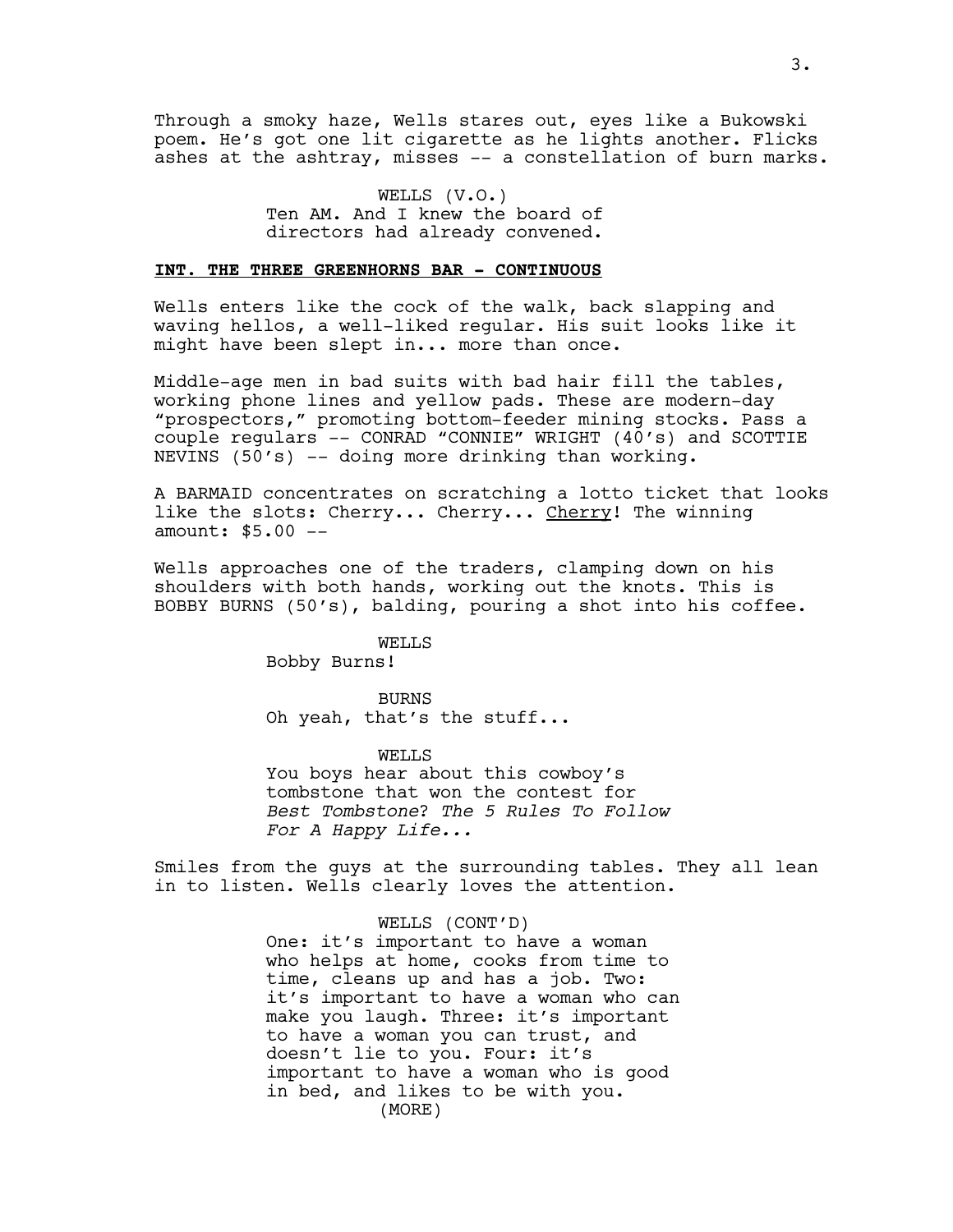Through a smoky haze, Wells stares out, eyes like a Bukowski poem. He's got one lit cigarette as he lights another. Flicks ashes at the ashtray, misses -- a constellation of burn marks.

WELLS (V.O.)
Ten AM. And I knew the board of directors had already convened.

**INT. THE THREE GREENHORNS BAR - CONTINUOUS**

Wells enters like the cock of the walk, back slapping and waving hellos, a well-liked regular. His suit looks like it might have been slept in... more than once.

Middle-age men in bad suits with bad hair fill the tables, working phone lines and yellow pads. These are modern-day "prospectors," promoting bottom-feeder mining stocks. Pass a couple regulars -- CONRAD "CONNIE" WRIGHT (40's) and SCOTTIE NEVINS (50's) -- doing more drinking than working.

A BARMAID concentrates on scratching a lotto ticket that looks like the slots: Cherry... Cherry... <u>Cherry</u>! The winning amount: $5.00 --

Wells approaches one of the traders, clamping down on his shoulders with both hands, working out the knots. This is BOBBY BURNS (50's), balding, pouring a shot into his coffee.

WELLS
Bobby Burns!

BURNS
Oh yeah, that's the stuff...

WELLS
You boys hear about this cowboy's tombstone that won the contest for *Best Tombstone*? *The 5 Rules To Follow For A Happy Life...*

Smiles from the guys at the surrounding tables. They all lean in to listen. Wells clearly loves the attention.

WELLS (CONT'D)
One: it's important to have a woman who helps at home, cooks from time to time, cleans up and has a job. Two: it's important to have a woman who can make you laugh. Three: it's important to have a woman you can trust, and doesn't lie to you. Four: it's important to have a woman who is good in bed, and likes to be with you.
(MORE)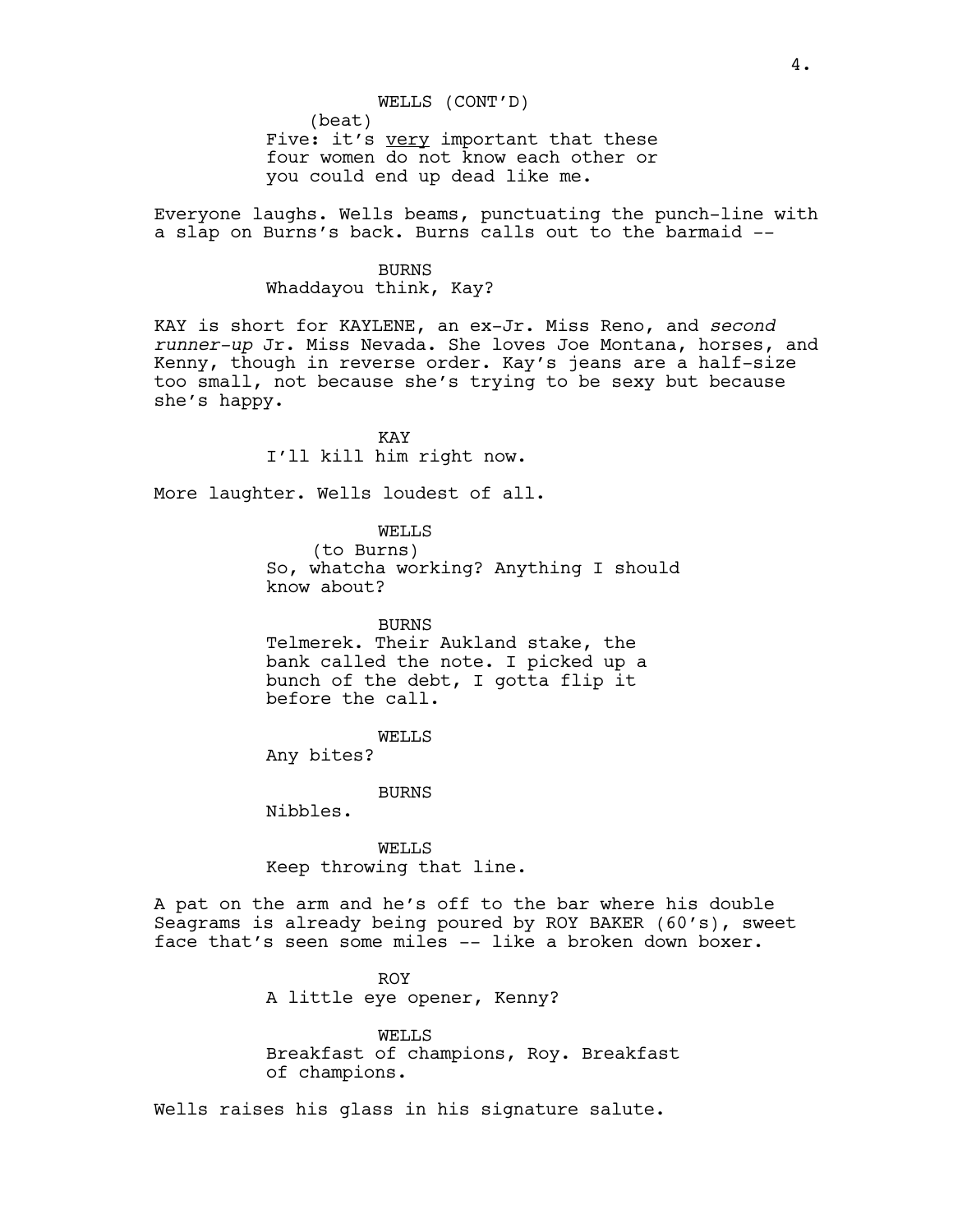WELLS (CONT'D)
(beat)
Five: it's <u>very</u> important that these four women do not know each other or you could end up dead like me.

Everyone laughs. Wells beams, punctuating the punch-line with a slap on Burns's back. Burns calls out to the barmaid --

BURNS
Whaddayou think, Kay?

KAY is short for KAYLENE, an ex-Jr. Miss Reno, and *second runner-up* Jr. Miss Nevada. She loves Joe Montana, horses, and Kenny, though in reverse order. Kay's jeans are a half-size too small, not because she's trying to be sexy but because she's happy.

KAY
I'll kill him right now.

More laughter. Wells loudest of all.

WELLS
(to Burns)
So, whatcha working? Anything I should know about?

BURNS
Telmerek. Their Aukland stake, the bank called the note. I picked up a bunch of the debt, I gotta flip it before the call.

WELLS
Any bites?

BURNS
Nibbles.

WELLS
Keep throwing that line.

A pat on the arm and he's off to the bar where his double Seagrams is already being poured by ROY BAKER (60's), sweet face that's seen some miles -- like a broken down boxer.

ROY
A little eye opener, Kenny?

WELLS
Breakfast of champions, Roy. Breakfast of champions.

Wells raises his glass in his signature salute.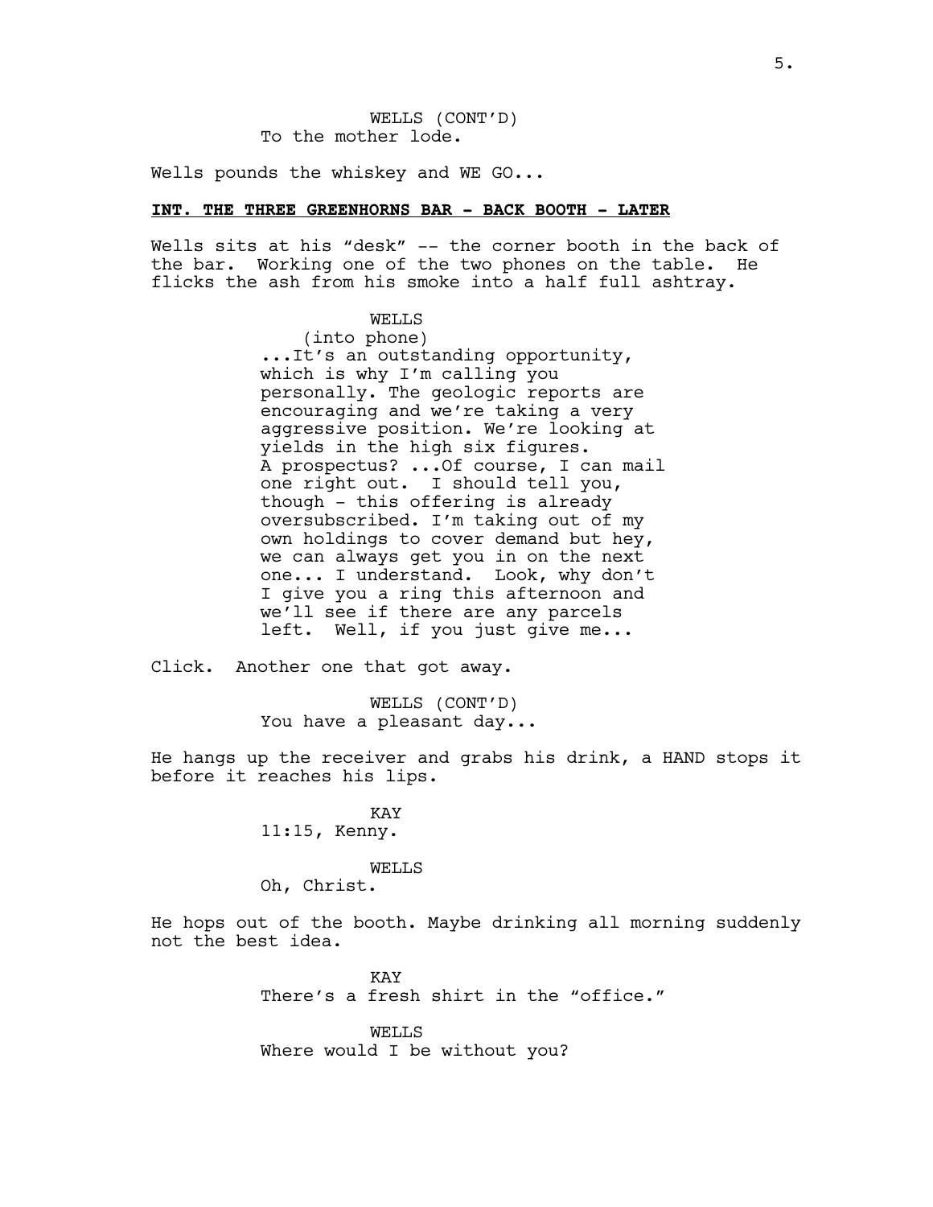WELLS (CONT'D)
To the mother lode.

Wells pounds the whiskey and WE GO...

**INT. THE THREE GREENHORNS BAR - BACK BOOTH - LATER**

Wells sits at his "desk" -- the corner booth in the back of the bar. Working one of the two phones on the table. He flicks the ash from his smoke into a half full ashtray.

WELLS
(into phone)
...It's an outstanding opportunity, which is why I'm calling you personally. The geologic reports are encouraging and we're taking a very aggressive position. We're looking at yields in the high six figures. A prospectus? ...Of course, I can mail one right out. I should tell you, though - this offering is already oversubscribed. I'm taking out of my own holdings to cover demand but hey, we can always get you in on the next one... I understand. Look, why don't I give you a ring this afternoon and we'll see if there are any parcels left. Well, if you just give me...

Click. Another one that got away.

WELLS (CONT'D)
You have a pleasant day...

He hangs up the receiver and grabs his drink, a HAND stops it before it reaches his lips.

KAY
11:15, Kenny.

WELLS
Oh, Christ.

He hops out of the booth. Maybe drinking all morning suddenly not the best idea.

KAY
There's a fresh shirt in the "office."

WELLS
Where would I be without you?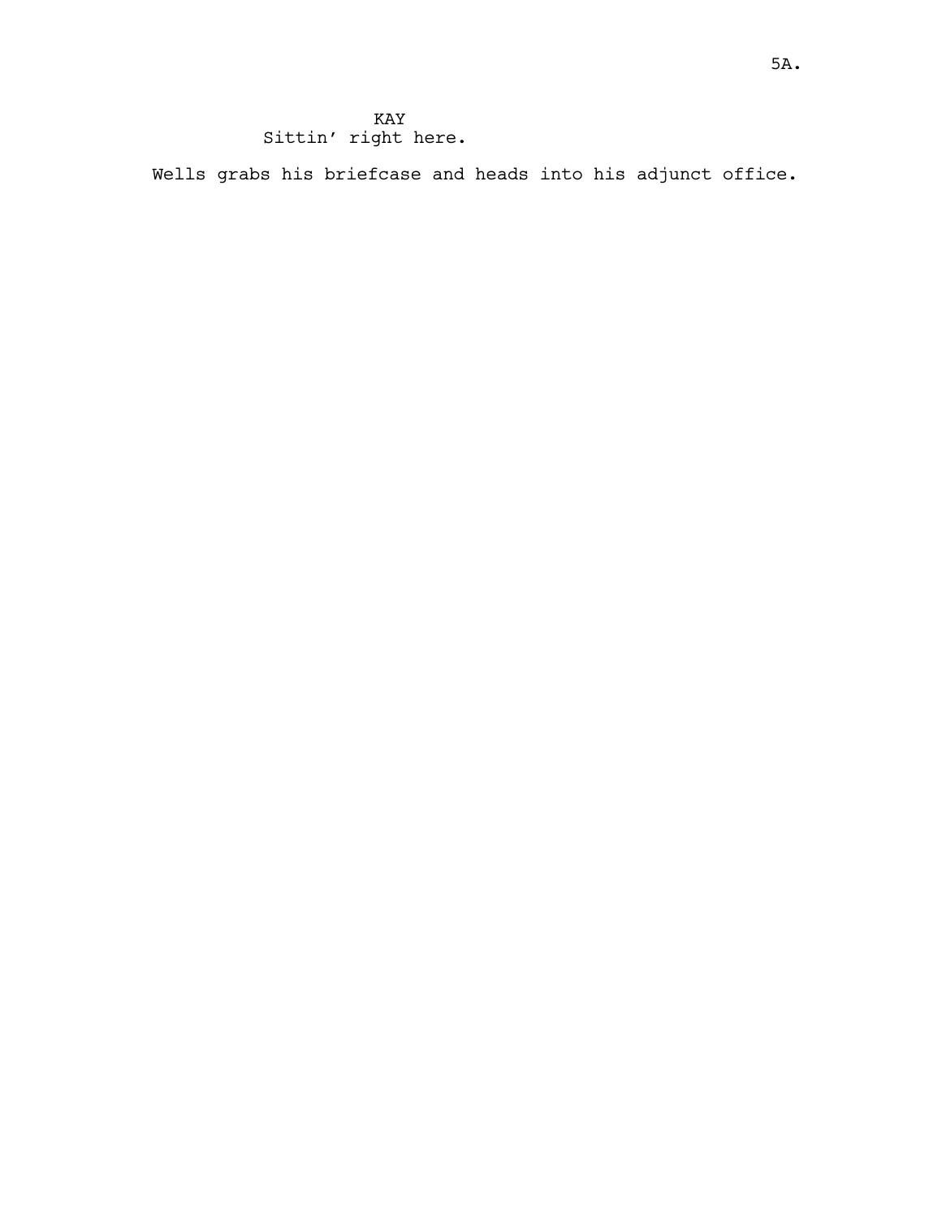KAY
Sittin' right here.

Wells grabs his briefcase and heads into his adjunct office.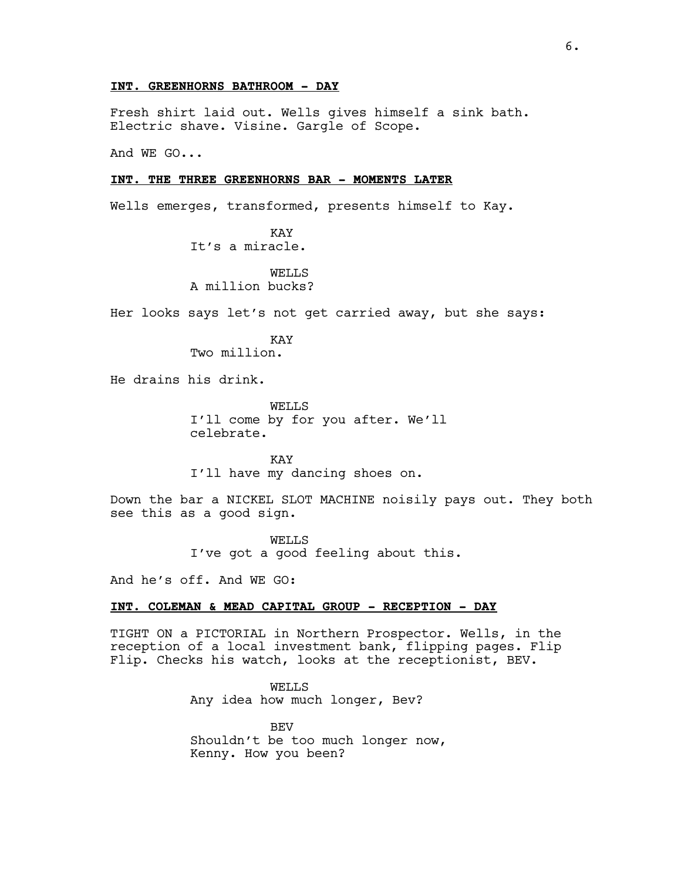**INT. GREENHORNS BATHROOM - DAY**

Fresh shirt laid out. Wells gives himself a sink bath. Electric shave. Visine. Gargle of Scope.

And WE GO...

**INT. THE THREE GREENHORNS BAR - MOMENTS LATER**

Wells emerges, transformed, presents himself to Kay.

KAY
It's a miracle.

WELLS
A million bucks?

Her looks says let's not get carried away, but she says:

KAY
Two million.

He drains his drink.

WELLS
I'll come by for you after. We'll celebrate.

KAY
I'll have my dancing shoes on.

Down the bar a NICKEL SLOT MACHINE noisily pays out. They both see this as a good sign.

WELLS
I've got a good feeling about this.

And he's off. And WE GO:

**INT. COLEMAN & MEAD CAPITAL GROUP - RECEPTION - DAY**

TIGHT ON a PICTORIAL in Northern Prospector. Wells, in the reception of a local investment bank, flipping pages. Flip Flip. Checks his watch, looks at the receptionist, BEV.

WELLS
Any idea how much longer, Bev?

BEV
Shouldn't be too much longer now, Kenny. How you been?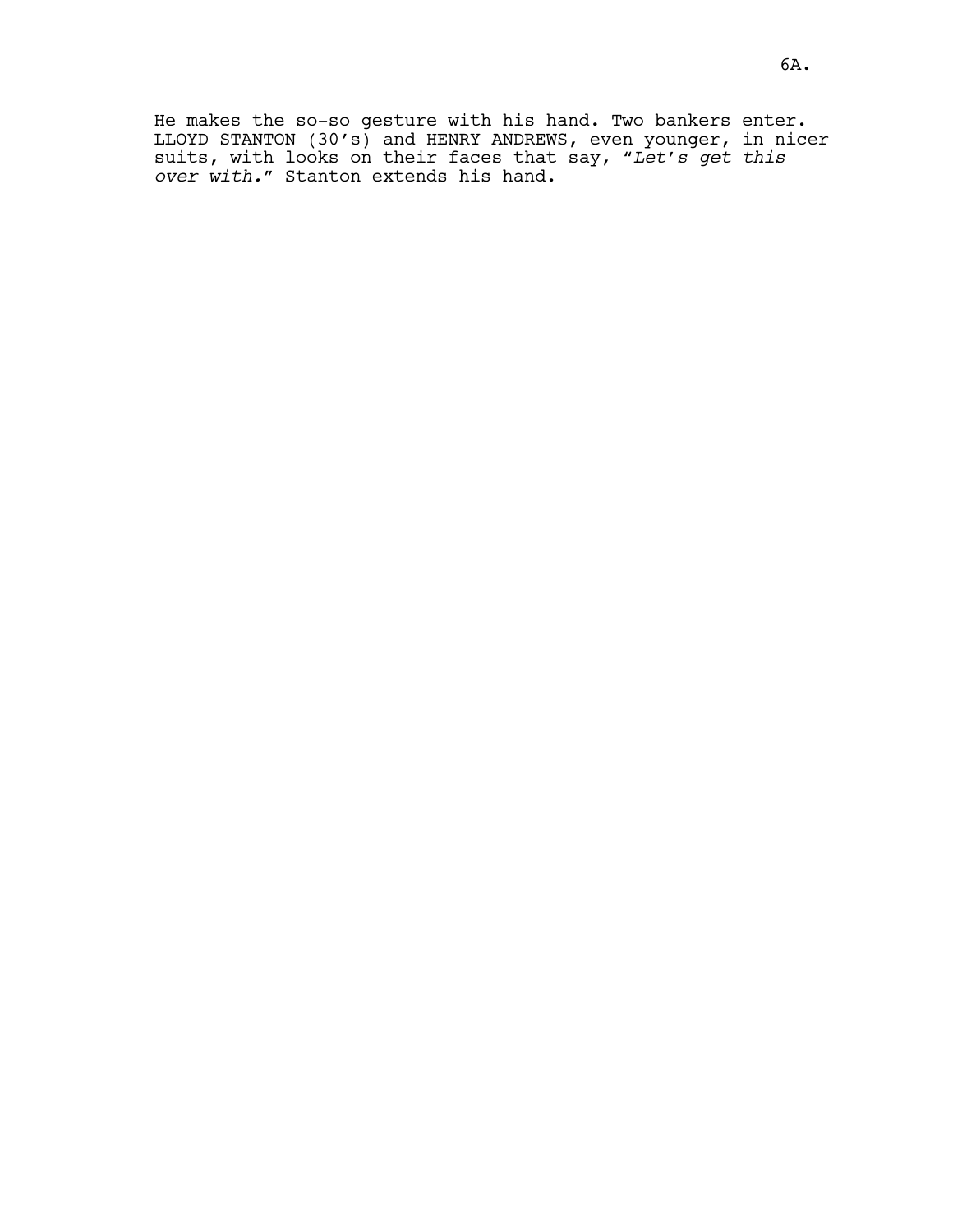He makes the so-so gesture with his hand. Two bankers enter. LLOYD STANTON (30's) and HENRY ANDREWS, even younger, in nicer suits, with looks on their faces that say, "*Let's get this over with.*" Stanton extends his hand.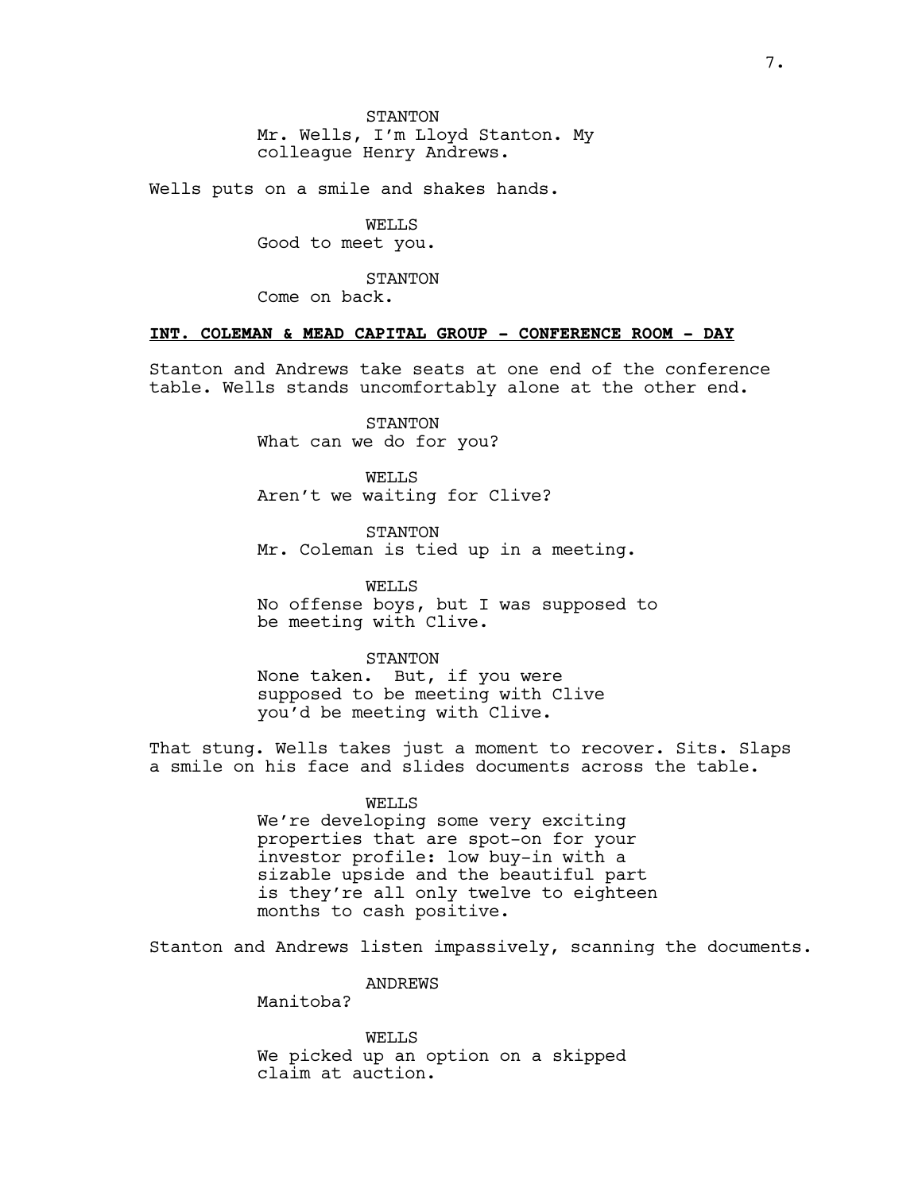STANTON
Mr. Wells, I'm Lloyd Stanton. My colleague Henry Andrews.

Wells puts on a smile and shakes hands.

WELLS
Good to meet you.

STANTON
Come on back.

**INT. COLEMAN & MEAD CAPITAL GROUP - CONFERENCE ROOM - DAY**

Stanton and Andrews take seats at one end of the conference table. Wells stands uncomfortably alone at the other end.

STANTON
What can we do for you?

WELLS
Aren't we waiting for Clive?

STANTON
Mr. Coleman is tied up in a meeting.

WELLS
No offense boys, but I was supposed to be meeting with Clive.

STANTON
None taken. But, if you were supposed to be meeting with Clive you'd be meeting with Clive.

That stung. Wells takes just a moment to recover. Sits. Slaps a smile on his face and slides documents across the table.

WELLS
We're developing some very exciting properties that are spot-on for your investor profile: low buy-in with a sizable upside and the beautiful part is they're all only twelve to eighteen months to cash positive.

Stanton and Andrews listen impassively, scanning the documents.

ANDREWS
Manitoba?

WELLS
We picked up an option on a skipped claim at auction.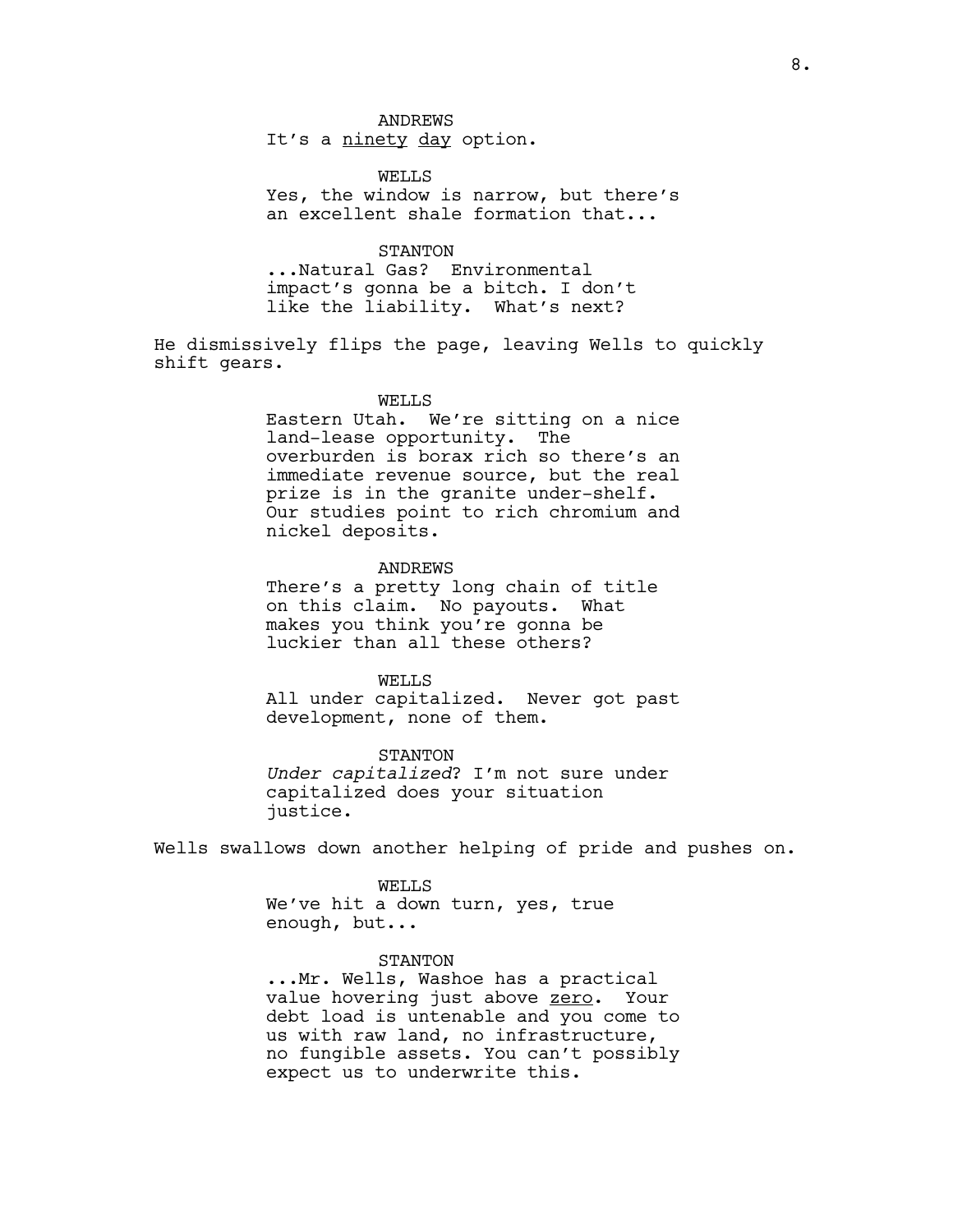ANDREWS
It's a <u>ninety day</u> option.

WELLS
Yes, the window is narrow, but there's an excellent shale formation that...

STANTON
...Natural Gas? Environmental impact's gonna be a bitch. I don't like the liability. What's next?

He dismissively flips the page, leaving Wells to quickly shift gears.

WELLS
Eastern Utah. We're sitting on a nice land-lease opportunity. The overburden is borax rich so there's an immediate revenue source, but the real prize is in the granite under-shelf. Our studies point to rich chromium and nickel deposits.

ANDREWS
There's a pretty long chain of title on this claim. No payouts. What makes you think you're gonna be luckier than all these others?

WELLS
All under capitalized. Never got past development, none of them.

STANTON
*Under capitalized*? I'm not sure under capitalized does your situation justice.

Wells swallows down another helping of pride and pushes on.

WELLS
We've hit a down turn, yes, true enough, but...

STANTON
...Mr. Wells, Washoe has a practical value hovering just above <u>zero</u>. Your debt load is untenable and you come to us with raw land, no infrastructure, no fungible assets. You can't possibly expect us to underwrite this.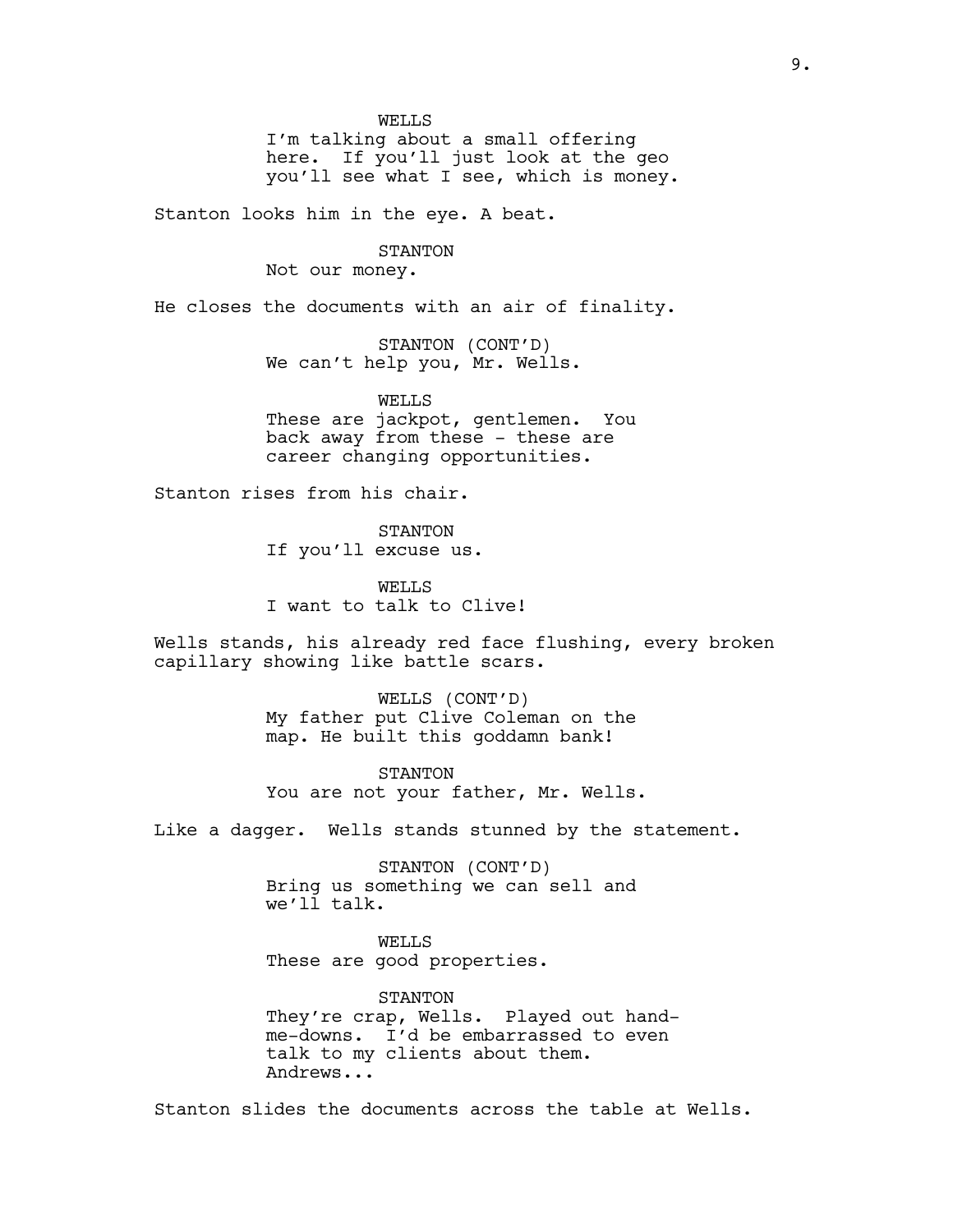WELLS
I'm talking about a small offering here. If you'll just look at the geo you'll see what I see, which is money.

Stanton looks him in the eye. A beat.

STANTON
Not our money.

He closes the documents with an air of finality.

STANTON (CONT'D)
We can't help you, Mr. Wells.

WELLS
These are jackpot, gentlemen. You back away from these - these are career changing opportunities.

Stanton rises from his chair.

STANTON
If you'll excuse us.

WELLS
I want to talk to Clive!

Wells stands, his already red face flushing, every broken capillary showing like battle scars.

WELLS (CONT'D)
My father put Clive Coleman on the map. He built this goddamn bank!

STANTON
You are not your father, Mr. Wells.

Like a dagger. Wells stands stunned by the statement.

STANTON (CONT'D)
Bring us something we can sell and we'll talk.

WELLS
These are good properties.

STANTON
They're crap, Wells. Played out hand-me-downs. I'd be embarrassed to even talk to my clients about them. Andrews...

Stanton slides the documents across the table at Wells.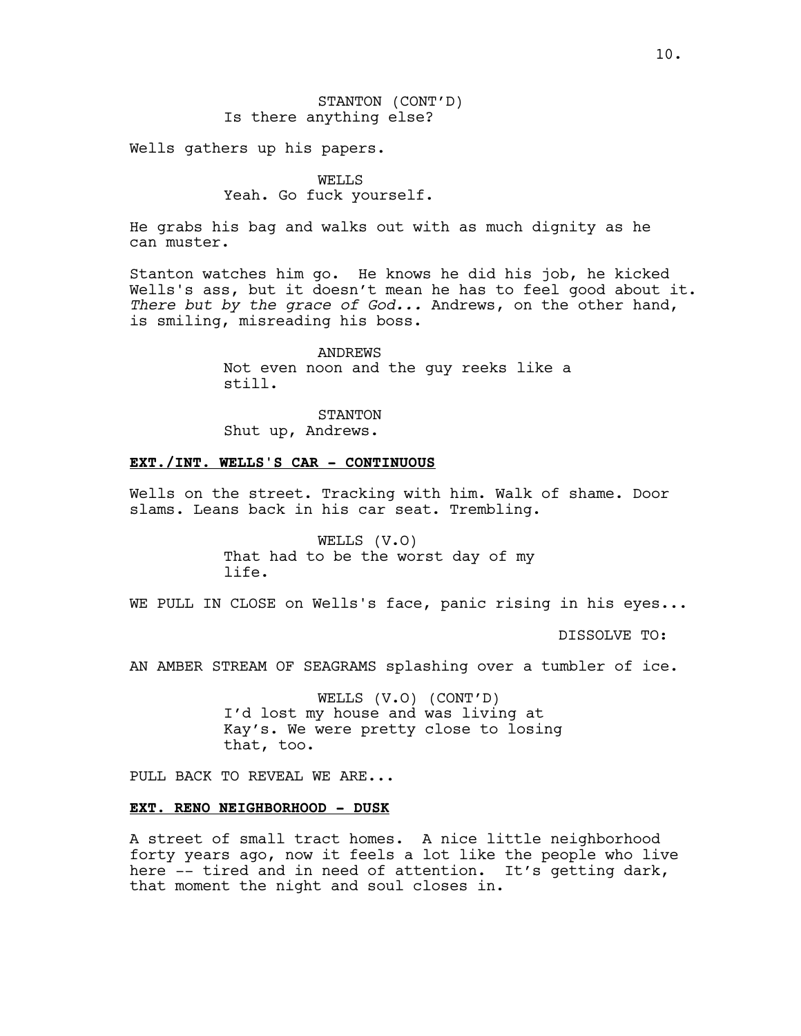STANTON (CONT'D)
Is there anything else?

Wells gathers up his papers.

WELLS
Yeah. Go fuck yourself.

He grabs his bag and walks out with as much dignity as he can muster.

Stanton watches him go. He knows he did his job, he kicked Wells's ass, but it doesn't mean he has to feel good about it. *There but by the grace of God...* Andrews, on the other hand, is smiling, misreading his boss.

ANDREWS
Not even noon and the guy reeks like a still.

STANTON
Shut up, Andrews.

**EXT./INT. WELLS'S CAR - CONTINUOUS**

Wells on the street. Tracking with him. Walk of shame. Door slams. Leans back in his car seat. Trembling.

WELLS (V.O)
That had to be the worst day of my life.

WE PULL IN CLOSE on Wells's face, panic rising in his eyes...

DISSOLVE TO:

AN AMBER STREAM OF SEAGRAMS splashing over a tumbler of ice.

WELLS (V.O) (CONT'D)
I'd lost my house and was living at Kay's. We were pretty close to losing that, too.

PULL BACK TO REVEAL WE ARE...

**EXT. RENO NEIGHBORHOOD - DUSK**

A street of small tract homes. A nice little neighborhood forty years ago, now it feels a lot like the people who live here -- tired and in need of attention. It's getting dark, that moment the night and soul closes in.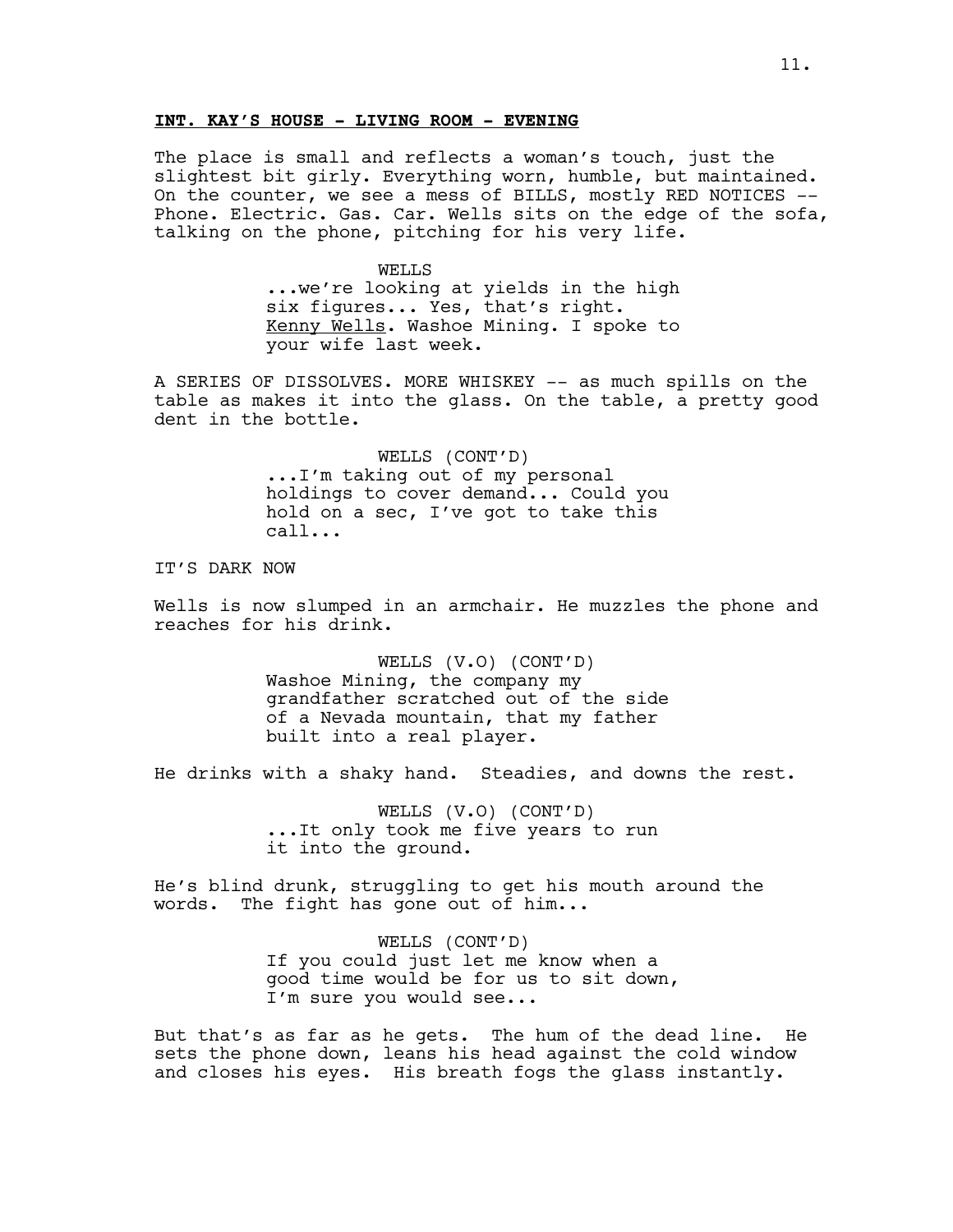**INT. KAY'S HOUSE - LIVING ROOM - EVENING**

The place is small and reflects a woman's touch, just the slightest bit girly. Everything worn, humble, but maintained. On the counter, we see a mess of BILLS, mostly RED NOTICES -- Phone. Electric. Gas. Car. Wells sits on the edge of the sofa, talking on the phone, pitching for his very life.

WELLS
...we're looking at yields in the high six figures... Yes, that's right. Kenny Wells. Washoe Mining. I spoke to your wife last week.

A SERIES OF DISSOLVES. MORE WHISKEY -- as much spills on the table as makes it into the glass. On the table, a pretty good dent in the bottle.

WELLS (CONT'D)
...I'm taking out of my personal holdings to cover demand... Could you hold on a sec, I've got to take this call...

IT'S DARK NOW

Wells is now slumped in an armchair. He muzzles the phone and reaches for his drink.

WELLS (V.O) (CONT'D)
Washoe Mining, the company my grandfather scratched out of the side of a Nevada mountain, that my father built into a real player.

He drinks with a shaky hand. Steadies, and downs the rest.

WELLS (V.O) (CONT'D)
...It only took me five years to run it into the ground.

He's blind drunk, struggling to get his mouth around the words. The fight has gone out of him...

WELLS (CONT'D)
If you could just let me know when a good time would be for us to sit down, I'm sure you would see...

But that's as far as he gets. The hum of the dead line. He sets the phone down, leans his head against the cold window and closes his eyes. His breath fogs the glass instantly.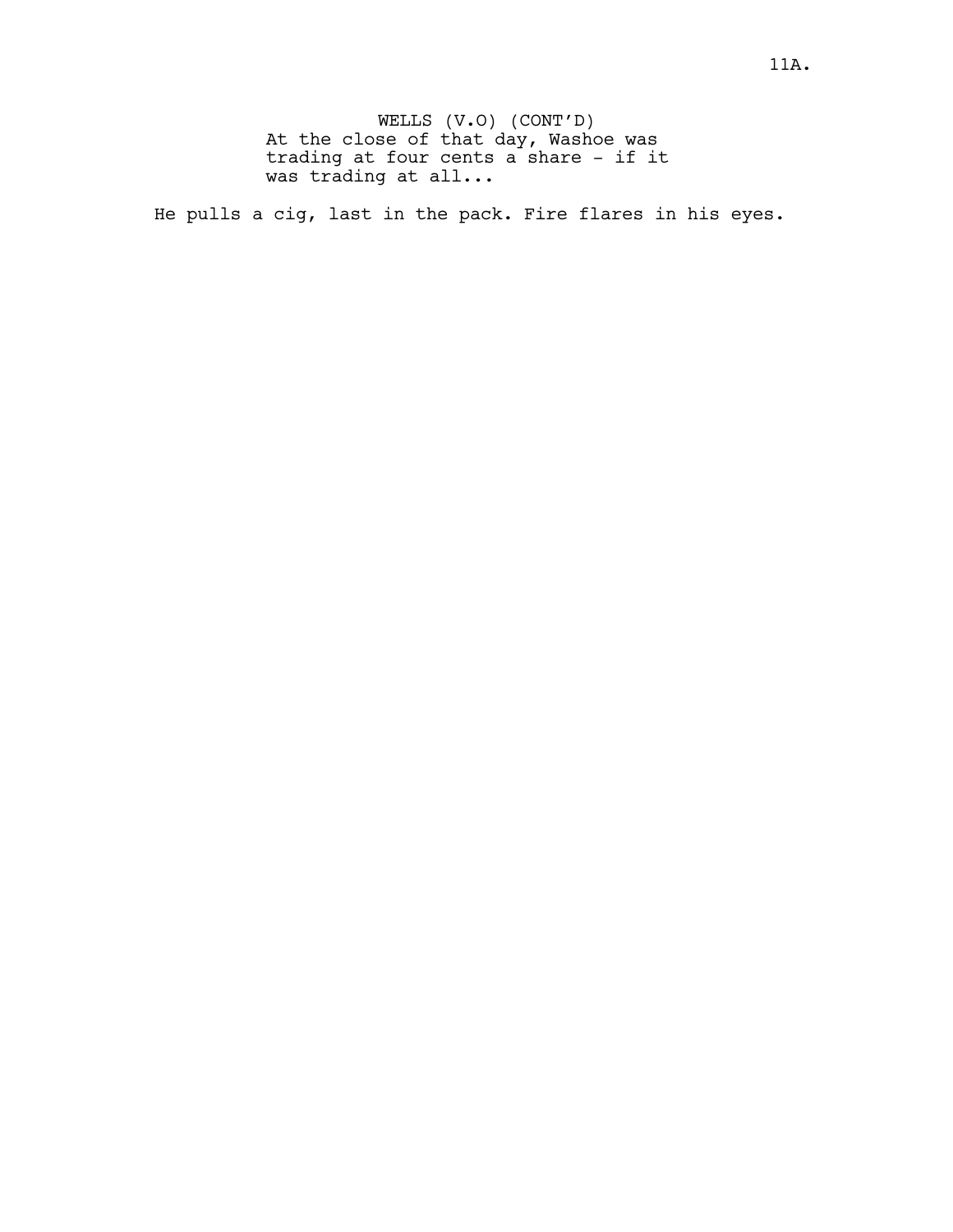WELLS (V.O) (CONT'D)
At the close of that day, Washoe was trading at four cents a share - if it was trading at all...

He pulls a cig, last in the pack. Fire flares in his eyes.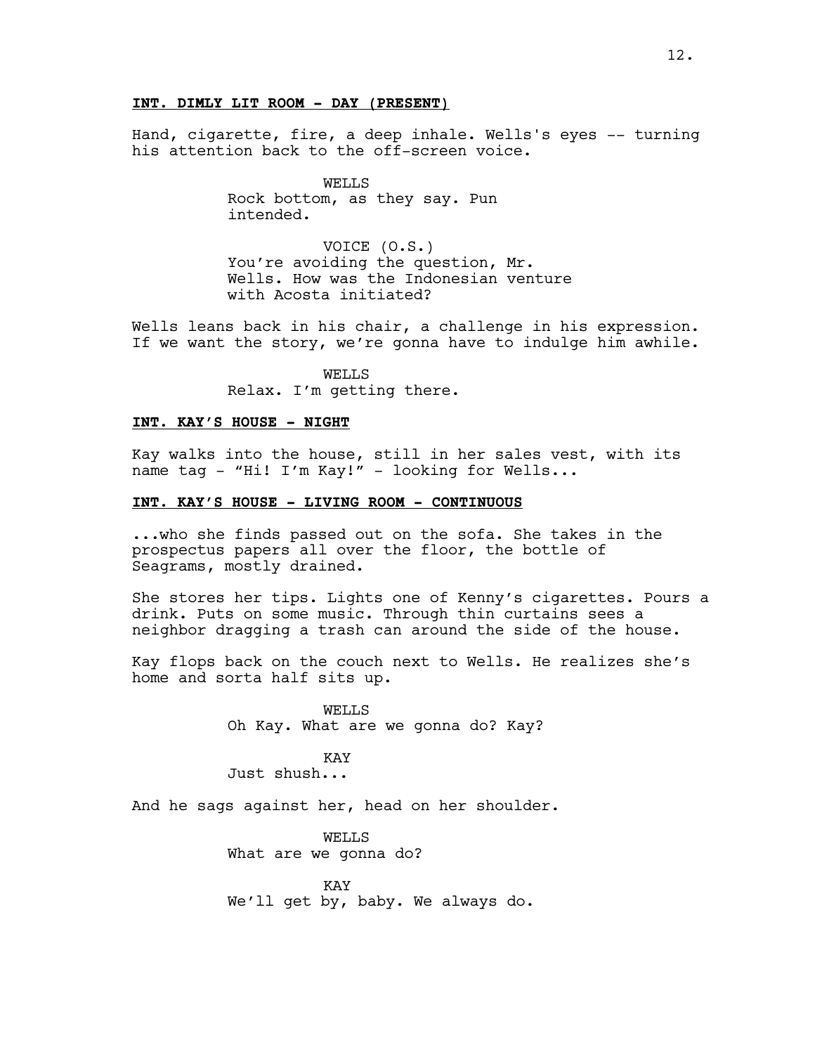**INT. DIMLY LIT ROOM - DAY (PRESENT)**

Hand, cigarette, fire, a deep inhale. Wells's eyes -- turning his attention back to the off-screen voice.

WELLS
Rock bottom, as they say. Pun intended.

VOICE (O.S.)
You're avoiding the question, Mr. Wells. How was the Indonesian venture with Acosta initiated?

Wells leans back in his chair, a challenge in his expression. If we want the story, we're gonna have to indulge him awhile.

WELLS
Relax. I'm getting there.

**INT. KAY'S HOUSE - NIGHT**

Kay walks into the house, still in her sales vest, with its name tag - "Hi! I'm Kay!" - looking for Wells...

**INT. KAY'S HOUSE - LIVING ROOM - CONTINUOUS**

...who she finds passed out on the sofa. She takes in the prospectus papers all over the floor, the bottle of Seagrams, mostly drained.

She stores her tips. Lights one of Kenny's cigarettes. Pours a drink. Puts on some music. Through thin curtains sees a neighbor dragging a trash can around the side of the house.

Kay flops back on the couch next to Wells. He realizes she's home and sorta half sits up.

WELLS
Oh Kay. What are we gonna do? Kay?

KAY
Just shush...

And he sags against her, head on her shoulder.

WELLS
What are we gonna do?

KAY
We'll get by, baby. We always do.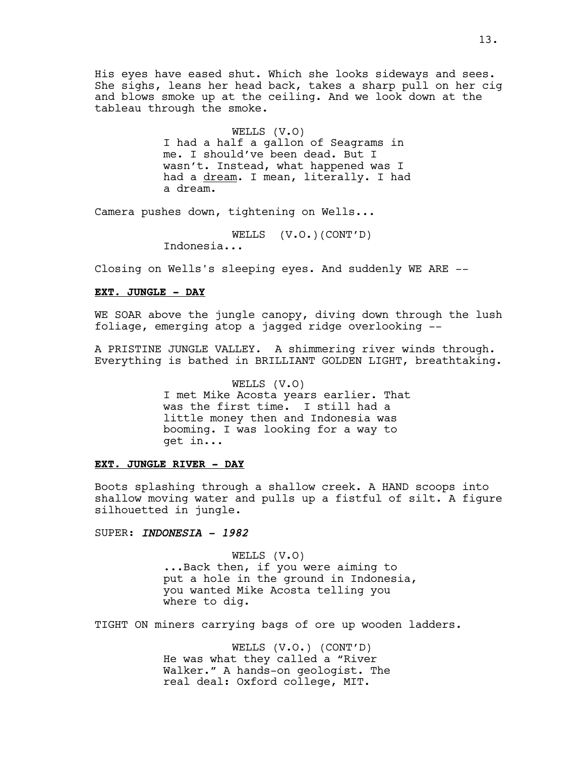His eyes have eased shut. Which she looks sideways and sees. She sighs, leans her head back, takes a sharp pull on her cig and blows smoke up at the ceiling. And we look down at the tableau through the smoke.

WELLS (V.O)
I had a half a gallon of Seagrams in me. I should've been dead. But I wasn't. Instead, what happened was I had a dream. I mean, literally. I had a dream.

Camera pushes down, tightening on Wells...

WELLS (V.O.)(CONT'D)
Indonesia...

Closing on Wells's sleeping eyes. And suddenly WE ARE --

**EXT. JUNGLE - DAY**

WE SOAR above the jungle canopy, diving down through the lush foliage, emerging atop a jagged ridge overlooking --

A PRISTINE JUNGLE VALLEY. A shimmering river winds through. Everything is bathed in BRILLIANT GOLDEN LIGHT, breathtaking.

WELLS (V.O)
I met Mike Acosta years earlier. That was the first time. I still had a little money then and Indonesia was booming. I was looking for a way to get in...

**EXT. JUNGLE RIVER - DAY**

Boots splashing through a shallow creek. A HAND scoops into shallow moving water and pulls up a fistful of silt. A figure silhouetted in jungle.

SUPER: *INDONESIA - 1982*

WELLS (V.O)
...Back then, if you were aiming to put a hole in the ground in Indonesia, you wanted Mike Acosta telling you where to dig.

TIGHT ON miners carrying bags of ore up wooden ladders.

WELLS (V.O.) (CONT'D)
He was what they called a "River Walker." A hands-on geologist. The real deal: Oxford college, MIT.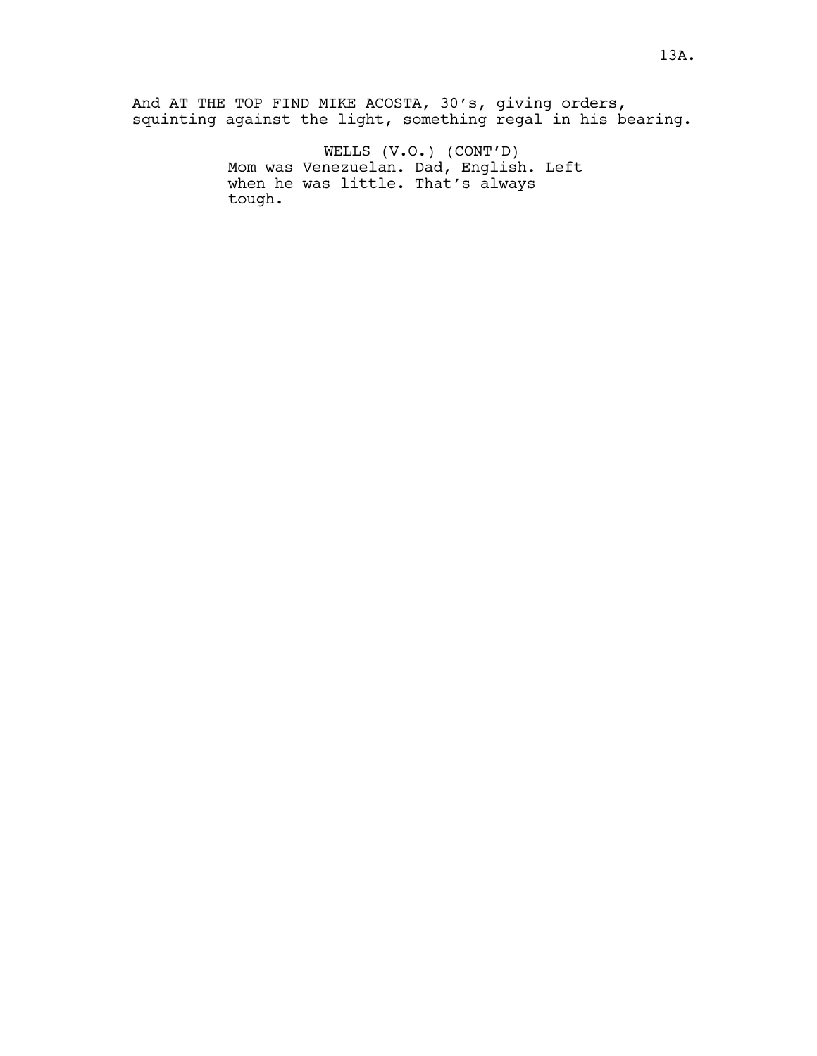And AT THE TOP FIND MIKE ACOSTA, 30's, giving orders, squinting against the light, something regal in his bearing.

WELLS (V.O.) (CONT'D)
Mom was Venezuelan. Dad, English. Left when he was little. That's always tough.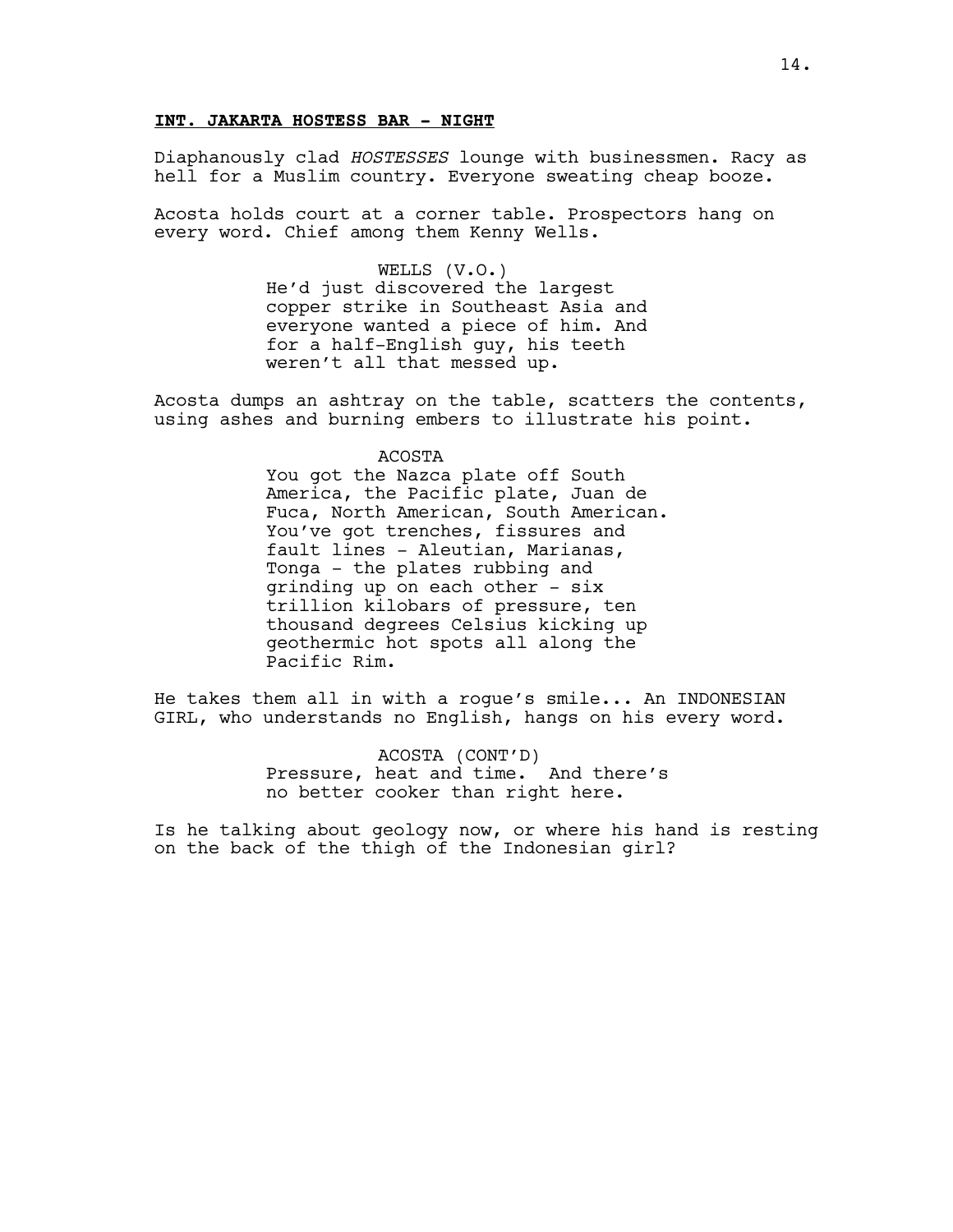**INT. JAKARTA HOSTESS BAR - NIGHT**

Diaphanously clad *HOSTESSES* lounge with businessmen. Racy as hell for a Muslim country. Everyone sweating cheap booze.

Acosta holds court at a corner table. Prospectors hang on every word. Chief among them Kenny Wells.

WELLS (V.O.)
He'd just discovered the largest copper strike in Southeast Asia and everyone wanted a piece of him. And for a half-English guy, his teeth weren't all that messed up.

Acosta dumps an ashtray on the table, scatters the contents, using ashes and burning embers to illustrate his point.

ACOSTA
You got the Nazca plate off South America, the Pacific plate, Juan de Fuca, North American, South American. You've got trenches, fissures and fault lines - Aleutian, Marianas, Tonga - the plates rubbing and grinding up on each other - six trillion kilobars of pressure, ten thousand degrees Celsius kicking up geothermic hot spots all along the Pacific Rim.

He takes them all in with a rogue's smile... An INDONESIAN GIRL, who understands no English, hangs on his every word.

ACOSTA (CONT'D)
Pressure, heat and time. And there's no better cooker than right here.

Is he talking about geology now, or where his hand is resting on the back of the thigh of the Indonesian girl?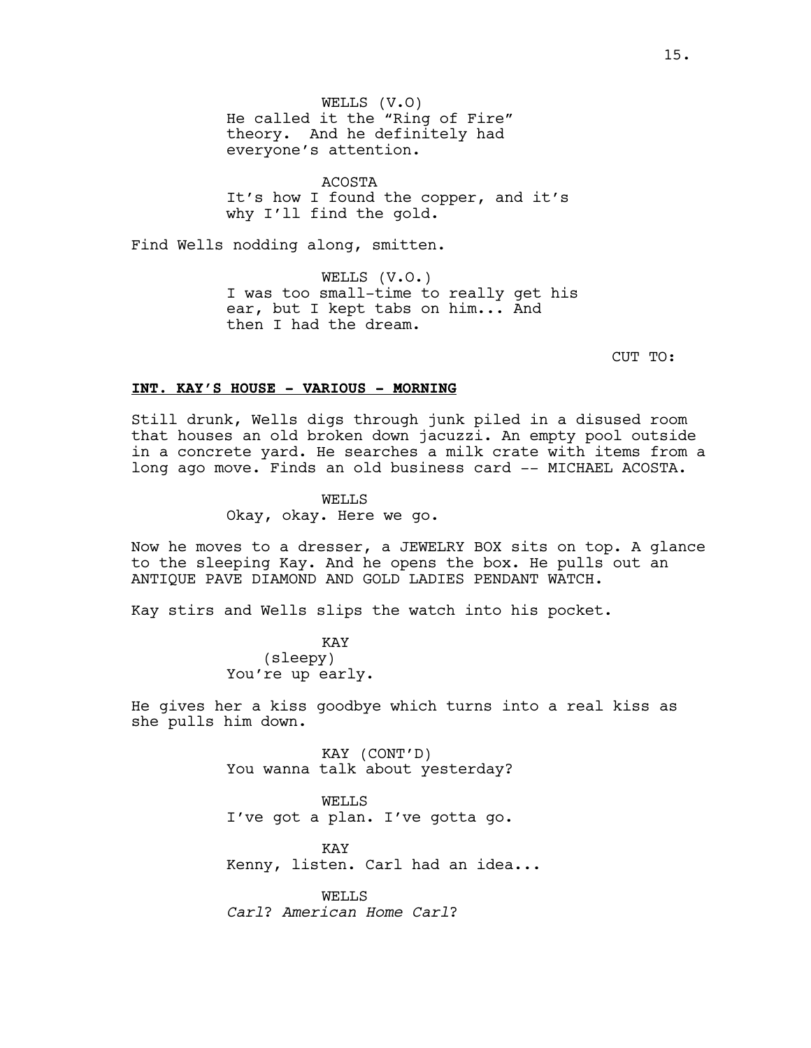WELLS (V.O)
He called it the “Ring of Fire” theory. And he definitely had everyone’s attention.

ACOSTA
It’s how I found the copper, and it’s why I’ll find the gold.

Find Wells nodding along, smitten.

WELLS (V.O.)
I was too small-time to really get his ear, but I kept tabs on him... And then I had the dream.

CUT TO:

**INT. KAY’S HOUSE - VARIOUS - MORNING**

Still drunk, Wells digs through junk piled in a disused room that houses an old broken down jacuzzi. An empty pool outside in a concrete yard. He searches a milk crate with items from a long ago move. Finds an old business card -- MICHAEL ACOSTA.

WELLS
Okay, okay. Here we go.

Now he moves to a dresser, a JEWELRY BOX sits on top. A glance to the sleeping Kay. And he opens the box. He pulls out an ANTIQUE PAVE DIAMOND AND GOLD LADIES PENDANT WATCH.

Kay stirs and Wells slips the watch into his pocket.

KAY
(sleepy)
You’re up early.

He gives her a kiss goodbye which turns into a real kiss as she pulls him down.

KAY (CONT’D)
You wanna talk about yesterday?

WELLS
I’ve got a plan. I’ve gotta go.

KAY
Kenny, listen. Carl had an idea...

WELLS
*Carl*? *American Home Carl*?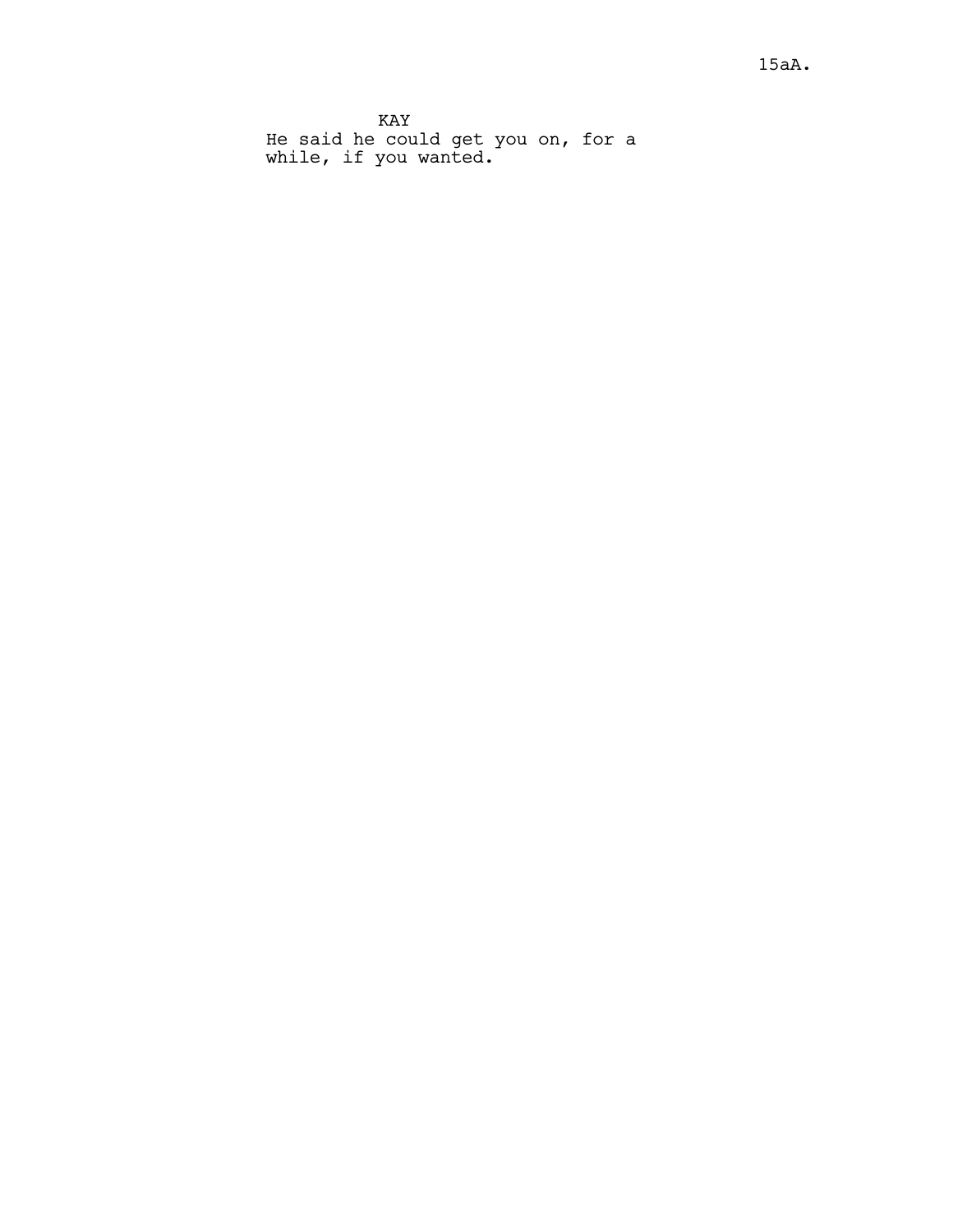KAY

He said he could get you on, for a while, if you wanted.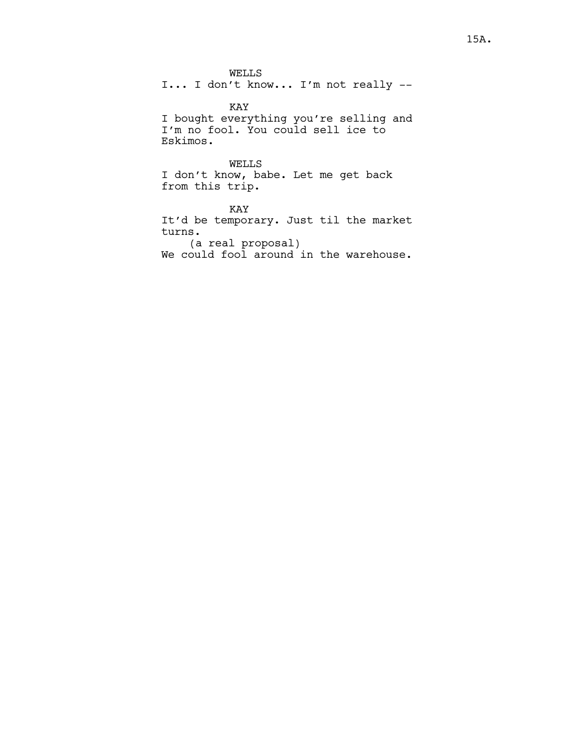WELLS
I... I don't know... I'm not really --

KAY
I bought everything you're selling and I'm no fool. You could sell ice to Eskimos.

WELLS
I don't know, babe. Let me get back from this trip.

KAY
It'd be temporary. Just til the market turns.
(a real proposal)
We could fool around in the warehouse.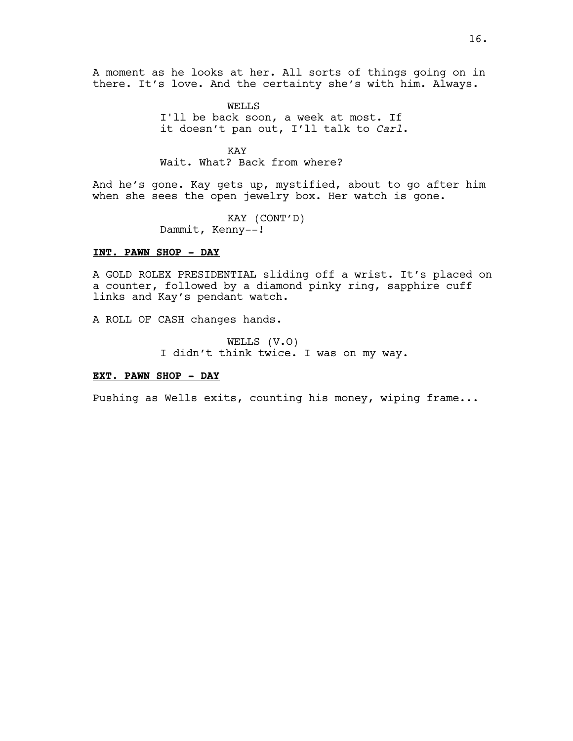A moment as he looks at her. All sorts of things going on in there. It's love. And the certainty she's with him. Always.

WELLS
I'll be back soon, a week at most. If it doesn't pan out, I'll talk to *Carl*.

KAY
Wait. What? Back from where?

And he's gone. Kay gets up, mystified, about to go after him when she sees the open jewelry box. Her watch is gone.

KAY (CONT'D)
Dammit, Kenny--!

**INT. PAWN SHOP - DAY**

A GOLD ROLEX PRESIDENTIAL sliding off a wrist. It's placed on a counter, followed by a diamond pinky ring, sapphire cuff links and Kay's pendant watch.

A ROLL OF CASH changes hands.

WELLS (V.O)
I didn't think twice. I was on my way.

**EXT. PAWN SHOP - DAY**

Pushing as Wells exits, counting his money, wiping frame...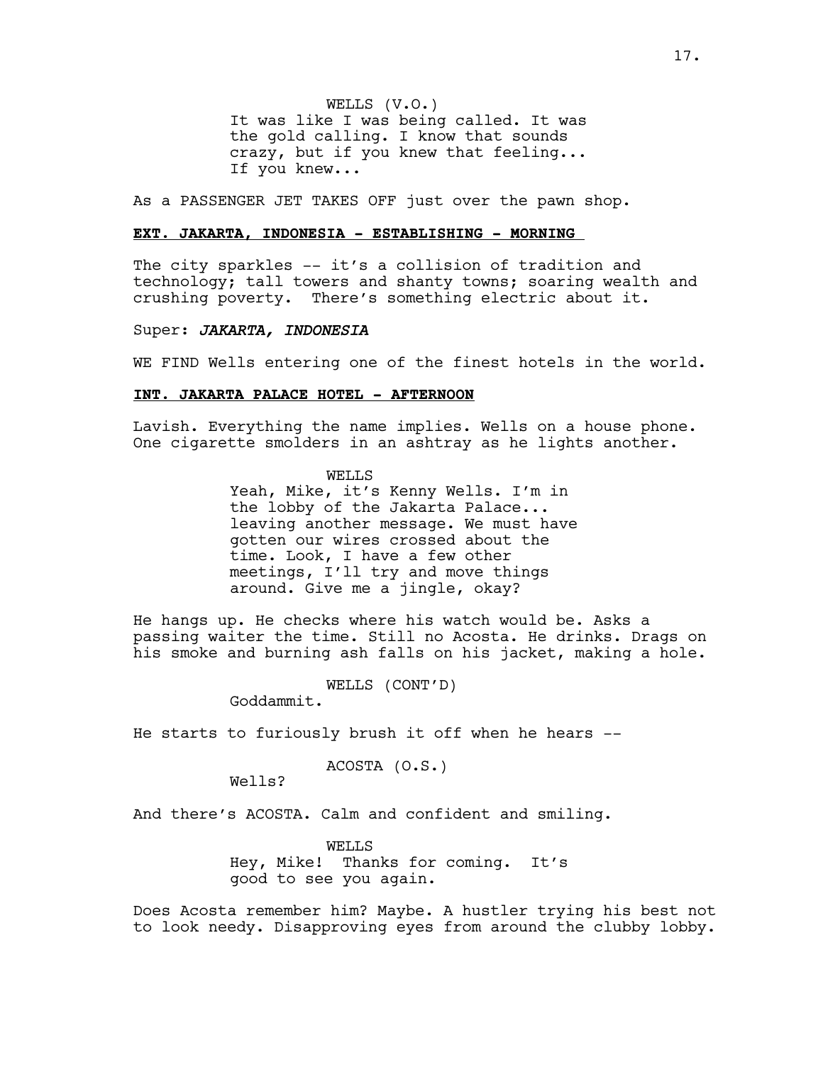WELLS (V.O.)
It was like I was being called. It was the gold calling. I know that sounds crazy, but if you knew that feeling... If you knew...

As a PASSENGER JET TAKES OFF just over the pawn shop.

**EXT. JAKARTA, INDONESIA - ESTABLISHING - MORNING**

The city sparkles -- it's a collision of tradition and technology; tall towers and shanty towns; soaring wealth and crushing poverty. There's something electric about it.

Super: ***JAKARTA, INDONESIA***

WE FIND Wells entering one of the finest hotels in the world.

**INT. JAKARTA PALACE HOTEL - AFTERNOON**

Lavish. Everything the name implies. Wells on a house phone. One cigarette smolders in an ashtray as he lights another.

WELLS
Yeah, Mike, it's Kenny Wells. I'm in the lobby of the Jakarta Palace... leaving another message. We must have gotten our wires crossed about the time. Look, I have a few other meetings, I'll try and move things around. Give me a jingle, okay?

He hangs up. He checks where his watch would be. Asks a passing waiter the time. Still no Acosta. He drinks. Drags on his smoke and burning ash falls on his jacket, making a hole.

WELLS (CONT'D)
Goddammit.

He starts to furiously brush it off when he hears --

ACOSTA (O.S.)
Wells?

And there's ACOSTA. Calm and confident and smiling.

WELLS
Hey, Mike! Thanks for coming. It's good to see you again.

Does Acosta remember him? Maybe. A hustler trying his best not to look needy. Disapproving eyes from around the clubby lobby.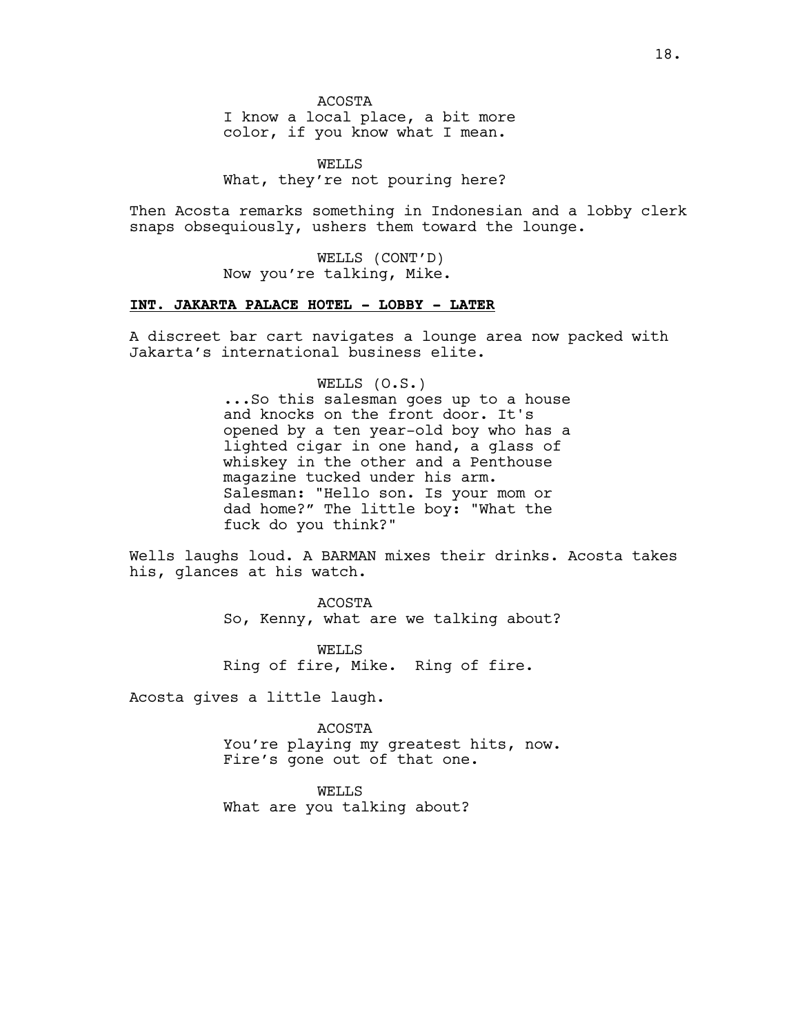ACOSTA
I know a local place, a bit more color, if you know what I mean.

WELLS
What, they're not pouring here?

Then Acosta remarks something in Indonesian and a lobby clerk snaps obsequiously, ushers them toward the lounge.

WELLS (CONT'D)
Now you're talking, Mike.

**INT. JAKARTA PALACE HOTEL - LOBBY - LATER**

A discreet bar cart navigates a lounge area now packed with Jakarta's international business elite.

WELLS (O.S.)
...So this salesman goes up to a house and knocks on the front door. It's opened by a ten year-old boy who has a lighted cigar in one hand, a glass of whiskey in the other and a Penthouse magazine tucked under his arm. Salesman: "Hello son. Is your mom or dad home?" The little boy: "What the fuck do you think?"

Wells laughs loud. A BARMAN mixes their drinks. Acosta takes his, glances at his watch.

ACOSTA
So, Kenny, what are we talking about?

WELLS
Ring of fire, Mike. Ring of fire.

Acosta gives a little laugh.

ACOSTA
You're playing my greatest hits, now. Fire's gone out of that one.

WELLS
What are you talking about?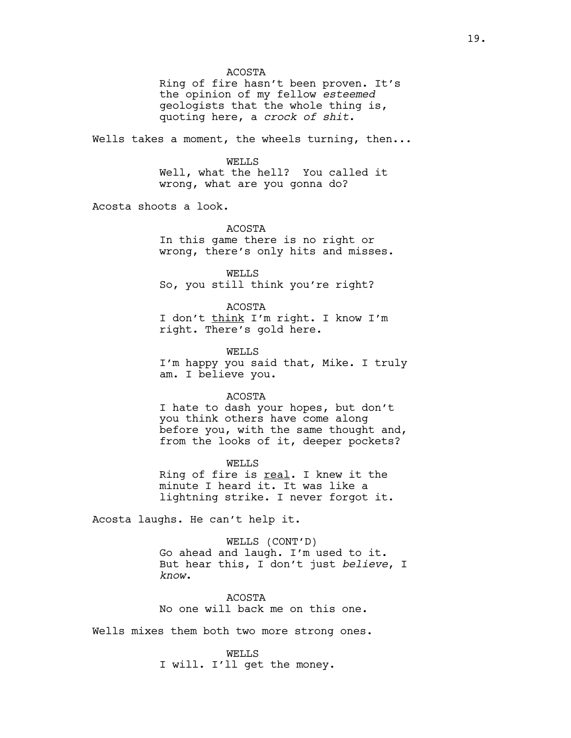ACOSTA
Ring of fire hasn't been proven. It's the opinion of my fellow *esteemed* geologists that the whole thing is, quoting here, a *crock of shit*.

Wells takes a moment, the wheels turning, then...

WELLS
Well, what the hell? You called it wrong, what are you gonna do?

Acosta shoots a look.

ACOSTA
In this game there is no right or wrong, there's only hits and misses.

WELLS
So, you still think you're right?

ACOSTA
I don't <u>think</u> I'm right. I know I'm right. There's gold here.

WELLS
I'm happy you said that, Mike. I truly am. I believe you.

ACOSTA
I hate to dash your hopes, but don't you think others have come along before you, with the same thought and, from the looks of it, deeper pockets?

WELLS
Ring of fire is <u>real</u>. I knew it the minute I heard it. It was like a lightning strike. I never forgot it.

Acosta laughs. He can't help it.

WELLS (CONT'D)
Go ahead and laugh. I'm used to it. But hear this, I don't just *believe*, I *know*.

ACOSTA
No one will back me on this one.

Wells mixes them both two more strong ones.

WELLS
I will. I'll get the money.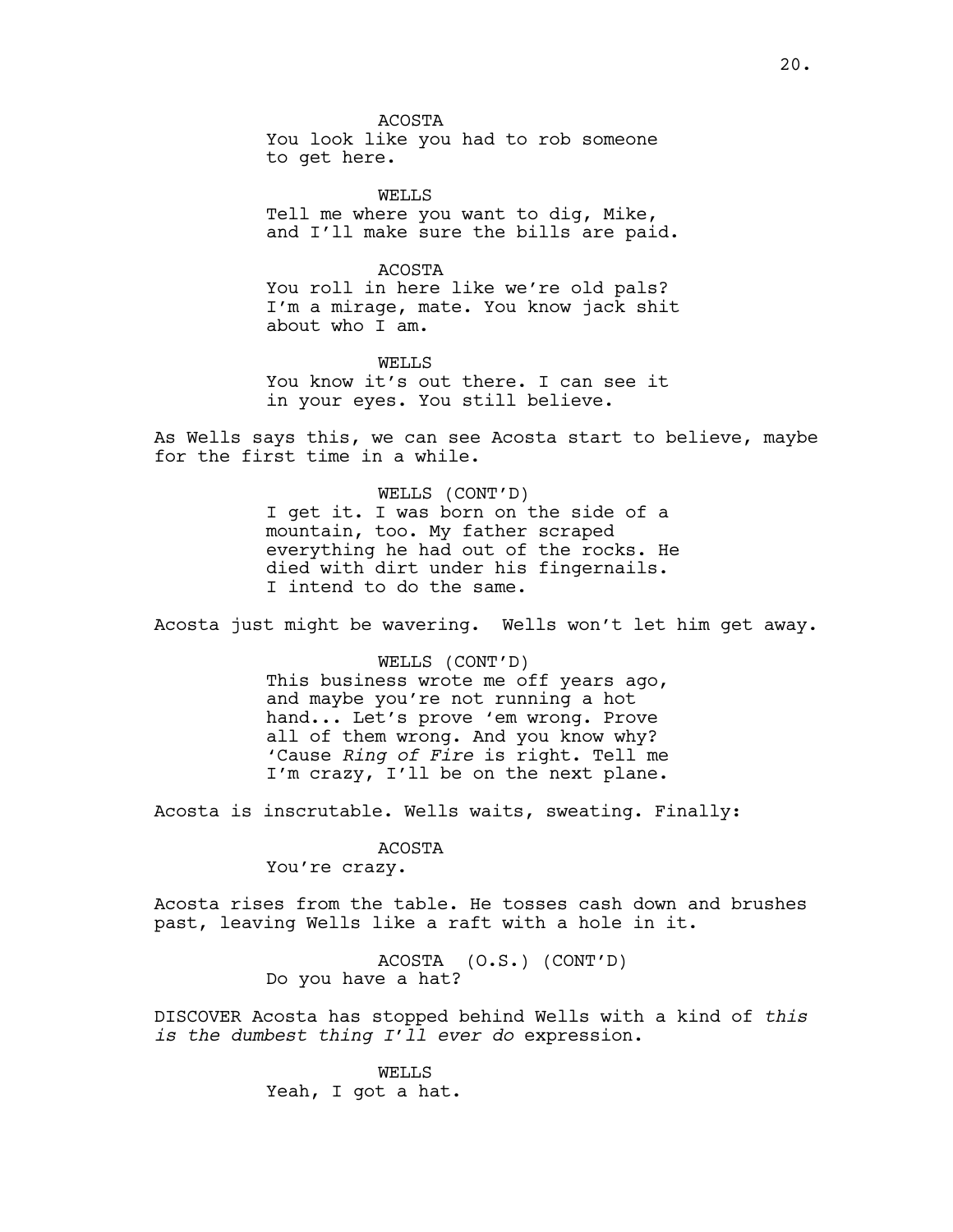ACOSTA
You look like you had to rob someone to get here.

WELLS
Tell me where you want to dig, Mike, and I'll make sure the bills are paid.

ACOSTA
You roll in here like we're old pals? I'm a mirage, mate. You know jack shit about who I am.

WELLS
You know it's out there. I can see it in your eyes. You still believe.

As Wells says this, we can see Acosta start to believe, maybe for the first time in a while.

WELLS (CONT'D)
I get it. I was born on the side of a mountain, too. My father scraped everything he had out of the rocks. He died with dirt under his fingernails. I intend to do the same.

Acosta just might be wavering. Wells won't let him get away.

WELLS (CONT'D)
This business wrote me off years ago, and maybe you're not running a hot hand... Let's prove 'em wrong. Prove all of them wrong. And you know why? 'Cause *Ring of Fire* is right. Tell me I'm crazy, I'll be on the next plane.

Acosta is inscrutable. Wells waits, sweating. Finally:

ACOSTA
You're crazy.

Acosta rises from the table. He tosses cash down and brushes past, leaving Wells like a raft with a hole in it.

ACOSTA (O.S.) (CONT'D)
Do you have a hat?

DISCOVER Acosta has stopped behind Wells with a kind of *this is the dumbest thing I'll ever do* expression.

WELLS
Yeah, I got a hat.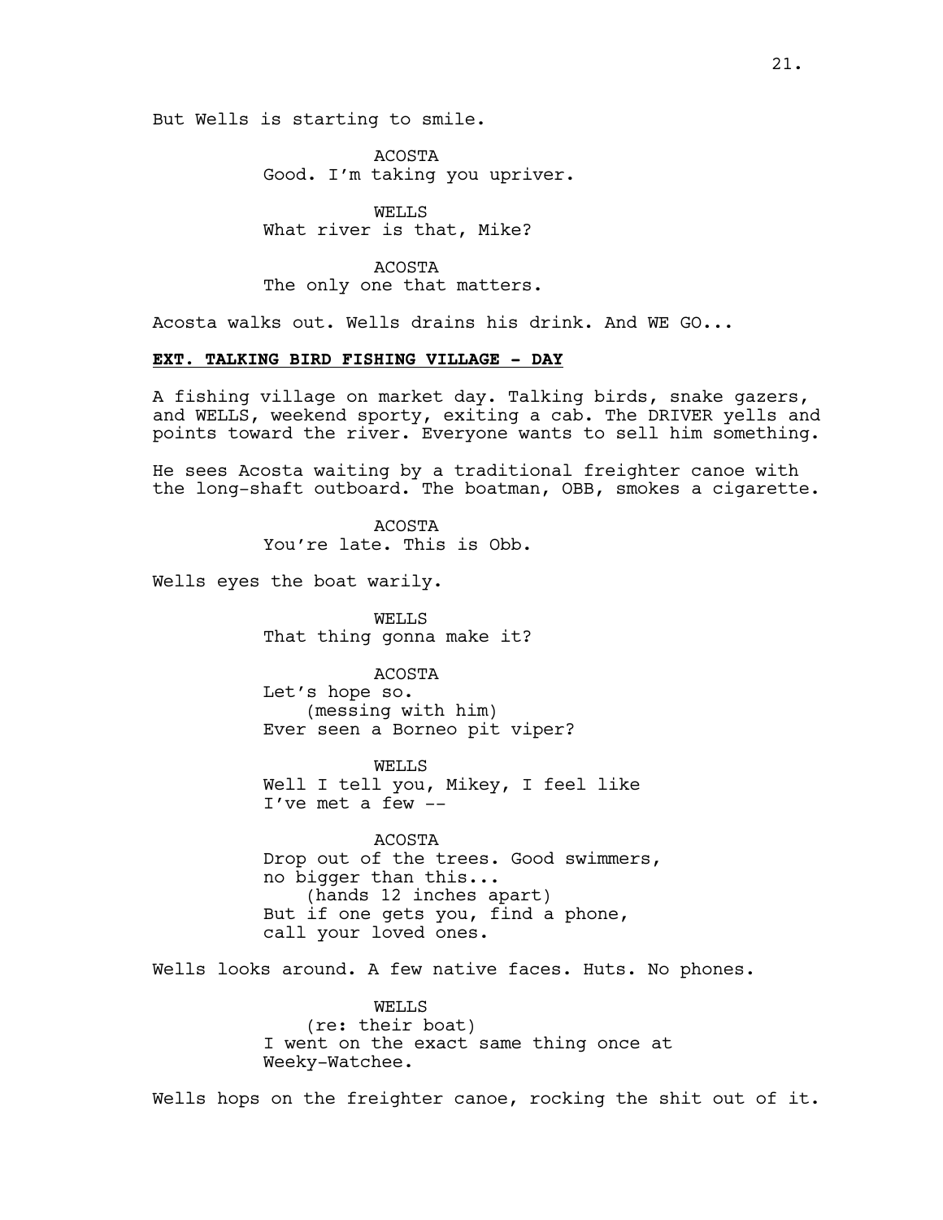But Wells is starting to smile.

ACOSTA
Good. I'm taking you upriver.

WELLS
What river is that, Mike?

ACOSTA
The only one that matters.

Acosta walks out. Wells drains his drink. And WE GO...

**EXT. TALKING BIRD FISHING VILLAGE - DAY**

A fishing village on market day. Talking birds, snake gazers, and WELLS, weekend sporty, exiting a cab. The DRIVER yells and points toward the river. Everyone wants to sell him something.

He sees Acosta waiting by a traditional freighter canoe with the long-shaft outboard. The boatman, OBB, smokes a cigarette.

ACOSTA
You're late. This is Obb.

Wells eyes the boat warily.

WELLS
That thing gonna make it?

ACOSTA
Let's hope so.
(messing with him)
Ever seen a Borneo pit viper?

WELLS
Well I tell you, Mikey, I feel like I've met a few --

ACOSTA
Drop out of the trees. Good swimmers, no bigger than this...
(hands 12 inches apart)
But if one gets you, find a phone, call your loved ones.

Wells looks around. A few native faces. Huts. No phones.

WELLS
(re: their boat)
I went on the exact same thing once at Weeky-Watchee.

Wells hops on the freighter canoe, rocking the shit out of it.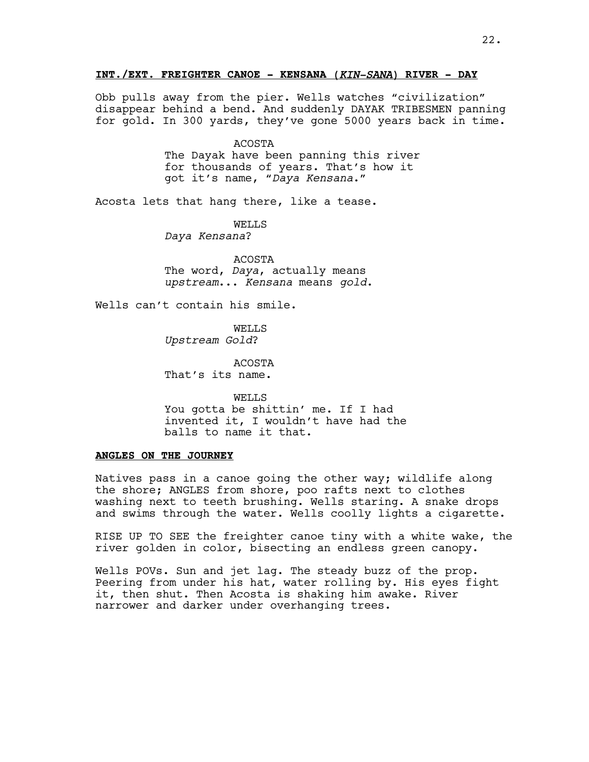**INT./EXT. FREIGHTER CANOE - KENSANA (*KIN-SANA*) RIVER - DAY**

Obb pulls away from the pier. Wells watches "civilization" disappear behind a bend. And suddenly DAYAK TRIBESMEN panning for gold. In 300 yards, they've gone 5000 years back in time.

ACOSTA
The Dayak have been panning this river for thousands of years. That's how it got it's name, "*Daya Kensana*."

Acosta lets that hang there, like a tease.

WELLS
*Daya Kensana*?

ACOSTA
The word, *Daya*, actually means *upstream*... *Kensana* means *gold*.

Wells can't contain his smile.

WELLS
*Upstream Gold*?

ACOSTA
That's its name.

WELLS
You gotta be shittin' me. If I had invented it, I wouldn't have had the balls to name it that.

**ANGLES ON THE JOURNEY**

Natives pass in a canoe going the other way; wildlife along the shore; ANGLES from shore, poo rafts next to clothes washing next to teeth brushing. Wells staring. A snake drops and swims through the water. Wells coolly lights a cigarette.

RISE UP TO SEE the freighter canoe tiny with a white wake, the river golden in color, bisecting an endless green canopy.

Wells POVs. Sun and jet lag. The steady buzz of the prop. Peering from under his hat, water rolling by. His eyes fight it, then shut. Then Acosta is shaking him awake. River narrower and darker under overhanging trees.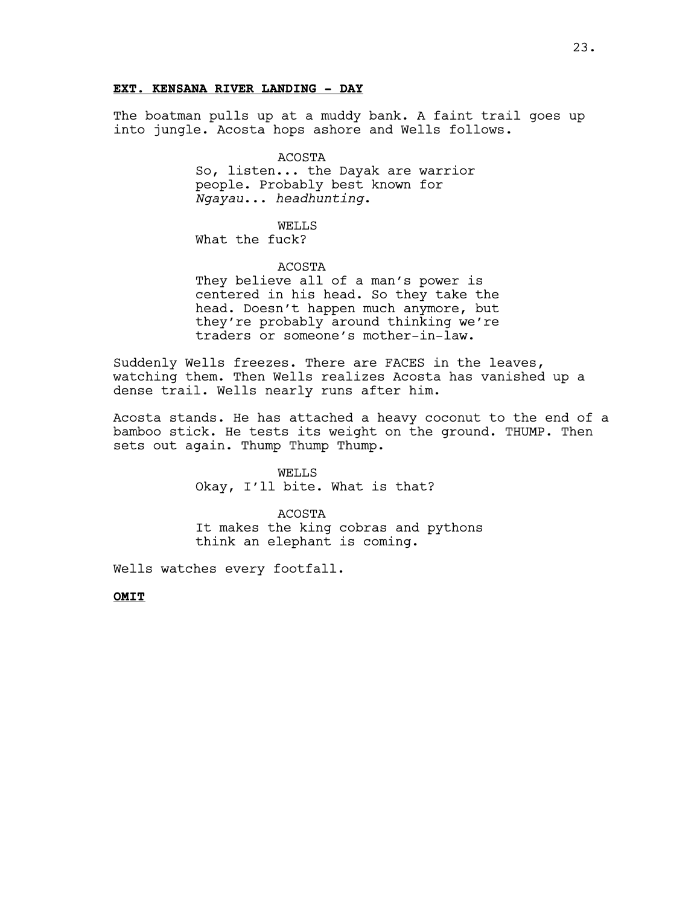**EXT. KENSANA RIVER LANDING - DAY**

The boatman pulls up at a muddy bank. A faint trail goes up into jungle. Acosta hops ashore and Wells follows.

ACOSTA
So, listen... the Dayak are warrior people. Probably best known for *Ngayau*... *headhunting*.

WELLS
What the fuck?

ACOSTA
They believe all of a man's power is centered in his head. So they take the head. Doesn't happen much anymore, but they're probably around thinking we're traders or someone's mother-in-law.

Suddenly Wells freezes. There are FACES in the leaves, watching them. Then Wells realizes Acosta has vanished up a dense trail. Wells nearly runs after him.

Acosta stands. He has attached a heavy coconut to the end of a bamboo stick. He tests its weight on the ground. THUMP. Then sets out again. Thump Thump Thump.

WELLS
Okay, I'll bite. What is that?

ACOSTA
It makes the king cobras and pythons think an elephant is coming.

Wells watches every footfall.

**OMIT**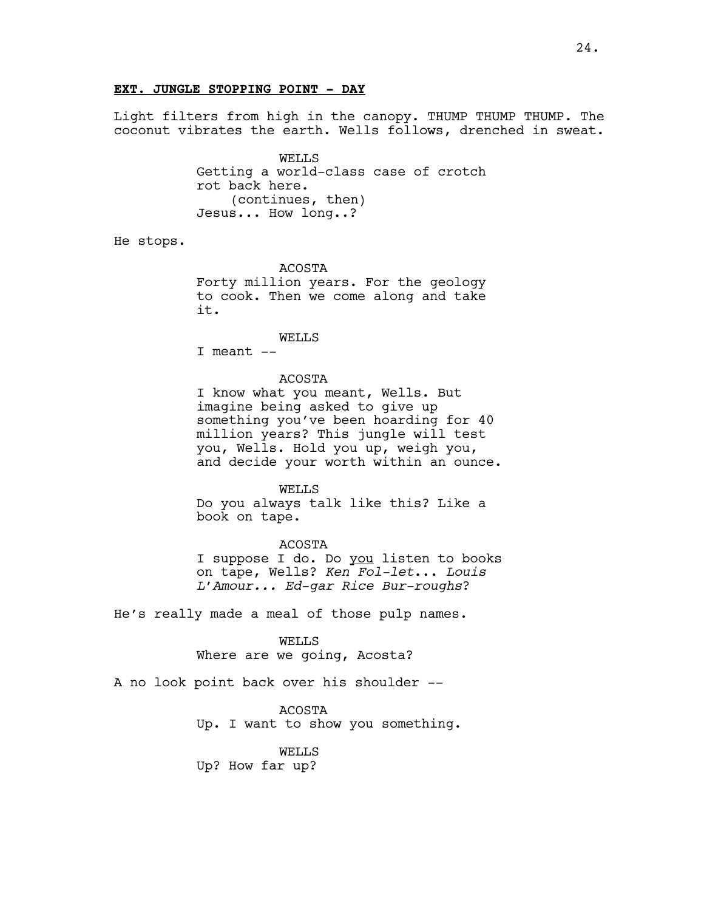**EXT. JUNGLE STOPPING POINT - DAY**

Light filters from high in the canopy. THUMP THUMP THUMP. The coconut vibrates the earth. Wells follows, drenched in sweat.

WELLS
Getting a world-class case of crotch rot back here.
(continues, then)
Jesus... How long..?

He stops.

ACOSTA
Forty million years. For the geology to cook. Then we come along and take it.

WELLS
I meant --

ACOSTA
I know what you meant, Wells. But imagine being asked to give up something you've been hoarding for 40 million years? This jungle will test you, Wells. Hold you up, weigh you, and decide your worth within an ounce.

WELLS
Do you always talk like this? Like a book on tape.

ACOSTA
I suppose I do. Do <u>you</u> listen to books on tape, Wells? *Ken Fol-let*... *Louis L'Amour... Ed-gar Rice Bur-roughs*?

He's really made a meal of those pulp names.

WELLS
Where are we going, Acosta?

A no look point back over his shoulder --

ACOSTA
Up. I want to show you something.

WELLS
Up? How far up?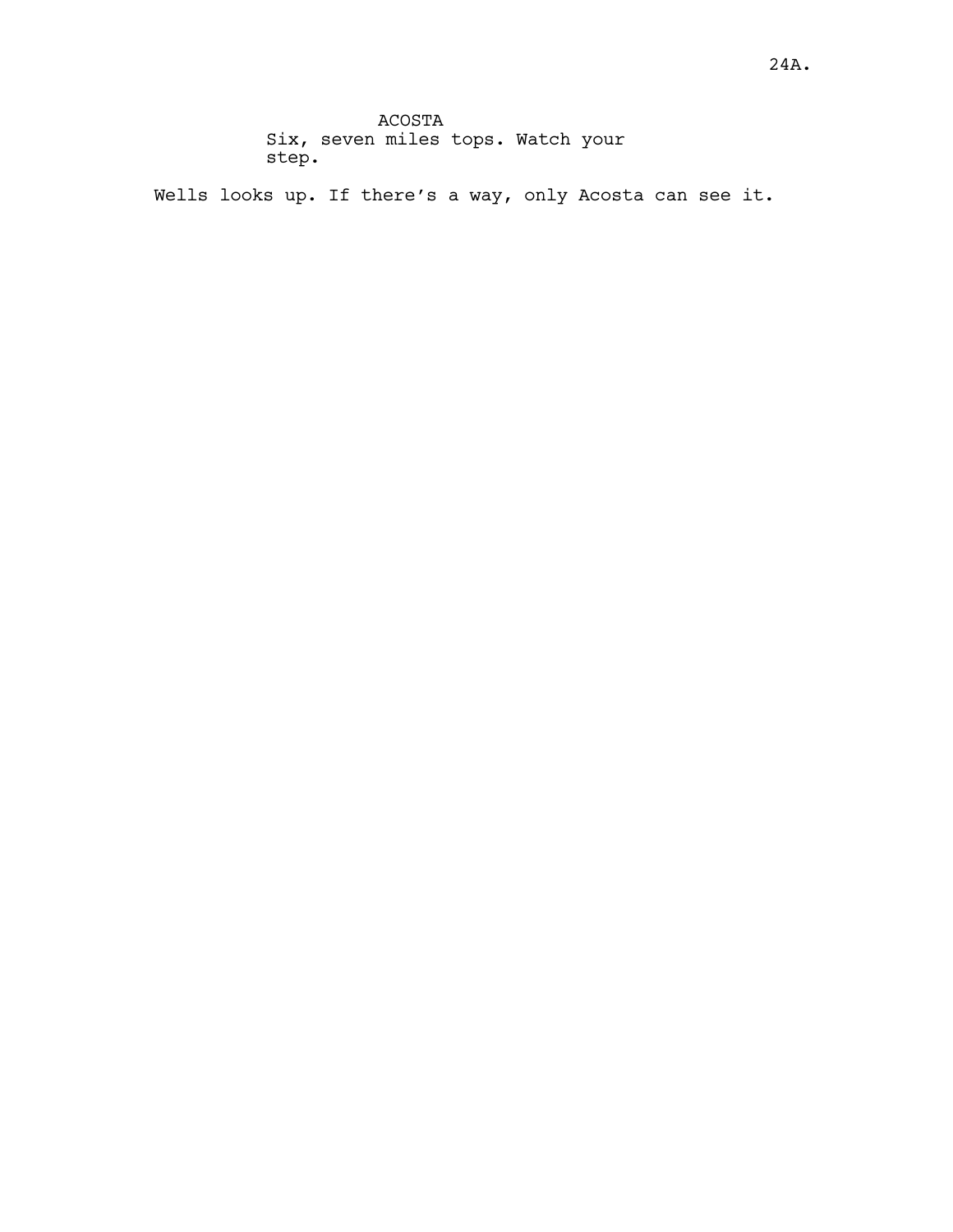ACOSTA

Six, seven miles tops. Watch your step.

Wells looks up. If there's a way, only Acosta can see it.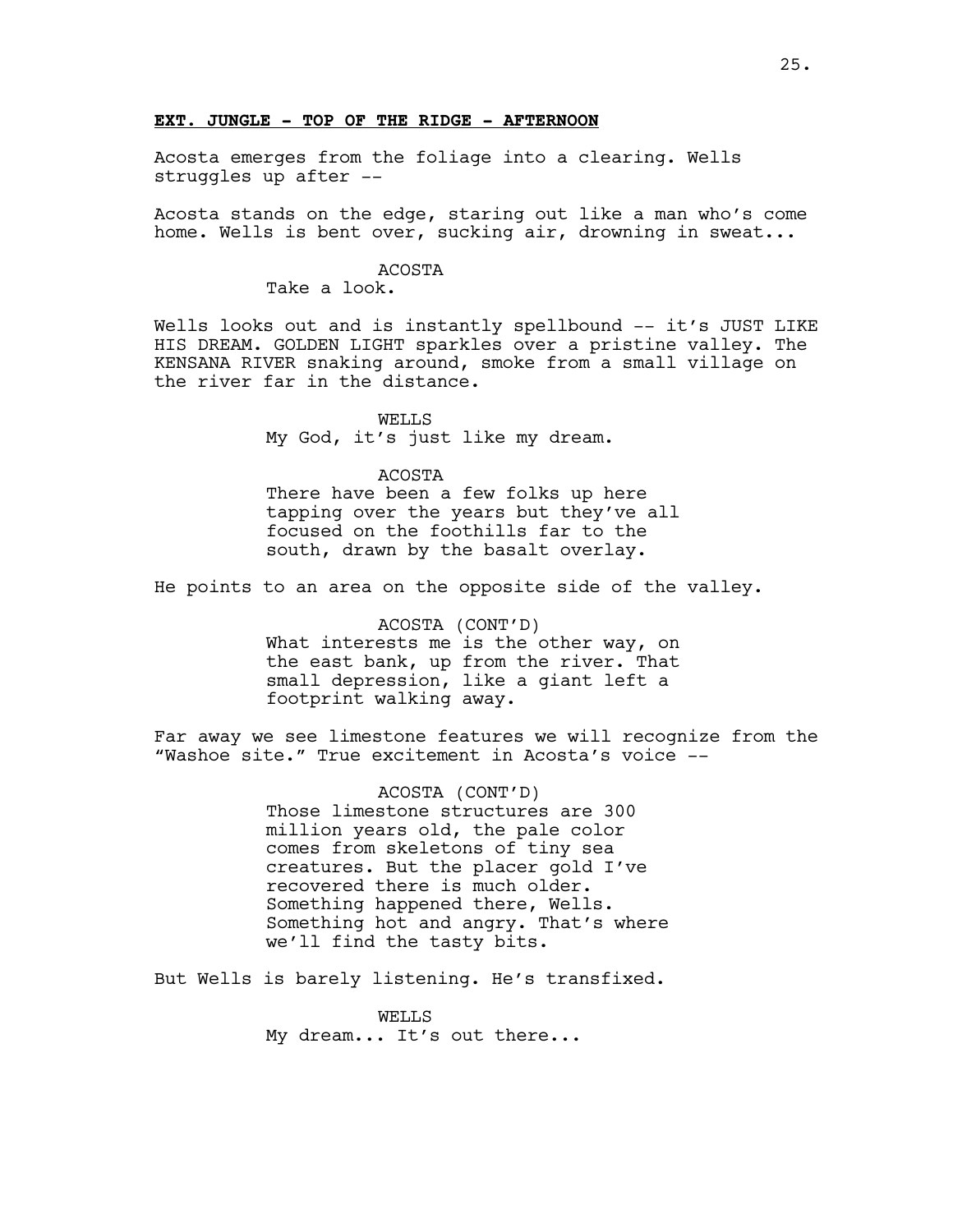**EXT. JUNGLE - TOP OF THE RIDGE - AFTERNOON**

Acosta emerges from the foliage into a clearing. Wells struggles up after --

Acosta stands on the edge, staring out like a man who's come home. Wells is bent over, sucking air, drowning in sweat...

ACOSTA

Take a look.

Wells looks out and is instantly spellbound -- it's JUST LIKE HIS DREAM. GOLDEN LIGHT sparkles over a pristine valley. The KENSANA RIVER snaking around, smoke from a small village on the river far in the distance.

WELLS

My God, it's just like my dream.

ACOSTA

There have been a few folks up here tapping over the years but they've all focused on the foothills far to the south, drawn by the basalt overlay.

He points to an area on the opposite side of the valley.

ACOSTA (CONT'D)

What interests me is the other way, on the east bank, up from the river. That small depression, like a giant left a footprint walking away.

Far away we see limestone features we will recognize from the "Washoe site." True excitement in Acosta's voice --

ACOSTA (CONT'D)

Those limestone structures are 300 million years old, the pale color comes from skeletons of tiny sea creatures. But the placer gold I've recovered there is much older. Something happened there, Wells. Something hot and angry. That's where we'll find the tasty bits.

But Wells is barely listening. He's transfixed.

WELLS

My dream... It's out there...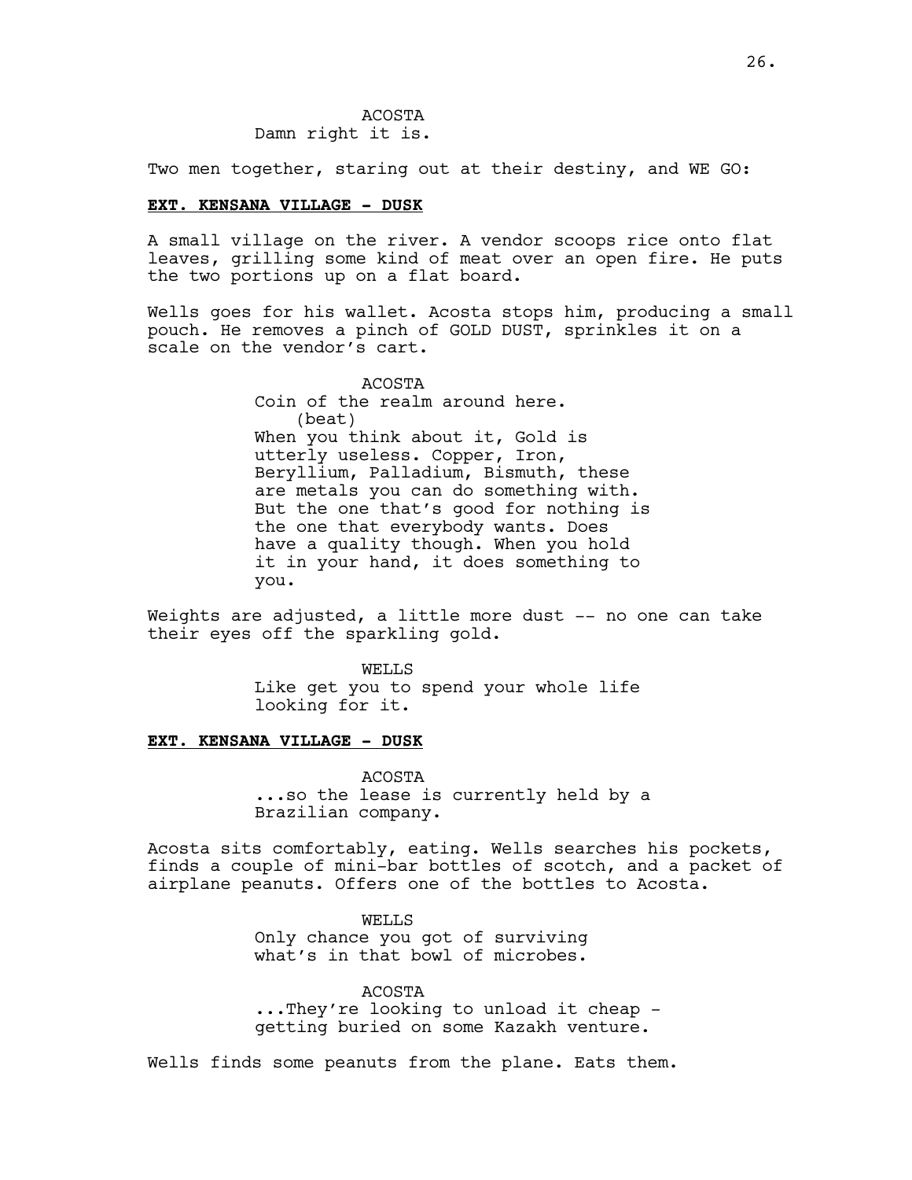ACOSTA
Damn right it is.

Two men together, staring out at their destiny, and WE GO:

**EXT. KENSANA VILLAGE - DUSK**

A small village on the river. A vendor scoops rice onto flat leaves, grilling some kind of meat over an open fire. He puts the two portions up on a flat board.

Wells goes for his wallet. Acosta stops him, producing a small pouch. He removes a pinch of GOLD DUST, sprinkles it on a scale on the vendor's cart.

ACOSTA
Coin of the realm around here.
(beat)
When you think about it, Gold is utterly useless. Copper, Iron, Beryllium, Palladium, Bismuth, these are metals you can do something with. But the one that's good for nothing is the one that everybody wants. Does have a quality though. When you hold it in your hand, it does something to you.

Weights are adjusted, a little more dust -- no one can take their eyes off the sparkling gold.

WELLS
Like get you to spend your whole life looking for it.

**EXT. KENSANA VILLAGE - DUSK**

ACOSTA
...so the lease is currently held by a Brazilian company.

Acosta sits comfortably, eating. Wells searches his pockets, finds a couple of mini-bar bottles of scotch, and a packet of airplane peanuts. Offers one of the bottles to Acosta.

WELLS
Only chance you got of surviving what's in that bowl of microbes.

ACOSTA
...They're looking to unload it cheap - getting buried on some Kazakh venture.

Wells finds some peanuts from the plane. Eats them.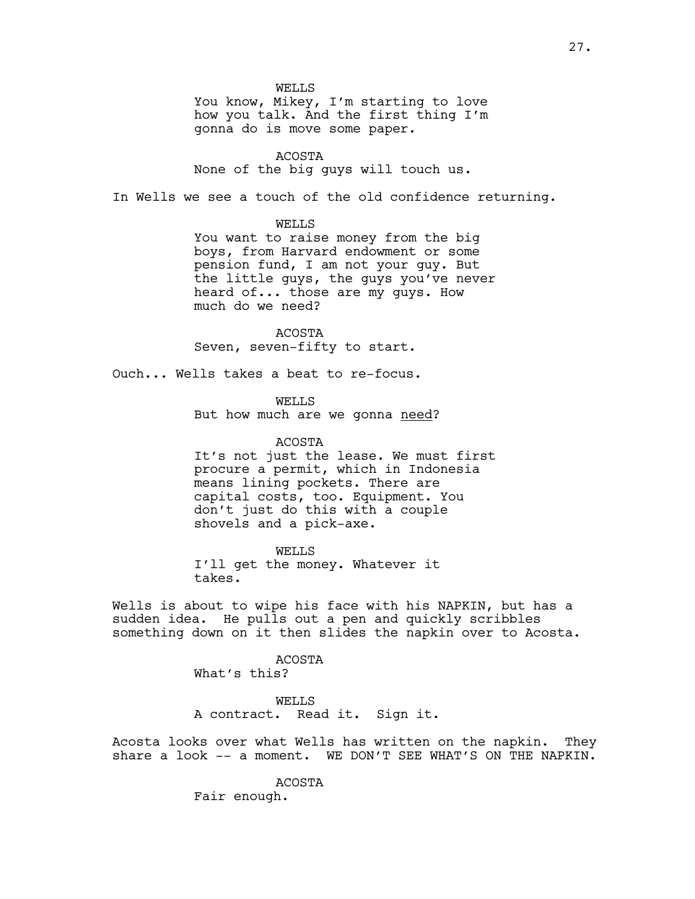WELLS

You know, Mikey, I'm starting to love how you talk. And the first thing I'm gonna do is move some paper.

ACOSTA

None of the big guys will touch us.

In Wells we see a touch of the old confidence returning.

WELLS

You want to raise money from the big boys, from Harvard endowment or some pension fund, I am not your guy. But the little guys, the guys you've never heard of... those are my guys. How much do we need?

ACOSTA

Seven, seven-fifty to start.

Ouch... Wells takes a beat to re-focus.

WELLS

But how much are we gonna <u>need</u>?

ACOSTA

It's not just the lease. We must first procure a permit, which in Indonesia means lining pockets. There are capital costs, too. Equipment. You don't just do this with a couple shovels and a pick-axe.

WELLS

I'll get the money. Whatever it takes.

Wells is about to wipe his face with his NAPKIN, but has a sudden idea. He pulls out a pen and quickly scribbles something down on it then slides the napkin over to Acosta.

ACOSTA

What's this?

WELLS

A contract. Read it. Sign it.

Acosta looks over what Wells has written on the napkin. They share a look -- a moment. WE DON'T SEE WHAT'S ON THE NAPKIN.

ACOSTA

Fair enough.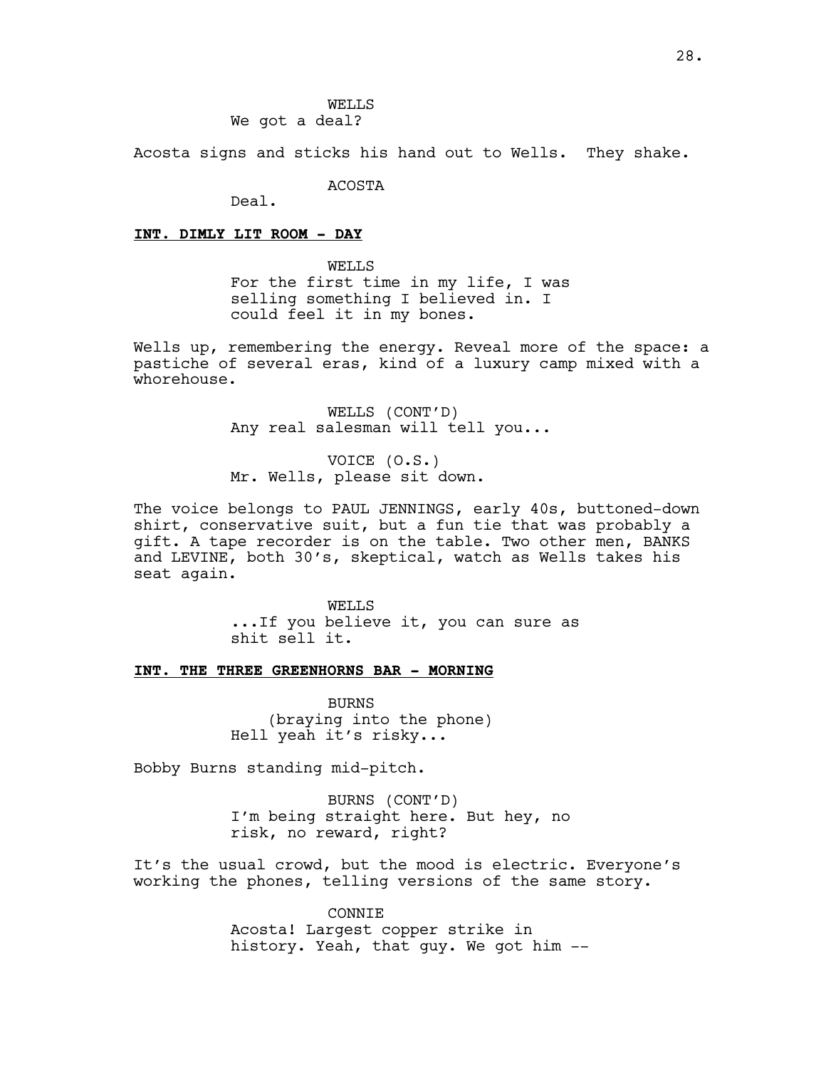WELLS
We got a deal?

Acosta signs and sticks his hand out to Wells. They shake.

ACOSTA
Deal.

**INT. DIMLY LIT ROOM - DAY**

WELLS
For the first time in my life, I was selling something I believed in. I could feel it in my bones.

Wells up, remembering the energy. Reveal more of the space: a pastiche of several eras, kind of a luxury camp mixed with a whorehouse.

WELLS (CONT'D)
Any real salesman will tell you...

VOICE (O.S.)
Mr. Wells, please sit down.

The voice belongs to PAUL JENNINGS, early 40s, buttoned-down shirt, conservative suit, but a fun tie that was probably a gift. A tape recorder is on the table. Two other men, BANKS and LEVINE, both 30's, skeptical, watch as Wells takes his seat again.

WELLS
...If you believe it, you can sure as shit sell it.

**INT. THE THREE GREENHORNS BAR - MORNING**

BURNS
(braying into the phone)
Hell yeah it's risky...

Bobby Burns standing mid-pitch.

BURNS (CONT'D)
I'm being straight here. But hey, no risk, no reward, right?

It's the usual crowd, but the mood is electric. Everyone's working the phones, telling versions of the same story.

CONNIE
Acosta! Largest copper strike in history. Yeah, that guy. We got him --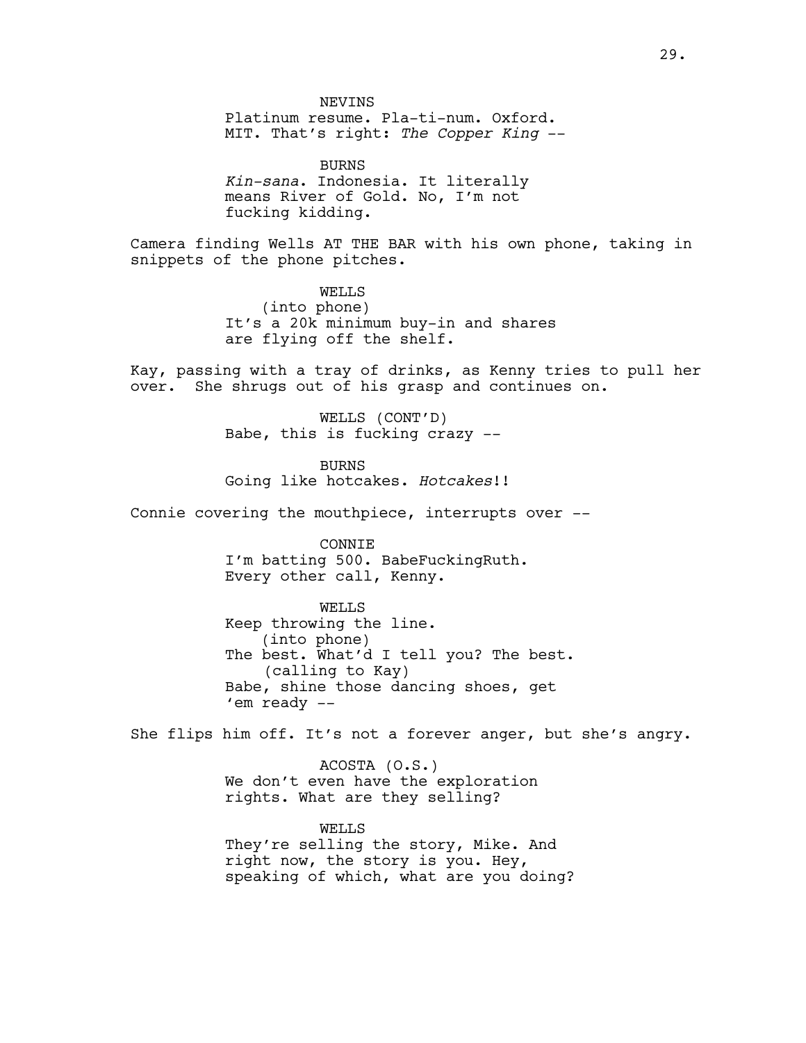NEVINS
Platinum resume. Pla-ti-num. Oxford. MIT. That's right: *The Copper King* --

BURNS
*Kin-sana*. Indonesia. It literally means River of Gold. No, I'm not fucking kidding.

Camera finding Wells AT THE BAR with his own phone, taking in snippets of the phone pitches.

WELLS
(into phone)
It's a 20k minimum buy-in and shares are flying off the shelf.

Kay, passing with a tray of drinks, as Kenny tries to pull her over. She shrugs out of his grasp and continues on.

WELLS (CONT'D)
Babe, this is fucking crazy --

BURNS
Going like hotcakes. *Hotcakes*!!

Connie covering the mouthpiece, interrupts over --

CONNIE
I'm batting 500. BabeFuckingRuth. Every other call, Kenny.

WELLS
Keep throwing the line.
(into phone)
The best. What'd I tell you? The best.
(calling to Kay)
Babe, shine those dancing shoes, get 'em ready --

She flips him off. It's not a forever anger, but she's angry.

ACOSTA (O.S.)
We don't even have the exploration rights. What are they selling?

WELLS
They're selling the story, Mike. And right now, the story is you. Hey, speaking of which, what are you doing?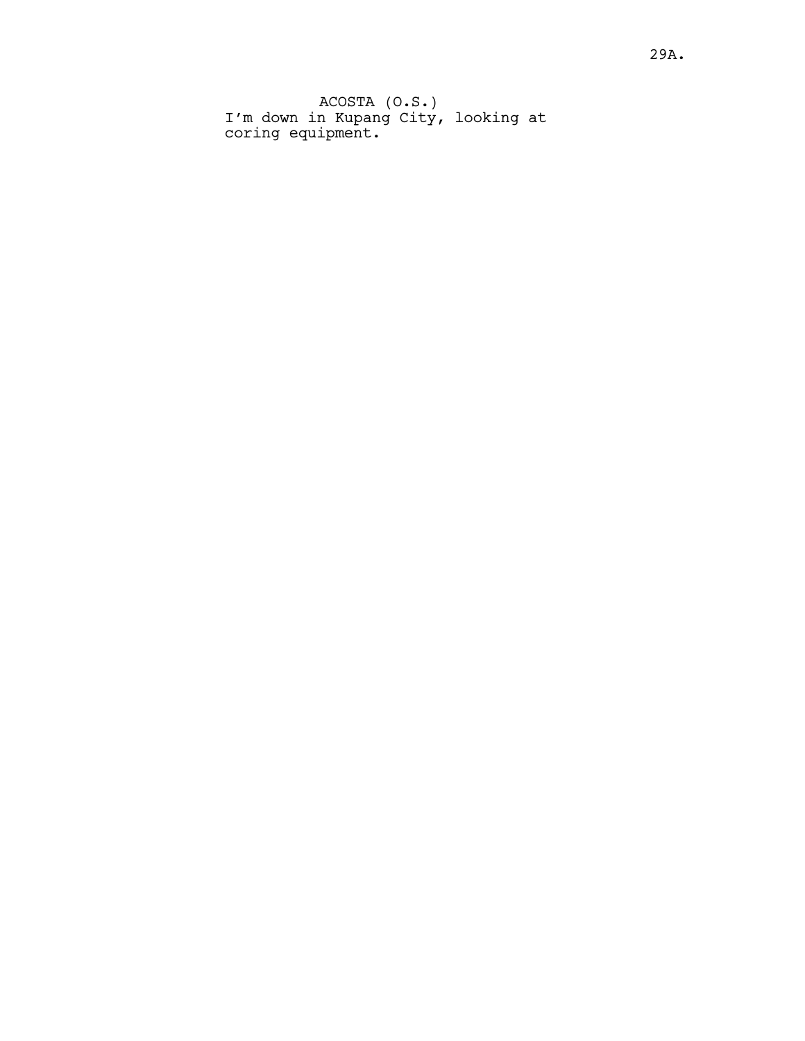ACOSTA (O.S.)
I'm down in Kupang City, looking at coring equipment.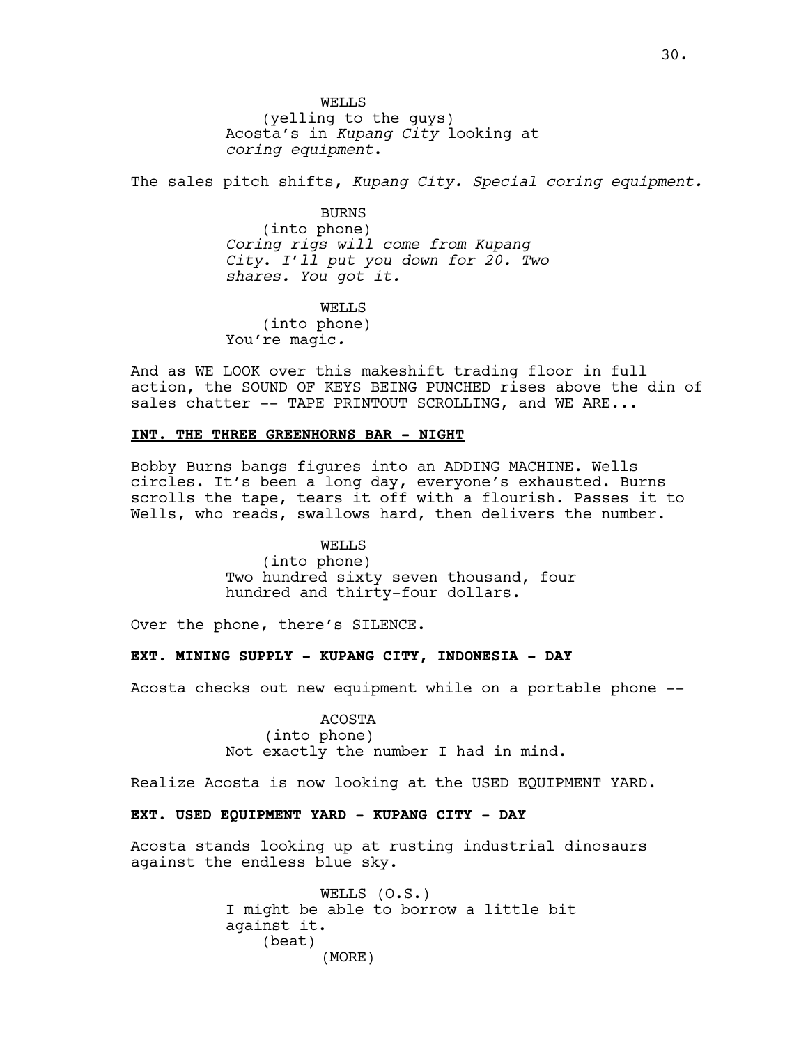WELLS
(yelling to the guys)
Acosta's in *Kupang City* looking at *coring equipment*.

The sales pitch shifts, *Kupang City. Special coring equipment.*

BURNS
(into phone)
*Coring rigs will come from Kupang City. I'll put you down for 20. Two shares. You got it.*

WELLS
(into phone)
You're magic.

And as WE LOOK over this makeshift trading floor in full action, the SOUND OF KEYS BEING PUNCHED rises above the din of sales chatter -- TAPE PRINTOUT SCROLLING, and WE ARE...

**INT. THE THREE GREENHORNS BAR - NIGHT**

Bobby Burns bangs figures into an ADDING MACHINE. Wells circles. It's been a long day, everyone's exhausted. Burns scrolls the tape, tears it off with a flourish. Passes it to Wells, who reads, swallows hard, then delivers the number.

WELLS
(into phone)
Two hundred sixty seven thousand, four hundred and thirty-four dollars.

Over the phone, there's SILENCE.

**EXT. MINING SUPPLY - KUPANG CITY, INDONESIA - DAY**

Acosta checks out new equipment while on a portable phone --

ACOSTA
(into phone)
Not exactly the number I had in mind.

Realize Acosta is now looking at the USED EQUIPMENT YARD.

**EXT. USED EQUIPMENT YARD - KUPANG CITY - DAY**

Acosta stands looking up at rusting industrial dinosaurs against the endless blue sky.

WELLS (O.S.)
I might be able to borrow a little bit against it.
(beat)
(MORE)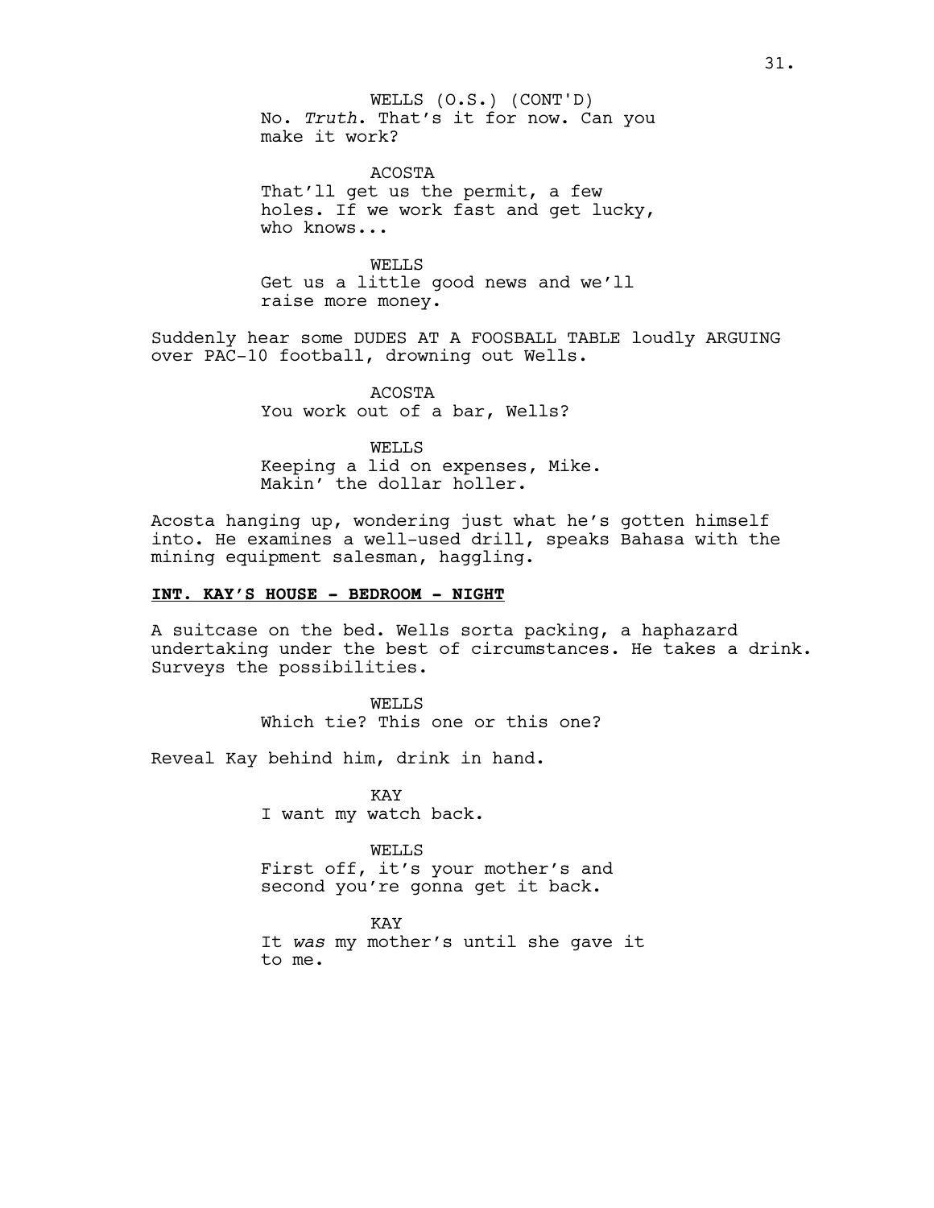WELLS (O.S.) (CONT'D)
No. *Truth*. That's it for now. Can you make it work?

ACOSTA
That'll get us the permit, a few holes. If we work fast and get lucky, who knows...

WELLS
Get us a little good news and we'll raise more money.

Suddenly hear some DUDES AT A FOOSBALL TABLE loudly ARGUING over PAC-10 football, drowning out Wells.

ACOSTA
You work out of a bar, Wells?

WELLS
Keeping a lid on expenses, Mike. Makin' the dollar holler.

Acosta hanging up, wondering just what he's gotten himself into. He examines a well-used drill, speaks Bahasa with the mining equipment salesman, haggling.

**INT. KAY'S HOUSE - BEDROOM - NIGHT**

A suitcase on the bed. Wells sorta packing, a haphazard undertaking under the best of circumstances. He takes a drink. Surveys the possibilities.

WELLS
Which tie? This one or this one?

Reveal Kay behind him, drink in hand.

KAY
I want my watch back.

WELLS
First off, it's your mother's and second you're gonna get it back.

KAY
It *was* my mother's until she gave it to me.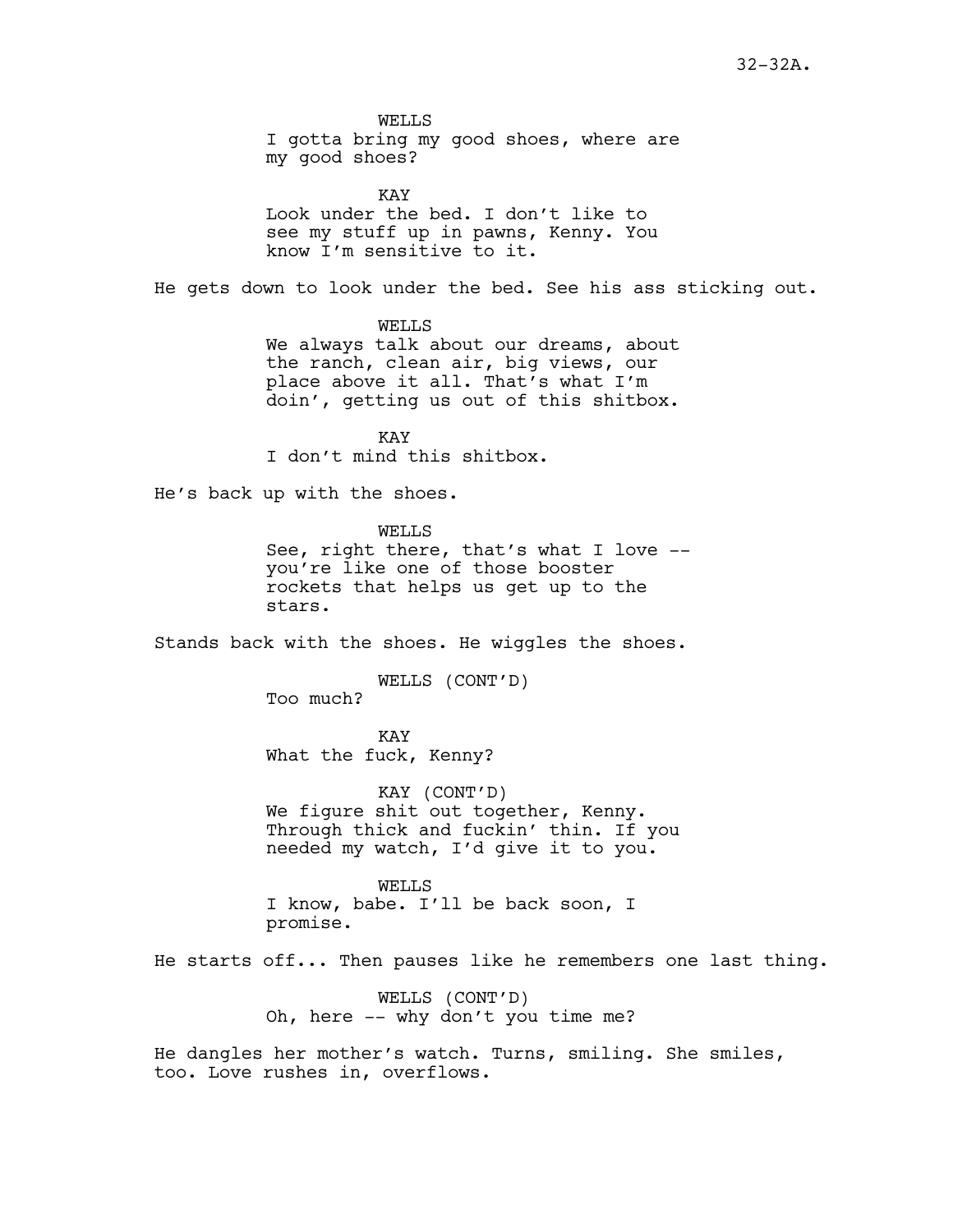WELLS
I gotta bring my good shoes, where are my good shoes?

KAY
Look under the bed. I don't like to see my stuff up in pawns, Kenny. You know I'm sensitive to it.

He gets down to look under the bed. See his ass sticking out.

WELLS
We always talk about our dreams, about the ranch, clean air, big views, our place above it all. That's what I'm doin', getting us out of this shitbox.

KAY
I don't mind this shitbox.

He's back up with the shoes.

WELLS
See, right there, that's what I love -- you're like one of those booster rockets that helps us get up to the stars.

Stands back with the shoes. He wiggles the shoes.

WELLS (CONT'D)
Too much?

KAY
What the fuck, Kenny?

KAY (CONT'D)
We figure shit out together, Kenny. Through thick and fuckin' thin. If you needed my watch, I'd give it to you.

WELLS
I know, babe. I'll be back soon, I promise.

He starts off... Then pauses like he remembers one last thing.

WELLS (CONT'D)
Oh, here -- why don't you time me?

He dangles her mother's watch. Turns, smiling. She smiles, too. Love rushes in, overflows.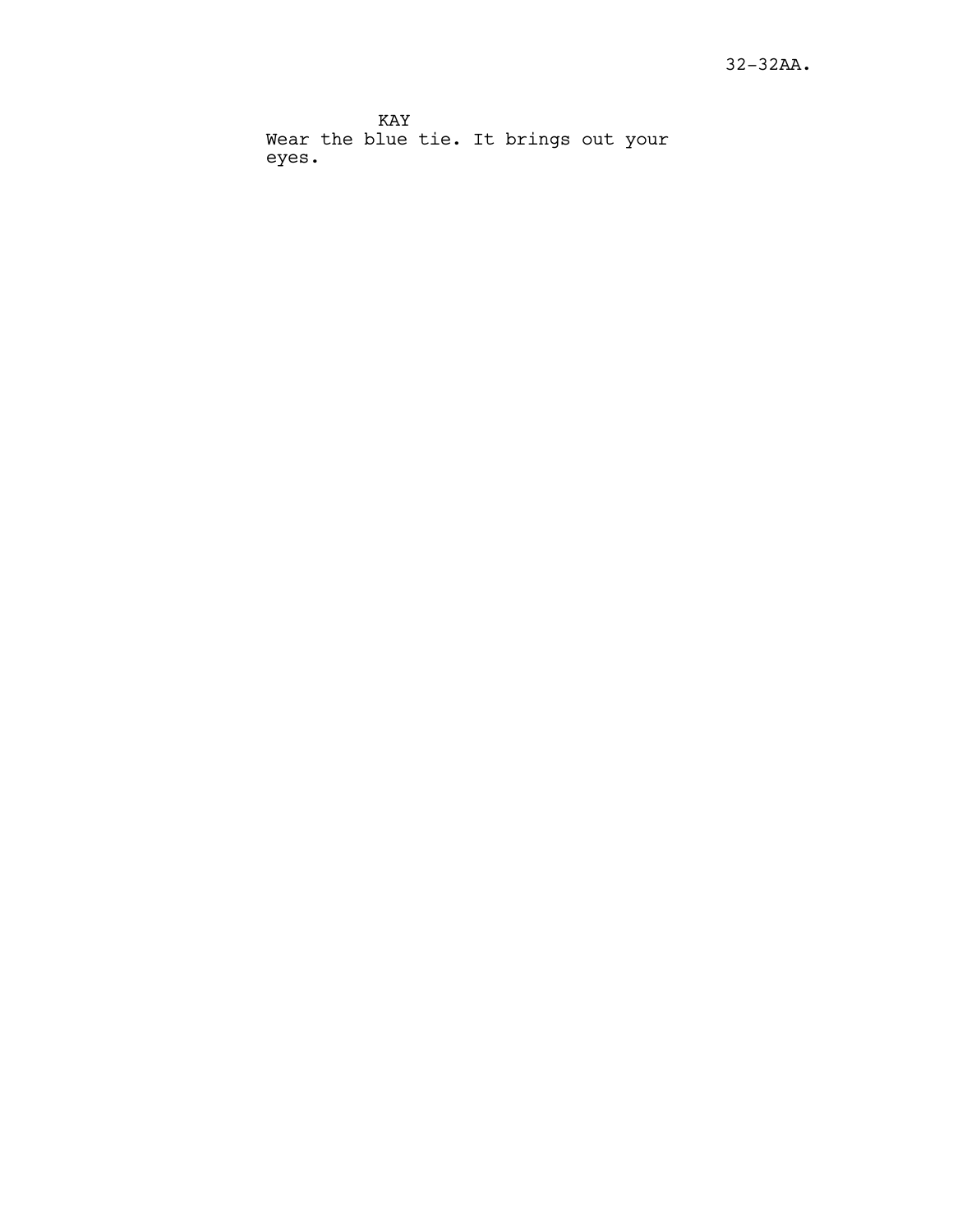KAY
Wear the blue tie. It brings out your eyes.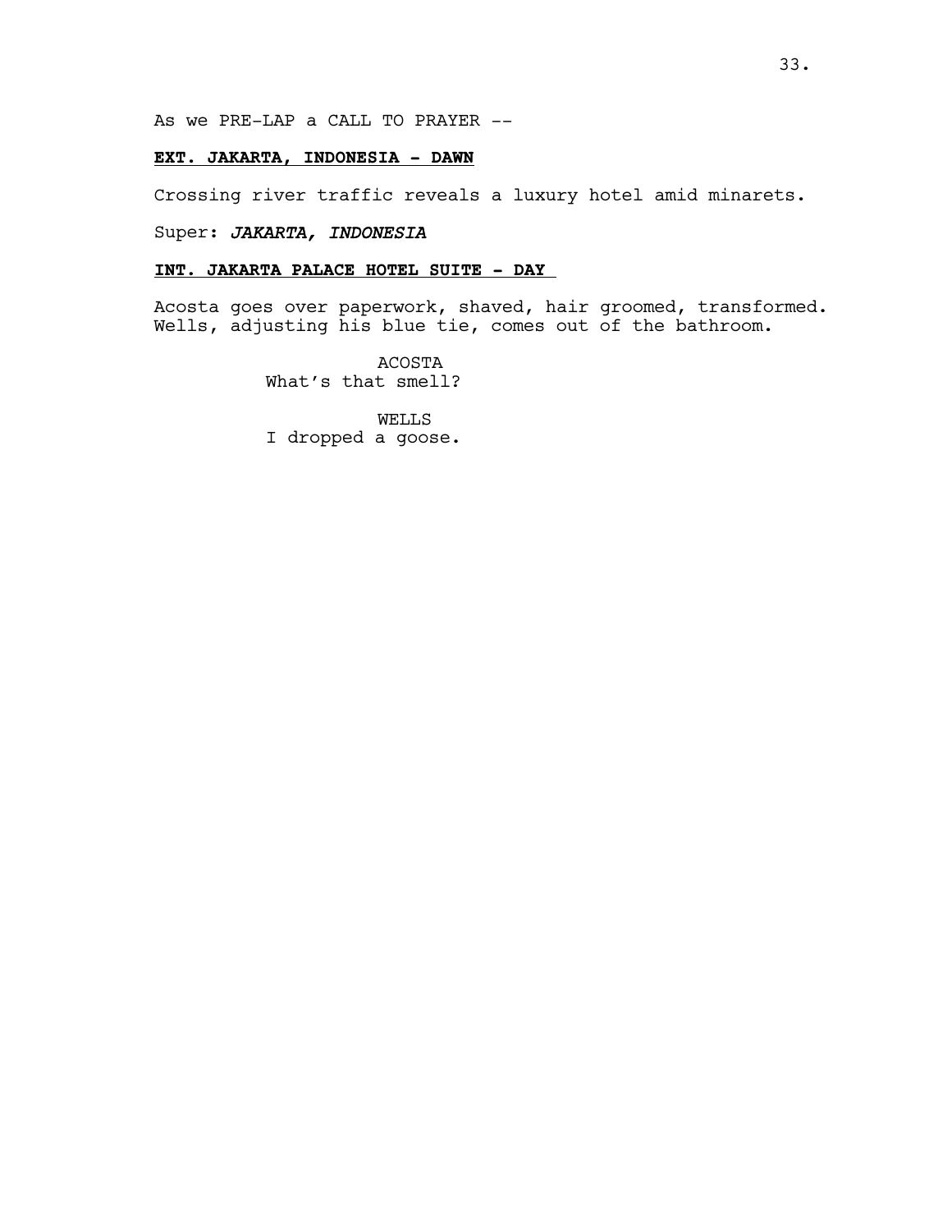As we PRE-LAP a CALL TO PRAYER --

**EXT. JAKARTA, INDONESIA - DAWN**

Crossing river traffic reveals a luxury hotel amid minarets.

Super: ***JAKARTA, INDONESIA***

**INT. JAKARTA PALACE HOTEL SUITE - DAY**

Acosta goes over paperwork, shaved, hair groomed, transformed. Wells, adjusting his blue tie, comes out of the bathroom.

ACOSTA
What's that smell?

WELLS
I dropped a goose.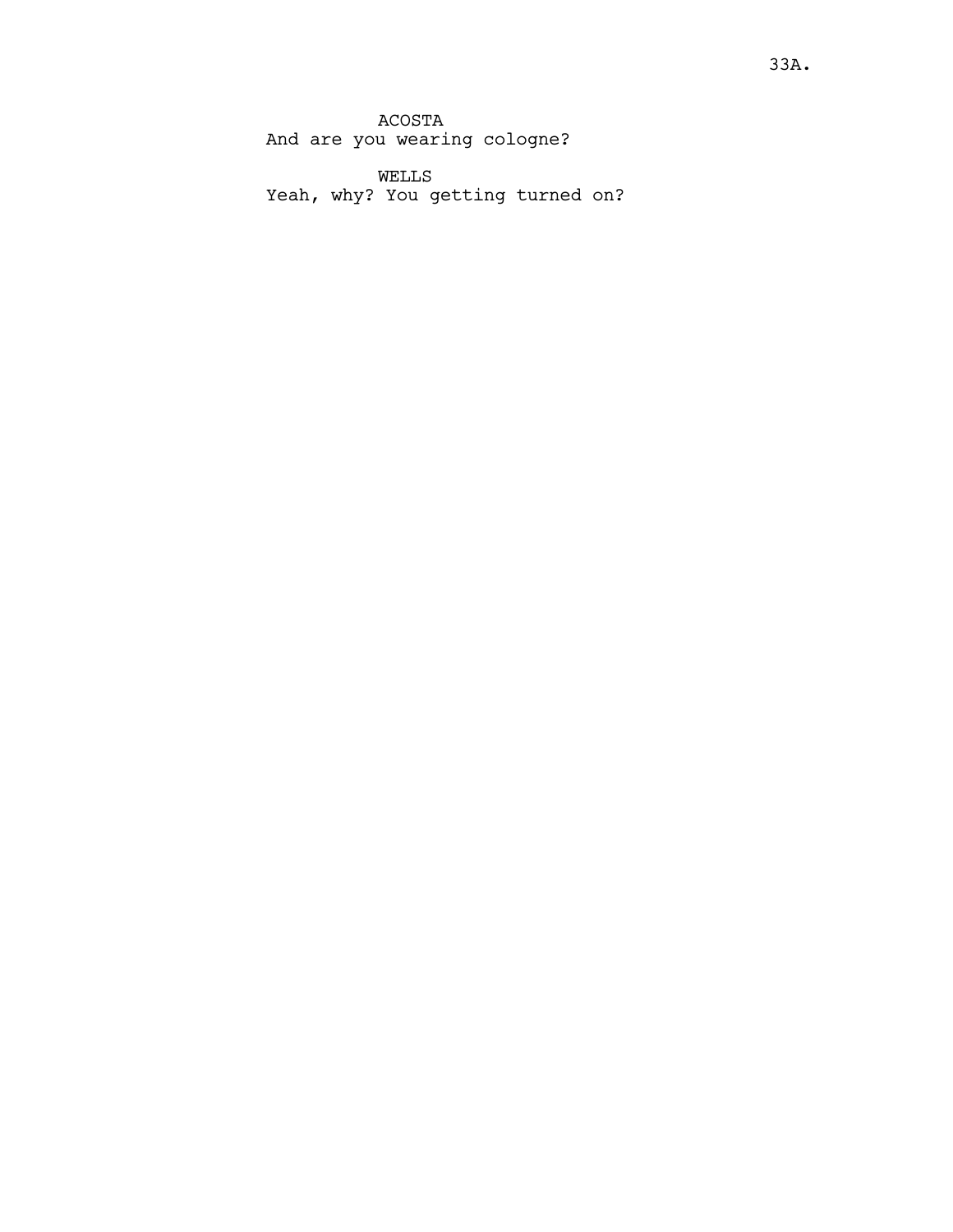ACOSTA
And are you wearing cologne?

WELLS
Yeah, why? You getting turned on?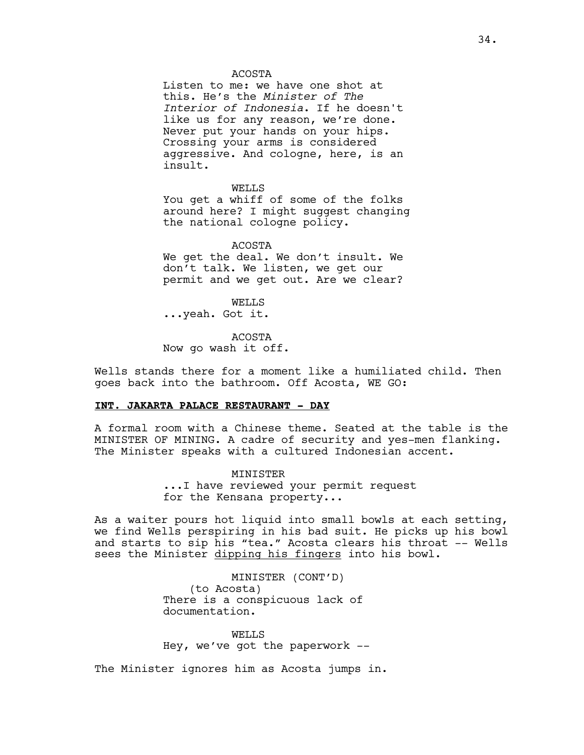ACOSTA
Listen to me: we have one shot at this. He's the *Minister of The Interior of Indonesia*. If he doesn't like us for any reason, we're done. Never put your hands on your hips. Crossing your arms is considered aggressive. And cologne, here, is an insult.

WELLS
You get a whiff of some of the folks around here? I might suggest changing the national cologne policy.

ACOSTA
We get the deal. We don't insult. We don't talk. We listen, we get our permit and we get out. Are we clear?

WELLS
...yeah. Got it.

ACOSTA
Now go wash it off.

Wells stands there for a moment like a humiliated child. Then goes back into the bathroom. Off Acosta, WE GO:

**<u>INT. JAKARTA PALACE RESTAURANT - DAY</u>**

A formal room with a Chinese theme. Seated at the table is the MINISTER OF MINING. A cadre of security and yes-men flanking. The Minister speaks with a cultured Indonesian accent.

MINISTER
...I have reviewed your permit request for the Kensana property...

As a waiter pours hot liquid into small bowls at each setting, we find Wells perspiring in his bad suit. He picks up his bowl and starts to sip his "tea." Acosta clears his throat -- Wells sees the Minister <u>dipping his fingers</u> into his bowl.

MINISTER (CONT'D)
(to Acosta)
There is a conspicuous lack of documentation.

WELLS
Hey, we've got the paperwork --

The Minister ignores him as Acosta jumps in.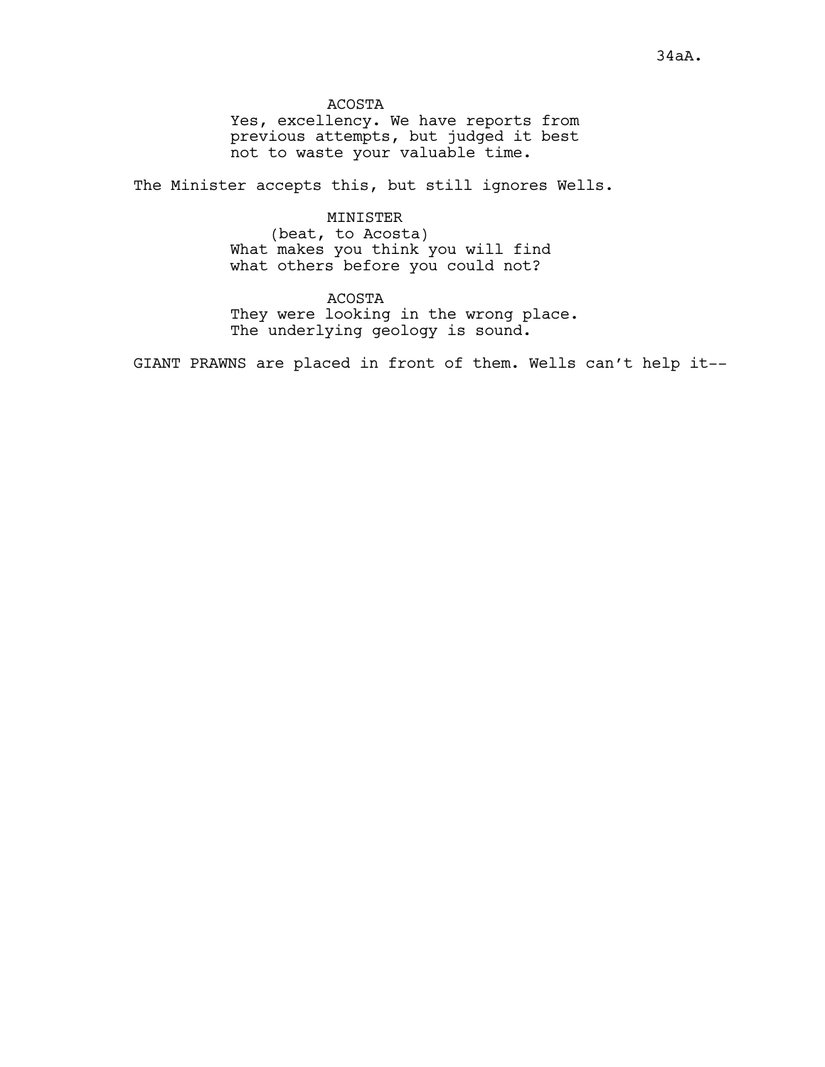ACOSTA
Yes, excellency. We have reports from previous attempts, but judged it best not to waste your valuable time.

The Minister accepts this, but still ignores Wells.

MINISTER
(beat, to Acosta)
What makes you think you will find what others before you could not?

ACOSTA
They were looking in the wrong place. The underlying geology is sound.

GIANT PRAWNS are placed in front of them. Wells can't help it--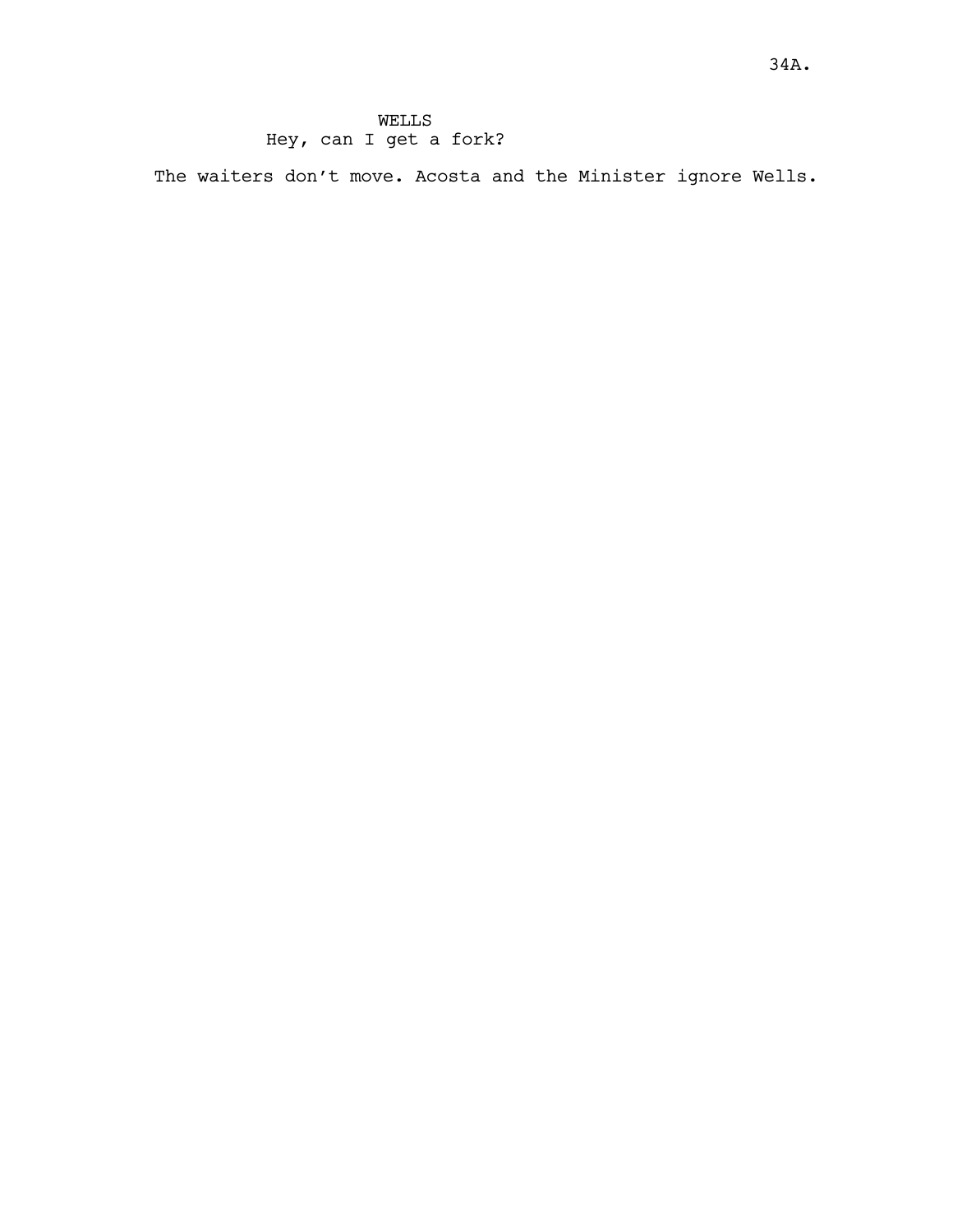WELLS
Hey, can I get a fork?

The waiters don't move. Acosta and the Minister ignore Wells.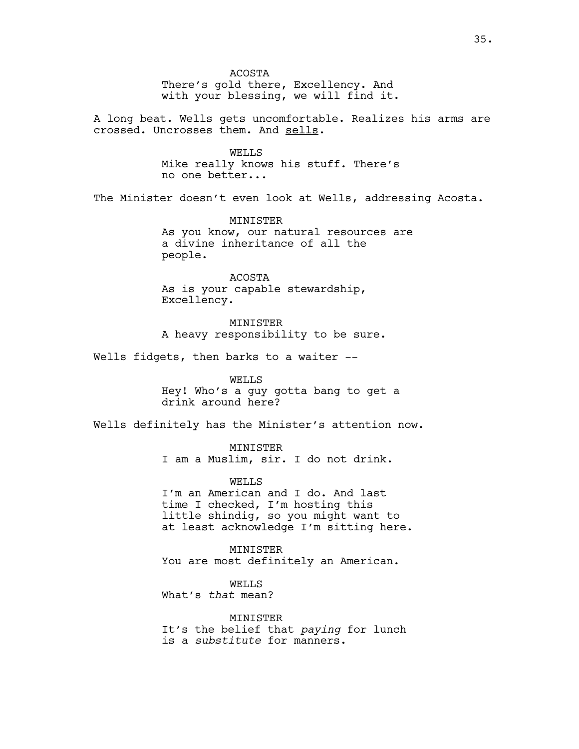ACOSTA
There's gold there, Excellency. And with your blessing, we will find it.

A long beat. Wells gets uncomfortable. Realizes his arms are crossed. Uncrosses them. And <u>sells</u>.

WELLS
Mike really knows his stuff. There's no one better...

The Minister doesn't even look at Wells, addressing Acosta.

MINISTER
As you know, our natural resources are a divine inheritance of all the people.

ACOSTA
As is your capable stewardship, Excellency.

MINISTER
A heavy responsibility to be sure.

Wells fidgets, then barks to a waiter --

WELLS
Hey! Who's a guy gotta bang to get a drink around here?

Wells definitely has the Minister's attention now.

MINISTER
I am a Muslim, sir. I do not drink.

WELLS
I'm an American and I do. And last time I checked, I'm hosting this little shindig, so you might want to at least acknowledge I'm sitting here.

MINISTER
You are most definitely an American.

WELLS
What's *that* mean?

MINISTER
It's the belief that *paying* for lunch is a *substitute* for manners.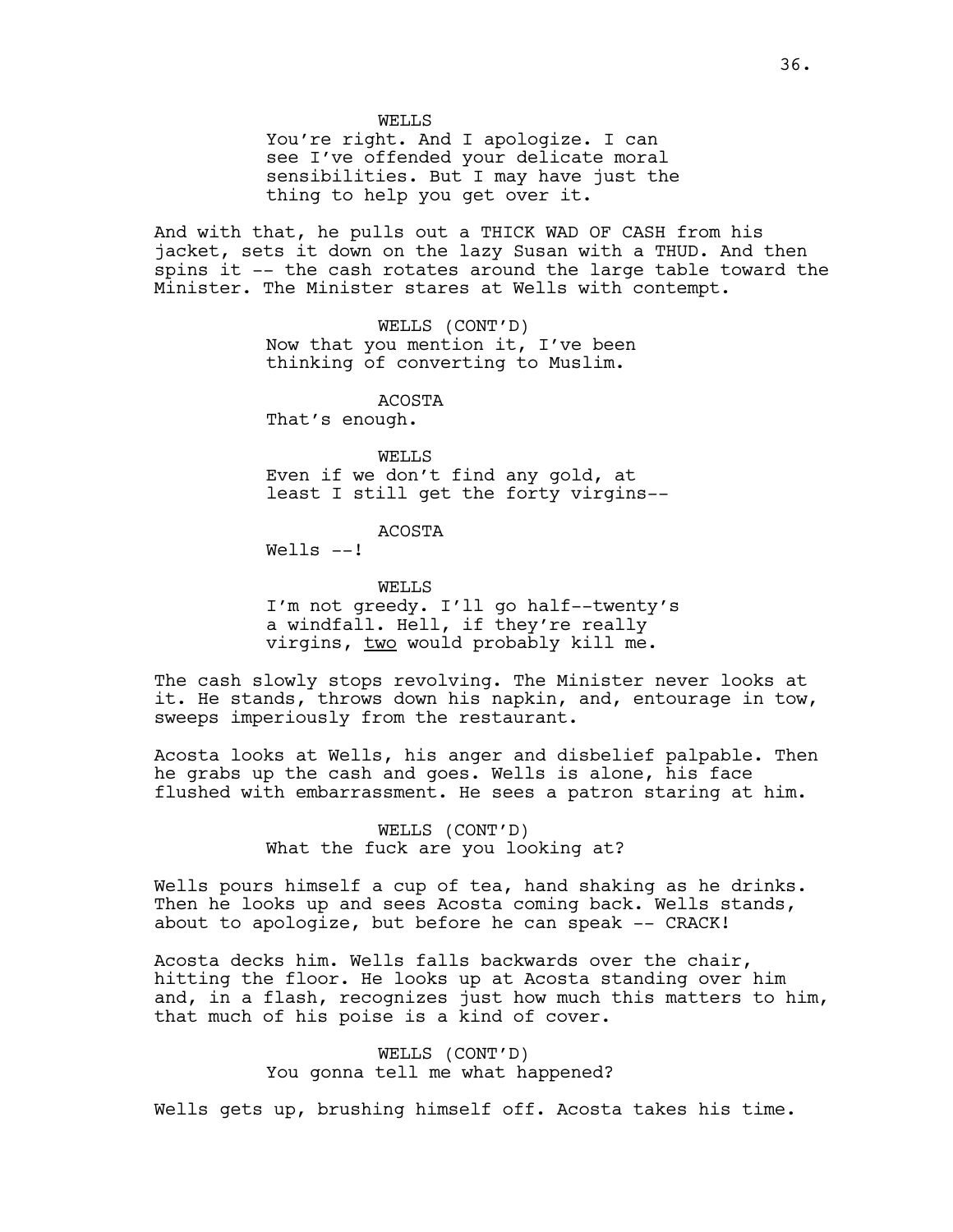WELLS
You're right. And I apologize. I can see I've offended your delicate moral sensibilities. But I may have just the thing to help you get over it.

And with that, he pulls out a THICK WAD OF CASH from his jacket, sets it down on the lazy Susan with a THUD. And then spins it -- the cash rotates around the large table toward the Minister. The Minister stares at Wells with contempt.

WELLS (CONT'D)
Now that you mention it, I've been thinking of converting to Muslim.

ACOSTA
That's enough.

WELLS
Even if we don't find any gold, at least I still get the forty virgins--

ACOSTA
Wells --!

WELLS
I'm not greedy. I'll go half--twenty's a windfall. Hell, if they're really virgins, <u>two</u> would probably kill me.

The cash slowly stops revolving. The Minister never looks at it. He stands, throws down his napkin, and, entourage in tow, sweeps imperiously from the restaurant.

Acosta looks at Wells, his anger and disbelief palpable. Then he grabs up the cash and goes. Wells is alone, his face flushed with embarrassment. He sees a patron staring at him.

WELLS (CONT'D)
What the fuck are you looking at?

Wells pours himself a cup of tea, hand shaking as he drinks. Then he looks up and sees Acosta coming back. Wells stands, about to apologize, but before he can speak -- CRACK!

Acosta decks him. Wells falls backwards over the chair, hitting the floor. He looks up at Acosta standing over him and, in a flash, recognizes just how much this matters to him, that much of his poise is a kind of cover.

WELLS (CONT'D)
You gonna tell me what happened?

Wells gets up, brushing himself off. Acosta takes his time.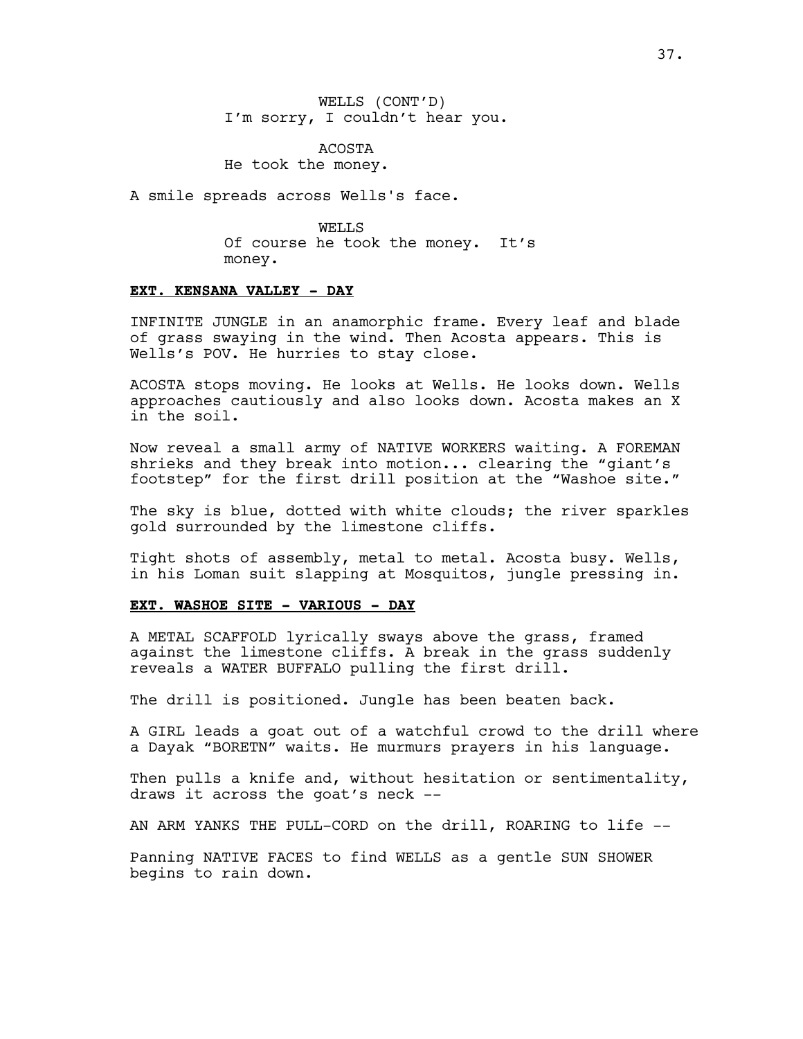WELLS (CONT'D)
I'm sorry, I couldn't hear you.

ACOSTA
He took the money.

A smile spreads across Wells's face.

WELLS
Of course he took the money. It's money.

**EXT. KENSANA VALLEY - DAY**

INFINITE JUNGLE in an anamorphic frame. Every leaf and blade of grass swaying in the wind. Then Acosta appears. This is Wells's POV. He hurries to stay close.

ACOSTA stops moving. He looks at Wells. He looks down. Wells approaches cautiously and also looks down. Acosta makes an X in the soil.

Now reveal a small army of NATIVE WORKERS waiting. A FOREMAN shrieks and they break into motion... clearing the "giant's footstep" for the first drill position at the "Washoe site."

The sky is blue, dotted with white clouds; the river sparkles gold surrounded by the limestone cliffs.

Tight shots of assembly, metal to metal. Acosta busy. Wells, in his Loman suit slapping at Mosquitos, jungle pressing in.

**EXT. WASHOE SITE - VARIOUS - DAY**

A METAL SCAFFOLD lyrically sways above the grass, framed against the limestone cliffs. A break in the grass suddenly reveals a WATER BUFFALO pulling the first drill.

The drill is positioned. Jungle has been beaten back.

A GIRL leads a goat out of a watchful crowd to the drill where a Dayak "BORETN" waits. He murmurs prayers in his language.

Then pulls a knife and, without hesitation or sentimentality, draws it across the goat's neck --

AN ARM YANKS THE PULL-CORD on the drill, ROARING to life --

Panning NATIVE FACES to find WELLS as a gentle SUN SHOWER begins to rain down.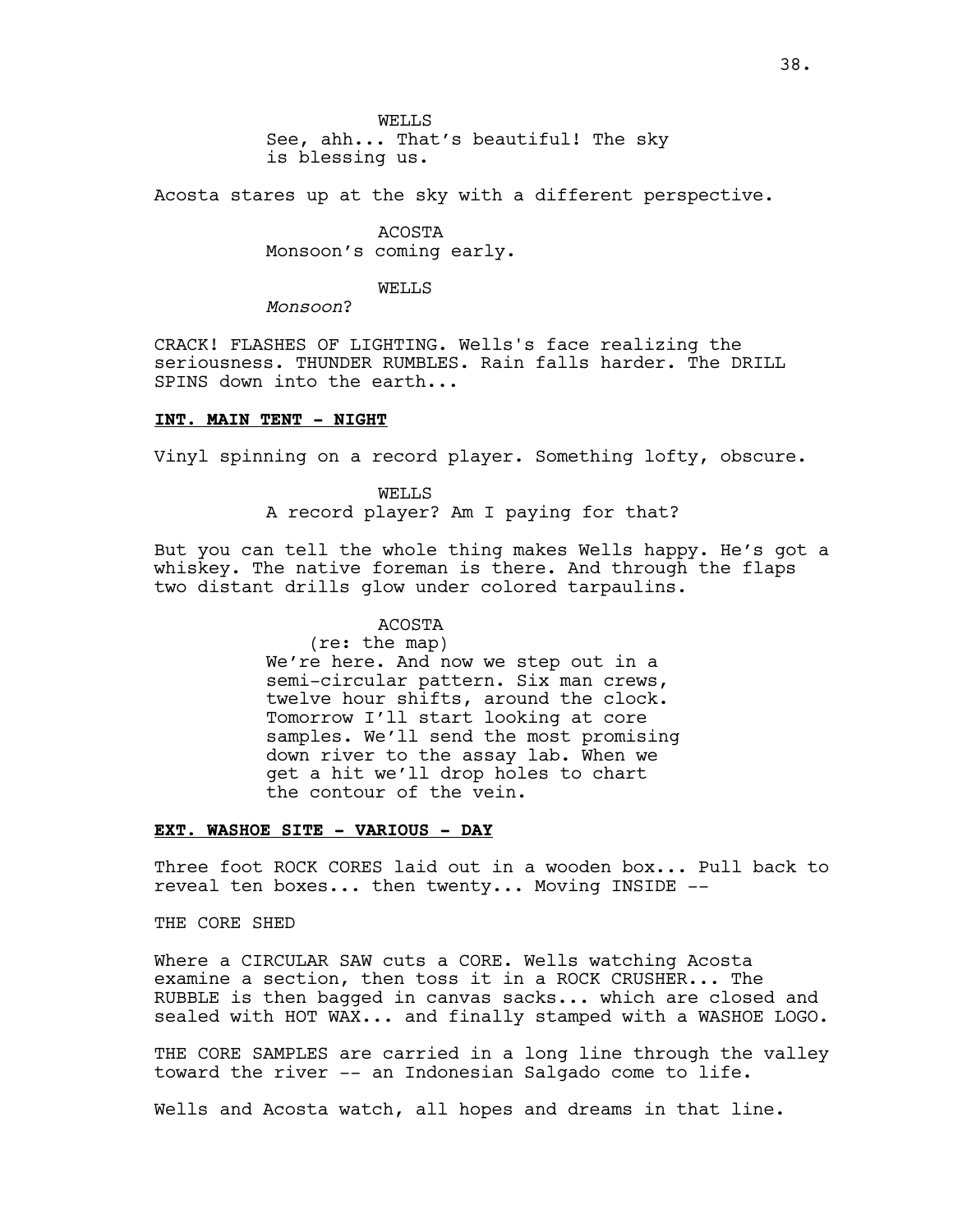WELLS
See, ahh... That's beautiful! The sky is blessing us.

Acosta stares up at the sky with a different perspective.

ACOSTA
Monsoon's coming early.

WELLS
*Monsoon*?

CRACK! FLASHES OF LIGHTING. Wells's face realizing the seriousness. THUNDER RUMBLES. Rain falls harder. The DRILL SPINS down into the earth...

**INT. MAIN TENT - NIGHT**

Vinyl spinning on a record player. Something lofty, obscure.

WELLS
A record player? Am I paying for that?

But you can tell the whole thing makes Wells happy. He's got a whiskey. The native foreman is there. And through the flaps two distant drills glow under colored tarpaulins.

ACOSTA
(re: the map)
We're here. And now we step out in a semi-circular pattern. Six man crews, twelve hour shifts, around the clock. Tomorrow I'll start looking at core samples. We'll send the most promising down river to the assay lab. When we get a hit we'll drop holes to chart the contour of the vein.

**EXT. WASHOE SITE - VARIOUS - DAY**

Three foot ROCK CORES laid out in a wooden box... Pull back to reveal ten boxes... then twenty... Moving INSIDE --

THE CORE SHED

Where a CIRCULAR SAW cuts a CORE. Wells watching Acosta examine a section, then toss it in a ROCK CRUSHER... The RUBBLE is then bagged in canvas sacks... which are closed and sealed with HOT WAX... and finally stamped with a WASHOE LOGO.

THE CORE SAMPLES are carried in a long line through the valley toward the river -- an Indonesian Salgado come to life.

Wells and Acosta watch, all hopes and dreams in that line.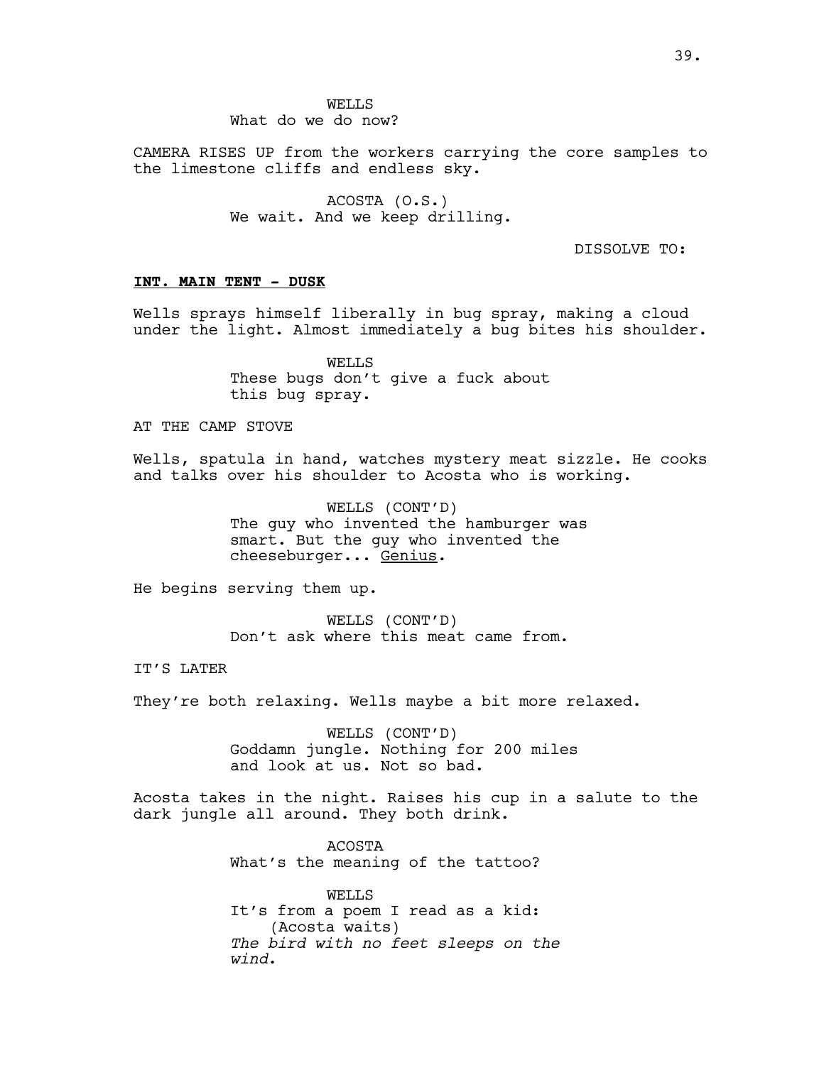WELLS
What do we do now?

CAMERA RISES UP from the workers carrying the core samples to the limestone cliffs and endless sky.

ACOSTA (O.S.)
We wait. And we keep drilling.

DISSOLVE TO:

**INT. MAIN TENT - DUSK**

Wells sprays himself liberally in bug spray, making a cloud under the light. Almost immediately a bug bites his shoulder.

WELLS
These bugs don't give a fuck about this bug spray.

AT THE CAMP STOVE

Wells, spatula in hand, watches mystery meat sizzle. He cooks and talks over his shoulder to Acosta who is working.

WELLS (CONT'D)
The guy who invented the hamburger was smart. But the guy who invented the cheeseburger... Genius.

He begins serving them up.

WELLS (CONT'D)
Don't ask where this meat came from.

IT'S LATER

They're both relaxing. Wells maybe a bit more relaxed.

WELLS (CONT'D)
Goddamn jungle. Nothing for 200 miles and look at us. Not so bad.

Acosta takes in the night. Raises his cup in a salute to the dark jungle all around. They both drink.

ACOSTA
What's the meaning of the tattoo?

WELLS
It's from a poem I read as a kid:
(Acosta waits)
*The bird with no feet sleeps on the wind.*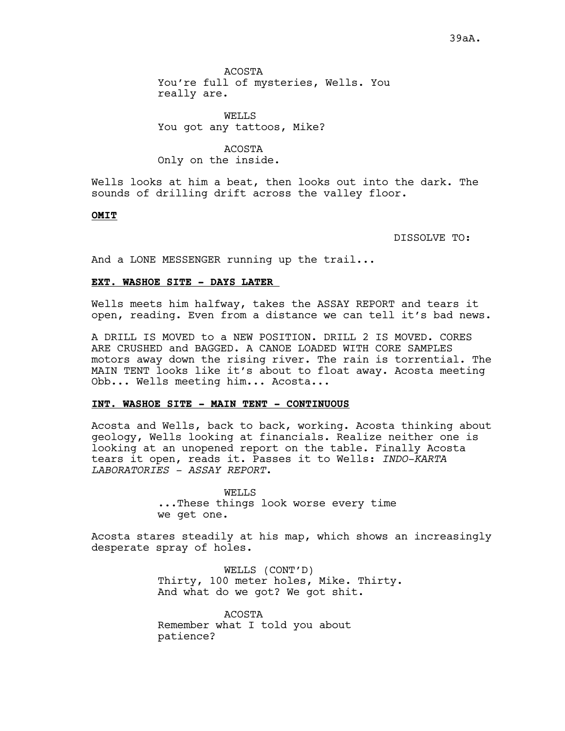ACOSTA
You're full of mysteries, Wells. You really are.

WELLS
You got any tattoos, Mike?

ACOSTA
Only on the inside.

Wells looks at him a beat, then looks out into the dark. The sounds of drilling drift across the valley floor.

**OMIT**

DISSOLVE TO:

And a LONE MESSENGER running up the trail...

**EXT. WASHOE SITE - DAYS LATER**

Wells meets him halfway, takes the ASSAY REPORT and tears it open, reading. Even from a distance we can tell it's bad news.

A DRILL IS MOVED to a NEW POSITION. DRILL 2 IS MOVED. CORES ARE CRUSHED and BAGGED. A CANOE LOADED WITH CORE SAMPLES motors away down the rising river. The rain is torrential. The MAIN TENT looks like it's about to float away. Acosta meeting Obb... Wells meeting him... Acosta...

**INT. WASHOE SITE - MAIN TENT - CONTINUOUS**

Acosta and Wells, back to back, working. Acosta thinking about geology, Wells looking at financials. Realize neither one is looking at an unopened report on the table. Finally Acosta tears it open, reads it. Passes it to Wells: *INDO-KARTA LABORATORIES - ASSAY REPORT*.

WELLS
...These things look worse every time we get one.

Acosta stares steadily at his map, which shows an increasingly desperate spray of holes.

WELLS (CONT'D)
Thirty, 100 meter holes, Mike. Thirty. And what do we got? We got shit.

ACOSTA
Remember what I told you about patience?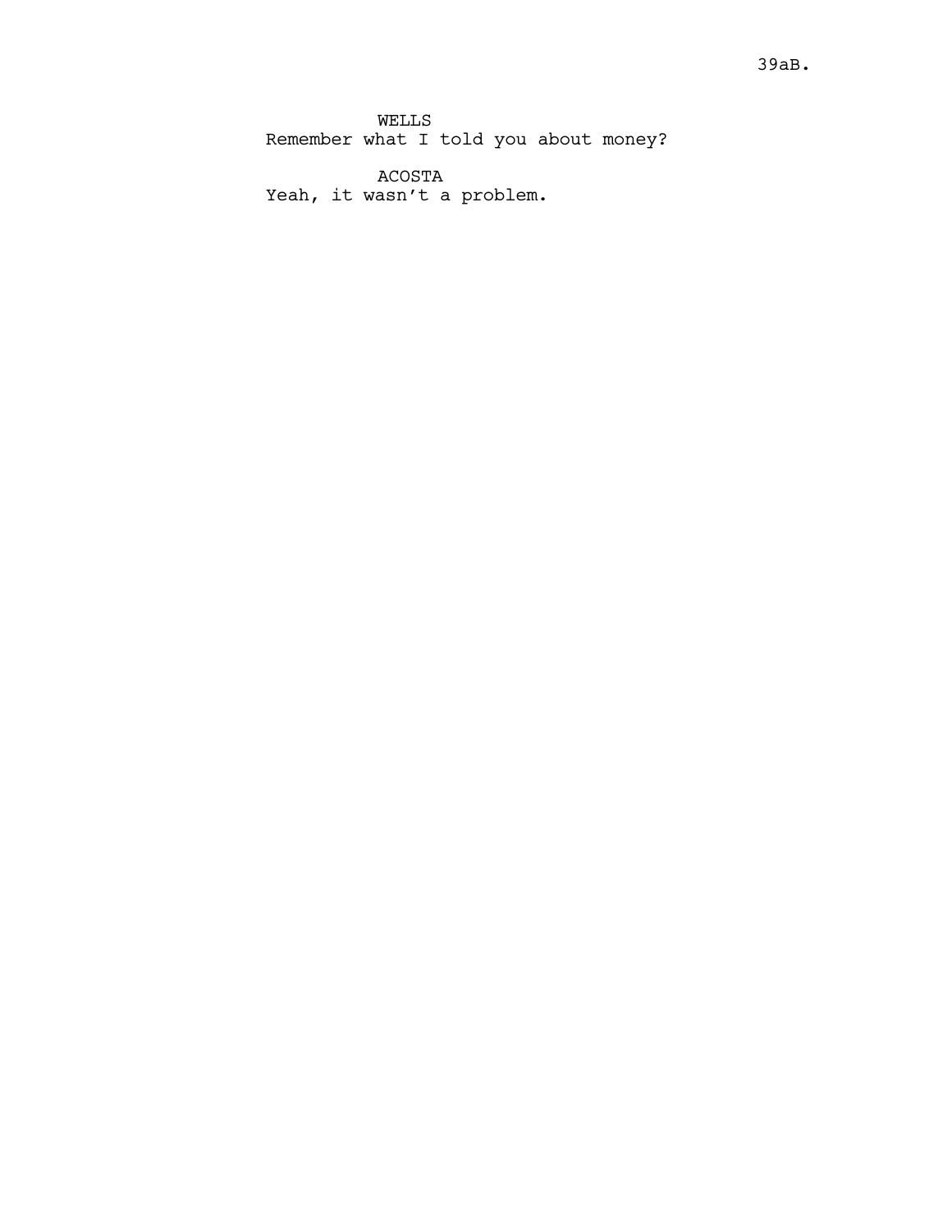WELLS
Remember what I told you about money?

ACOSTA
Yeah, it wasn't a problem.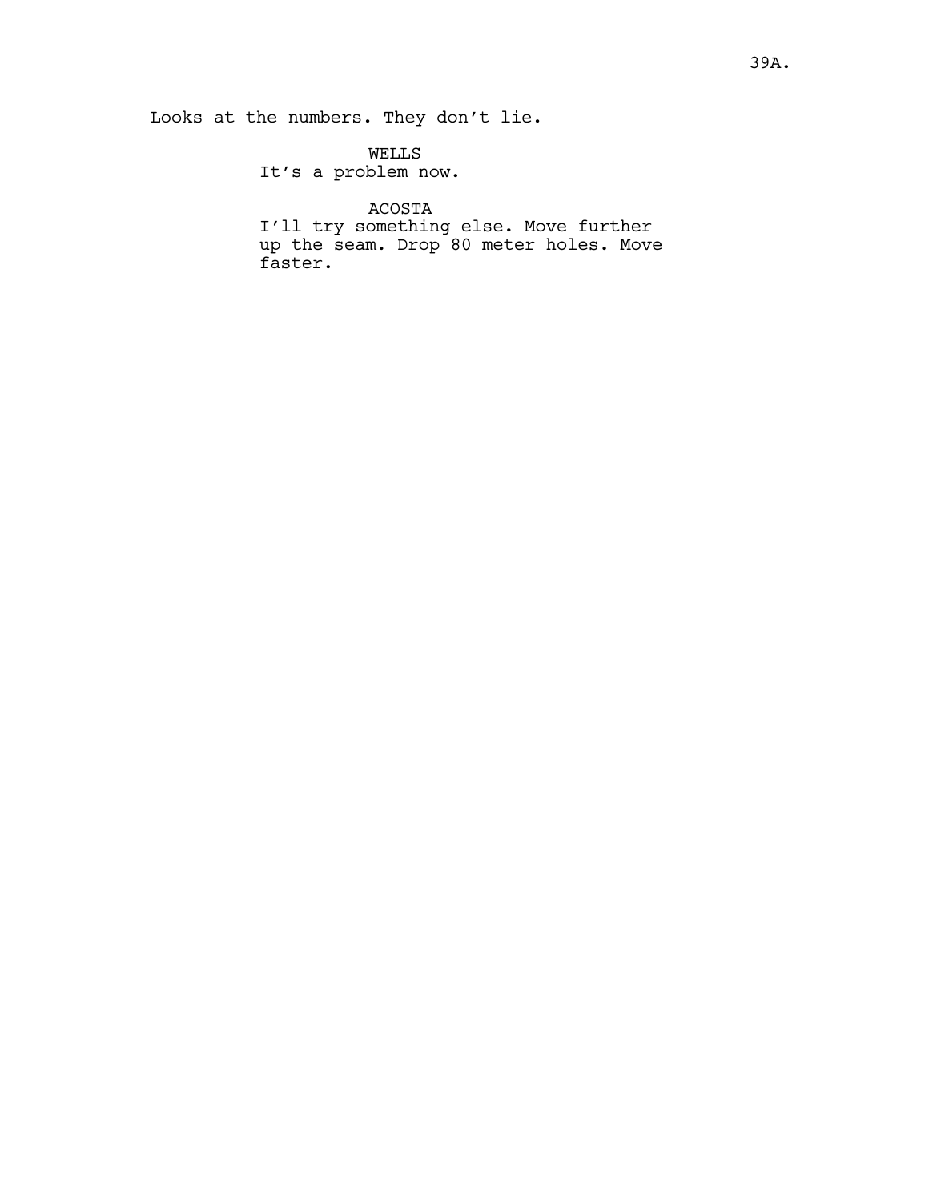Looks at the numbers. They don't lie.

WELLS
It's a problem now.

ACOSTA
I'll try something else. Move further up the seam. Drop 80 meter holes. Move faster.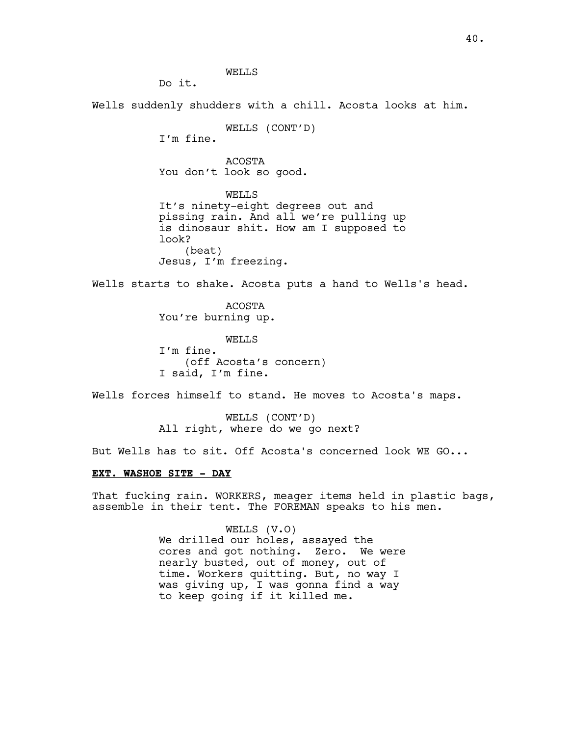WELLS

Do it.

Wells suddenly shudders with a chill. Acosta looks at him.

WELLS (CONT'D)

I'm fine.

ACOSTA

You don't look so good.

WELLS

It's ninety-eight degrees out and pissing rain. And all we're pulling up is dinosaur shit. How am I supposed to look?

(beat)

Jesus, I'm freezing.

Wells starts to shake. Acosta puts a hand to Wells's head.

ACOSTA

You're burning up.

WELLS

I'm fine.

(off Acosta's concern)

I said, I'm fine.

Wells forces himself to stand. He moves to Acosta's maps.

WELLS (CONT'D)

All right, where do we go next?

But Wells has to sit. Off Acosta's concerned look WE GO...

**EXT. WASHOE SITE - DAY**

That fucking rain. WORKERS, meager items held in plastic bags, assemble in their tent. The FOREMAN speaks to his men.

WELLS (V.O)

We drilled our holes, assayed the cores and got nothing. Zero. We were nearly busted, out of money, out of time. Workers quitting. But, no way I was giving up, I was gonna find a way to keep going if it killed me.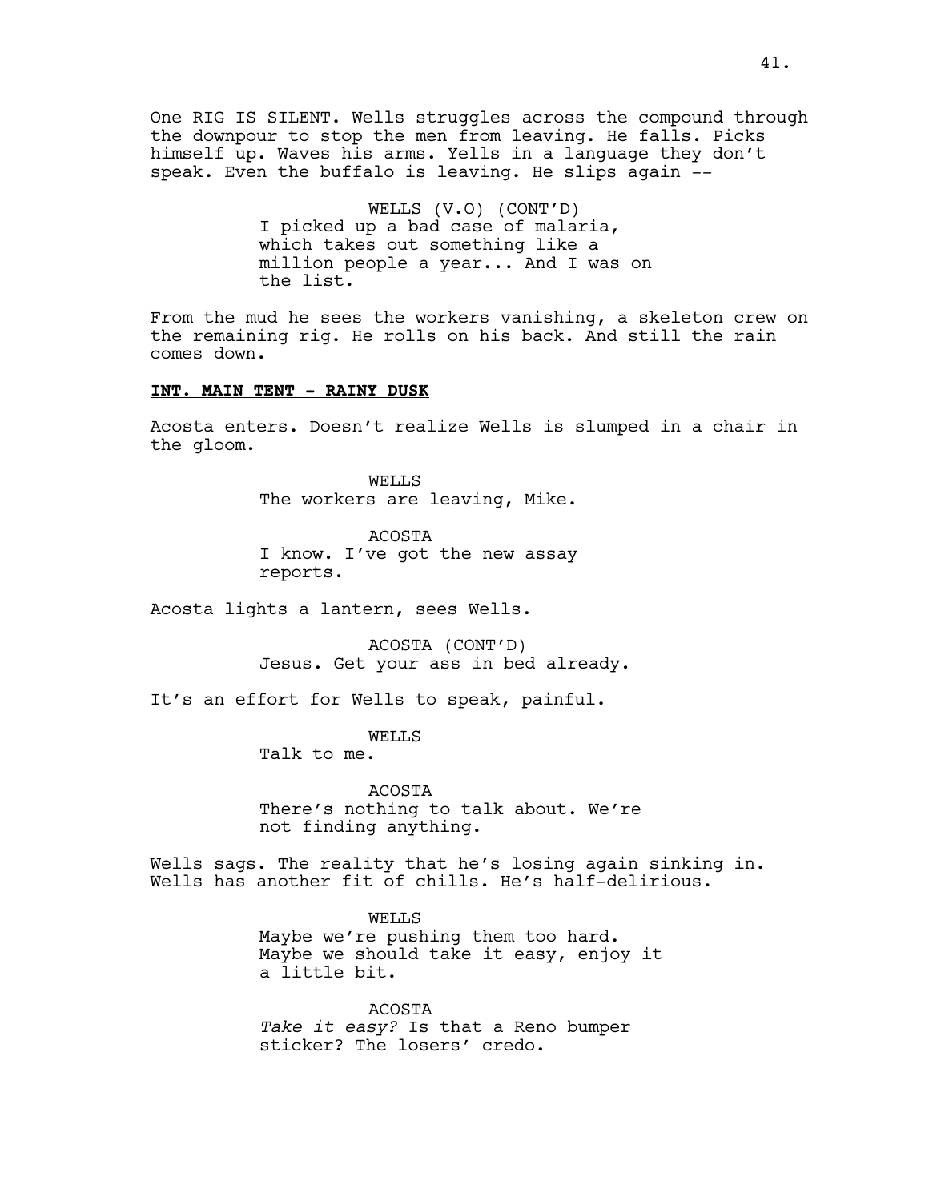One RIG IS SILENT. Wells struggles across the compound through the downpour to stop the men from leaving. He falls. Picks himself up. Waves his arms. Yells in a language they don't speak. Even the buffalo is leaving. He slips again --

WELLS (V.O) (CONT'D)
I picked up a bad case of malaria, which takes out something like a million people a year... And I was on the list.

From the mud he sees the workers vanishing, a skeleton crew on the remaining rig. He rolls on his back. And still the rain comes down.

**INT. MAIN TENT - RAINY DUSK**

Acosta enters. Doesn't realize Wells is slumped in a chair in the gloom.

WELLS
The workers are leaving, Mike.

ACOSTA
I know. I've got the new assay reports.

Acosta lights a lantern, sees Wells.

ACOSTA (CONT'D)
Jesus. Get your ass in bed already.

It's an effort for Wells to speak, painful.

WELLS
Talk to me.

ACOSTA
There's nothing to talk about. We're not finding anything.

Wells sags. The reality that he's losing again sinking in. Wells has another fit of chills. He's half-delirious.

WELLS
Maybe we're pushing them too hard. Maybe we should take it easy, enjoy it a little bit.

ACOSTA
*Take it easy?* Is that a Reno bumper sticker? The losers' credo.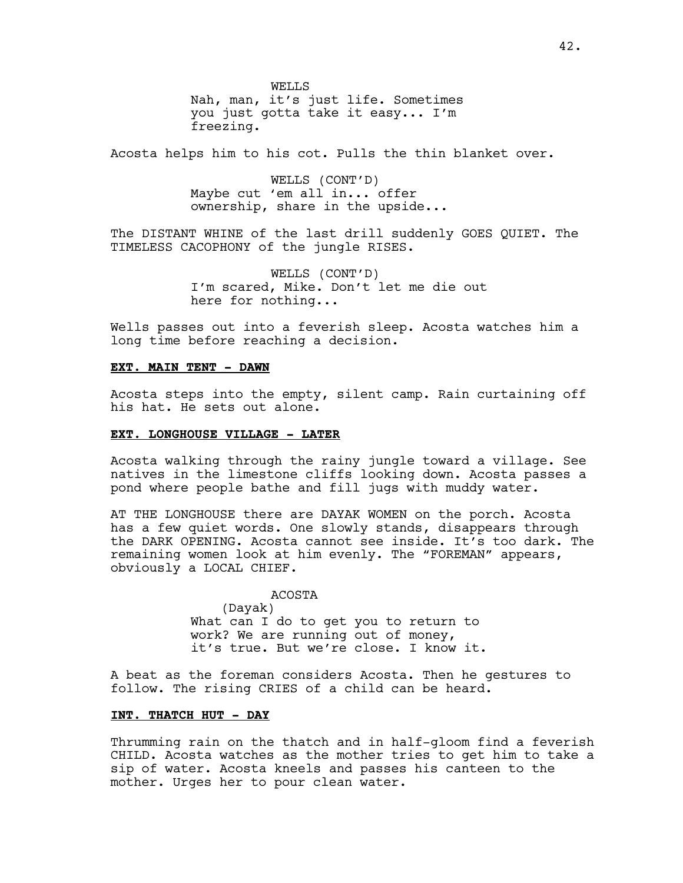WELLS
Nah, man, it's just life. Sometimes you just gotta take it easy... I'm freezing.

Acosta helps him to his cot. Pulls the thin blanket over.

WELLS (CONT'D)
Maybe cut 'em all in... offer ownership, share in the upside...

The DISTANT WHINE of the last drill suddenly GOES QUIET. The TIMELESS CACOPHONY of the jungle RISES.

WELLS (CONT'D)
I'm scared, Mike. Don't let me die out here for nothing...

Wells passes out into a feverish sleep. Acosta watches him a long time before reaching a decision.

**EXT. MAIN TENT - DAWN**

Acosta steps into the empty, silent camp. Rain curtaining off his hat. He sets out alone.

**EXT. LONGHOUSE VILLAGE - LATER**

Acosta walking through the rainy jungle toward a village. See natives in the limestone cliffs looking down. Acosta passes a pond where people bathe and fill jugs with muddy water.

AT THE LONGHOUSE there are DAYAK WOMEN on the porch. Acosta has a few quiet words. One slowly stands, disappears through the DARK OPENING. Acosta cannot see inside. It's too dark. The remaining women look at him evenly. The "FOREMAN" appears, obviously a LOCAL CHIEF.

ACOSTA
(Dayak)
What can I do to get you to return to work? We are running out of money, it's true. But we're close. I know it.

A beat as the foreman considers Acosta. Then he gestures to follow. The rising CRIES of a child can be heard.

**INT. THATCH HUT - DAY**

Thrumming rain on the thatch and in half-gloom find a feverish CHILD. Acosta watches as the mother tries to get him to take a sip of water. Acosta kneels and passes his canteen to the mother. Urges her to pour clean water.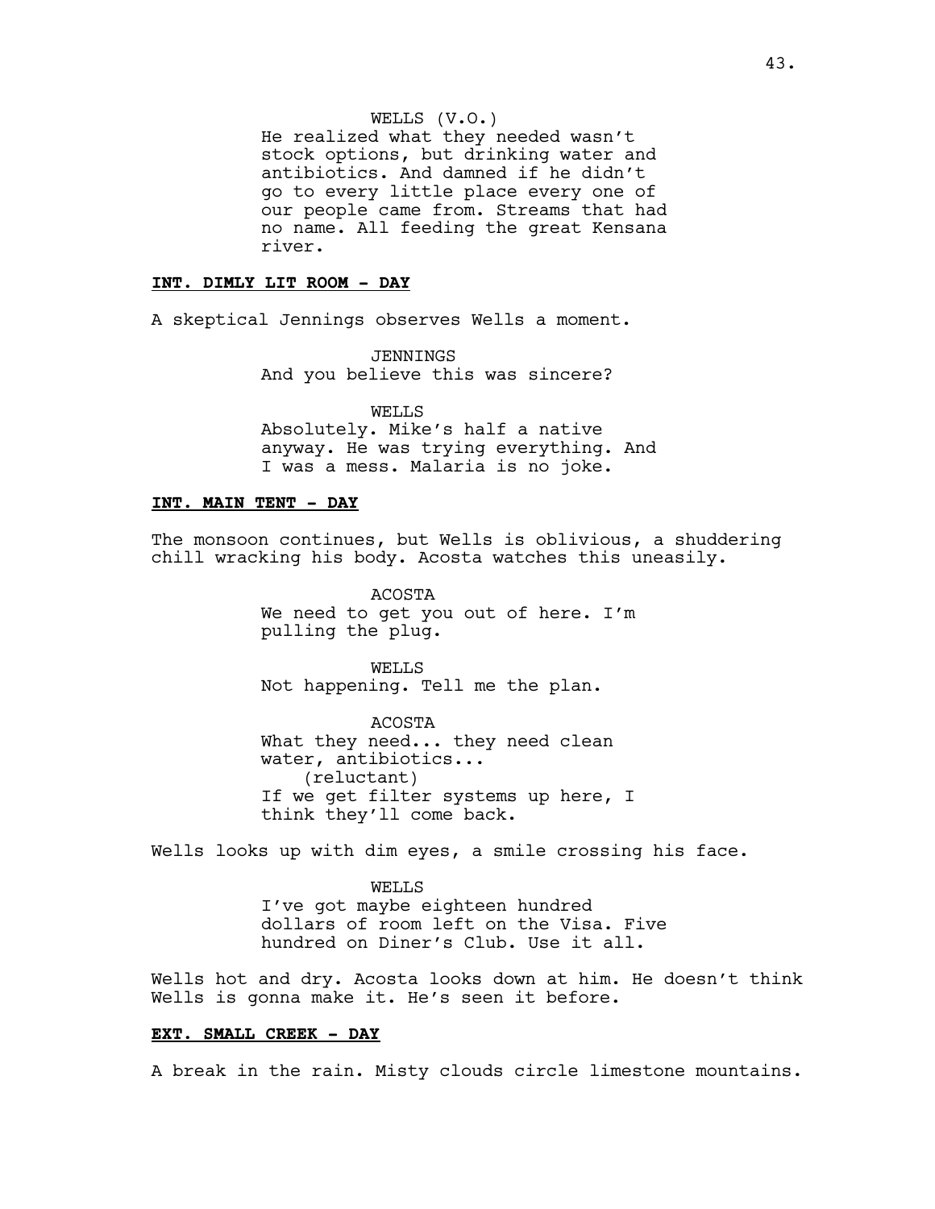WELLS (V.O.)
He realized what they needed wasn't stock options, but drinking water and antibiotics. And damned if he didn't go to every little place every one of our people came from. Streams that had no name. All feeding the great Kensana river.

**INT. DIMLY LIT ROOM - DAY**

A skeptical Jennings observes Wells a moment.

JENNINGS
And you believe this was sincere?

WELLS
Absolutely. Mike's half a native anyway. He was trying everything. And I was a mess. Malaria is no joke.

**INT. MAIN TENT - DAY**

The monsoon continues, but Wells is oblivious, a shuddering chill wracking his body. Acosta watches this uneasily.

ACOSTA
We need to get you out of here. I'm pulling the plug.

WELLS
Not happening. Tell me the plan.

ACOSTA
What they need... they need clean water, antibiotics...
(reluctant)
If we get filter systems up here, I think they'll come back.

Wells looks up with dim eyes, a smile crossing his face.

WELLS
I've got maybe eighteen hundred dollars of room left on the Visa. Five hundred on Diner's Club. Use it all.

Wells hot and dry. Acosta looks down at him. He doesn't think Wells is gonna make it. He's seen it before.

**EXT. SMALL CREEK - DAY**

A break in the rain. Misty clouds circle limestone mountains.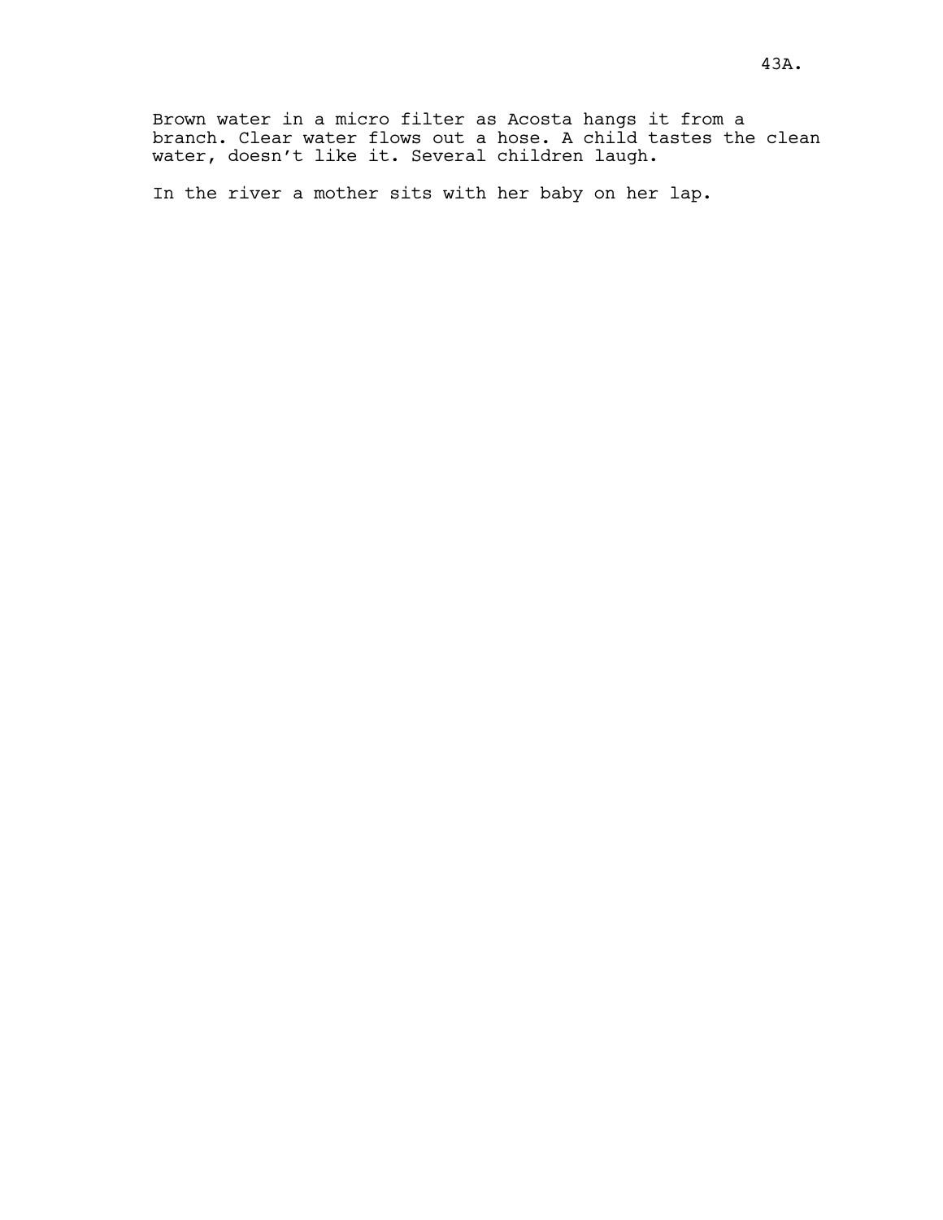Brown water in a micro filter as Acosta hangs it from a branch. Clear water flows out a hose. A child tastes the clean water, doesn't like it. Several children laugh.

In the river a mother sits with her baby on her lap.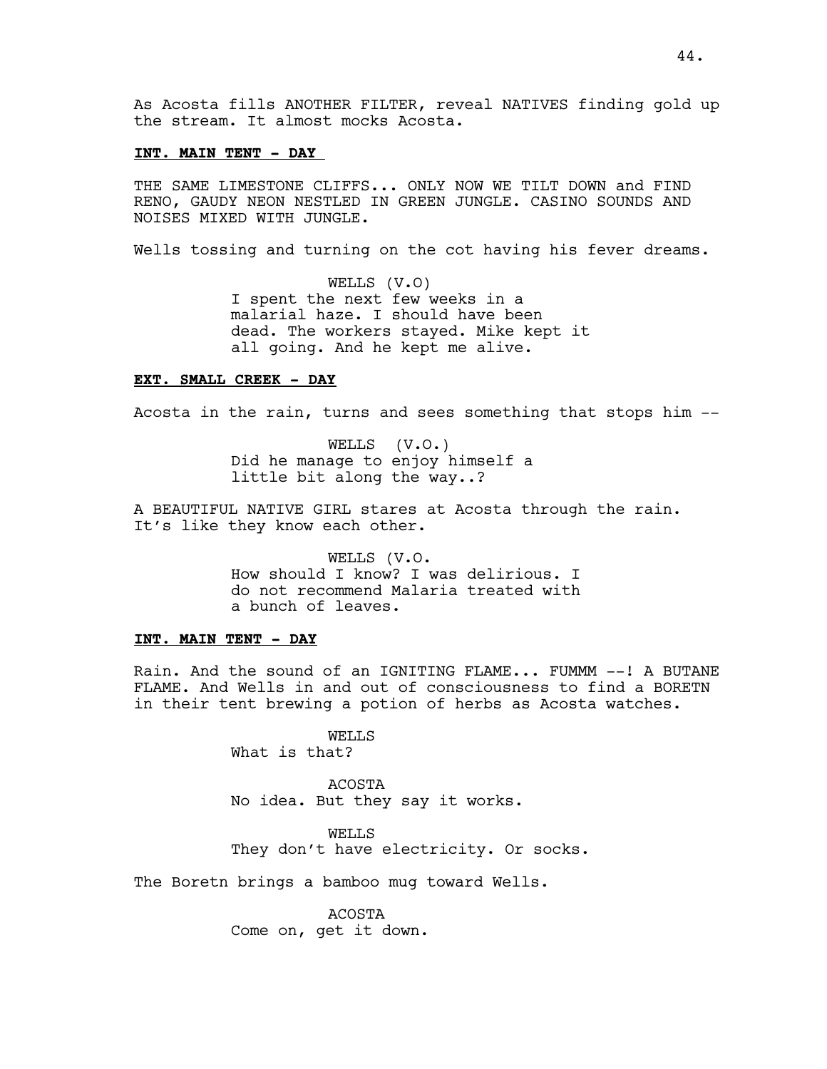As Acosta fills ANOTHER FILTER, reveal NATIVES finding gold up the stream. It almost mocks Acosta.

**INT. MAIN TENT - DAY**

THE SAME LIMESTONE CLIFFS... ONLY NOW WE TILT DOWN and FIND RENO, GAUDY NEON NESTLED IN GREEN JUNGLE. CASINO SOUNDS AND NOISES MIXED WITH JUNGLE.

Wells tossing and turning on the cot having his fever dreams.

WELLS (V.O)
I spent the next few weeks in a malarial haze. I should have been dead. The workers stayed. Mike kept it all going. And he kept me alive.

**EXT. SMALL CREEK - DAY**

Acosta in the rain, turns and sees something that stops him --

WELLS (V.O.)
Did he manage to enjoy himself a little bit along the way..?

A BEAUTIFUL NATIVE GIRL stares at Acosta through the rain. It's like they know each other.

WELLS (V.O.
How should I know? I was delirious. I do not recommend Malaria treated with a bunch of leaves.

**INT. MAIN TENT - DAY**

Rain. And the sound of an IGNITING FLAME... FUMMM --! A BUTANE FLAME. And Wells in and out of consciousness to find a BORETN in their tent brewing a potion of herbs as Acosta watches.

WELLS
What is that?

ACOSTA
No idea. But they say it works.

WELLS
They don't have electricity. Or socks.

The Boretn brings a bamboo mug toward Wells.

ACOSTA
Come on, get it down.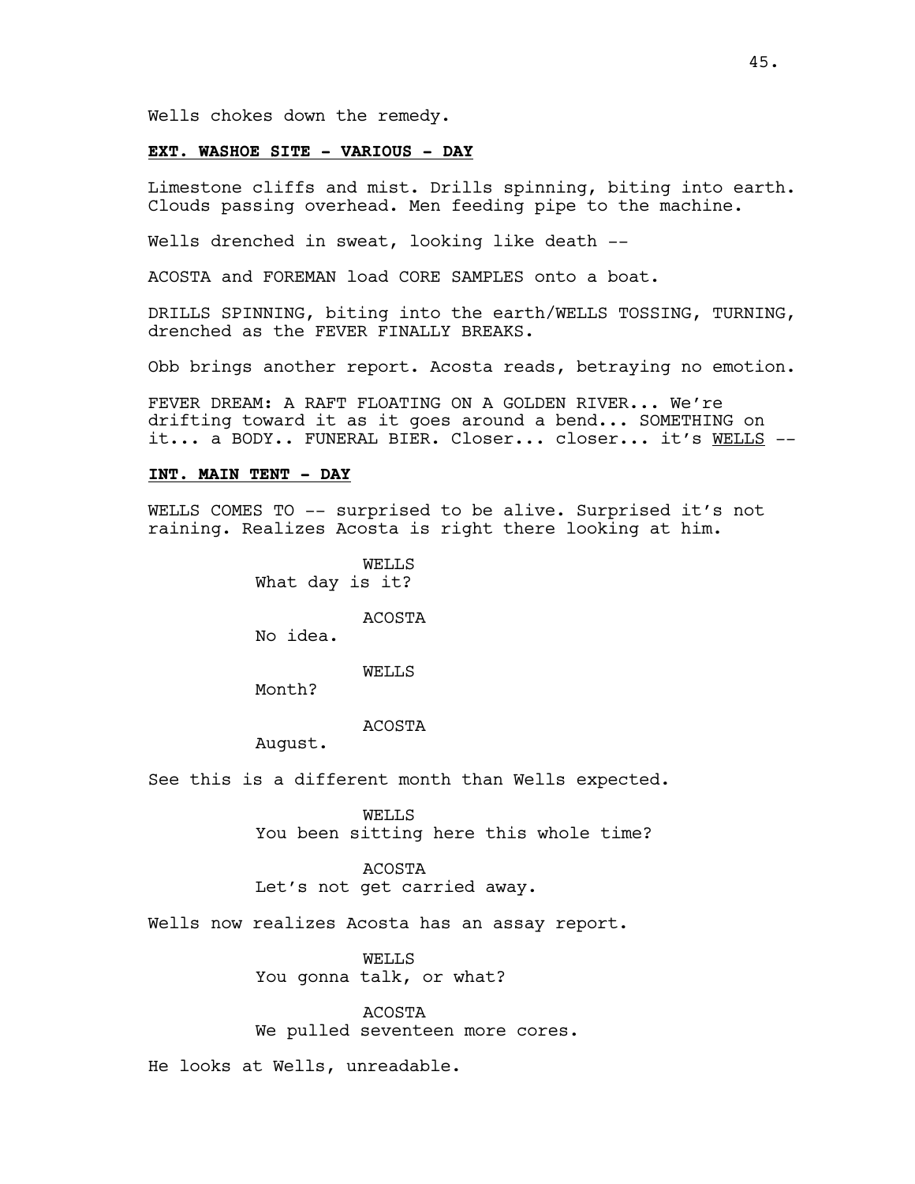Wells chokes down the remedy.

**EXT. WASHOE SITE - VARIOUS - DAY**

Limestone cliffs and mist. Drills spinning, biting into earth. Clouds passing overhead. Men feeding pipe to the machine.

Wells drenched in sweat, looking like death --

ACOSTA and FOREMAN load CORE SAMPLES onto a boat.

DRILLS SPINNING, biting into the earth/WELLS TOSSING, TURNING, drenched as the FEVER FINALLY BREAKS.

Obb brings another report. Acosta reads, betraying no emotion.

FEVER DREAM: A RAFT FLOATING ON A GOLDEN RIVER... We're drifting toward it as it goes around a bend... SOMETHING on it... a BODY.. FUNERAL BIER. Closer... closer... it's WELLS --

**INT. MAIN TENT - DAY**

WELLS COMES TO -- surprised to be alive. Surprised it's not raining. Realizes Acosta is right there looking at him.

WELLS
What day is it?

ACOSTA
No idea.

WELLS
Month?

ACOSTA
August.

See this is a different month than Wells expected.

WELLS
You been sitting here this whole time?

ACOSTA
Let's not get carried away.

Wells now realizes Acosta has an assay report.

WELLS
You gonna talk, or what?

ACOSTA
We pulled seventeen more cores.

He looks at Wells, unreadable.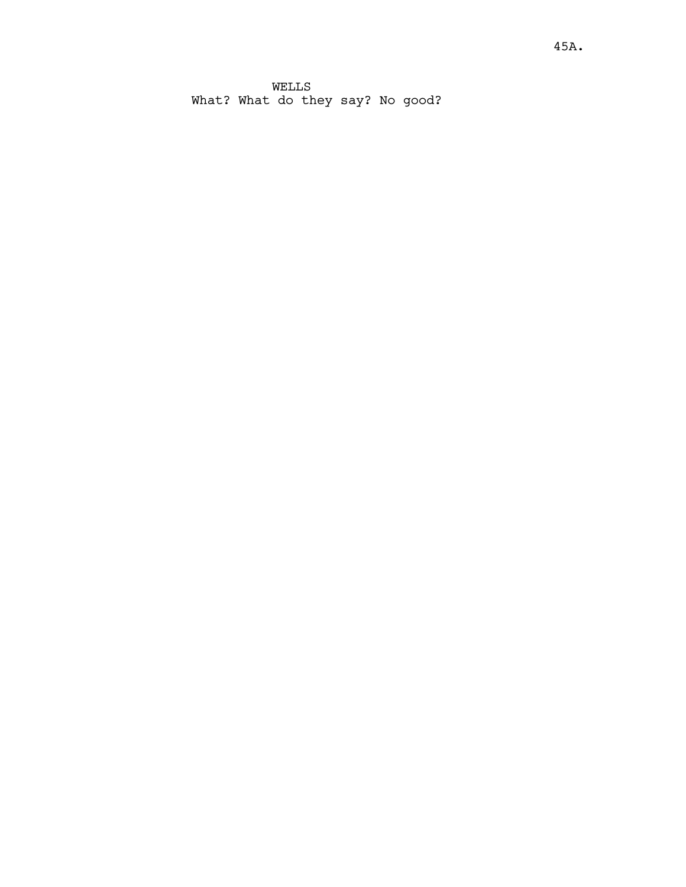WELLS
What? What do they say? No good?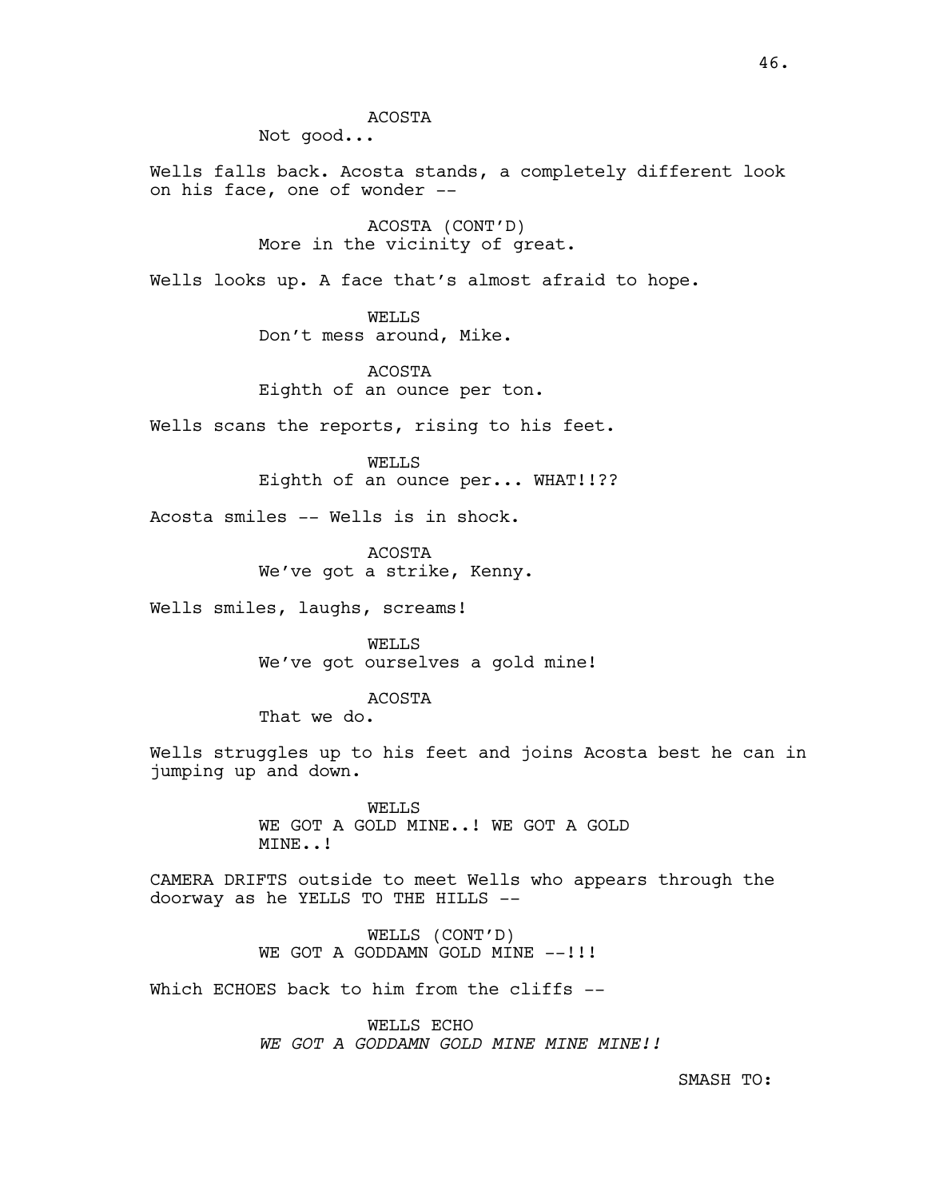ACOSTA
Not good...

Wells falls back. Acosta stands, a completely different look on his face, one of wonder --

ACOSTA (CONT'D)
More in the vicinity of great.

Wells looks up. A face that's almost afraid to hope.

WELLS
Don't mess around, Mike.

ACOSTA
Eighth of an ounce per ton.

Wells scans the reports, rising to his feet.

WELLS
Eighth of an ounce per... WHAT!!??

Acosta smiles -- Wells is in shock.

ACOSTA
We've got a strike, Kenny.

Wells smiles, laughs, screams!

WELLS
We've got ourselves a gold mine!

ACOSTA
That we do.

Wells struggles up to his feet and joins Acosta best he can in jumping up and down.

WELLS
WE GOT A GOLD MINE..! WE GOT A GOLD MINE..!

CAMERA DRIFTS outside to meet Wells who appears through the doorway as he YELLS TO THE HILLS --

WELLS (CONT'D)
WE GOT A GODDAMN GOLD MINE --!!!

Which ECHOES back to him from the cliffs --

WELLS ECHO
*WE GOT A GODDAMN GOLD MINE MINE MINE!!*

SMASH TO: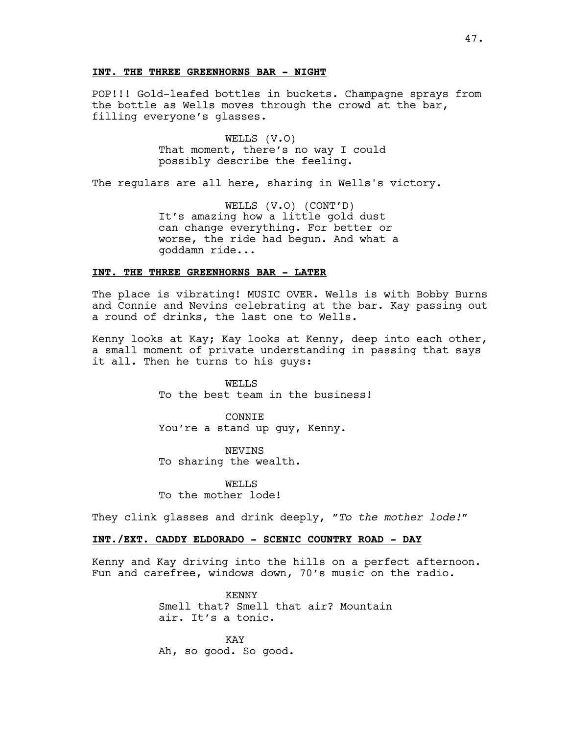**INT. THE THREE GREENHORNS BAR - NIGHT**

POP!!! Gold-leafed bottles in buckets. Champagne sprays from the bottle as Wells moves through the crowd at the bar, filling everyone's glasses.

WELLS (V.O)
That moment, there's no way I could possibly describe the feeling.

The regulars are all here, sharing in Wells's victory.

WELLS (V.O) (CONT'D)
It's amazing how a little gold dust can change everything. For better or worse, the ride had begun. And what a goddamn ride...

**INT. THE THREE GREENHORNS BAR - LATER**

The place is vibrating! MUSIC OVER. Wells is with Bobby Burns and Connie and Nevins celebrating at the bar. Kay passing out a round of drinks, the last one to Wells.

Kenny looks at Kay; Kay looks at Kenny, deep into each other, a small moment of private understanding in passing that says it all. Then he turns to his guys:

WELLS
To the best team in the business!

CONNIE
You're a stand up guy, Kenny.

NEVINS
To sharing the wealth.

WELLS
To the mother lode!

They clink glasses and drink deeply, "*To the mother lode!*"

**INT./EXT. CADDY ELDORADO - SCENIC COUNTRY ROAD - DAY**

Kenny and Kay driving into the hills on a perfect afternoon. Fun and carefree, windows down, 70's music on the radio.

KENNY
Smell that? Smell that air? Mountain air. It's a tonic.

KAY
Ah, so good. So good.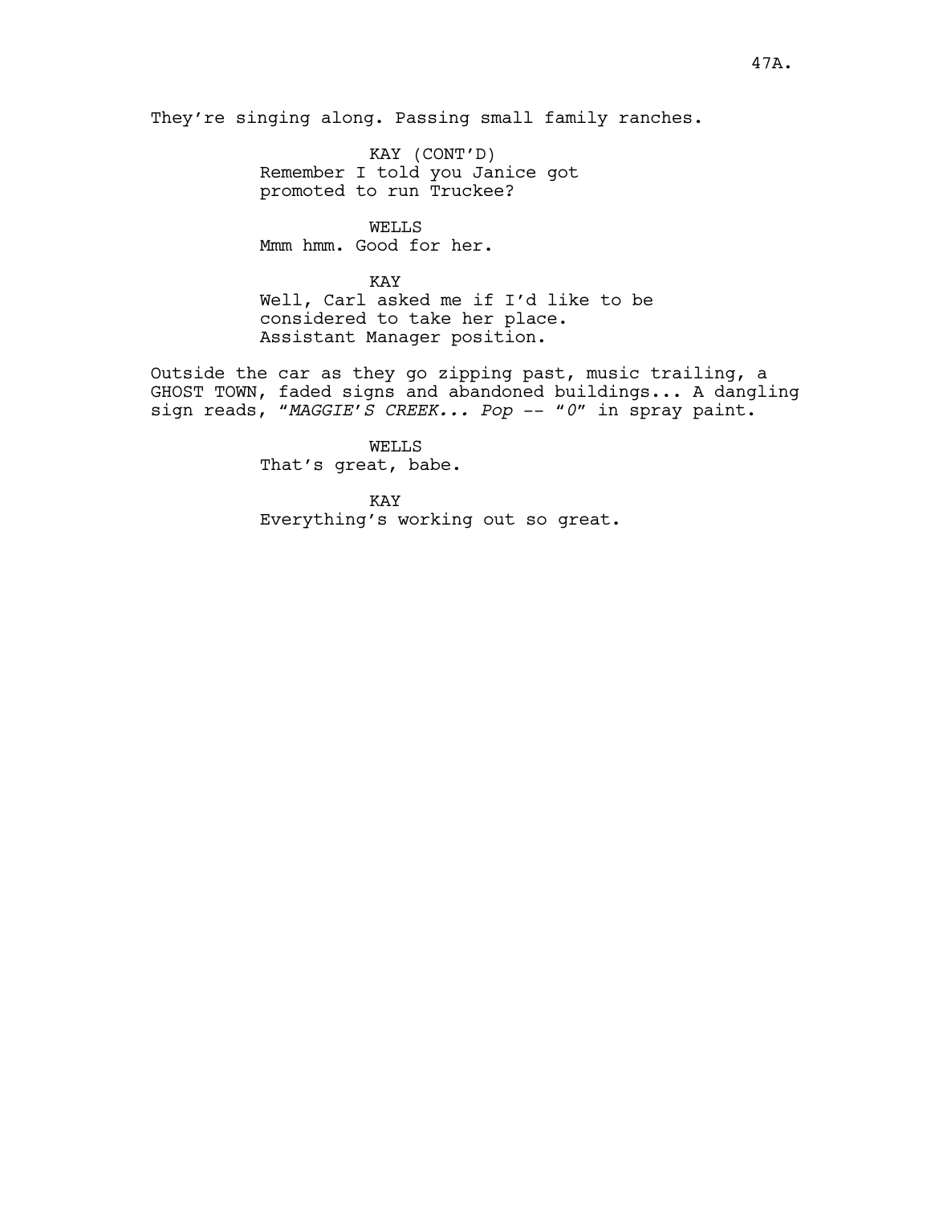They're singing along. Passing small family ranches.

KAY (CONT'D)
Remember I told you Janice got promoted to run Truckee?

WELLS
Mmm hmm. Good for her.

KAY
Well, Carl asked me if I'd like to be considered to take her place. Assistant Manager position.

Outside the car as they go zipping past, music trailing, a GHOST TOWN, faded signs and abandoned buildings... A dangling sign reads, "*MAGGIE'S CREEK... Pop* -- "*0*" in spray paint.

WELLS
That's great, babe.

KAY
Everything's working out so great.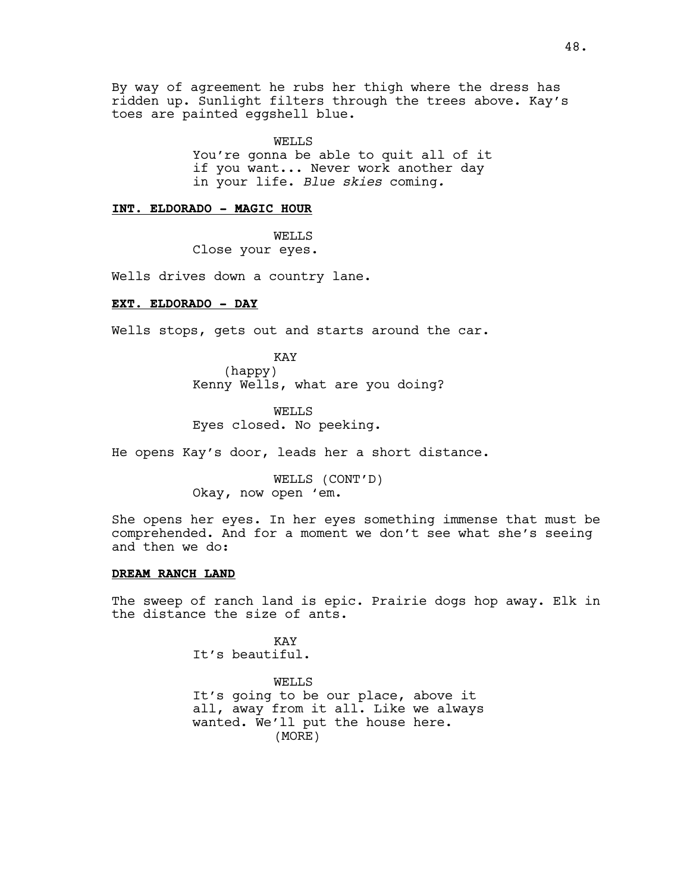By way of agreement he rubs her thigh where the dress has ridden up. Sunlight filters through the trees above. Kay's toes are painted eggshell blue.

WELLS
You're gonna be able to quit all of it if you want... Never work another day in your life. *Blue skies* coming.

**INT. ELDORADO - MAGIC HOUR**

WELLS
Close your eyes.

Wells drives down a country lane.

**EXT. ELDORADO - DAY**

Wells stops, gets out and starts around the car.

KAY
(happy)
Kenny Wells, what are you doing?

WELLS
Eyes closed. No peeking.

He opens Kay's door, leads her a short distance.

WELLS (CONT'D)
Okay, now open 'em.

She opens her eyes. In her eyes something immense that must be comprehended. And for a moment we don't see what she's seeing and then we do:

**DREAM RANCH LAND**

The sweep of ranch land is epic. Prairie dogs hop away. Elk in the distance the size of ants.

KAY
It's beautiful.

WELLS
It's going to be our place, above it all, away from it all. Like we always wanted. We'll put the house here.
(MORE)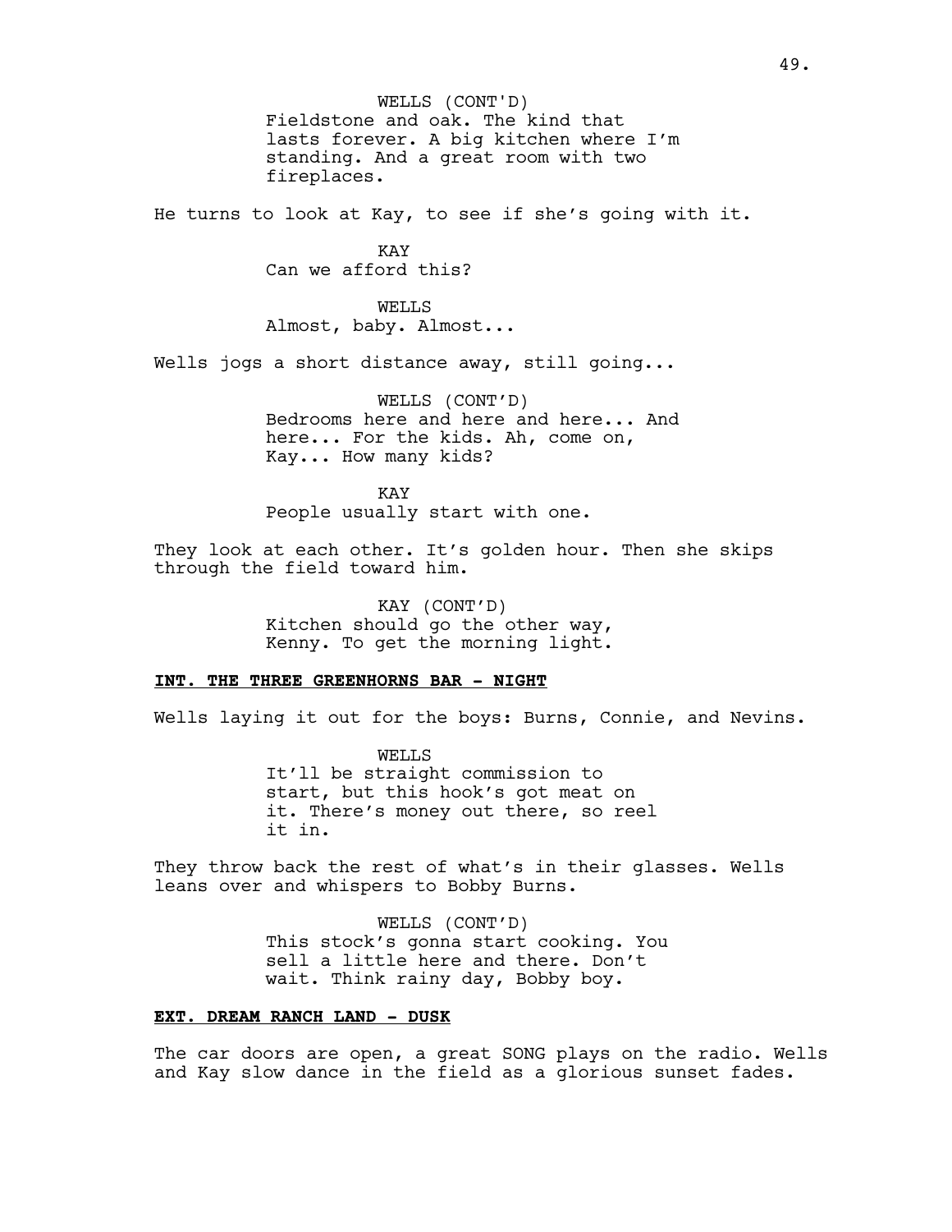WELLS (CONT'D)
Fieldstone and oak. The kind that lasts forever. A big kitchen where I'm standing. And a great room with two fireplaces.

He turns to look at Kay, to see if she's going with it.

KAY
Can we afford this?

WELLS
Almost, baby. Almost...

Wells jogs a short distance away, still going...

WELLS (CONT'D)
Bedrooms here and here and here... And here... For the kids. Ah, come on, Kay... How many kids?

KAY
People usually start with one.

They look at each other. It's golden hour. Then she skips through the field toward him.

KAY (CONT'D)
Kitchen should go the other way, Kenny. To get the morning light.

**INT. THE THREE GREENHORNS BAR - NIGHT**

Wells laying it out for the boys: Burns, Connie, and Nevins.

WELLS
It'll be straight commission to start, but this hook's got meat on it. There's money out there, so reel it in.

They throw back the rest of what's in their glasses. Wells leans over and whispers to Bobby Burns.

WELLS (CONT'D)
This stock's gonna start cooking. You sell a little here and there. Don't wait. Think rainy day, Bobby boy.

**EXT. DREAM RANCH LAND - DUSK**

The car doors are open, a great SONG plays on the radio. Wells and Kay slow dance in the field as a glorious sunset fades.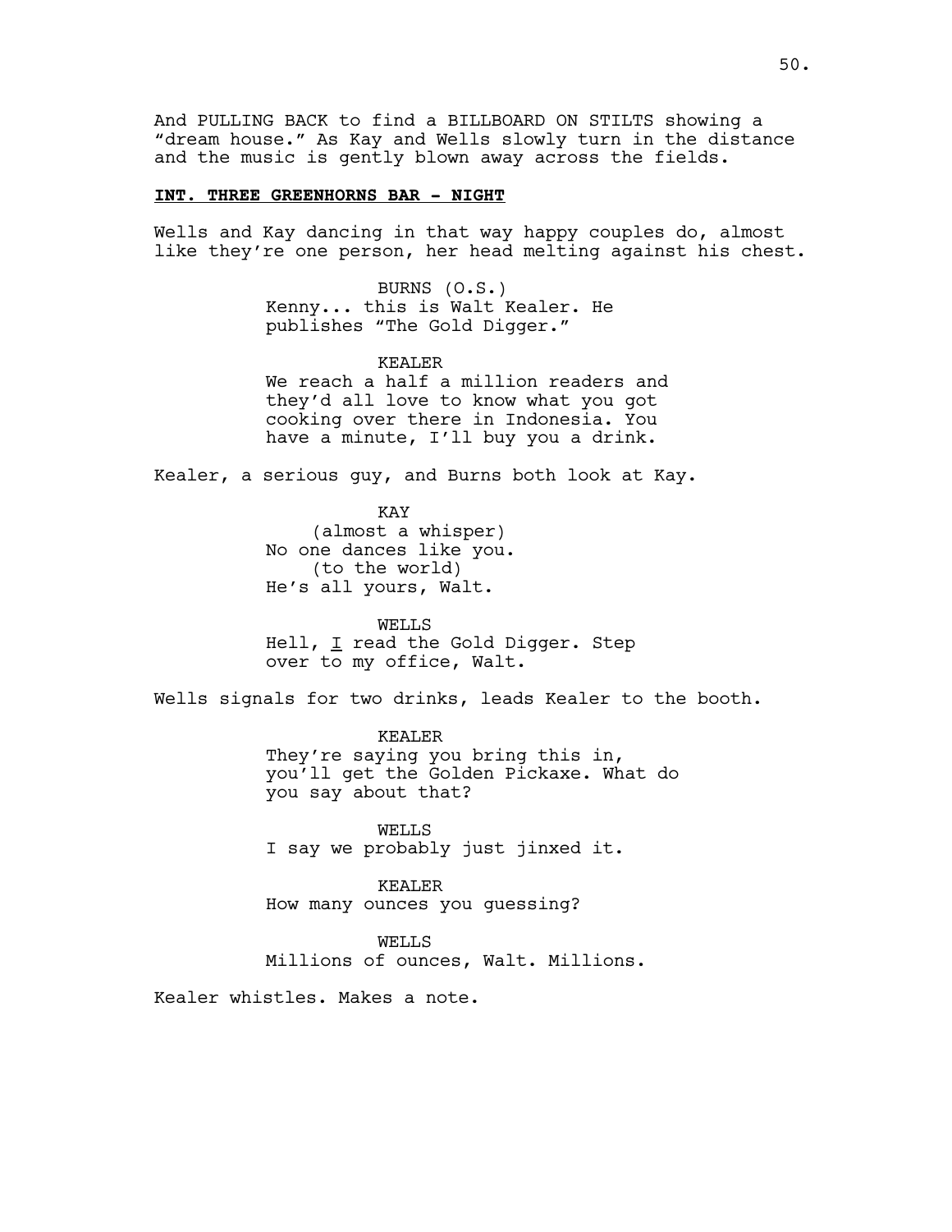And PULLING BACK to find a BILLBOARD ON STILTS showing a "dream house." As Kay and Wells slowly turn in the distance and the music is gently blown away across the fields.

**INT. THREE GREENHORNS BAR - NIGHT**

Wells and Kay dancing in that way happy couples do, almost like they're one person, her head melting against his chest.

BURNS (O.S.)
Kenny... this is Walt Kealer. He publishes "The Gold Digger."

KEALER
We reach a half a million readers and they'd all love to know what you got cooking over there in Indonesia. You have a minute, I'll buy you a drink.

Kealer, a serious guy, and Burns both look at Kay.

KAY
(almost a whisper)
No one dances like you.
(to the world)
He's all yours, Walt.

WELLS
Hell, I read the Gold Digger. Step over to my office, Walt.

Wells signals for two drinks, leads Kealer to the booth.

KEALER
They're saying you bring this in, you'll get the Golden Pickaxe. What do you say about that?

WELLS
I say we probably just jinxed it.

KEALER
How many ounces you guessing?

WELLS
Millions of ounces, Walt. Millions.

Kealer whistles. Makes a note.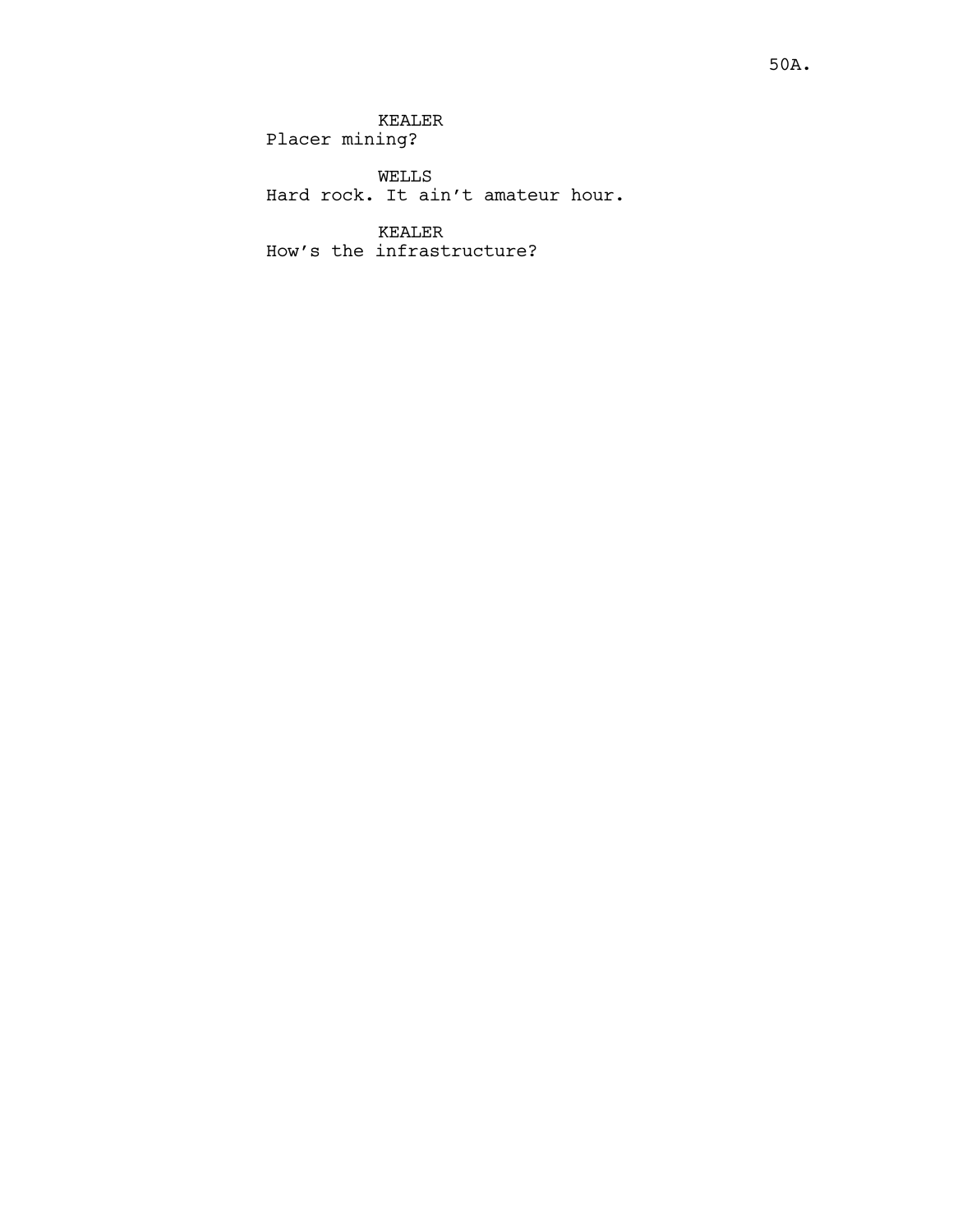KEALER
Placer mining?

WELLS
Hard rock. It ain’t amateur hour.

KEALER
How’s the infrastructure?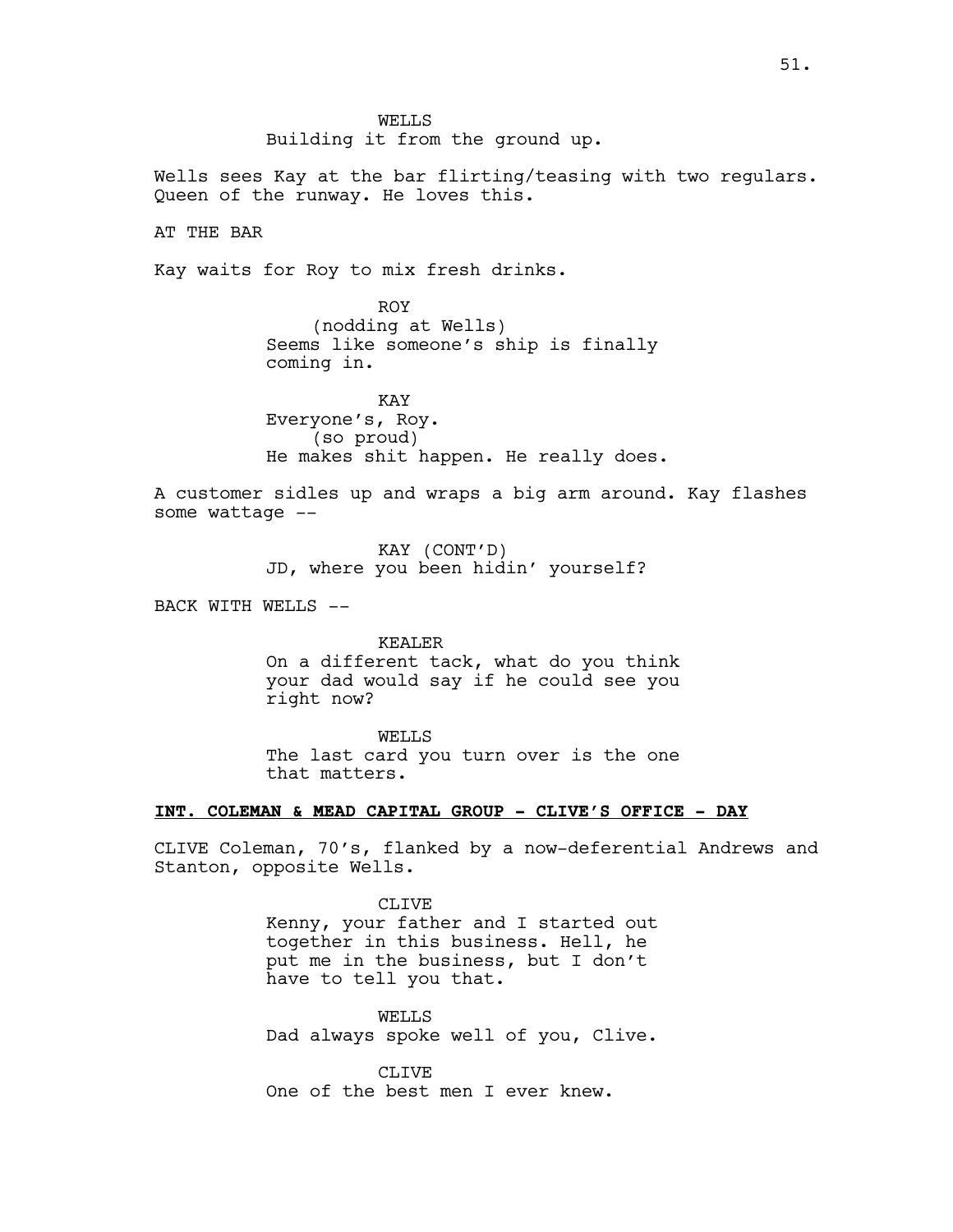WELLS
Building it from the ground up.

Wells sees Kay at the bar flirting/teasing with two regulars. Queen of the runway. He loves this.

AT THE BAR

Kay waits for Roy to mix fresh drinks.

ROY
(nodding at Wells)
Seems like someone's ship is finally coming in.

KAY
Everyone's, Roy.
(so proud)
He makes shit happen. He really does.

A customer sidles up and wraps a big arm around. Kay flashes some wattage --

KAY (CONT'D)
JD, where you been hidin' yourself?

BACK WITH WELLS --

KEALER
On a different tack, what do you think your dad would say if he could see you right now?

WELLS
The last card you turn over is the one that matters.

**INT. COLEMAN & MEAD CAPITAL GROUP - CLIVE'S OFFICE - DAY**

CLIVE Coleman, 70's, flanked by a now-deferential Andrews and Stanton, opposite Wells.

CLIVE
Kenny, your father and I started out together in this business. Hell, he put me in the business, but I don't have to tell you that.

WELLS
Dad always spoke well of you, Clive.

CLIVE
One of the best men I ever knew.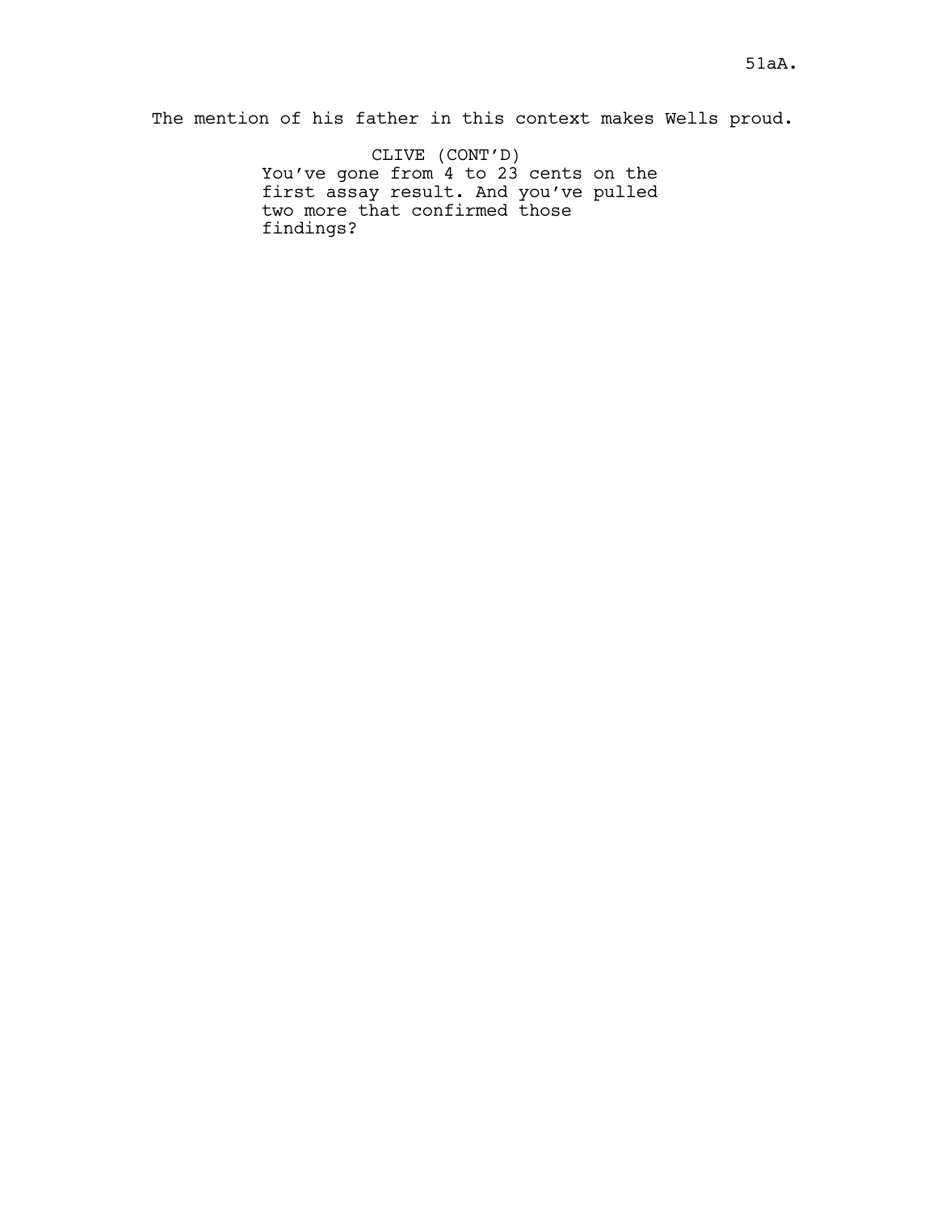The mention of his father in this context makes Wells proud.

CLIVE (CONT'D)
You've gone from 4 to 23 cents on the first assay result. And you've pulled two more that confirmed those findings?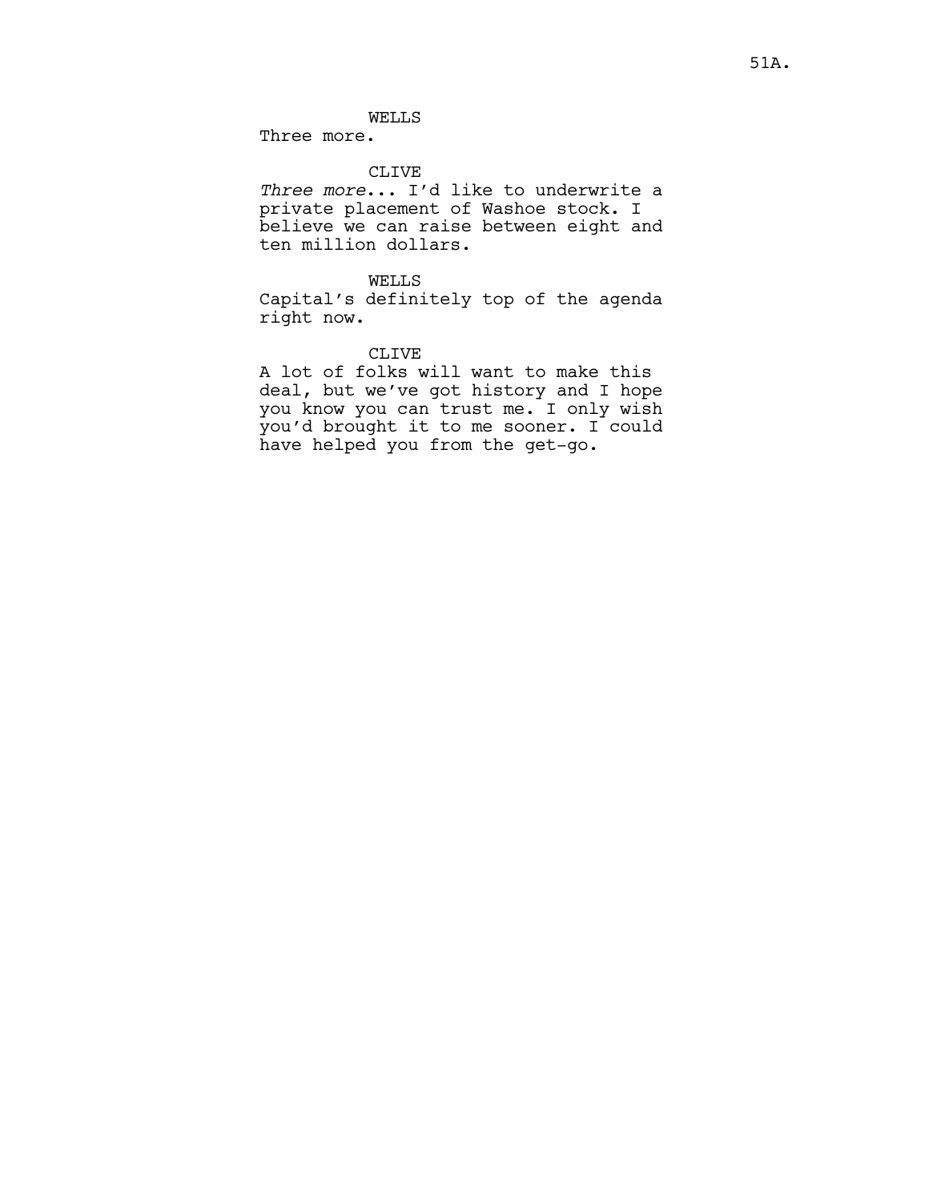WELLS
Three more.

CLIVE
*Three more*... I'd like to underwrite a private placement of Washoe stock. I believe we can raise between eight and ten million dollars.

WELLS
Capital's definitely top of the agenda right now.

CLIVE
A lot of folks will want to make this deal, but we've got history and I hope you know you can trust me. I only wish you'd brought it to me sooner. I could have helped you from the get-go.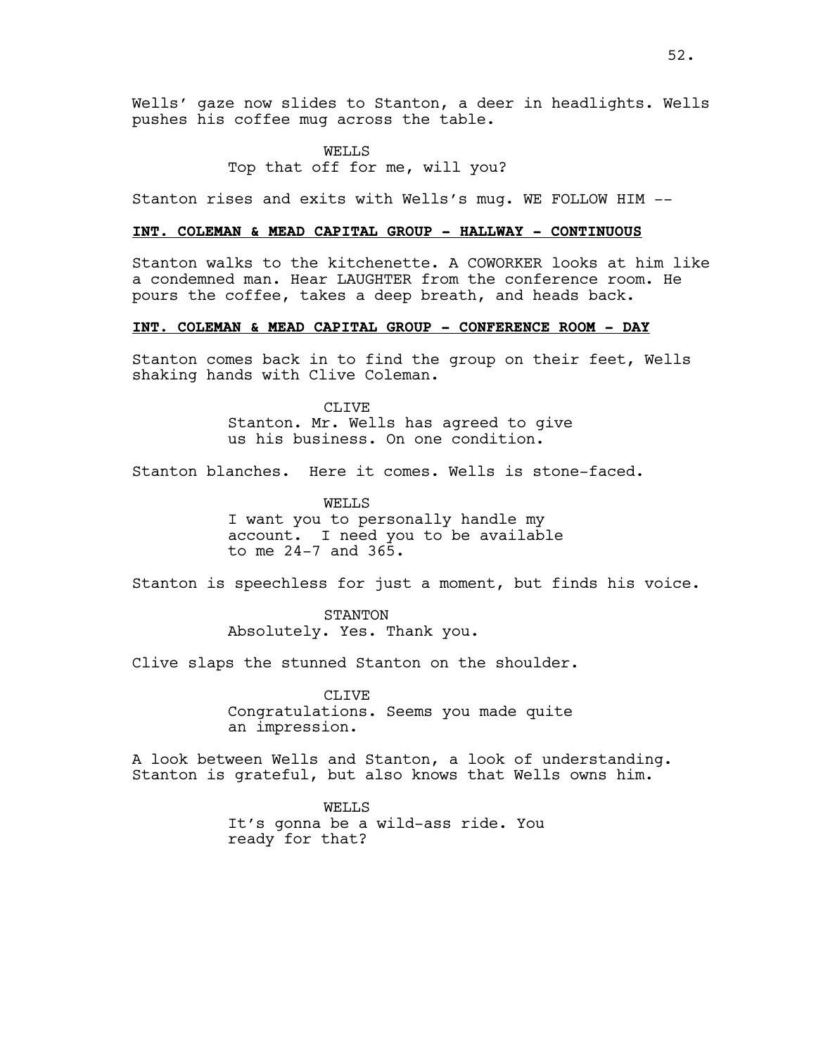Wells' gaze now slides to Stanton, a deer in headlights. Wells pushes his coffee mug across the table.

WELLS
Top that off for me, will you?

Stanton rises and exits with Wells's mug. WE FOLLOW HIM --

**INT. COLEMAN & MEAD CAPITAL GROUP - HALLWAY - CONTINUOUS**

Stanton walks to the kitchenette. A COWORKER looks at him like a condemned man. Hear LAUGHTER from the conference room. He pours the coffee, takes a deep breath, and heads back.

**INT. COLEMAN & MEAD CAPITAL GROUP - CONFERENCE ROOM - DAY**

Stanton comes back in to find the group on their feet, Wells shaking hands with Clive Coleman.

CLIVE
Stanton. Mr. Wells has agreed to give us his business. On one condition.

Stanton blanches. Here it comes. Wells is stone-faced.

WELLS
I want you to personally handle my account. I need you to be available to me 24-7 and 365.

Stanton is speechless for just a moment, but finds his voice.

STANTON
Absolutely. Yes. Thank you.

Clive slaps the stunned Stanton on the shoulder.

CLIVE
Congratulations. Seems you made quite an impression.

A look between Wells and Stanton, a look of understanding. Stanton is grateful, but also knows that Wells owns him.

WELLS
It's gonna be a wild-ass ride. You ready for that?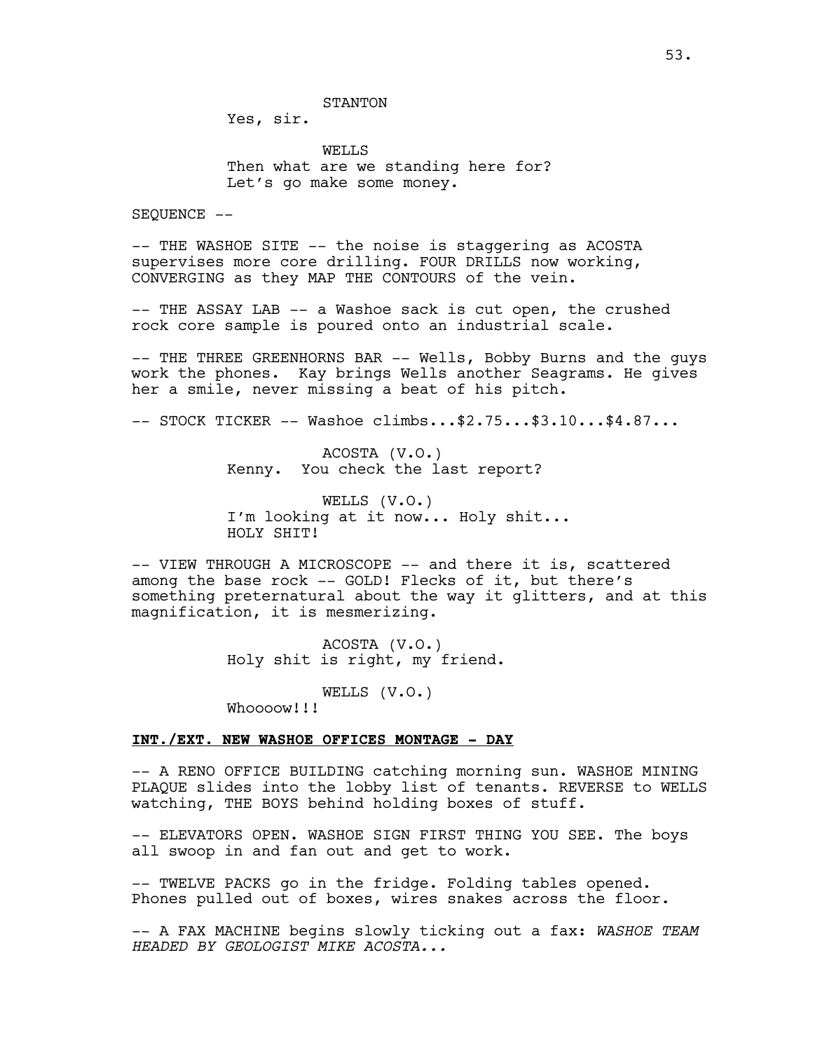STANTON

Yes, sir.

WELLS

Then what are we standing here for? Let's go make some money.

SEQUENCE --

-- THE WASHOE SITE -- the noise is staggering as ACOSTA supervises more core drilling. FOUR DRILLS now working, CONVERGING as they MAP THE CONTOURS of the vein.

-- THE ASSAY LAB -- a Washoe sack is cut open, the crushed rock core sample is poured onto an industrial scale.

-- THE THREE GREENHORNS BAR -- Wells, Bobby Burns and the guys work the phones. Kay brings Wells another Seagrams. He gives her a smile, never missing a beat of his pitch.

-- STOCK TICKER -- Washoe climbs...$2.75...$3.10...$4.87...

ACOSTA (V.O.)

Kenny. You check the last report?

WELLS (V.O.)

I'm looking at it now... Holy shit... HOLY SHIT!

-- VIEW THROUGH A MICROSCOPE -- and there it is, scattered among the base rock -- GOLD! Flecks of it, but there's something preternatural about the way it glitters, and at this magnification, it is mesmerizing.

ACOSTA (V.O.)

Holy shit is right, my friend.

WELLS (V.O.)

Whoooow!!!

**INT./EXT. NEW WASHOE OFFICES MONTAGE - DAY**

-- A RENO OFFICE BUILDING catching morning sun. WASHOE MINING PLAQUE slides into the lobby list of tenants. REVERSE to WELLS watching, THE BOYS behind holding boxes of stuff.

-- ELEVATORS OPEN. WASHOE SIGN FIRST THING YOU SEE. The boys all swoop in and fan out and get to work.

-- TWELVE PACKS go in the fridge. Folding tables opened. Phones pulled out of boxes, wires snakes across the floor.

-- A FAX MACHINE begins slowly ticking out a fax: *WASHOE TEAM HEADED BY GEOLOGIST MIKE ACOSTA...*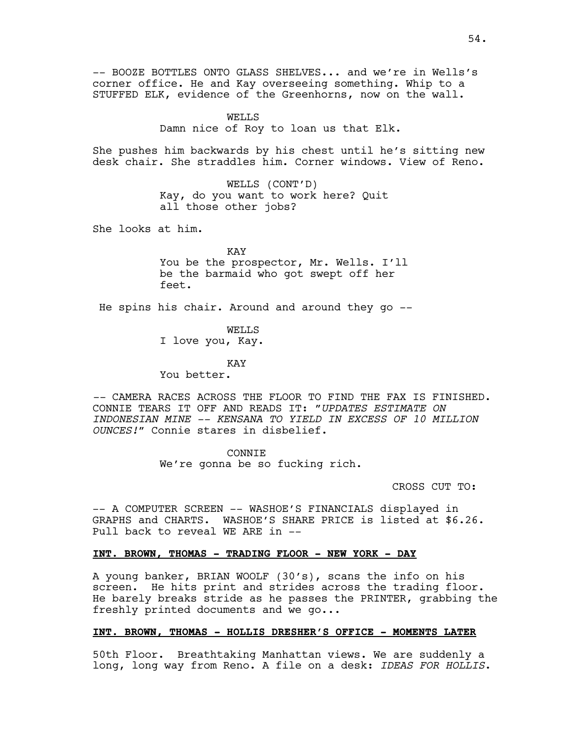-- BOOZE BOTTLES ONTO GLASS SHELVES... and we're in Wells's corner office. He and Kay overseeing something. Whip to a STUFFED ELK, evidence of the Greenhorns, now on the wall.

WELLS
Damn nice of Roy to loan us that Elk.

She pushes him backwards by his chest until he's sitting new desk chair. She straddles him. Corner windows. View of Reno.

WELLS (CONT'D)
Kay, do you want to work here? Quit all those other jobs?

She looks at him.

KAY
You be the prospector, Mr. Wells. I'll be the barmaid who got swept off her feet.

He spins his chair. Around and around they go --

WELLS
I love you, Kay.

KAY
You better.

-- CAMERA RACES ACROSS THE FLOOR TO FIND THE FAX IS FINISHED. CONNIE TEARS IT OFF AND READS IT: "*UPDATES ESTIMATE ON INDONESIAN MINE -- KENSANA TO YIELD IN EXCESS OF 10 MILLION OUNCES!*" Connie stares in disbelief.

CONNIE
We're gonna be so fucking rich.

CROSS CUT TO:

-- A COMPUTER SCREEN -- WASHOE'S FINANCIALS displayed in GRAPHS and CHARTS. WASHOE'S SHARE PRICE is listed at $6.26. Pull back to reveal WE ARE in --

**INT. BROWN, THOMAS - TRADING FLOOR - NEW YORK - DAY**

A young banker, BRIAN WOOLF (30's), scans the info on his screen. He hits print and strides across the trading floor. He barely breaks stride as he passes the PRINTER, grabbing the freshly printed documents and we go...

**INT. BROWN, THOMAS - HOLLIS DRESHER'S OFFICE - MOMENTS LATER**

50th Floor. Breathtaking Manhattan views. We are suddenly a long, long way from Reno. A file on a desk: *IDEAS FOR HOLLIS*.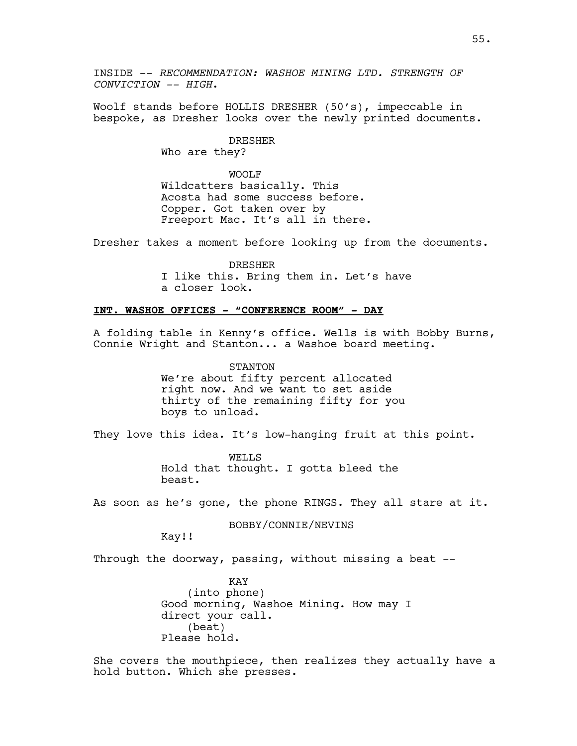INSIDE -- *RECOMMENDATION: WASHOE MINING LTD. STRENGTH OF CONVICTION -- HIGH*.

Woolf stands before HOLLIS DRESHER (50's), impeccable in bespoke, as Dresher looks over the newly printed documents.

DRESHER
Who are they?

WOOLF
Wildcatters basically. This Acosta had some success before. Copper. Got taken over by Freeport Mac. It's all in there.

Dresher takes a moment before looking up from the documents.

DRESHER
I like this. Bring them in. Let's have a closer look.

**INT. WASHOE OFFICES - "CONFERENCE ROOM" - DAY**

A folding table in Kenny's office. Wells is with Bobby Burns, Connie Wright and Stanton... a Washoe board meeting.

STANTON
We're about fifty percent allocated right now. And we want to set aside thirty of the remaining fifty for you boys to unload.

They love this idea. It's low-hanging fruit at this point.

WELLS
Hold that thought. I gotta bleed the beast.

As soon as he's gone, the phone RINGS. They all stare at it.

BOBBY/CONNIE/NEVINS
Kay!!

Through the doorway, passing, without missing a beat --

KAY
(into phone)
Good morning, Washoe Mining. How may I direct your call.
(beat)
Please hold.

She covers the mouthpiece, then realizes they actually have a hold button. Which she presses.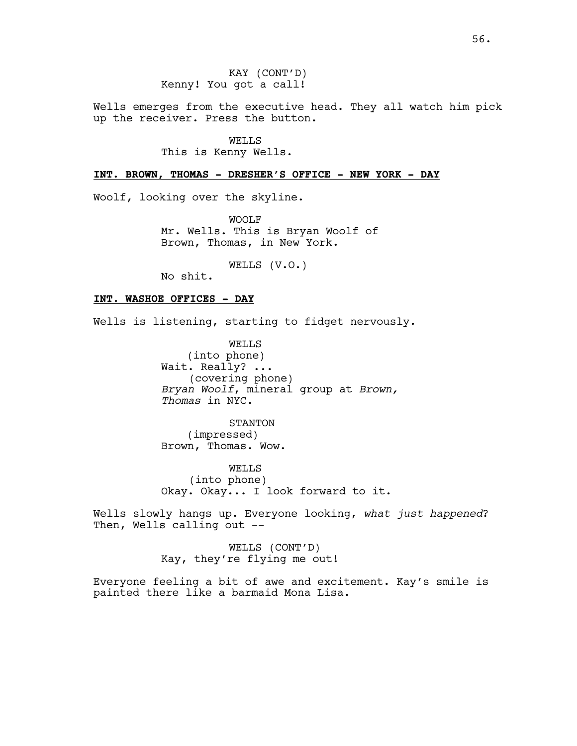KAY (CONT'D)
Kenny! You got a call!

Wells emerges from the executive head. They all watch him pick up the receiver. Press the button.

WELLS
This is Kenny Wells.

**INT. BROWN, THOMAS - DRESHER'S OFFICE - NEW YORK - DAY**

Woolf, looking over the skyline.

WOOLF
Mr. Wells. This is Bryan Woolf of Brown, Thomas, in New York.

WELLS (V.O.)
No shit.

**INT. WASHOE OFFICES - DAY**

Wells is listening, starting to fidget nervously.

WELLS
(into phone)
Wait. Really? ...
(covering phone)
*Bryan Woolf*, mineral group at *Brown, Thomas* in NYC.

STANTON
(impressed)
Brown, Thomas. Wow.

WELLS
(into phone)
Okay. Okay... I look forward to it.

Wells slowly hangs up. Everyone looking, *what just happened*? Then, Wells calling out --

WELLS (CONT'D)
Kay, they're flying me out!

Everyone feeling a bit of awe and excitement. Kay's smile is painted there like a barmaid Mona Lisa.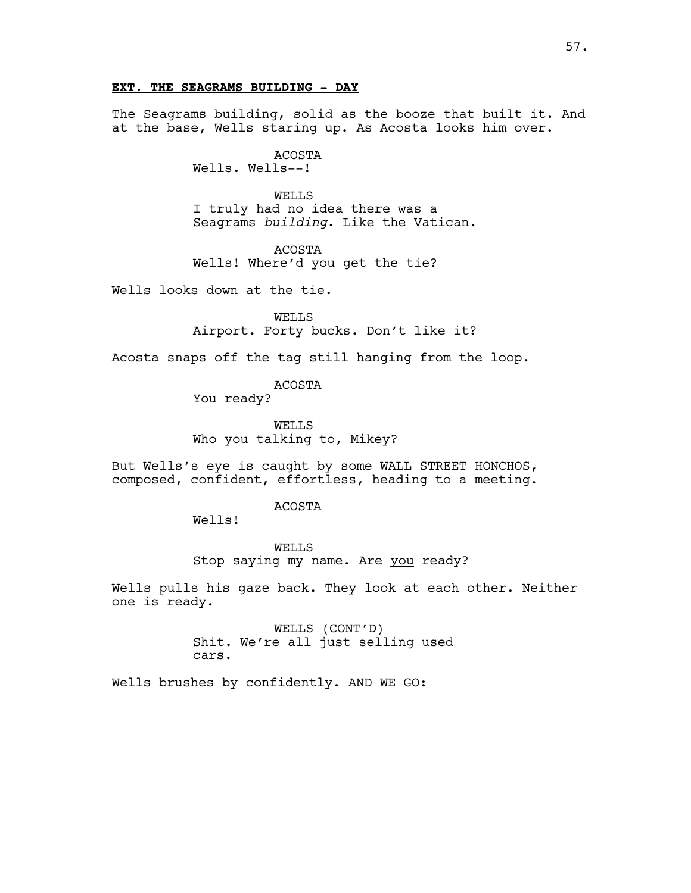**EXT. THE SEAGRAMS BUILDING - DAY**

The Seagrams building, solid as the booze that built it. And at the base, Wells staring up. As Acosta looks him over.

ACOSTA
Wells. Wells--!

WELLS
I truly had no idea there was a Seagrams *building*. Like the Vatican.

ACOSTA
Wells! Where'd you get the tie?

Wells looks down at the tie.

WELLS
Airport. Forty bucks. Don't like it?

Acosta snaps off the tag still hanging from the loop.

ACOSTA
You ready?

WELLS
Who you talking to, Mikey?

But Wells's eye is caught by some WALL STREET HONCHOS, composed, confident, effortless, heading to a meeting.

ACOSTA
Wells!

WELLS
Stop saying my name. Are <u>you</u> ready?

Wells pulls his gaze back. They look at each other. Neither one is ready.

WELLS (CONT'D)
Shit. We're all just selling used cars.

Wells brushes by confidently. AND WE GO: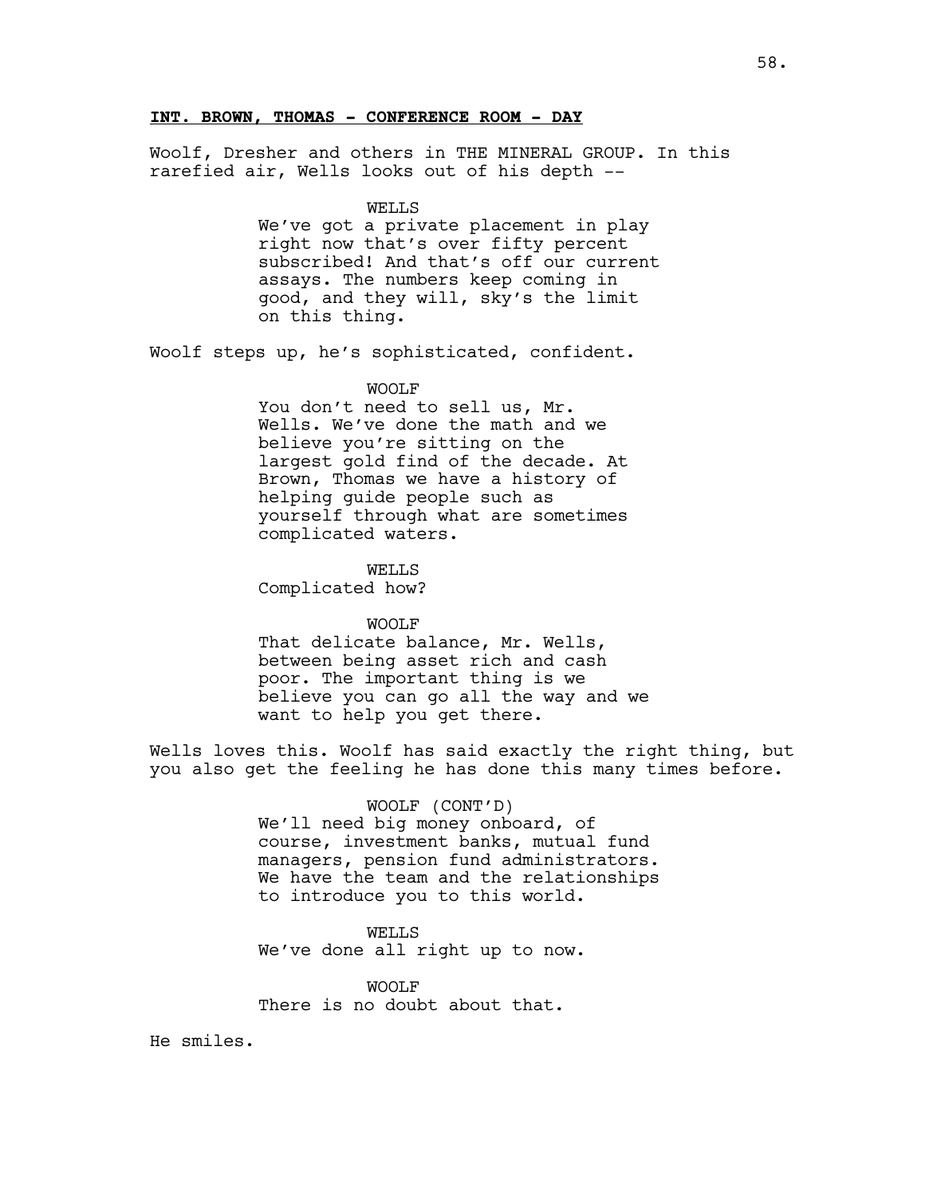**INT. BROWN, THOMAS - CONFERENCE ROOM - DAY**

Woolf, Dresher and others in THE MINERAL GROUP. In this rarefied air, Wells looks out of his depth --

WELLS
We've got a private placement in play right now that's over fifty percent subscribed! And that's off our current assays. The numbers keep coming in good, and they will, sky's the limit on this thing.

Woolf steps up, he's sophisticated, confident.

WOOLF
You don't need to sell us, Mr. Wells. We've done the math and we believe you're sitting on the largest gold find of the decade. At Brown, Thomas we have a history of helping guide people such as yourself through what are sometimes complicated waters.

WELLS
Complicated how?

WOOLF
That delicate balance, Mr. Wells, between being asset rich and cash poor. The important thing is we believe you can go all the way and we want to help you get there.

Wells loves this. Woolf has said exactly the right thing, but you also get the feeling he has done this many times before.

WOOLF (CONT'D)
We'll need big money onboard, of course, investment banks, mutual fund managers, pension fund administrators. We have the team and the relationships to introduce you to this world.

WELLS
We've done all right up to now.

WOOLF
There is no doubt about that.

He smiles.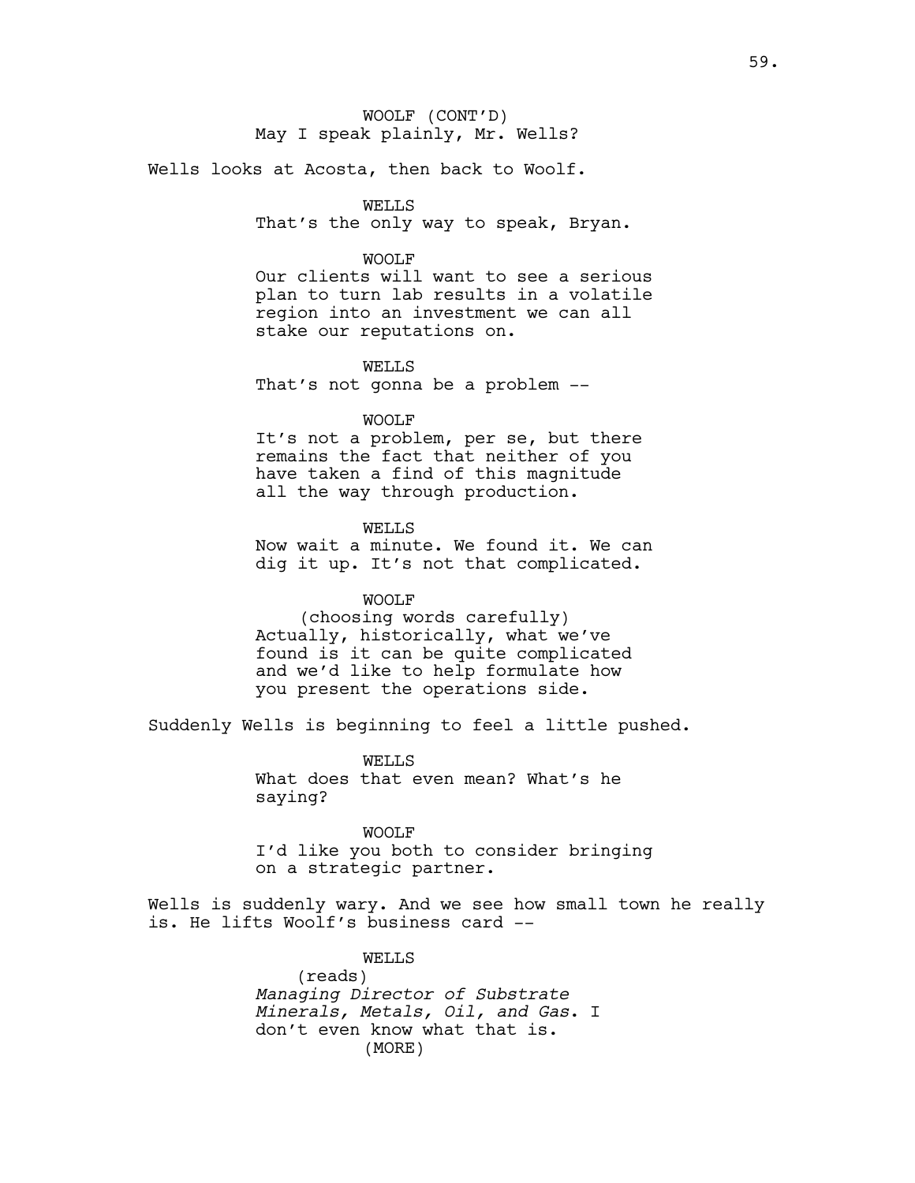WOOLF (CONT'D)
May I speak plainly, Mr. Wells?

Wells looks at Acosta, then back to Woolf.

WELLS
That's the only way to speak, Bryan.

WOOLF
Our clients will want to see a serious plan to turn lab results in a volatile region into an investment we can all stake our reputations on.

WELLS
That's not gonna be a problem --

WOOLF
It's not a problem, per se, but there remains the fact that neither of you have taken a find of this magnitude all the way through production.

WELLS
Now wait a minute. We found it. We can dig it up. It's not that complicated.

WOOLF
(choosing words carefully)
Actually, historically, what we've found is it can be quite complicated and we'd like to help formulate how you present the operations side.

Suddenly Wells is beginning to feel a little pushed.

WELLS
What does that even mean? What's he saying?

WOOLF
I'd like you both to consider bringing on a strategic partner.

Wells is suddenly wary. And we see how small town he really is. He lifts Woolf's business card --

WELLS
(reads)
*Managing Director of Substrate Minerals, Metals, Oil, and Gas*. I don't even know what that is.
(MORE)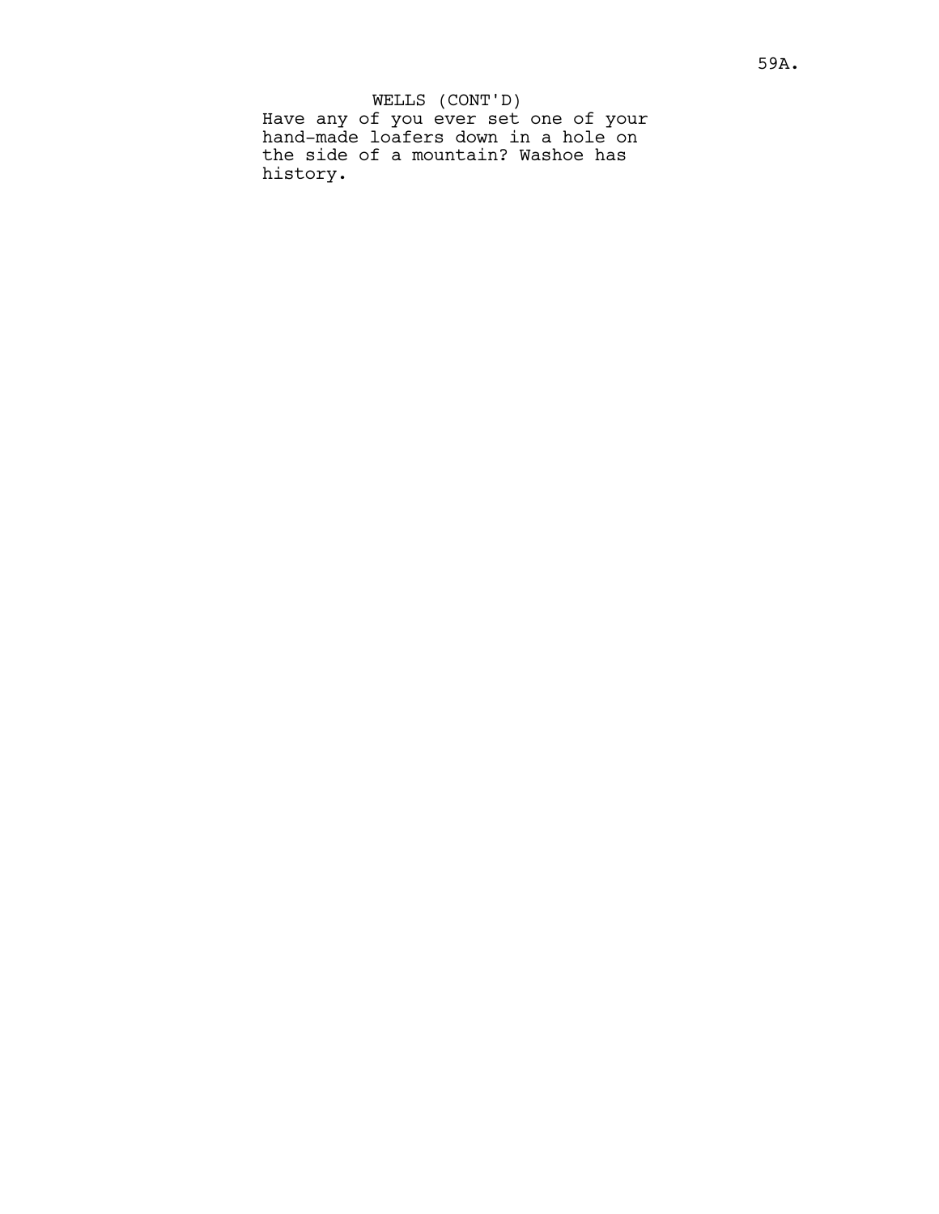WELLS (CONT'D)

Have any of you ever set one of your hand-made loafers down in a hole on the side of a mountain? Washoe has history.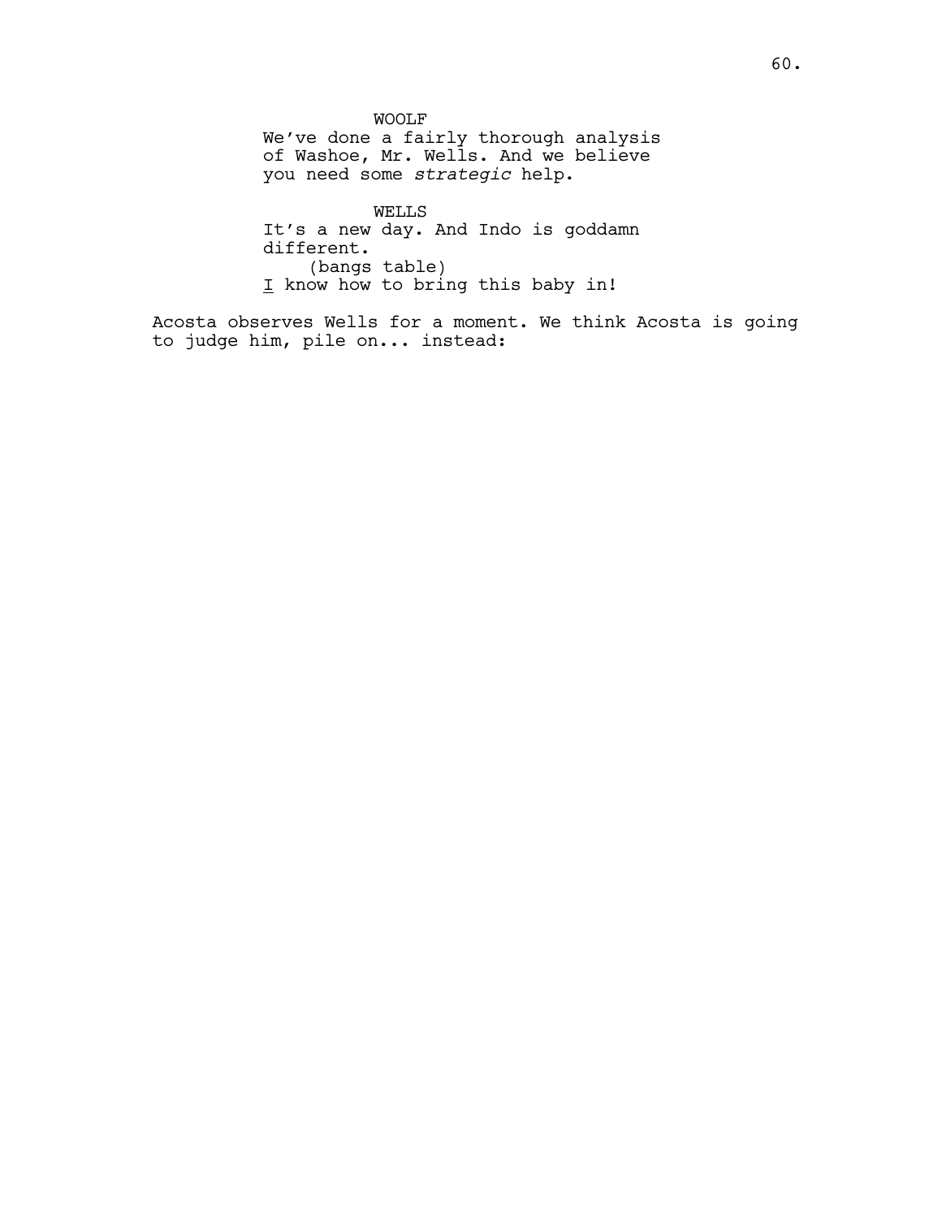WOOLF

We've done a fairly thorough analysis of Washoe, Mr. Wells. And we believe you need some *strategic* help.

WELLS

It's a new day. And Indo is goddamn different.

(bangs table)

I know how to bring this baby in!

Acosta observes Wells for a moment. We think Acosta is going to judge him, pile on... instead: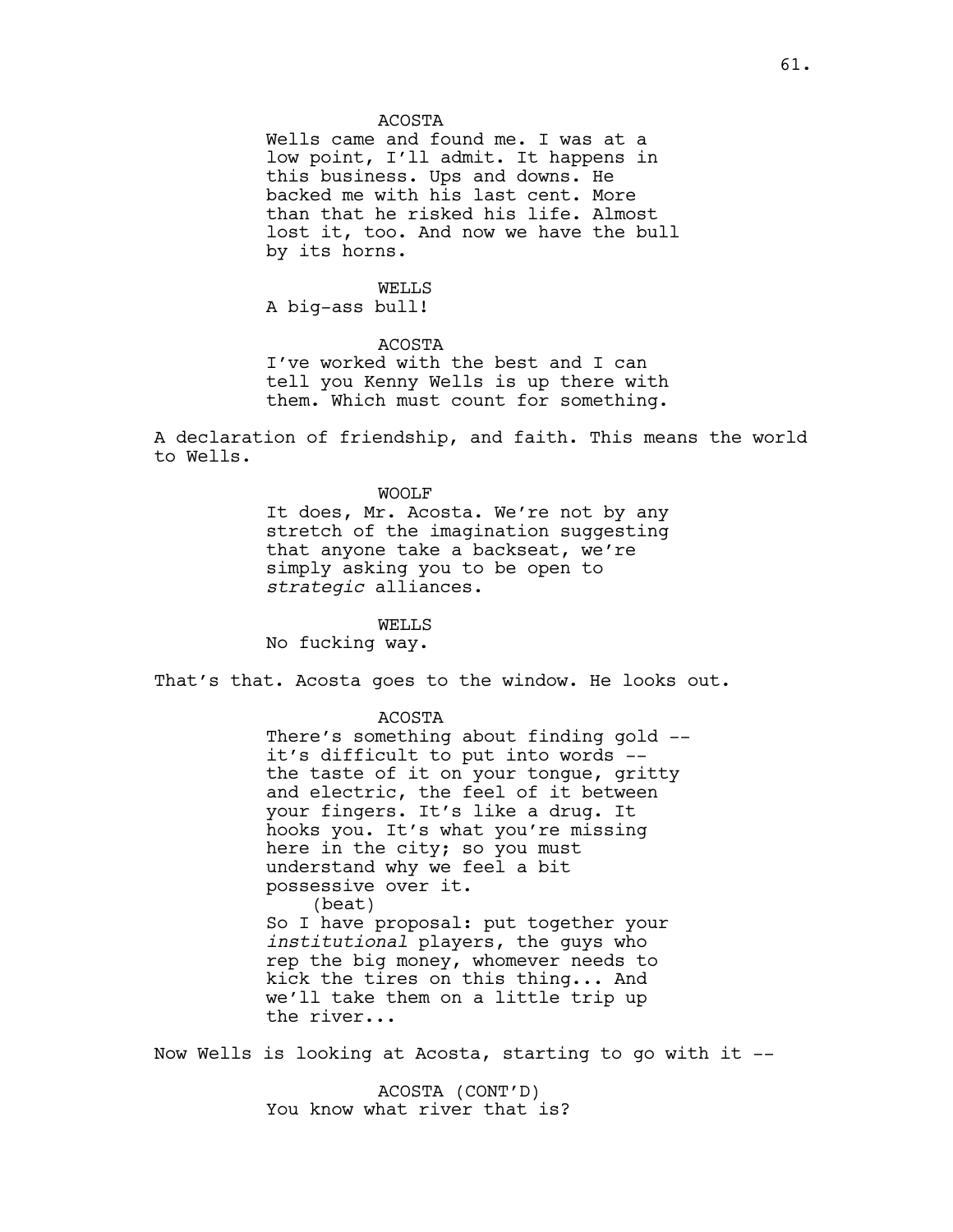ACOSTA

Wells came and found me. I was at a low point, I'll admit. It happens in this business. Ups and downs. He backed me with his last cent. More than that he risked his life. Almost lost it, too. And now we have the bull by its horns.

WELLS

A big-ass bull!

ACOSTA

I've worked with the best and I can tell you Kenny Wells is up there with them. Which must count for something.

A declaration of friendship, and faith. This means the world to Wells.

WOOLF

It does, Mr. Acosta. We're not by any stretch of the imagination suggesting that anyone take a backseat, we're simply asking you to be open to *strategic* alliances.

WELLS

No fucking way.

That's that. Acosta goes to the window. He looks out.

ACOSTA

There's something about finding gold -- it's difficult to put into words -- the taste of it on your tongue, gritty and electric, the feel of it between your fingers. It's like a drug. It hooks you. It's what you're missing here in the city; so you must understand why we feel a bit possessive over it.

(beat)

So I have proposal: put together your *institutional* players, the guys who rep the big money, whomever needs to kick the tires on this thing... And we'll take them on a little trip up the river...

Now Wells is looking at Acosta, starting to go with it --

ACOSTA (CONT'D)

You know what river that is?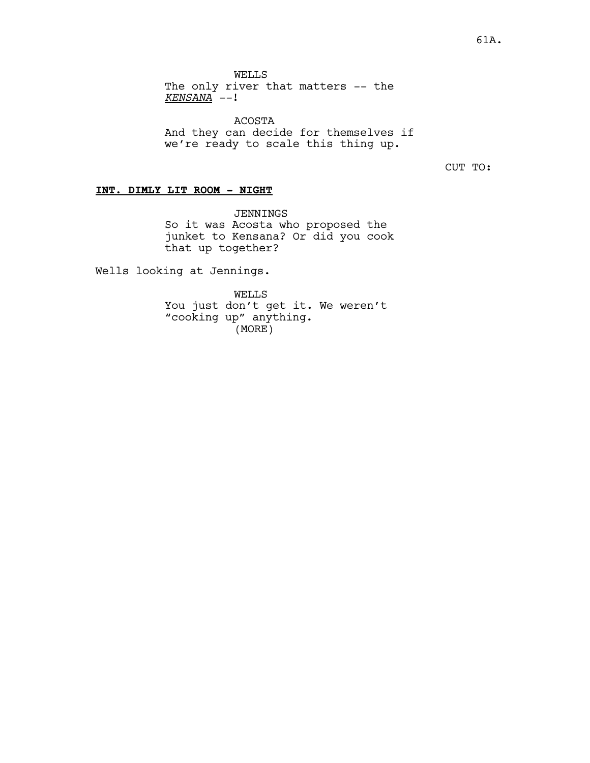WELLS
The only river that matters -- the *KENSANA* --!

ACOSTA
And they can decide for themselves if we're ready to scale this thing up.

CUT TO:

**INT. DIMLY LIT ROOM - NIGHT**

JENNINGS
So it was Acosta who proposed the junket to Kensana? Or did you cook that up together?

Wells looking at Jennings.

WELLS
You just don't get it. We weren't "cooking up" anything.
(MORE)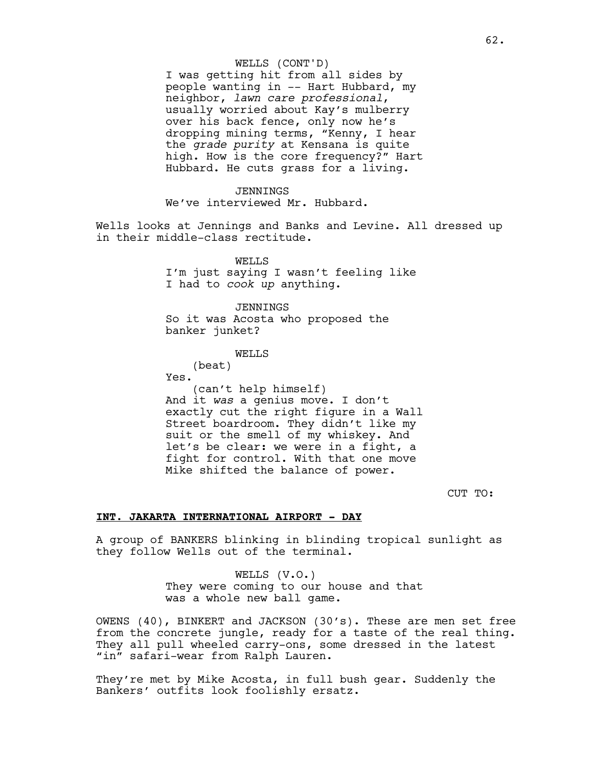WELLS (CONT'D)
I was getting hit from all sides by people wanting in -- Hart Hubbard, my neighbor, *lawn care professional*, usually worried about Kay's mulberry over his back fence, only now he's dropping mining terms, "Kenny, I hear the *grade purity* at Kensana is quite high. How is the core frequency?" Hart Hubbard. He cuts grass for a living.

JENNINGS
We've interviewed Mr. Hubbard.

Wells looks at Jennings and Banks and Levine. All dressed up in their middle-class rectitude.

WELLS
I'm just saying I wasn't feeling like I had to *cook up* anything.

JENNINGS
So it was Acosta who proposed the banker junket?

WELLS
(beat)
Yes.
(can't help himself)
And it *was* a genius move. I don't exactly cut the right figure in a Wall Street boardroom. They didn't like my suit or the smell of my whiskey. And let's be clear: we were in a fight, a fight for control. With that one move Mike shifted the balance of power.

CUT TO:

**INT. JAKARTA INTERNATIONAL AIRPORT - DAY**

A group of BANKERS blinking in blinding tropical sunlight as they follow Wells out of the terminal.

WELLS (V.O.)
They were coming to our house and that was a whole new ball game.

OWENS (40), BINKERT and JACKSON (30's). These are men set free from the concrete jungle, ready for a taste of the real thing. They all pull wheeled carry-ons, some dressed in the latest "in" safari-wear from Ralph Lauren.

They're met by Mike Acosta, in full bush gear. Suddenly the Bankers' outfits look foolishly ersatz.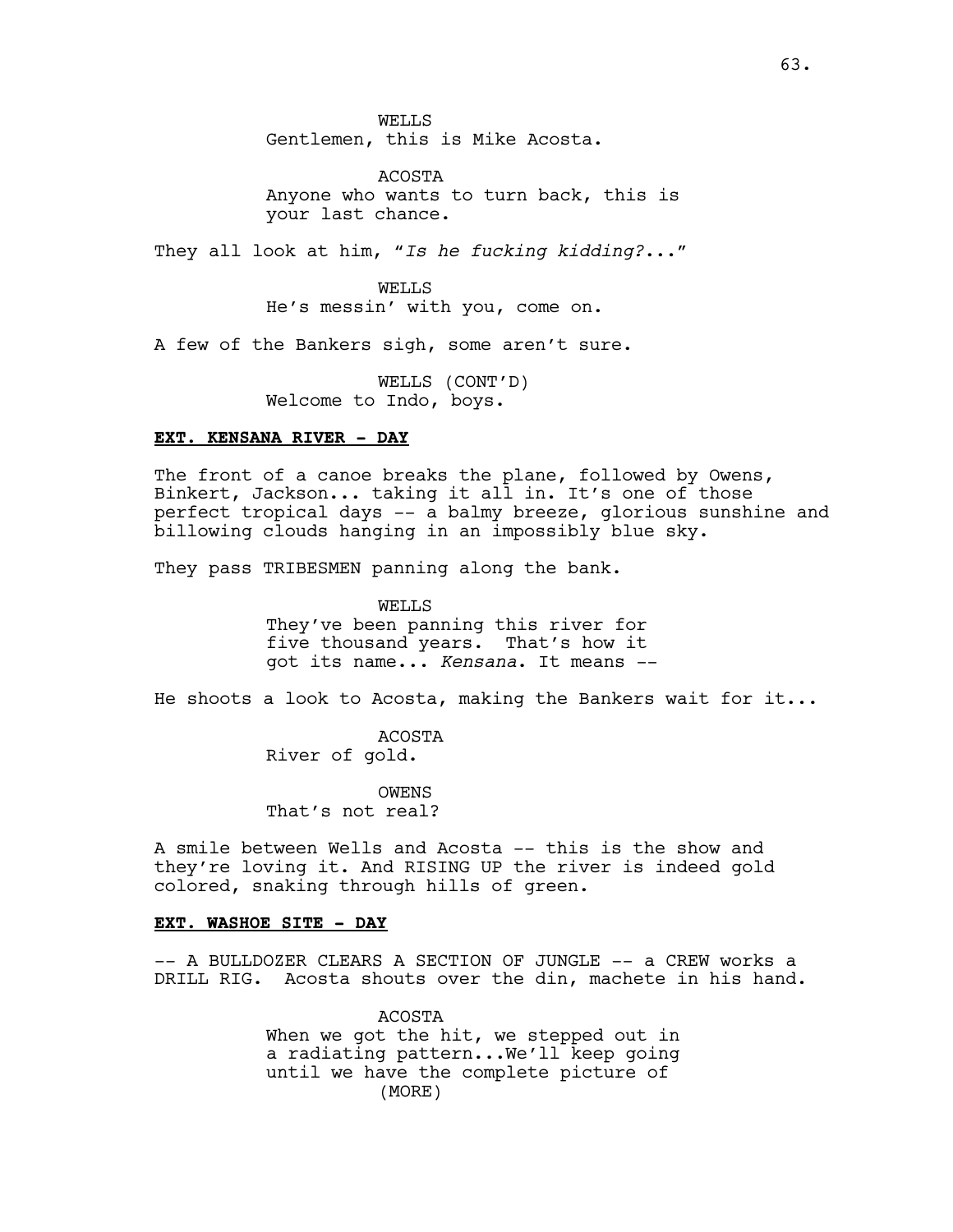WELLS
Gentlemen, this is Mike Acosta.

ACOSTA
Anyone who wants to turn back, this is your last chance.

They all look at him, "*Is he fucking kidding?*..."

WELLS
He's messin' with you, come on.

A few of the Bankers sigh, some aren't sure.

WELLS (CONT'D)
Welcome to Indo, boys.

**EXT. KENSANA RIVER - DAY**

The front of a canoe breaks the plane, followed by Owens, Binkert, Jackson... taking it all in. It's one of those perfect tropical days -- a balmy breeze, glorious sunshine and billowing clouds hanging in an impossibly blue sky.

They pass TRIBESMEN panning along the bank.

WELLS
They've been panning this river for five thousand years. That's how it got its name... *Kensana*. It means --

He shoots a look to Acosta, making the Bankers wait for it...

ACOSTA
River of gold.

OWENS
That's not real?

A smile between Wells and Acosta -- this is the show and they're loving it. And RISING UP the river is indeed gold colored, snaking through hills of green.

**EXT. WASHOE SITE - DAY**

-- A BULLDOZER CLEARS A SECTION OF JUNGLE -- a CREW works a DRILL RIG. Acosta shouts over the din, machete in his hand.

ACOSTA
When we got the hit, we stepped out in a radiating pattern...We'll keep going until we have the complete picture of
(MORE)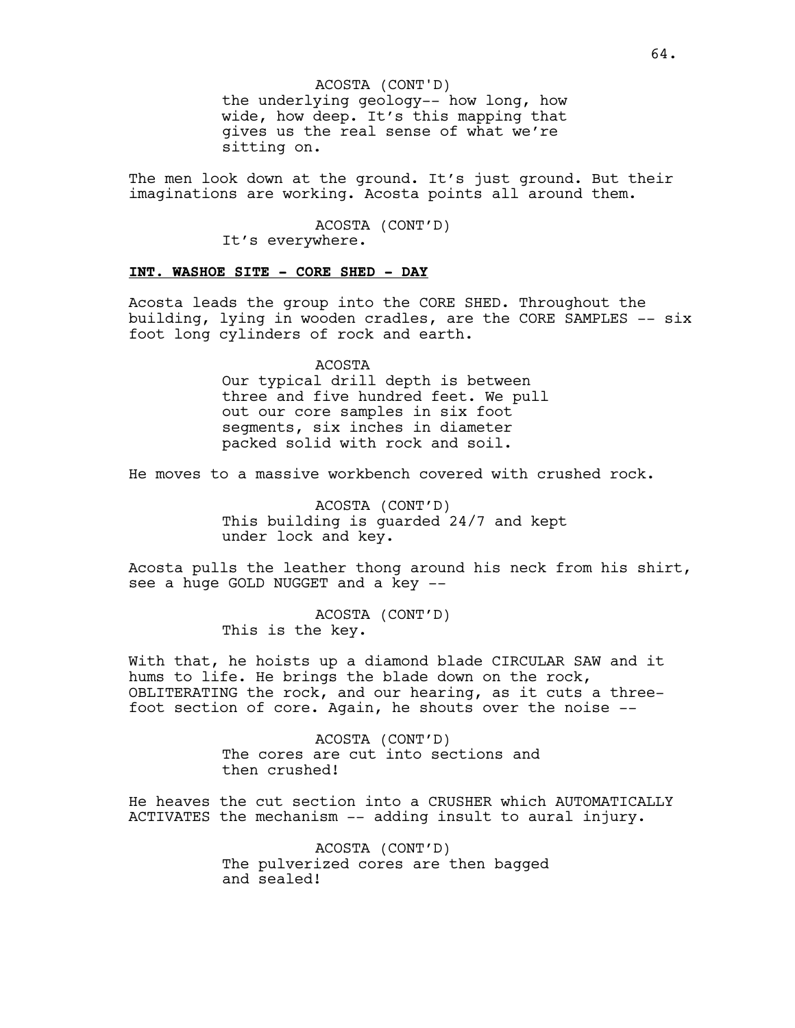ACOSTA (CONT'D)
the underlying geology-- how long, how wide, how deep. It's this mapping that gives us the real sense of what we're sitting on.

The men look down at the ground. It's just ground. But their imaginations are working. Acosta points all around them.

ACOSTA (CONT'D)
It's everywhere.

**INT. WASHOE SITE - CORE SHED - DAY**

Acosta leads the group into the CORE SHED. Throughout the building, lying in wooden cradles, are the CORE SAMPLES -- six foot long cylinders of rock and earth.

ACOSTA
Our typical drill depth is between three and five hundred feet. We pull out our core samples in six foot segments, six inches in diameter packed solid with rock and soil.

He moves to a massive workbench covered with crushed rock.

ACOSTA (CONT'D)
This building is guarded 24/7 and kept under lock and key.

Acosta pulls the leather thong around his neck from his shirt, see a huge GOLD NUGGET and a key --

ACOSTA (CONT'D)
This is the key.

With that, he hoists up a diamond blade CIRCULAR SAW and it hums to life. He brings the blade down on the rock, OBLITERATING the rock, and our hearing, as it cuts a three-foot section of core. Again, he shouts over the noise --

ACOSTA (CONT'D)
The cores are cut into sections and then crushed!

He heaves the cut section into a CRUSHER which AUTOMATICALLY ACTIVATES the mechanism -- adding insult to aural injury.

ACOSTA (CONT'D)
The pulverized cores are then bagged and sealed!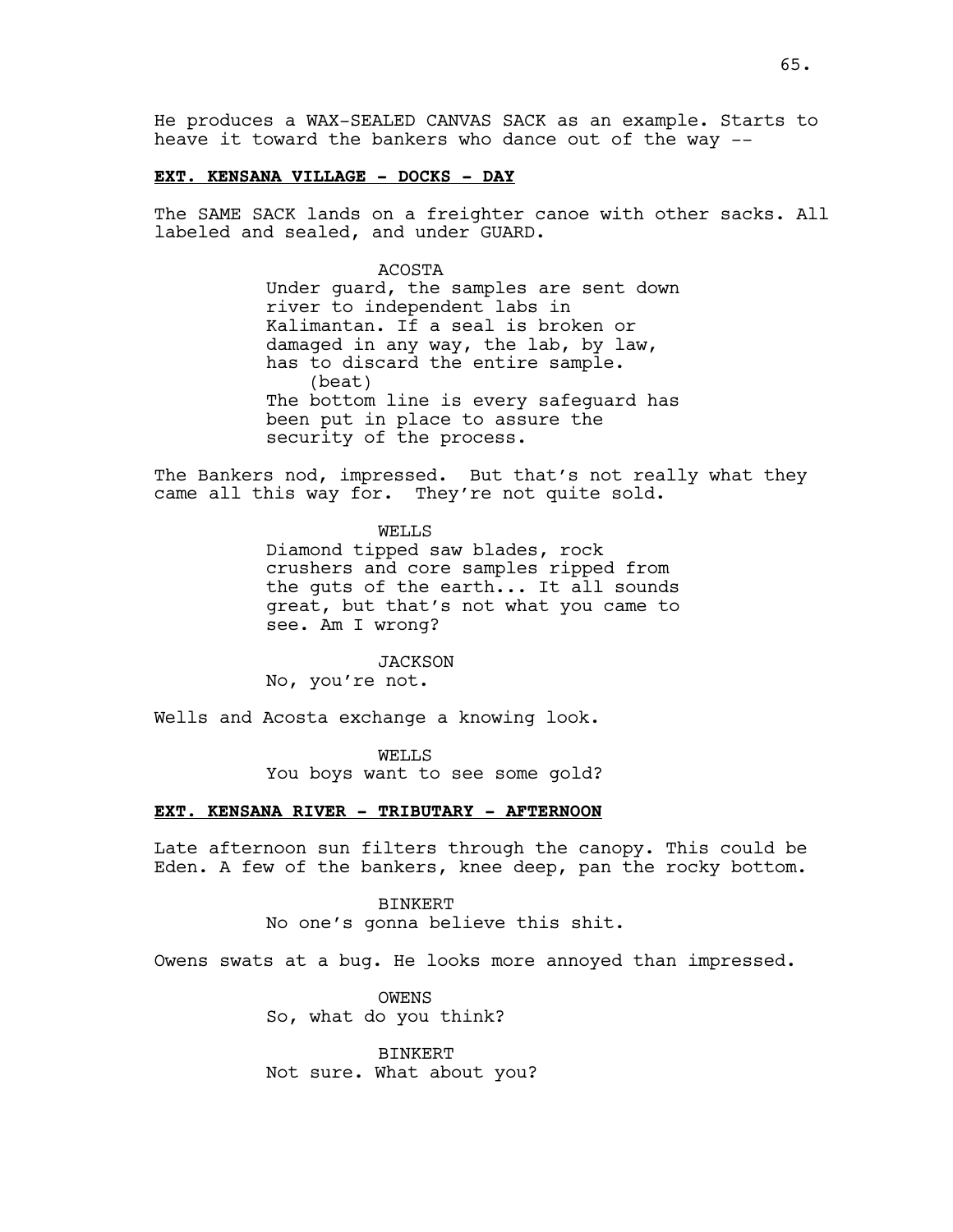He produces a WAX-SEALED CANVAS SACK as an example. Starts to heave it toward the bankers who dance out of the way --

**EXT. KENSANA VILLAGE - DOCKS - DAY**

The SAME SACK lands on a freighter canoe with other sacks. All labeled and sealed, and under GUARD.

ACOSTA
Under guard, the samples are sent down river to independent labs in Kalimantan. If a seal is broken or damaged in any way, the lab, by law, has to discard the entire sample.
(beat)
The bottom line is every safeguard has been put in place to assure the security of the process.

The Bankers nod, impressed. But that's not really what they came all this way for. They're not quite sold.

WELLS
Diamond tipped saw blades, rock crushers and core samples ripped from the guts of the earth... It all sounds great, but that's not what you came to see. Am I wrong?

JACKSON
No, you're not.

Wells and Acosta exchange a knowing look.

WELLS
You boys want to see some gold?

**EXT. KENSANA RIVER - TRIBUTARY - AFTERNOON**

Late afternoon sun filters through the canopy. This could be Eden. A few of the bankers, knee deep, pan the rocky bottom.

BINKERT
No one's gonna believe this shit.

Owens swats at a bug. He looks more annoyed than impressed.

OWENS
So, what do you think?

BINKERT
Not sure. What about you?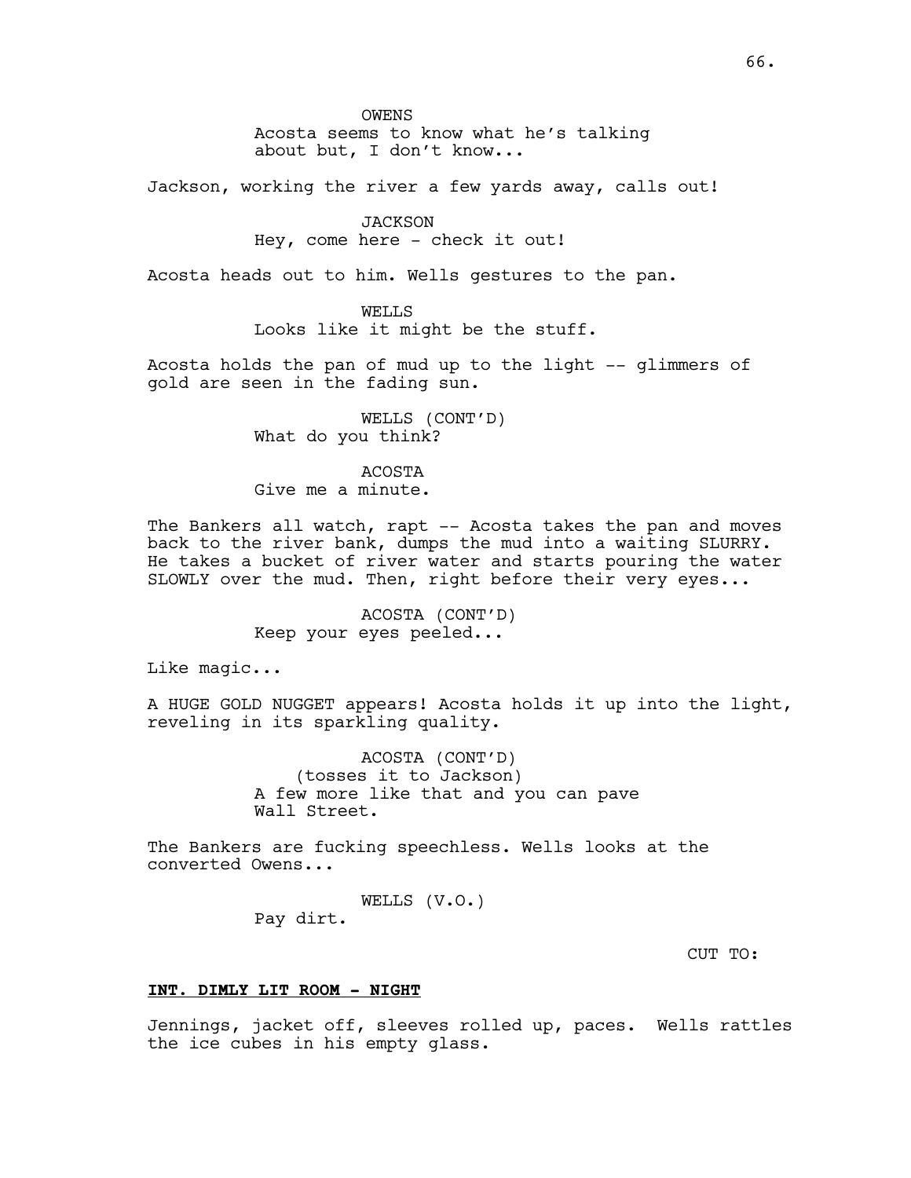OWENS
Acosta seems to know what he's talking about but, I don't know...

Jackson, working the river a few yards away, calls out!

JACKSON
Hey, come here - check it out!

Acosta heads out to him. Wells gestures to the pan.

WELLS
Looks like it might be the stuff.

Acosta holds the pan of mud up to the light -- glimmers of gold are seen in the fading sun.

WELLS (CONT'D)
What do you think?

ACOSTA
Give me a minute.

The Bankers all watch, rapt -- Acosta takes the pan and moves back to the river bank, dumps the mud into a waiting SLURRY. He takes a bucket of river water and starts pouring the water SLOWLY over the mud. Then, right before their very eyes...

ACOSTA (CONT'D)
Keep your eyes peeled...

Like magic...

A HUGE GOLD NUGGET appears! Acosta holds it up into the light, reveling in its sparkling quality.

ACOSTA (CONT'D)
(tosses it to Jackson)
A few more like that and you can pave Wall Street.

The Bankers are fucking speechless. Wells looks at the converted Owens...

WELLS (V.O.)
Pay dirt.

CUT TO:

**INT. DIMLY LIT ROOM - NIGHT**

Jennings, jacket off, sleeves rolled up, paces. Wells rattles the ice cubes in his empty glass.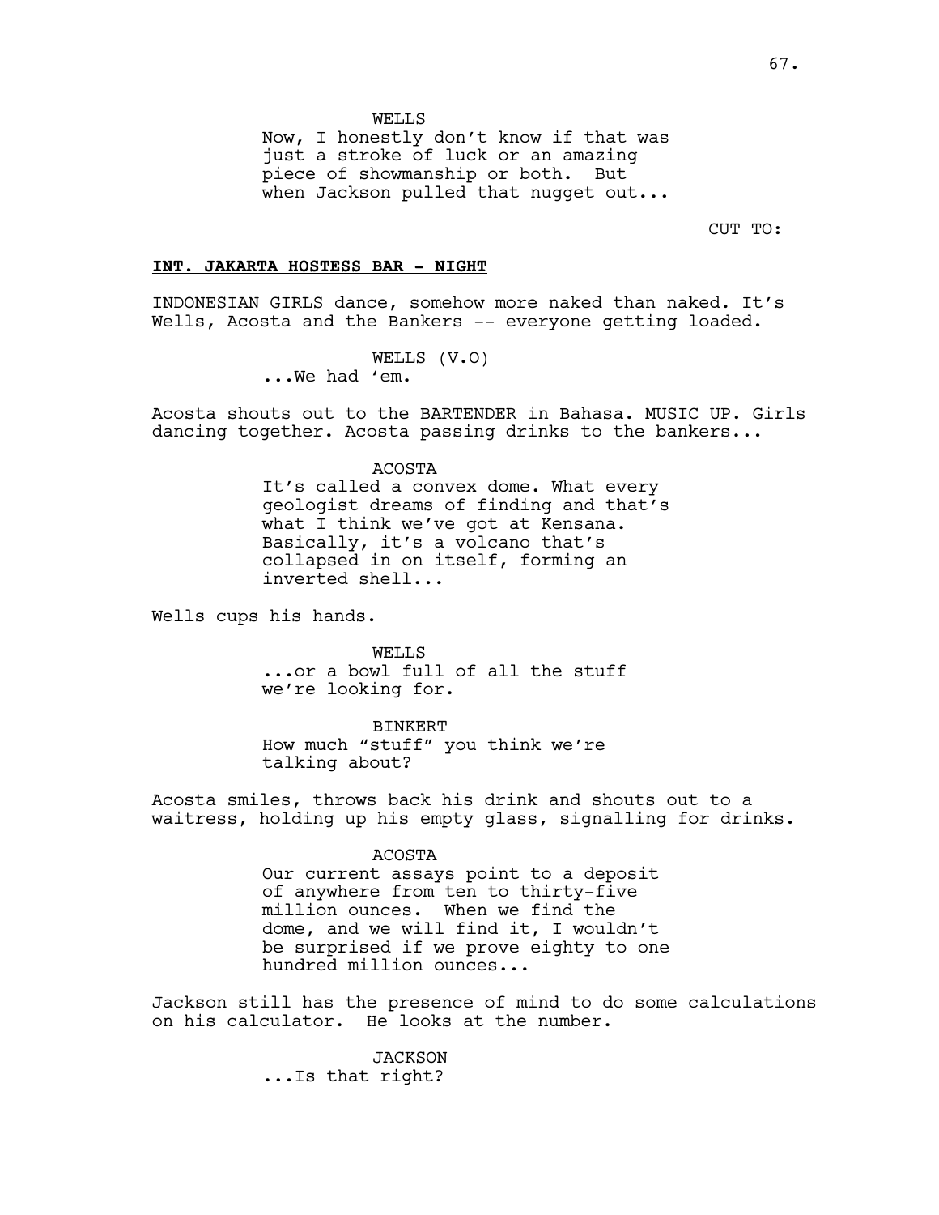WELLS
Now, I honestly don't know if that was just a stroke of luck or an amazing piece of showmanship or both. But when Jackson pulled that nugget out...

CUT TO:

**INT. JAKARTA HOSTESS BAR - NIGHT**

INDONESIAN GIRLS dance, somehow more naked than naked. It's Wells, Acosta and the Bankers -- everyone getting loaded.

WELLS (V.O)
...We had 'em.

Acosta shouts out to the BARTENDER in Bahasa. MUSIC UP. Girls dancing together. Acosta passing drinks to the bankers...

ACOSTA
It's called a convex dome. What every geologist dreams of finding and that's what I think we've got at Kensana. Basically, it's a volcano that's collapsed in on itself, forming an inverted shell...

Wells cups his hands.

WELLS
...or a bowl full of all the stuff we're looking for.

BINKERT
How much "stuff" you think we're talking about?

Acosta smiles, throws back his drink and shouts out to a waitress, holding up his empty glass, signalling for drinks.

ACOSTA
Our current assays point to a deposit of anywhere from ten to thirty-five million ounces. When we find the dome, and we will find it, I wouldn't be surprised if we prove eighty to one hundred million ounces...

Jackson still has the presence of mind to do some calculations on his calculator. He looks at the number.

JACKSON
...Is that right?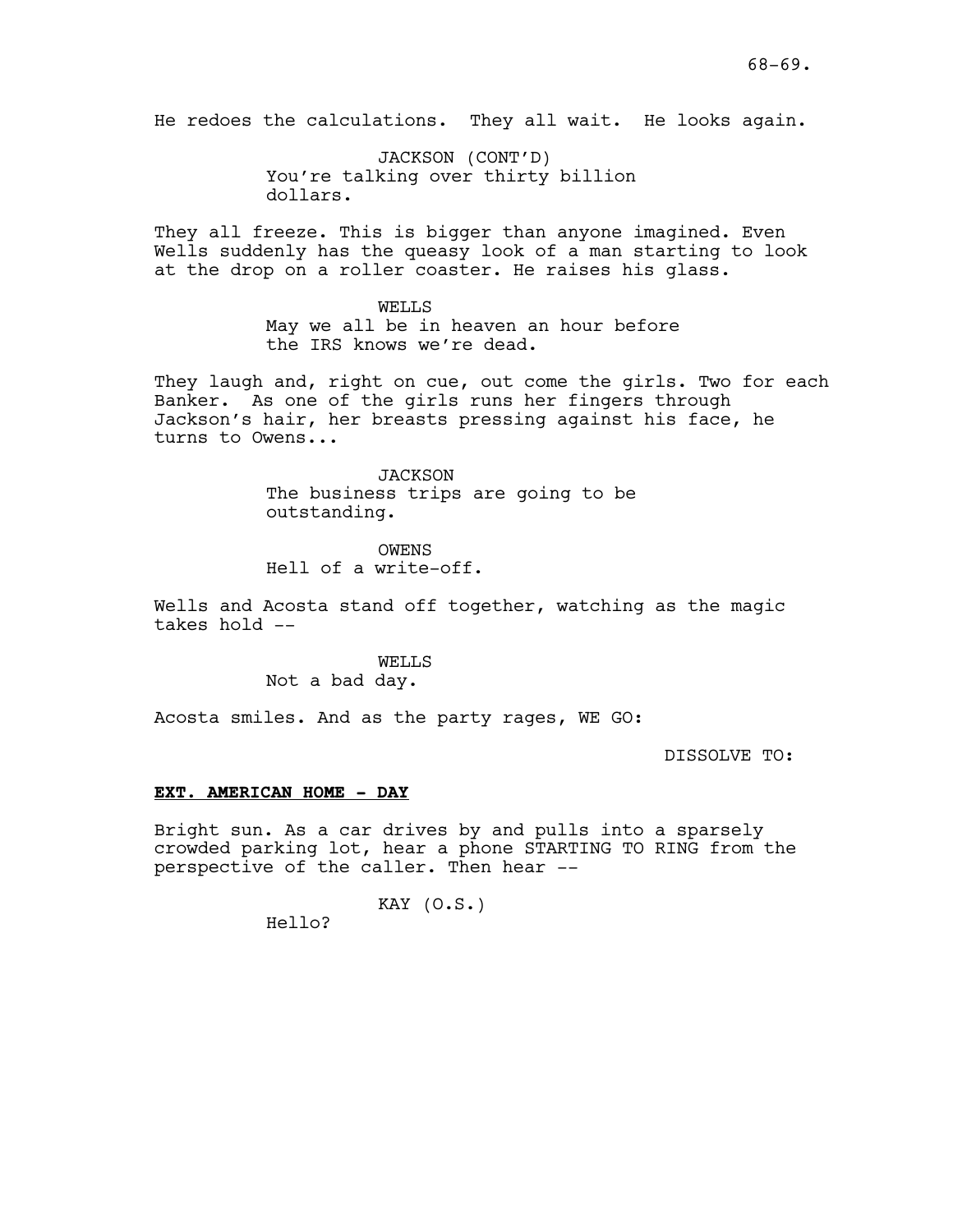He redoes the calculations. They all wait. He looks again.

JACKSON (CONT'D)
You're talking over thirty billion dollars.

They all freeze. This is bigger than anyone imagined. Even Wells suddenly has the queasy look of a man starting to look at the drop on a roller coaster. He raises his glass.

WELLS
May we all be in heaven an hour before the IRS knows we're dead.

They laugh and, right on cue, out come the girls. Two for each Banker. As one of the girls runs her fingers through Jackson's hair, her breasts pressing against his face, he turns to Owens...

JACKSON
The business trips are going to be outstanding.

OWENS
Hell of a write-off.

Wells and Acosta stand off together, watching as the magic takes hold --

WELLS
Not a bad day.

Acosta smiles. And as the party rages, WE GO:

DISSOLVE TO:

**EXT. AMERICAN HOME - DAY**

Bright sun. As a car drives by and pulls into a sparsely crowded parking lot, hear a phone STARTING TO RING from the perspective of the caller. Then hear --

KAY (O.S.)
Hello?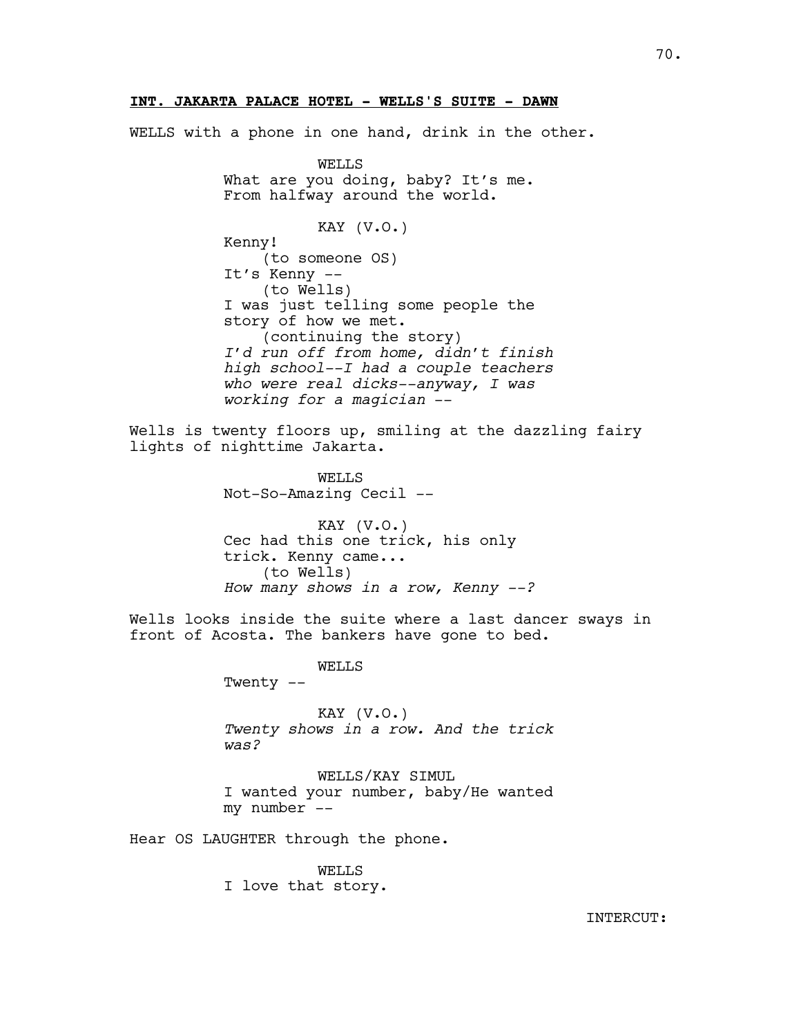**INT. JAKARTA PALACE HOTEL - WELLS'S SUITE - DAWN**

WELLS with a phone in one hand, drink in the other.

WELLS
What are you doing, baby? It's me. From halfway around the world.

KAY (V.O.)
Kenny!
(to someone OS)
It's Kenny --
(to Wells)
I was just telling some people the story of how we met.
(continuing the story)
*I'd run off from home, didn't finish high school--I had a couple teachers who were real dicks--anyway, I was working for a magician --*

Wells is twenty floors up, smiling at the dazzling fairy lights of nighttime Jakarta.

WELLS
Not-So-Amazing Cecil --

KAY (V.O.)
Cec had this one trick, his only trick. Kenny came...
(to Wells)
*How many shows in a row, Kenny --?*

Wells looks inside the suite where a last dancer sways in front of Acosta. The bankers have gone to bed.

WELLS
Twenty --

KAY (V.O.)
*Twenty shows in a row. And the trick was?*

WELLS/KAY SIMUL
I wanted your number, baby/He wanted my number --

Hear OS LAUGHTER through the phone.

WELLS
I love that story.

INTERCUT: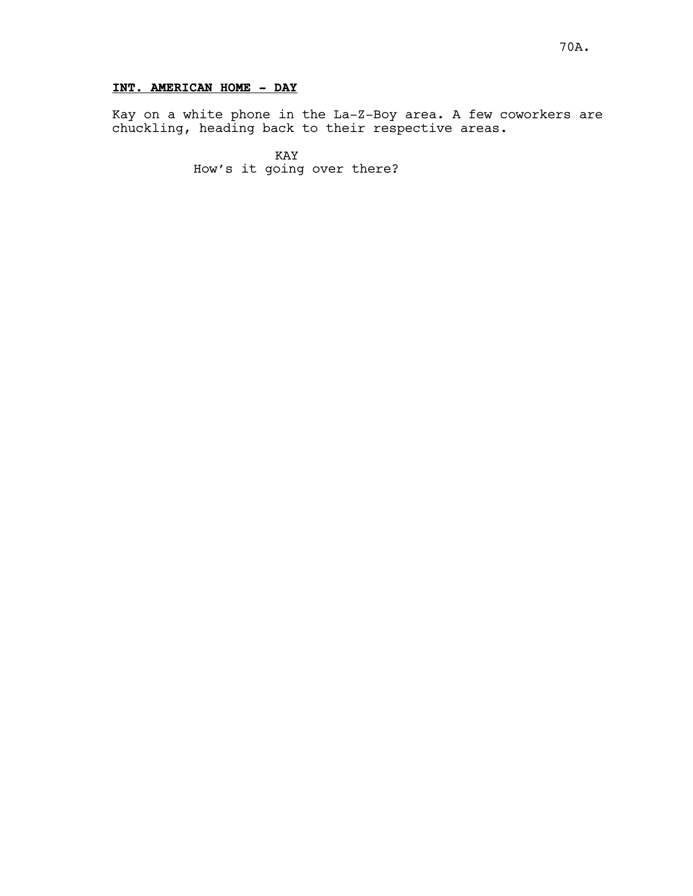**INT. AMERICAN HOME - DAY**

Kay on a white phone in the La-Z-Boy area. A few coworkers are chuckling, heading back to their respective areas.

KAY
How’s it going over there?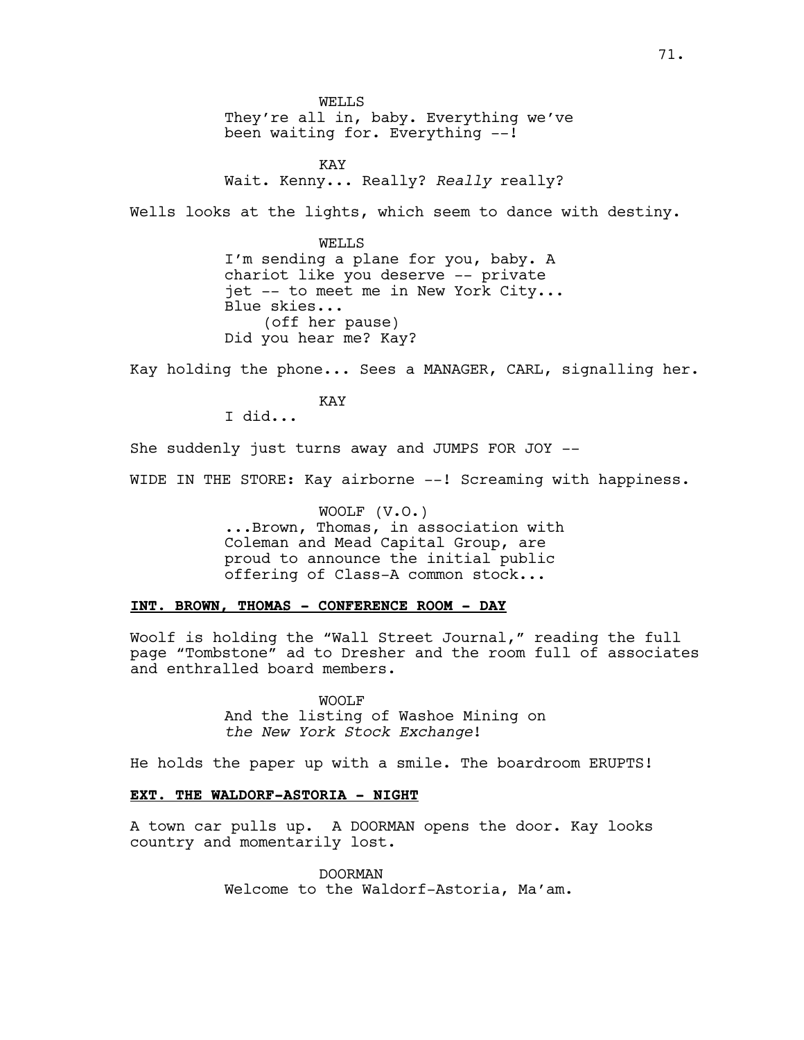WELLS
They're all in, baby. Everything we've been waiting for. Everything --!

KAY
Wait. Kenny... Really? *Really* really?

Wells looks at the lights, which seem to dance with destiny.

WELLS
I'm sending a plane for you, baby. A chariot like you deserve -- private jet -- to meet me in New York City... Blue skies...
(off her pause)
Did you hear me? Kay?

Kay holding the phone... Sees a MANAGER, CARL, signalling her.

KAY
I did...

She suddenly just turns away and JUMPS FOR JOY --

WIDE IN THE STORE: Kay airborne --! Screaming with happiness.

WOOLF (V.O.)
...Brown, Thomas, in association with Coleman and Mead Capital Group, are proud to announce the initial public offering of Class-A common stock...

**INT. BROWN, THOMAS - CONFERENCE ROOM - DAY**

Woolf is holding the "Wall Street Journal," reading the full page "Tombstone" ad to Dresher and the room full of associates and enthralled board members.

WOOLF
And the listing of Washoe Mining on *the New York Stock Exchange*!

He holds the paper up with a smile. The boardroom ERUPTS!

**EXT. THE WALDORF-ASTORIA - NIGHT**

A town car pulls up. A DOORMAN opens the door. Kay looks country and momentarily lost.

DOORMAN
Welcome to the Waldorf-Astoria, Ma'am.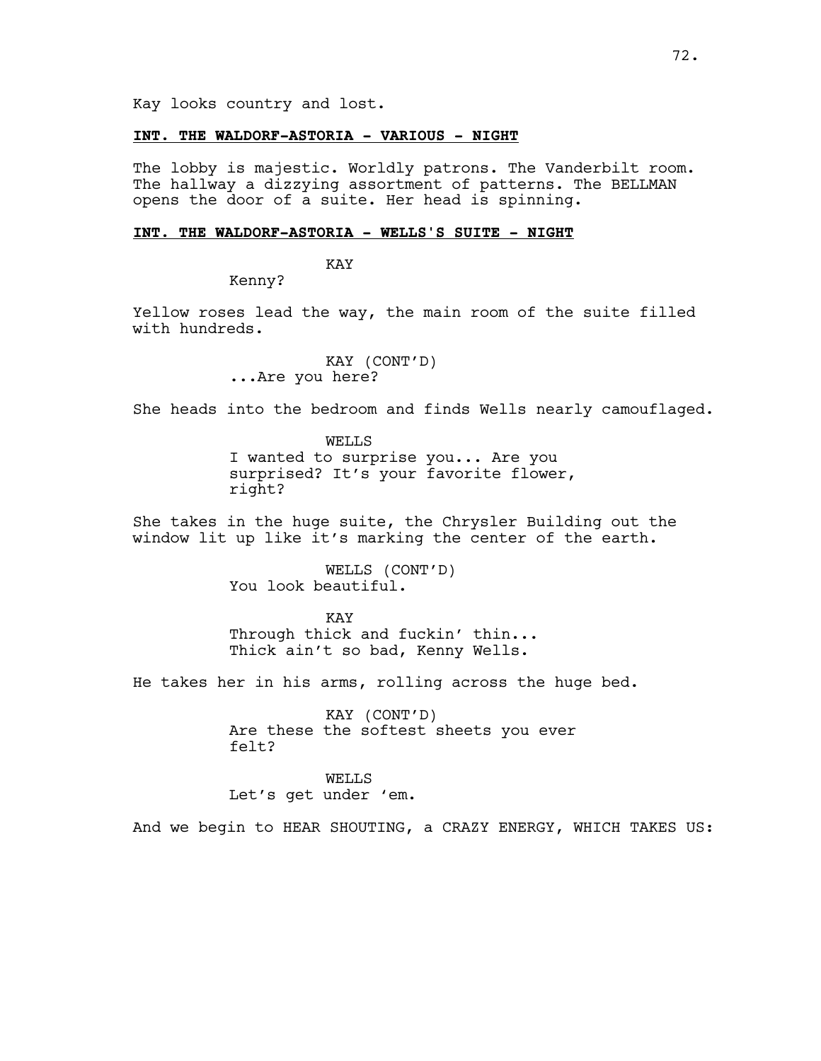Kay looks country and lost.

**INT. THE WALDORF-ASTORIA - VARIOUS - NIGHT**

The lobby is majestic. Worldly patrons. The Vanderbilt room. The hallway a dizzying assortment of patterns. The BELLMAN opens the door of a suite. Her head is spinning.

**INT. THE WALDORF-ASTORIA - WELLS'S SUITE - NIGHT**

KAY
Kenny?

Yellow roses lead the way, the main room of the suite filled with hundreds.

KAY (CONT'D)
...Are you here?

She heads into the bedroom and finds Wells nearly camouflaged.

WELLS
I wanted to surprise you... Are you surprised? It's your favorite flower, right?

She takes in the huge suite, the Chrysler Building out the window lit up like it's marking the center of the earth.

WELLS (CONT'D)
You look beautiful.

KAY
Through thick and fuckin' thin... Thick ain't so bad, Kenny Wells.

He takes her in his arms, rolling across the huge bed.

KAY (CONT'D)
Are these the softest sheets you ever felt?

WELLS
Let's get under 'em.

And we begin to HEAR SHOUTING, a CRAZY ENERGY, WHICH TAKES US: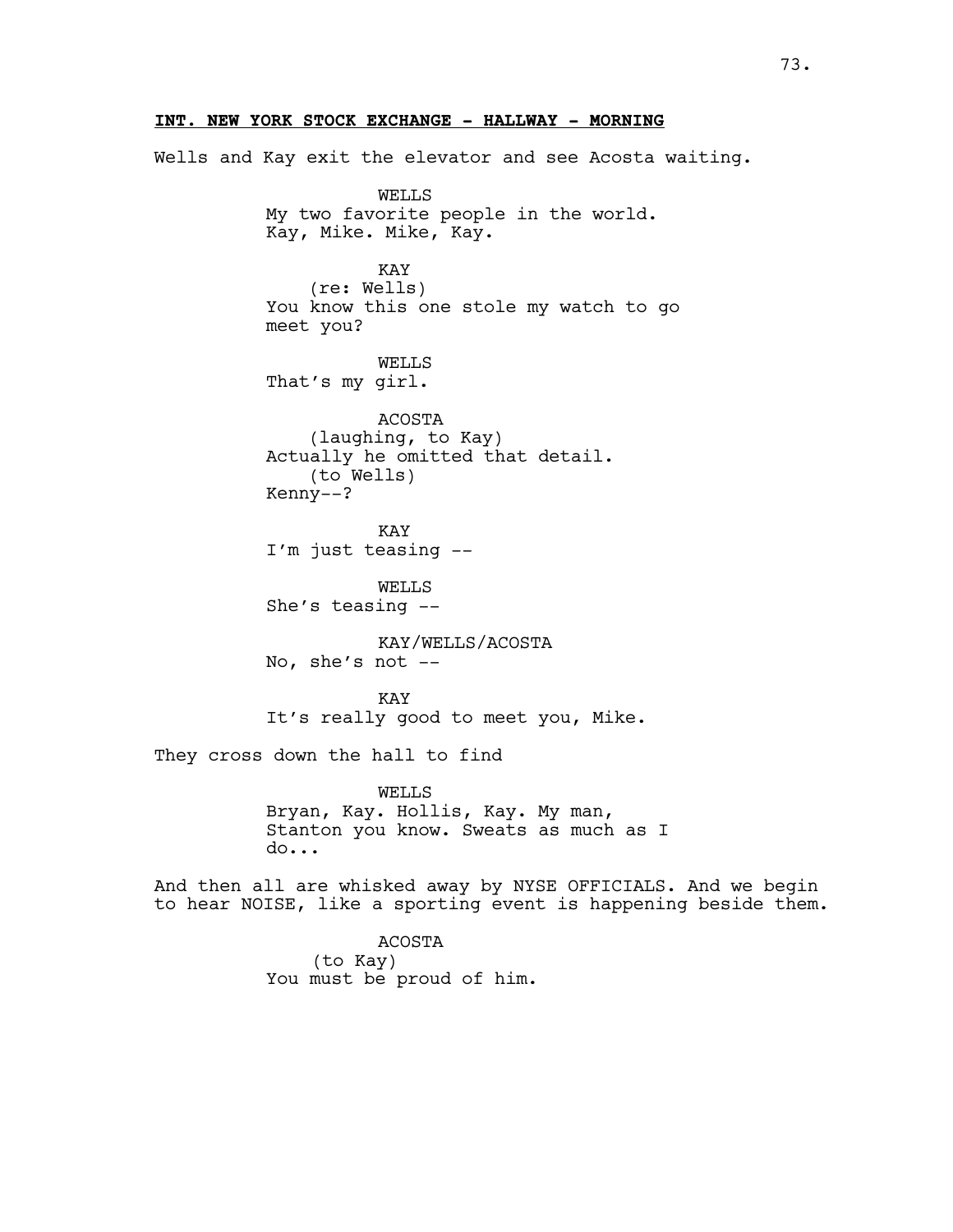**INT. NEW YORK STOCK EXCHANGE - HALLWAY - MORNING**

Wells and Kay exit the elevator and see Acosta waiting.

WELLS
My two favorite people in the world.
Kay, Mike. Mike, Kay.

KAY
(re: Wells)
You know this one stole my watch to go
meet you?

WELLS
That's my girl.

ACOSTA
(laughing, to Kay)
Actually he omitted that detail.
(to Wells)
Kenny--?

KAY
I'm just teasing --

WELLS
She's teasing --

KAY/WELLS/ACOSTA
No, she's not --

KAY
It's really good to meet you, Mike.

They cross down the hall to find

WELLS
Bryan, Kay. Hollis, Kay. My man,
Stanton you know. Sweats as much as I
do...

And then all are whisked away by NYSE OFFICIALS. And we begin to hear NOISE, like a sporting event is happening beside them.

ACOSTA
(to Kay)
You must be proud of him.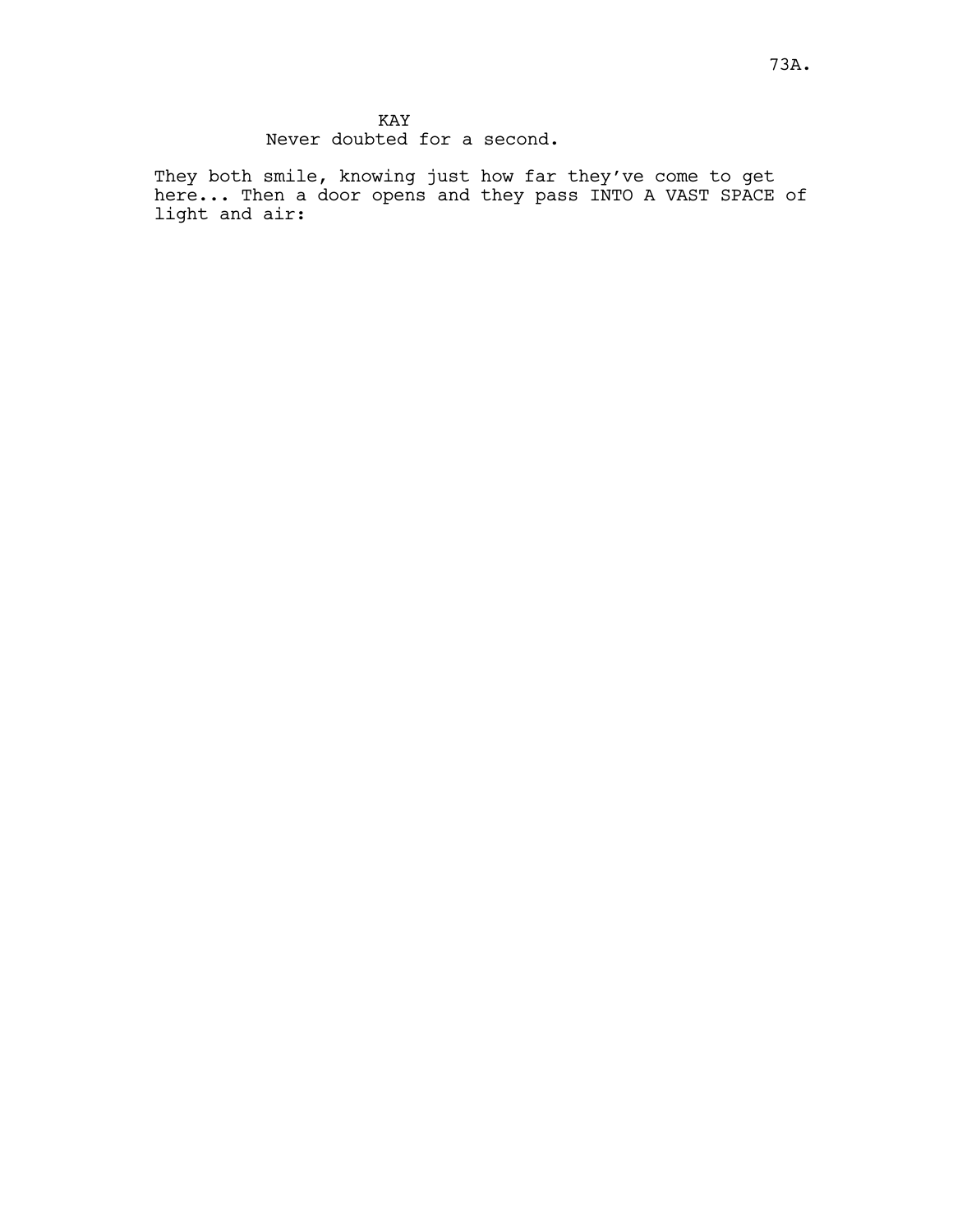KAY

Never doubted for a second.

They both smile, knowing just how far they've come to get here... Then a door opens and they pass INTO A VAST SPACE of light and air: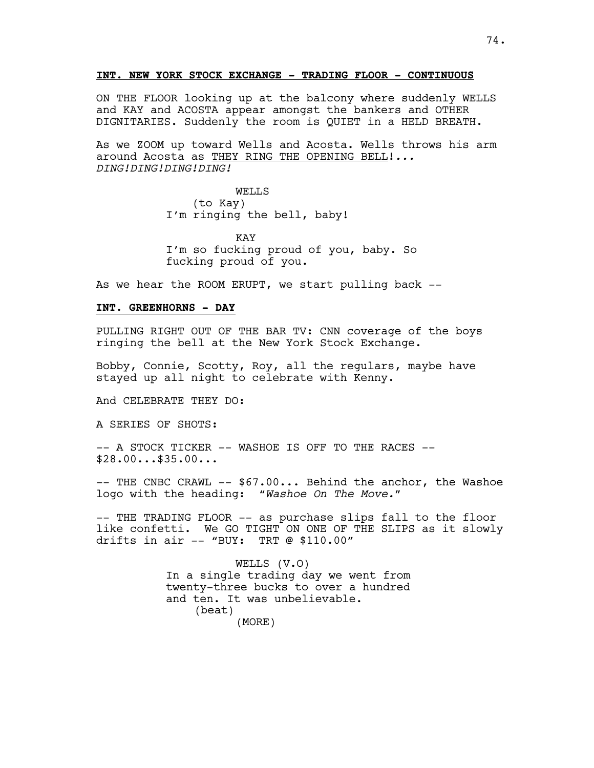**INT. NEW YORK STOCK EXCHANGE - TRADING FLOOR - CONTINUOUS**

ON THE FLOOR looking up at the balcony where suddenly WELLS and KAY and ACOSTA appear amongst the bankers and OTHER DIGNITARIES. Suddenly the room is QUIET in a HELD BREATH.

As we ZOOM up toward Wells and Acosta. Wells throws his arm around Acosta as THEY RING THE OPENING BELL!*... DING!DING!DING!DING!*

WELLS
(to Kay)
I'm ringing the bell, baby!

KAY
I'm so fucking proud of you, baby. So fucking proud of you.

As we hear the ROOM ERUPT, we start pulling back --

**INT. GREENHORNS - DAY**

PULLING RIGHT OUT OF THE BAR TV: CNN coverage of the boys ringing the bell at the New York Stock Exchange.

Bobby, Connie, Scotty, Roy, all the regulars, maybe have stayed up all night to celebrate with Kenny.

And CELEBRATE THEY DO:

A SERIES OF SHOTS:

-- A STOCK TICKER -- WASHOE IS OFF TO THE RACES -- $28.00...$35.00...

-- THE CNBC CRAWL -- $67.00... Behind the anchor, the Washoe logo with the heading: "*Washoe On The Move.*"

-- THE TRADING FLOOR -- as purchase slips fall to the floor like confetti. We GO TIGHT ON ONE OF THE SLIPS as it slowly drifts in air -- "BUY: TRT @ $110.00"

WELLS (V.O)
In a single trading day we went from twenty-three bucks to over a hundred and ten. It was unbelievable.
(beat)
(MORE)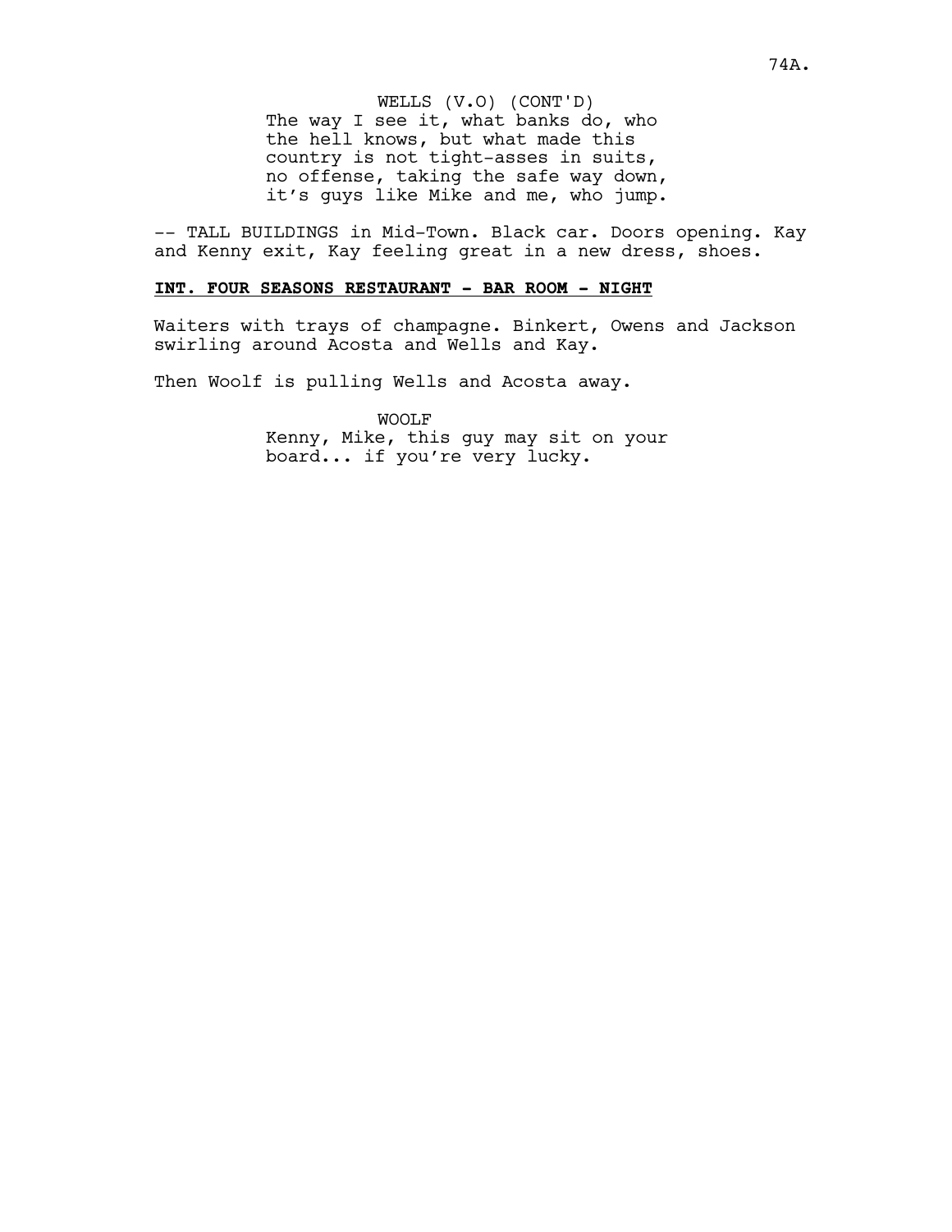WELLS (V.O) (CONT'D)
The way I see it, what banks do, who the hell knows, but what made this country is not tight-asses in suits, no offense, taking the safe way down, it's guys like Mike and me, who jump.

-- TALL BUILDINGS in Mid-Town. Black car. Doors opening. Kay and Kenny exit, Kay feeling great in a new dress, shoes.

**INT. FOUR SEASONS RESTAURANT - BAR ROOM - NIGHT**

Waiters with trays of champagne. Binkert, Owens and Jackson swirling around Acosta and Wells and Kay.

Then Woolf is pulling Wells and Acosta away.

WOOLF
Kenny, Mike, this guy may sit on your board... if you're very lucky.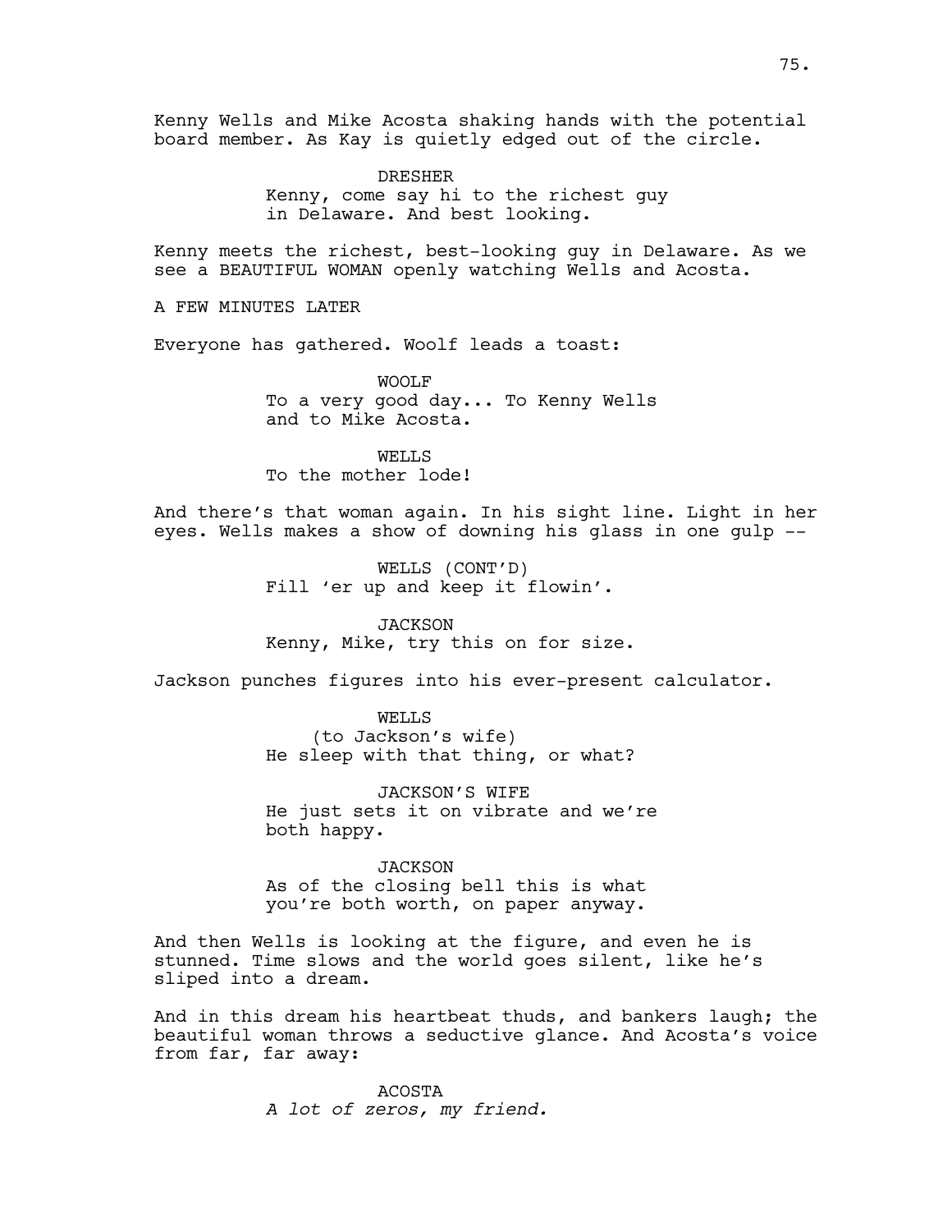Kenny Wells and Mike Acosta shaking hands with the potential board member. As Kay is quietly edged out of the circle.

DRESHER
Kenny, come say hi to the richest guy in Delaware. And best looking.

Kenny meets the richest, best-looking guy in Delaware. As we see a BEAUTIFUL WOMAN openly watching Wells and Acosta.

A FEW MINUTES LATER

Everyone has gathered. Woolf leads a toast:

WOOLF
To a very good day... To Kenny Wells and to Mike Acosta.

WELLS
To the mother lode!

And there's that woman again. In his sight line. Light in her eyes. Wells makes a show of downing his glass in one gulp --

WELLS (CONT'D)
Fill 'er up and keep it flowin'.

JACKSON
Kenny, Mike, try this on for size.

Jackson punches figures into his ever-present calculator.

WELLS
(to Jackson's wife)
He sleep with that thing, or what?

JACKSON'S WIFE
He just sets it on vibrate and we're both happy.

JACKSON
As of the closing bell this is what you're both worth, on paper anyway.

And then Wells is looking at the figure, and even he is stunned. Time slows and the world goes silent, like he's sliped into a dream.

And in this dream his heartbeat thuds, and bankers laugh; the beautiful woman throws a seductive glance. And Acosta's voice from far, far away:

ACOSTA
*A lot of zeros, my friend.*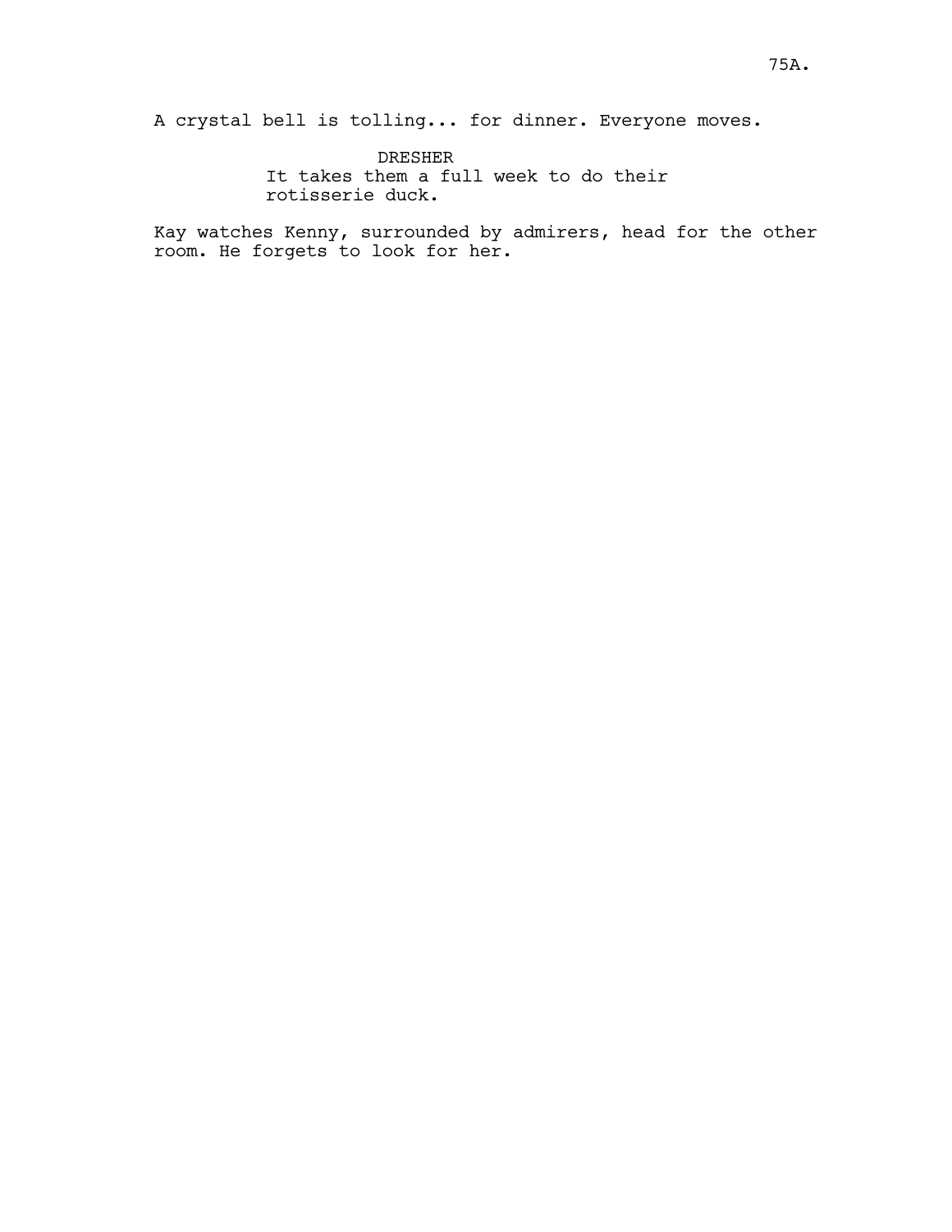A crystal bell is tolling... for dinner. Everyone moves.

DRESHER
It takes them a full week to do their rotisserie duck.

Kay watches Kenny, surrounded by admirers, head for the other room. He forgets to look for her.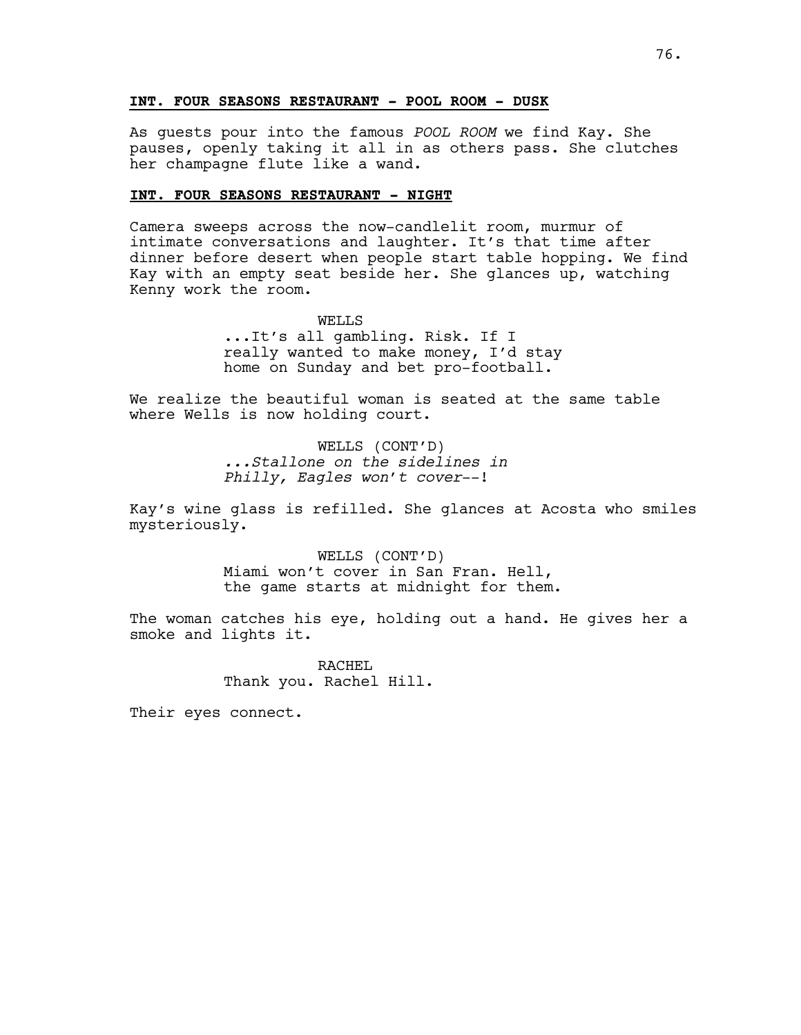**INT. FOUR SEASONS RESTAURANT - POOL ROOM - DUSK**

As guests pour into the famous *POOL ROOM* we find Kay. She pauses, openly taking it all in as others pass. She clutches her champagne flute like a wand.

**INT. FOUR SEASONS RESTAURANT - NIGHT**

Camera sweeps across the now-candlelit room, murmur of intimate conversations and laughter. It's that time after dinner before desert when people start table hopping. We find Kay with an empty seat beside her. She glances up, watching Kenny work the room.

WELLS
...It's all gambling. Risk. If I really wanted to make money, I'd stay home on Sunday and bet pro-football.

We realize the beautiful woman is seated at the same table where Wells is now holding court.

WELLS (CONT'D)
*...Stallone on the sidelines in Philly, Eagles won't cover--!*

Kay's wine glass is refilled. She glances at Acosta who smiles mysteriously.

WELLS (CONT'D)
Miami won't cover in San Fran. Hell, the game starts at midnight for them.

The woman catches his eye, holding out a hand. He gives her a smoke and lights it.

RACHEL
Thank you. Rachel Hill.

Their eyes connect.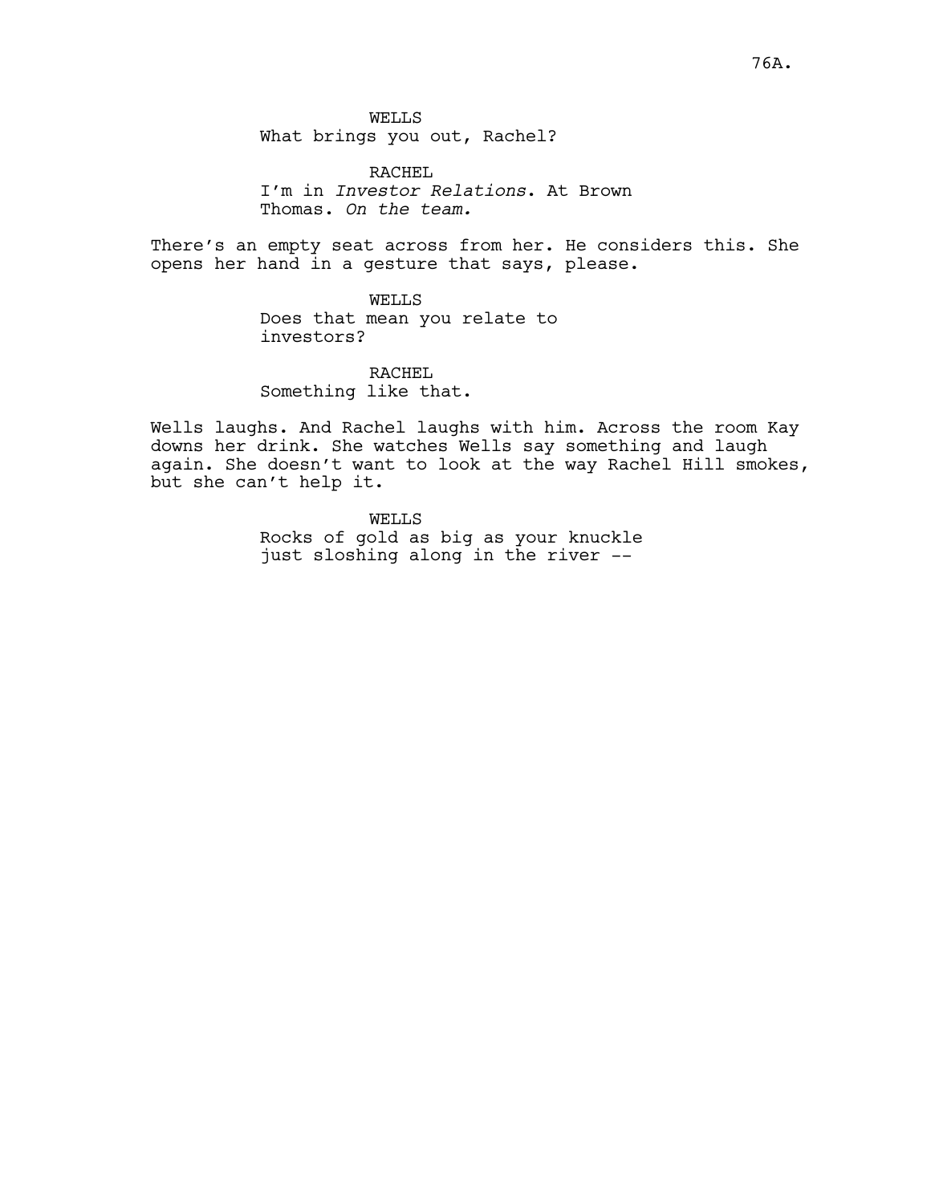WELLS
What brings you out, Rachel?

RACHEL
I'm in *Investor Relations*. At Brown Thomas. *On the team.*

There's an empty seat across from her. He considers this. She opens her hand in a gesture that says, please.

WELLS
Does that mean you relate to investors?

RACHEL
Something like that.

Wells laughs. And Rachel laughs with him. Across the room Kay downs her drink. She watches Wells say something and laugh again. She doesn't want to look at the way Rachel Hill smokes, but she can't help it.

WELLS
Rocks of gold as big as your knuckle just sloshing along in the river --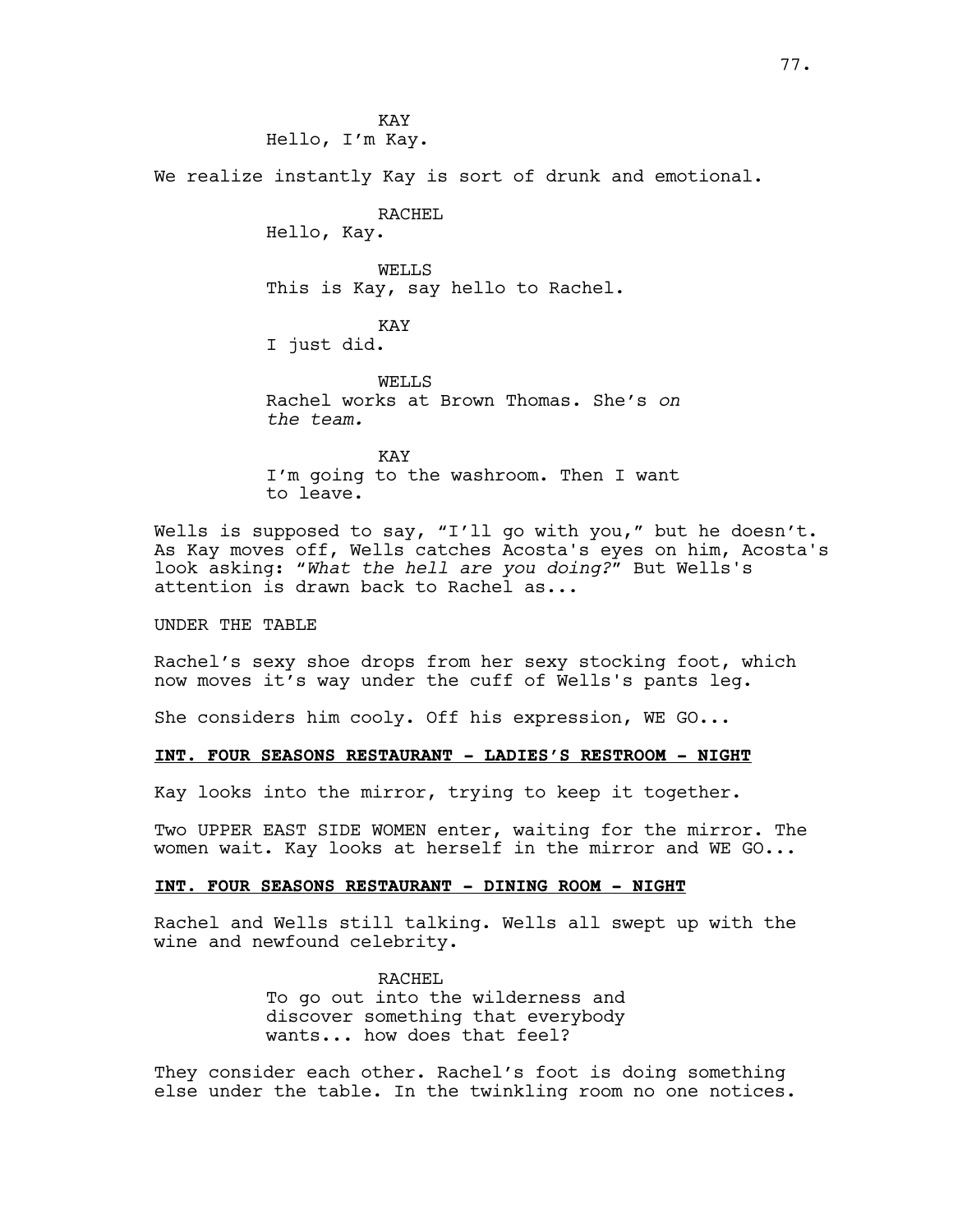KAY
Hello, I'm Kay.

We realize instantly Kay is sort of drunk and emotional.

RACHEL
Hello, Kay.

WELLS
This is Kay, say hello to Rachel.

KAY
I just did.

WELLS
Rachel works at Brown Thomas. She's *on the team.*

KAY
I'm going to the washroom. Then I want to leave.

Wells is supposed to say, "I'll go with you," but he doesn't. As Kay moves off, Wells catches Acosta's eyes on him, Acosta's look asking: "*What the hell are you doing?*" But Wells's attention is drawn back to Rachel as...

UNDER THE TABLE

Rachel's sexy shoe drops from her sexy stocking foot, which now moves it's way under the cuff of Wells's pants leg.

She considers him cooly. Off his expression, WE GO...

**INT. FOUR SEASONS RESTAURANT - LADIES'S RESTROOM - NIGHT**

Kay looks into the mirror, trying to keep it together.

Two UPPER EAST SIDE WOMEN enter, waiting for the mirror. The women wait. Kay looks at herself in the mirror and WE GO...

**INT. FOUR SEASONS RESTAURANT - DINING ROOM - NIGHT**

Rachel and Wells still talking. Wells all swept up with the wine and newfound celebrity.

RACHEL
To go out into the wilderness and discover something that everybody wants... how does that feel?

They consider each other. Rachel's foot is doing something else under the table. In the twinkling room no one notices.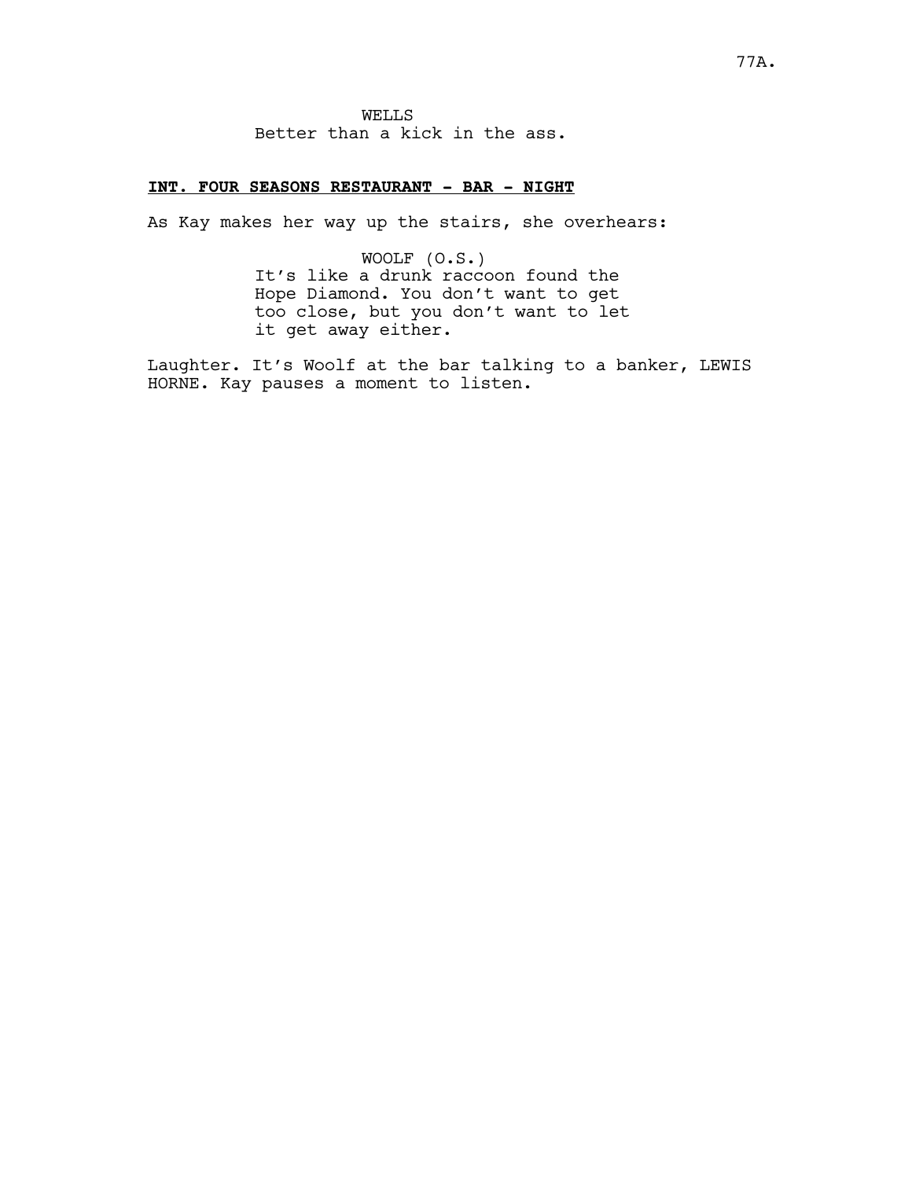WELLS
Better than a kick in the ass.

**INT. FOUR SEASONS RESTAURANT - BAR - NIGHT**

As Kay makes her way up the stairs, she overhears:

WOOLF (O.S.)
It's like a drunk raccoon found the Hope Diamond. You don't want to get too close, but you don't want to let it get away either.

Laughter. It's Woolf at the bar talking to a banker, LEWIS HORNE. Kay pauses a moment to listen.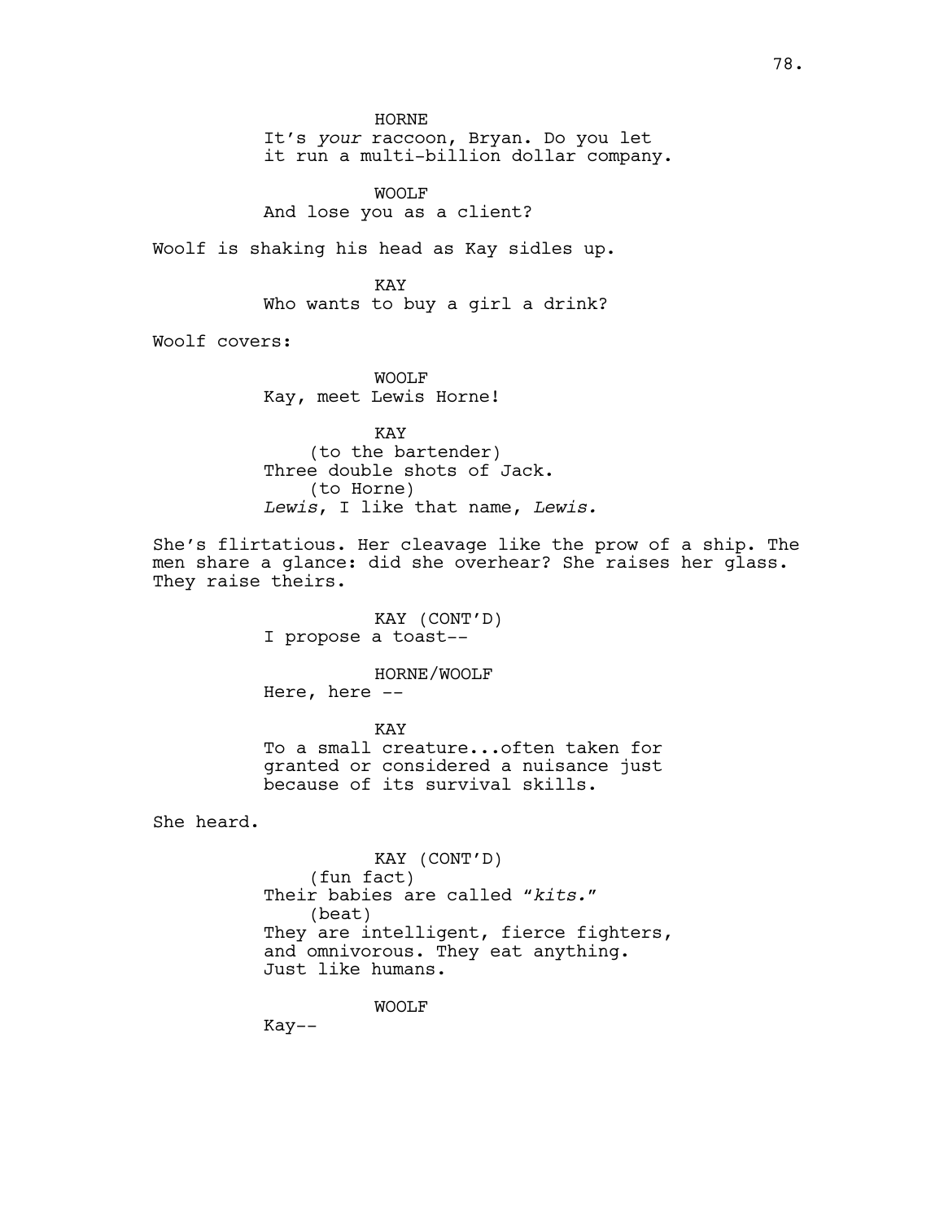HORNE
It's *your* raccoon, Bryan. Do you let it run a multi-billion dollar company.

WOOLF
And lose you as a client?

Woolf is shaking his head as Kay sidles up.

KAY
Who wants to buy a girl a drink?

Woolf covers:

WOOLF
Kay, meet Lewis Horne!

KAY
(to the bartender)
Three double shots of Jack.
(to Horne)
*Lewis*, I like that name, *Lewis.*

She's flirtatious. Her cleavage like the prow of a ship. The men share a glance: did she overhear? She raises her glass. They raise theirs.

KAY (CONT'D)
I propose a toast--

HORNE/WOOLF
Here, here --

KAY
To a small creature...often taken for granted or considered a nuisance just because of its survival skills.

She heard.

KAY (CONT'D)
(fun fact)
Their babies are called "*kits.*"
(beat)
They are intelligent, fierce fighters, and omnivorous. They eat anything. Just like humans.

WOOLF
Kay--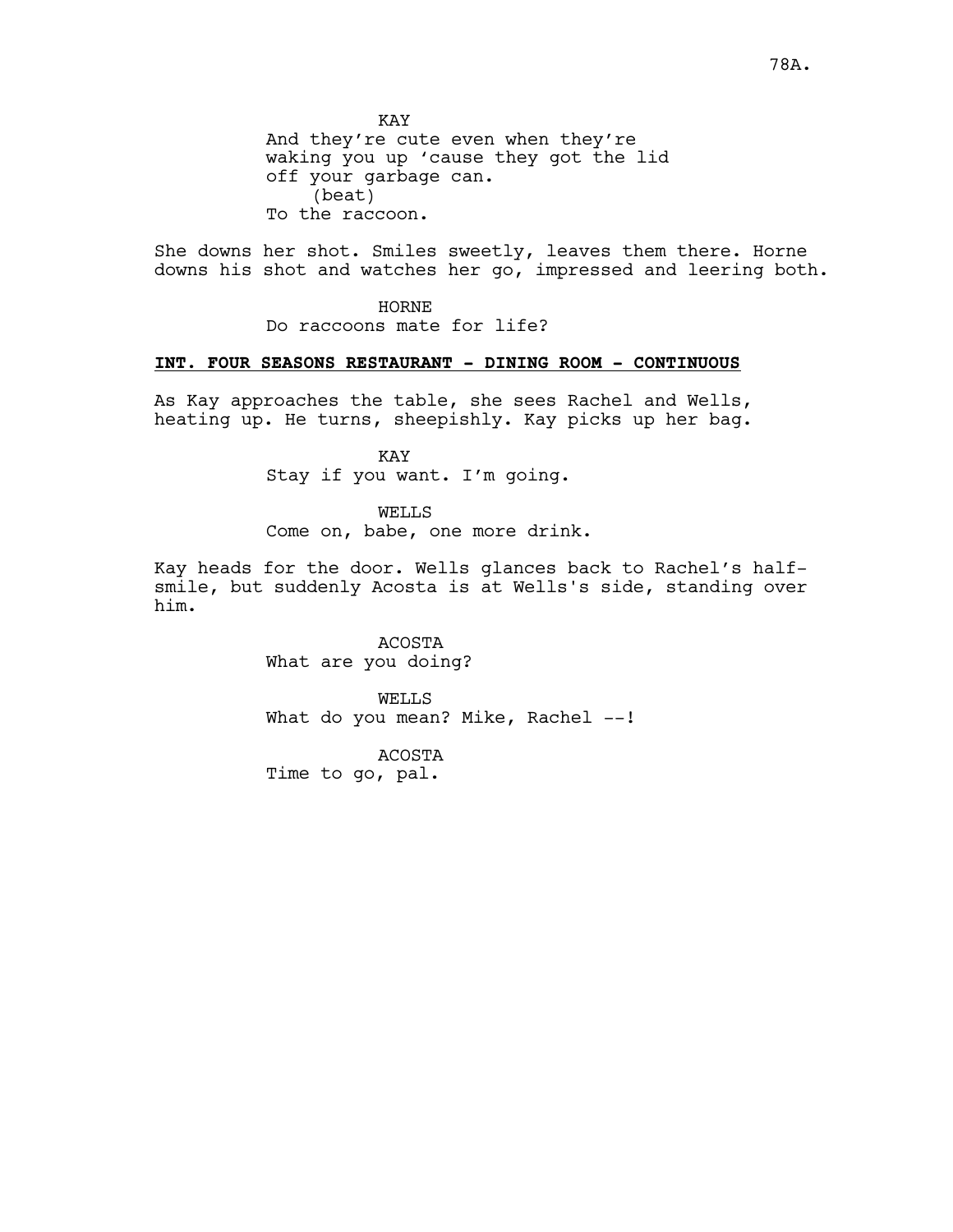KAY
And they're cute even when they're waking you up 'cause they got the lid off your garbage can.
(beat)
To the raccoon.

She downs her shot. Smiles sweetly, leaves them there. Horne downs his shot and watches her go, impressed and leering both.

HORNE
Do raccoons mate for life?

**INT. FOUR SEASONS RESTAURANT - DINING ROOM - CONTINUOUS**

As Kay approaches the table, she sees Rachel and Wells, heating up. He turns, sheepishly. Kay picks up her bag.

KAY
Stay if you want. I'm going.

WELLS
Come on, babe, one more drink.

Kay heads for the door. Wells glances back to Rachel's half-smile, but suddenly Acosta is at Wells's side, standing over him.

ACOSTA
What are you doing?

WELLS
What do you mean? Mike, Rachel --!

ACOSTA
Time to go, pal.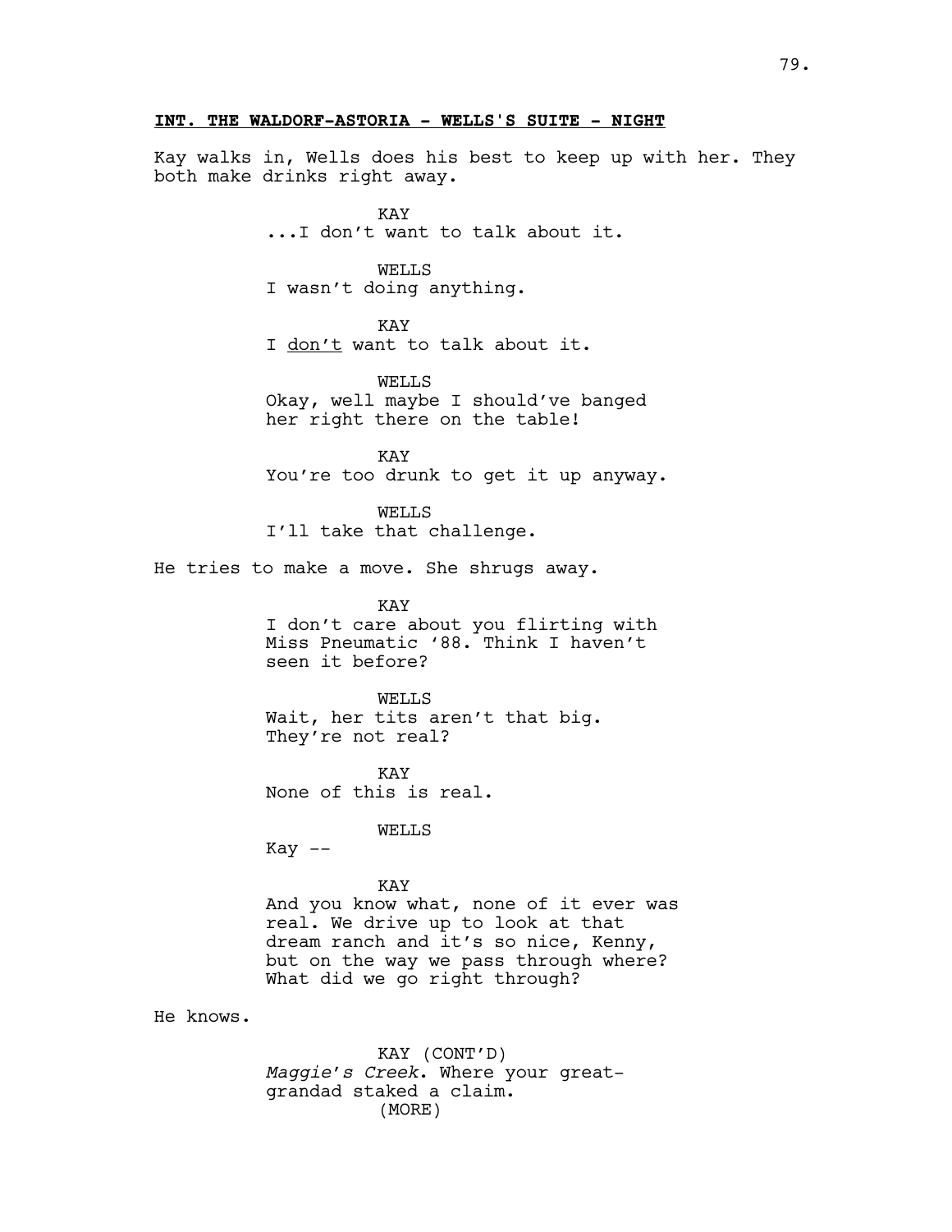**INT. THE WALDORF-ASTORIA - WELLS'S SUITE - NIGHT**

Kay walks in, Wells does his best to keep up with her. They both make drinks right away.

KAY
...I don't want to talk about it.

WELLS
I wasn't doing anything.

KAY
I don't want to talk about it.

WELLS
Okay, well maybe I should've banged her right there on the table!

KAY
You're too drunk to get it up anyway.

WELLS
I'll take that challenge.

He tries to make a move. She shrugs away.

KAY
I don't care about you flirting with Miss Pneumatic '88. Think I haven't seen it before?

WELLS
Wait, her tits aren't that big. They're not real?

KAY
None of this is real.

WELLS
Kay --

KAY
And you know what, none of it ever was real. We drive up to look at that dream ranch and it's so nice, Kenny, but on the way we pass through where? What did we go right through?

He knows.

KAY (CONT'D)
*Maggie's Creek*. Where your great-grandad staked a claim.
(MORE)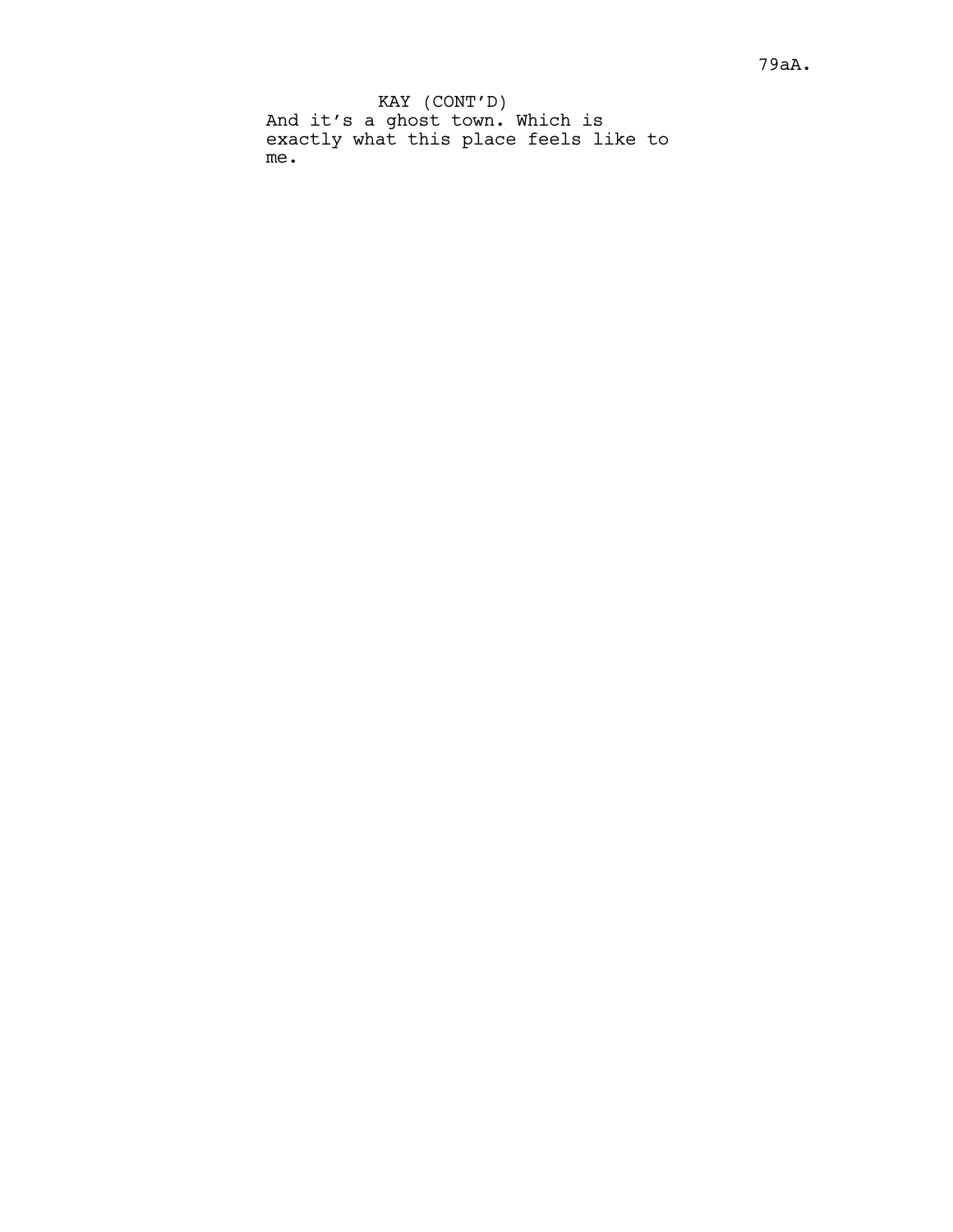KAY (CONT'D)

And it's a ghost town. Which is exactly what this place feels like to me.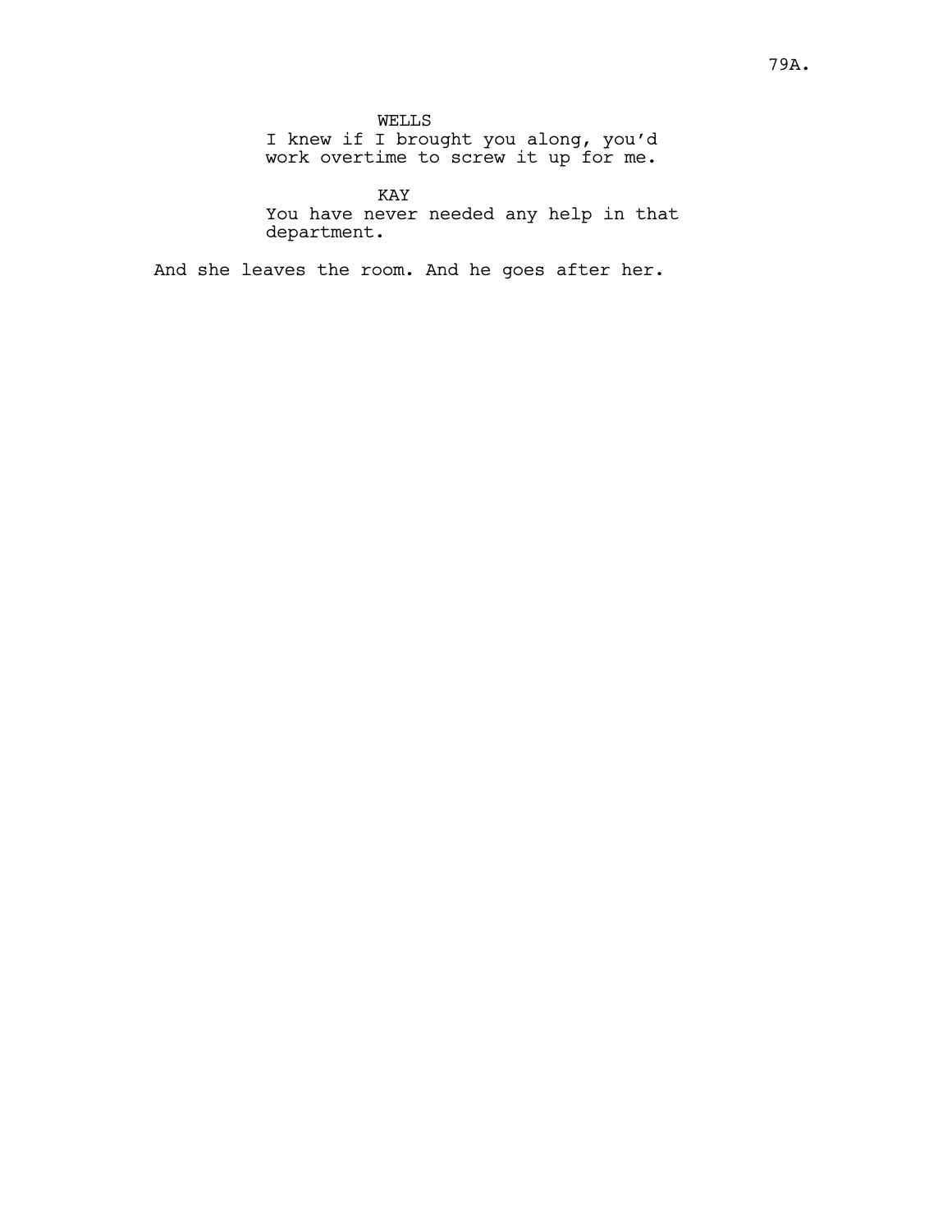WELLS
I knew if I brought you along, you'd work overtime to screw it up for me.

KAY
You have never needed any help in that department.

And she leaves the room. And he goes after her.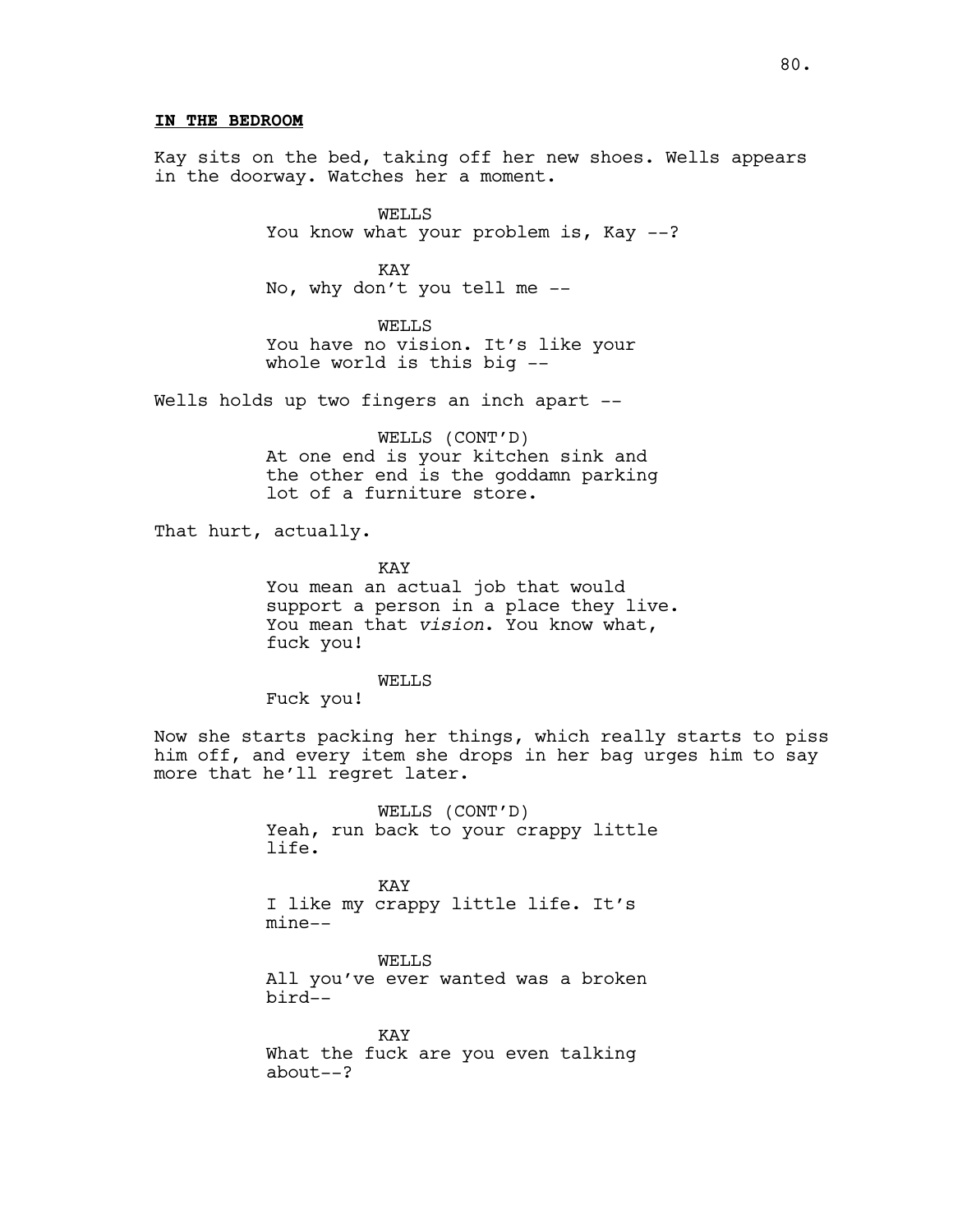**IN THE BEDROOM**

Kay sits on the bed, taking off her new shoes. Wells appears in the doorway. Watches her a moment.

WELLS
You know what your problem is, Kay --?

KAY
No, why don't you tell me --

WELLS
You have no vision. It's like your whole world is this big --

Wells holds up two fingers an inch apart --

WELLS (CONT'D)
At one end is your kitchen sink and the other end is the goddamn parking lot of a furniture store.

That hurt, actually.

KAY
You mean an actual job that would support a person in a place they live. You mean that *vision*. You know what, fuck you!

WELLS
Fuck you!

Now she starts packing her things, which really starts to piss him off, and every item she drops in her bag urges him to say more that he'll regret later.

WELLS (CONT'D)
Yeah, run back to your crappy little life.

KAY
I like my crappy little life. It's mine--

WELLS
All you've ever wanted was a broken bird--

KAY
What the fuck are you even talking about--?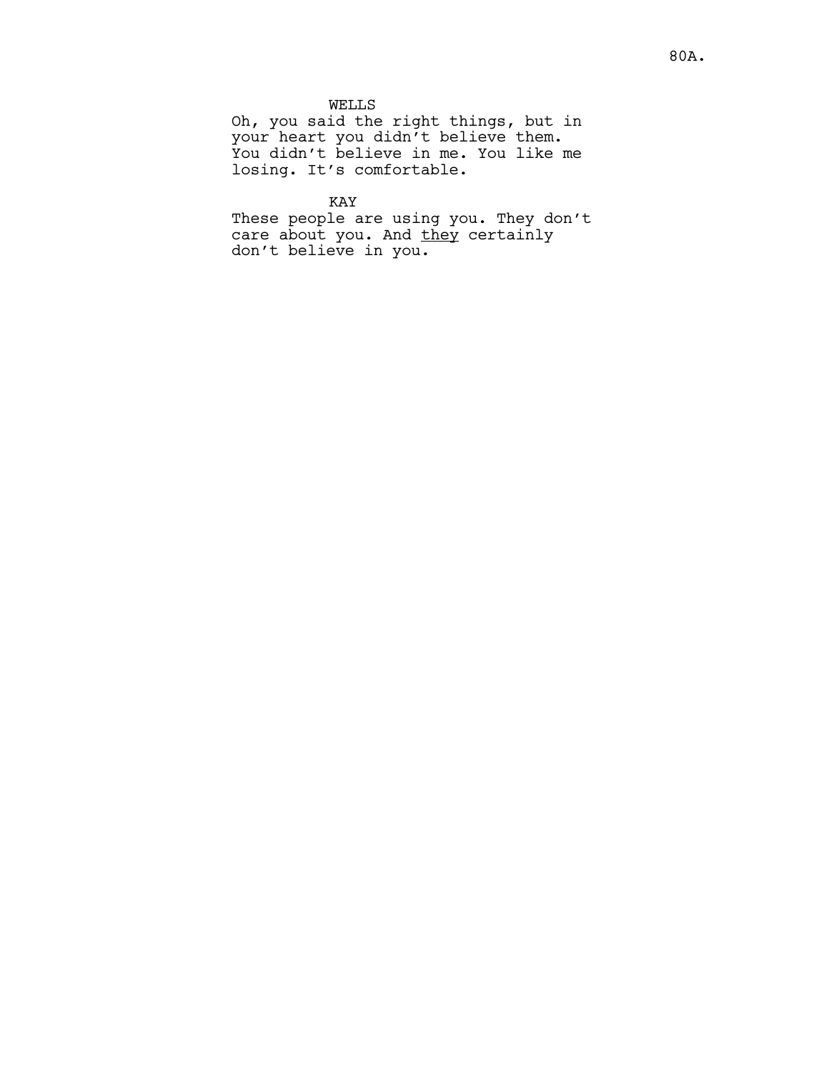WELLS

Oh, you said the right things, but in your heart you didn't believe them. You didn't believe in me. You like me losing. It's comfortable.

KAY

These people are using you. They don't care about you. And _they_ certainly don't believe in you.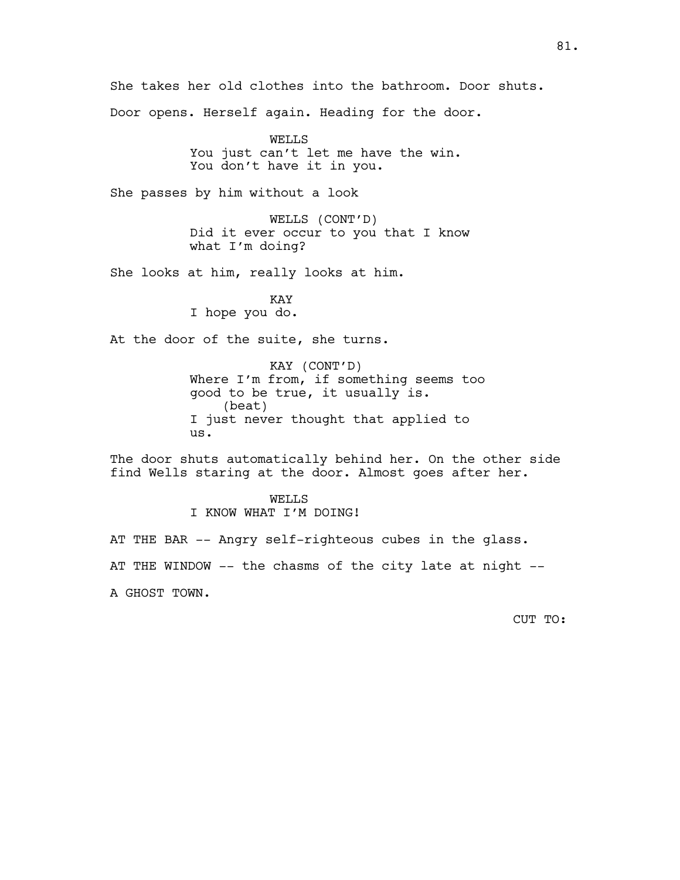She takes her old clothes into the bathroom. Door shuts.

Door opens. Herself again. Heading for the door.

WELLS
You just can't let me have the win. You don't have it in you.

She passes by him without a look

WELLS (CONT'D)
Did it ever occur to you that I know what I'm doing?

She looks at him, really looks at him.

KAY
I hope you do.

At the door of the suite, she turns.

KAY (CONT'D)
Where I'm from, if something seems too good to be true, it usually is.
(beat)
I just never thought that applied to us.

The door shuts automatically behind her. On the other side find Wells staring at the door. Almost goes after her.

WELLS
I KNOW WHAT I'M DOING!

AT THE BAR -- Angry self-righteous cubes in the glass.

AT THE WINDOW -- the chasms of the city late at night --

A GHOST TOWN.

CUT TO: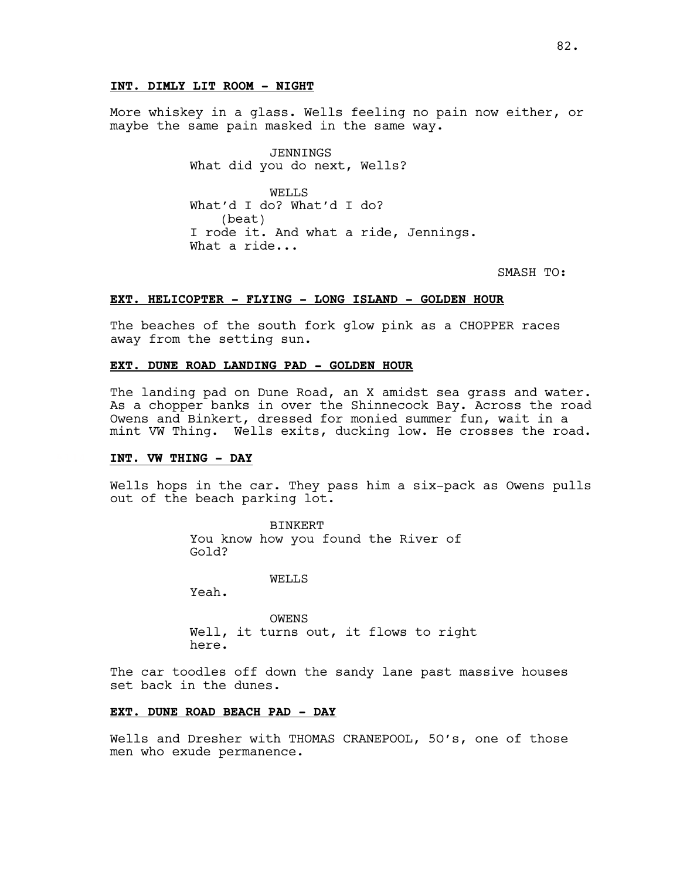**INT. DIMLY LIT ROOM - NIGHT**

More whiskey in a glass. Wells feeling no pain now either, or maybe the same pain masked in the same way.

JENNINGS
What did you do next, Wells?

WELLS
What'd I do? What'd I do?
(beat)
I rode it. And what a ride, Jennings.
What a ride...

SMASH TO:

**EXT. HELICOPTER - FLYING - LONG ISLAND - GOLDEN HOUR**

The beaches of the south fork glow pink as a CHOPPER races away from the setting sun.

**EXT. DUNE ROAD LANDING PAD - GOLDEN HOUR**

The landing pad on Dune Road, an X amidst sea grass and water. As a chopper banks in over the Shinnecock Bay. Across the road Owens and Binkert, dressed for monied summer fun, wait in a mint VW Thing. Wells exits, ducking low. He crosses the road.

**INT. VW THING - DAY**

Wells hops in the car. They pass him a six-pack as Owens pulls out of the beach parking lot.

BINKERT
You know how you found the River of Gold?

WELLS
Yeah.

OWENS
Well, it turns out, it flows to right here.

The car toodles off down the sandy lane past massive houses set back in the dunes.

**EXT. DUNE ROAD BEACH PAD - DAY**

Wells and Dresher with THOMAS CRANEPOOL, 50's, one of those men who exude permanence.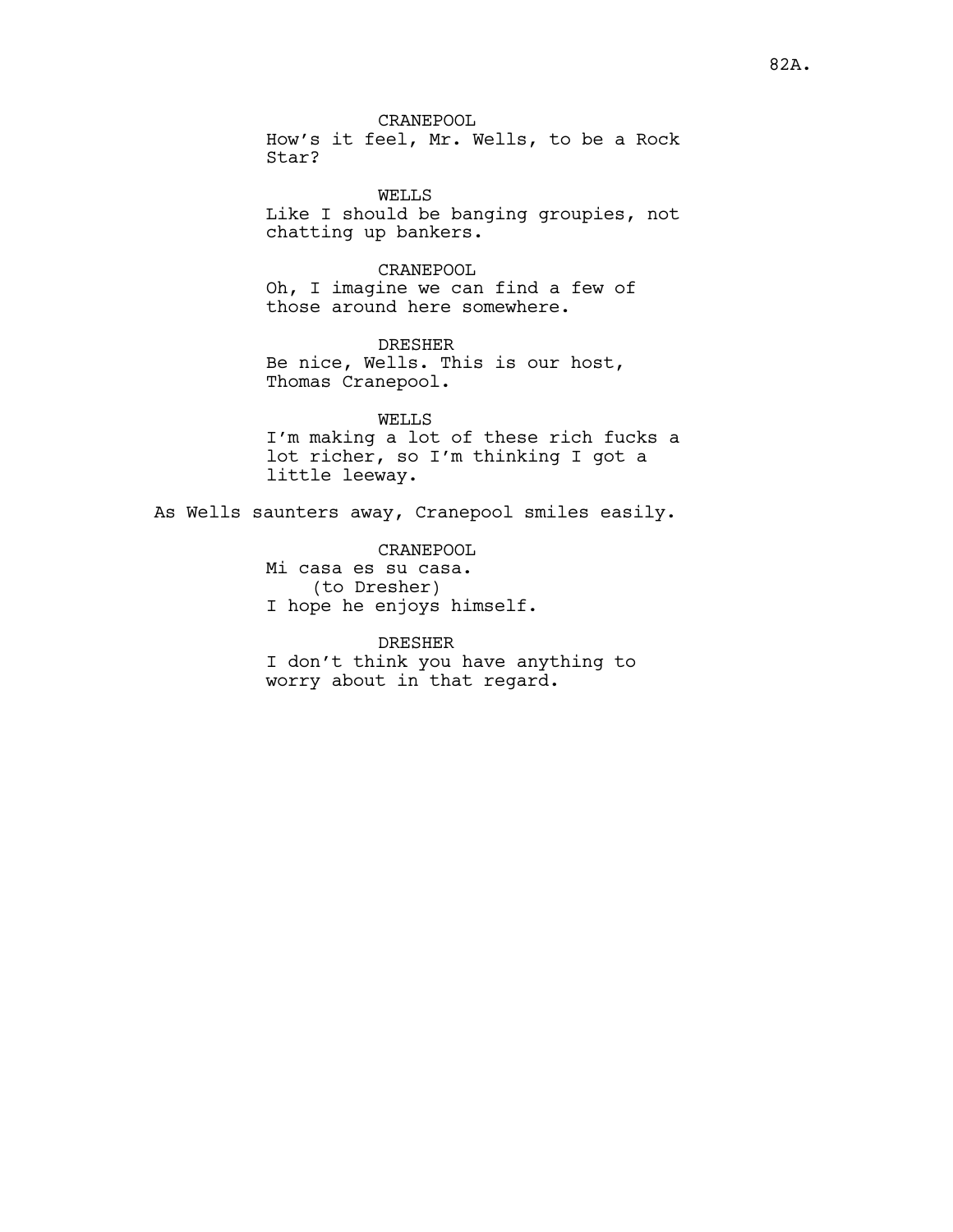CRANEPOOL
How's it feel, Mr. Wells, to be a Rock Star?

WELLS
Like I should be banging groupies, not chatting up bankers.

CRANEPOOL
Oh, I imagine we can find a few of those around here somewhere.

DRESHER
Be nice, Wells. This is our host, Thomas Cranepool.

WELLS
I'm making a lot of these rich fucks a lot richer, so I'm thinking I got a little leeway.

As Wells saunters away, Cranepool smiles easily.

CRANEPOOL
Mi casa es su casa.
(to Dresher)
I hope he enjoys himself.

DRESHER
I don't think you have anything to worry about in that regard.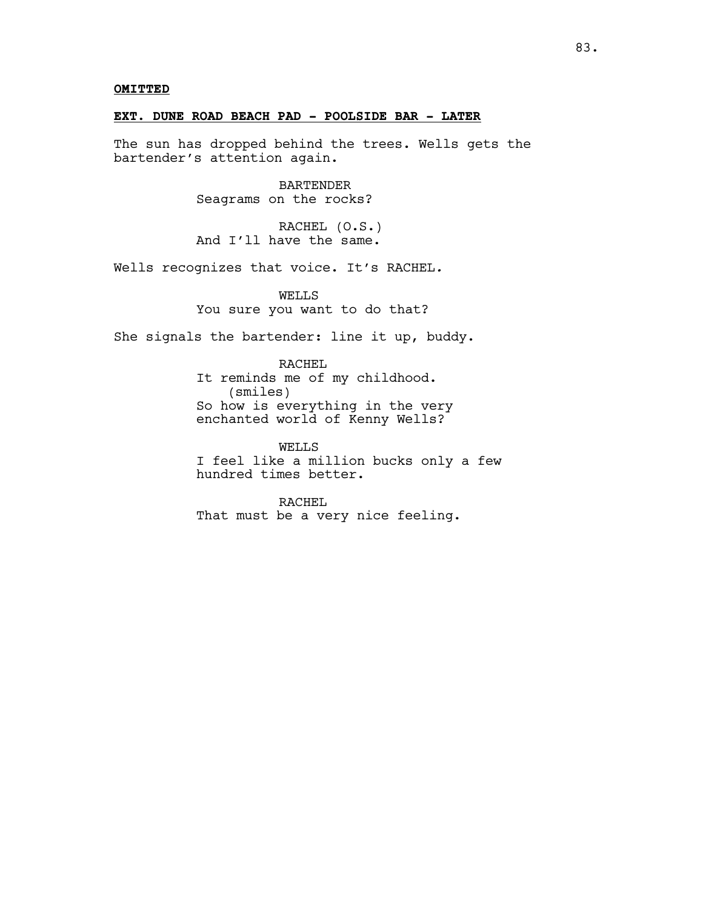**OMITTED**

**EXT. DUNE ROAD BEACH PAD - POOLSIDE BAR - LATER**

The sun has dropped behind the trees. Wells gets the bartender's attention again.

BARTENDER
Seagrams on the rocks?

RACHEL (O.S.)
And I'll have the same.

Wells recognizes that voice. It's RACHEL.

WELLS
You sure you want to do that?

She signals the bartender: line it up, buddy.

RACHEL
It reminds me of my childhood.
(smiles)
So how is everything in the very enchanted world of Kenny Wells?

WELLS
I feel like a million bucks only a few hundred times better.

RACHEL
That must be a very nice feeling.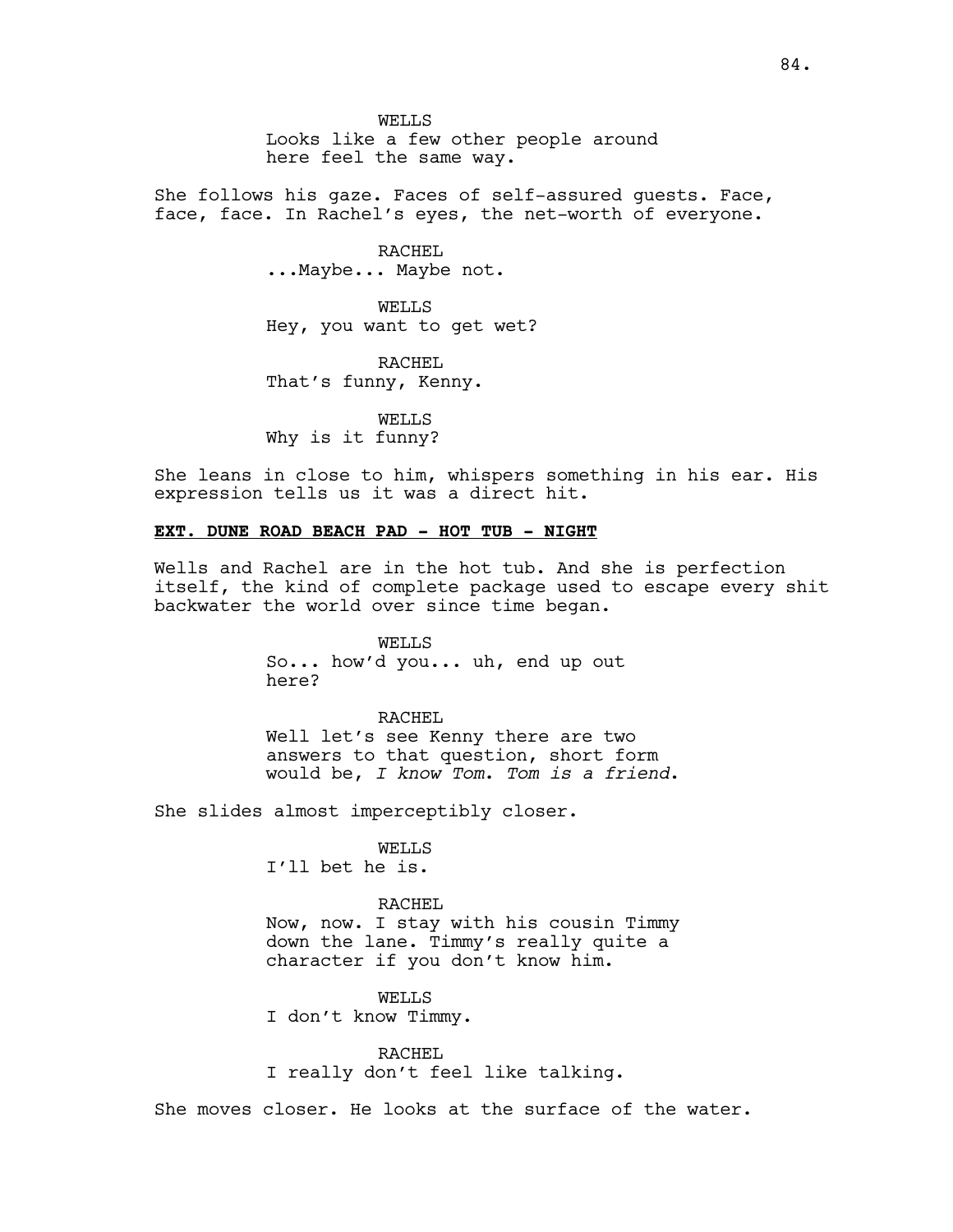WELLS
Looks like a few other people around here feel the same way.

She follows his gaze. Faces of self-assured guests. Face, face, face. In Rachel's eyes, the net-worth of everyone.

RACHEL
...Maybe... Maybe not.

WELLS
Hey, you want to get wet?

RACHEL
That's funny, Kenny.

WELLS
Why is it funny?

She leans in close to him, whispers something in his ear. His expression tells us it was a direct hit.

**EXT. DUNE ROAD BEACH PAD - HOT TUB - NIGHT**

Wells and Rachel are in the hot tub. And she is perfection itself, the kind of complete package used to escape every shit backwater the world over since time began.

WELLS
So... how'd you... uh, end up out here?

RACHEL
Well let's see Kenny there are two answers to that question, short form would be, *I know Tom. Tom is a friend*.

She slides almost imperceptibly closer.

WELLS
I'll bet he is.

RACHEL
Now, now. I stay with his cousin Timmy down the lane. Timmy's really quite a character if you don't know him.

WELLS
I don't know Timmy.

RACHEL
I really don't feel like talking.

She moves closer. He looks at the surface of the water.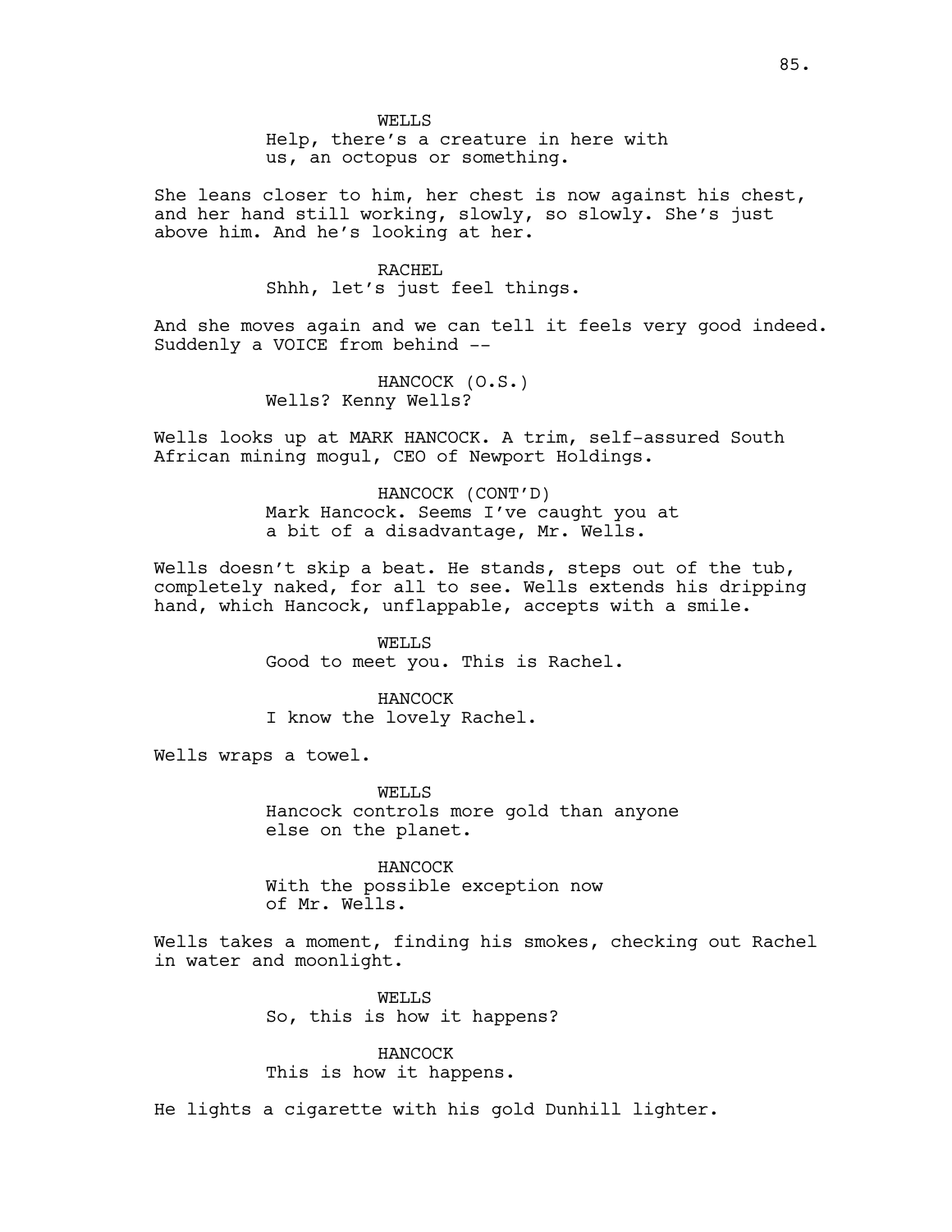WELLS
Help, there's a creature in here with us, an octopus or something.

She leans closer to him, her chest is now against his chest, and her hand still working, slowly, so slowly. She's just above him. And he's looking at her.

RACHEL
Shhh, let's just feel things.

And she moves again and we can tell it feels very good indeed. Suddenly a VOICE from behind --

HANCOCK (O.S.)
Wells? Kenny Wells?

Wells looks up at MARK HANCOCK. A trim, self-assured South African mining mogul, CEO of Newport Holdings.

HANCOCK (CONT'D)
Mark Hancock. Seems I've caught you at a bit of a disadvantage, Mr. Wells.

Wells doesn't skip a beat. He stands, steps out of the tub, completely naked, for all to see. Wells extends his dripping hand, which Hancock, unflappable, accepts with a smile.

WELLS
Good to meet you. This is Rachel.

HANCOCK
I know the lovely Rachel.

Wells wraps a towel.

WELLS
Hancock controls more gold than anyone else on the planet.

HANCOCK
With the possible exception now of Mr. Wells.

Wells takes a moment, finding his smokes, checking out Rachel in water and moonlight.

WELLS
So, this is how it happens?

HANCOCK
This is how it happens.

He lights a cigarette with his gold Dunhill lighter.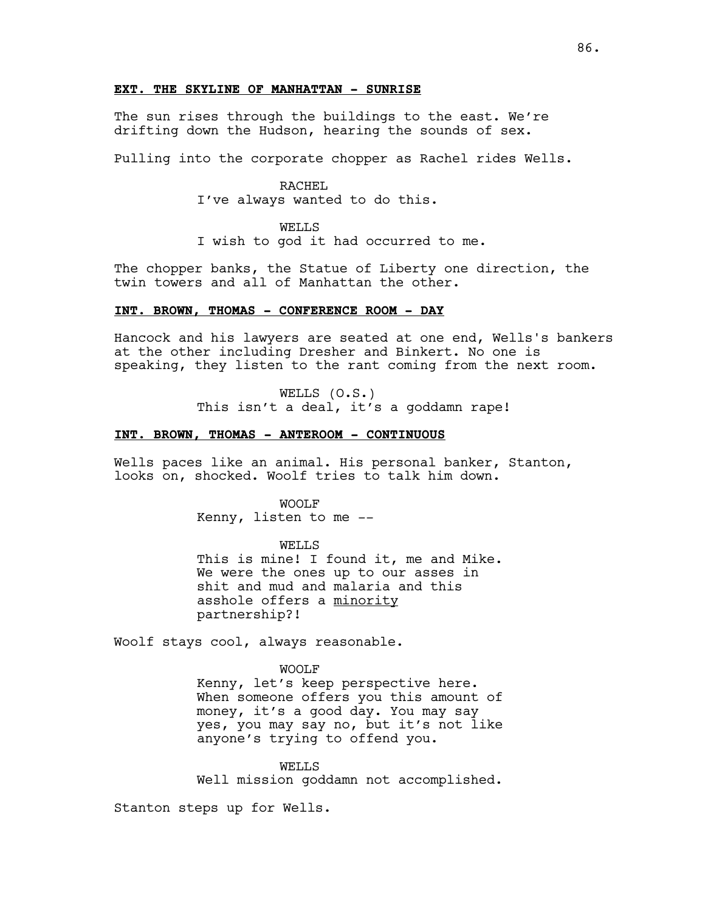**EXT. THE SKYLINE OF MANHATTAN - SUNRISE**

The sun rises through the buildings to the east. We're drifting down the Hudson, hearing the sounds of sex.

Pulling into the corporate chopper as Rachel rides Wells.

RACHEL
I've always wanted to do this.

WELLS
I wish to god it had occurred to me.

The chopper banks, the Statue of Liberty one direction, the twin towers and all of Manhattan the other.

**INT. BROWN, THOMAS - CONFERENCE ROOM - DAY**

Hancock and his lawyers are seated at one end, Wells's bankers at the other including Dresher and Binkert. No one is speaking, they listen to the rant coming from the next room.

WELLS (O.S.)
This isn't a deal, it's a goddamn rape!

**INT. BROWN, THOMAS - ANTEROOM - CONTINUOUS**

Wells paces like an animal. His personal banker, Stanton, looks on, shocked. Woolf tries to talk him down.

WOOLF
Kenny, listen to me --

WELLS
This is mine! I found it, me and Mike. We were the ones up to our asses in shit and mud and malaria and this asshole offers a minority partnership?!

Woolf stays cool, always reasonable.

WOOLF
Kenny, let's keep perspective here. When someone offers you this amount of money, it's a good day. You may say yes, you may say no, but it's not like anyone's trying to offend you.

WELLS
Well mission goddamn not accomplished.

Stanton steps up for Wells.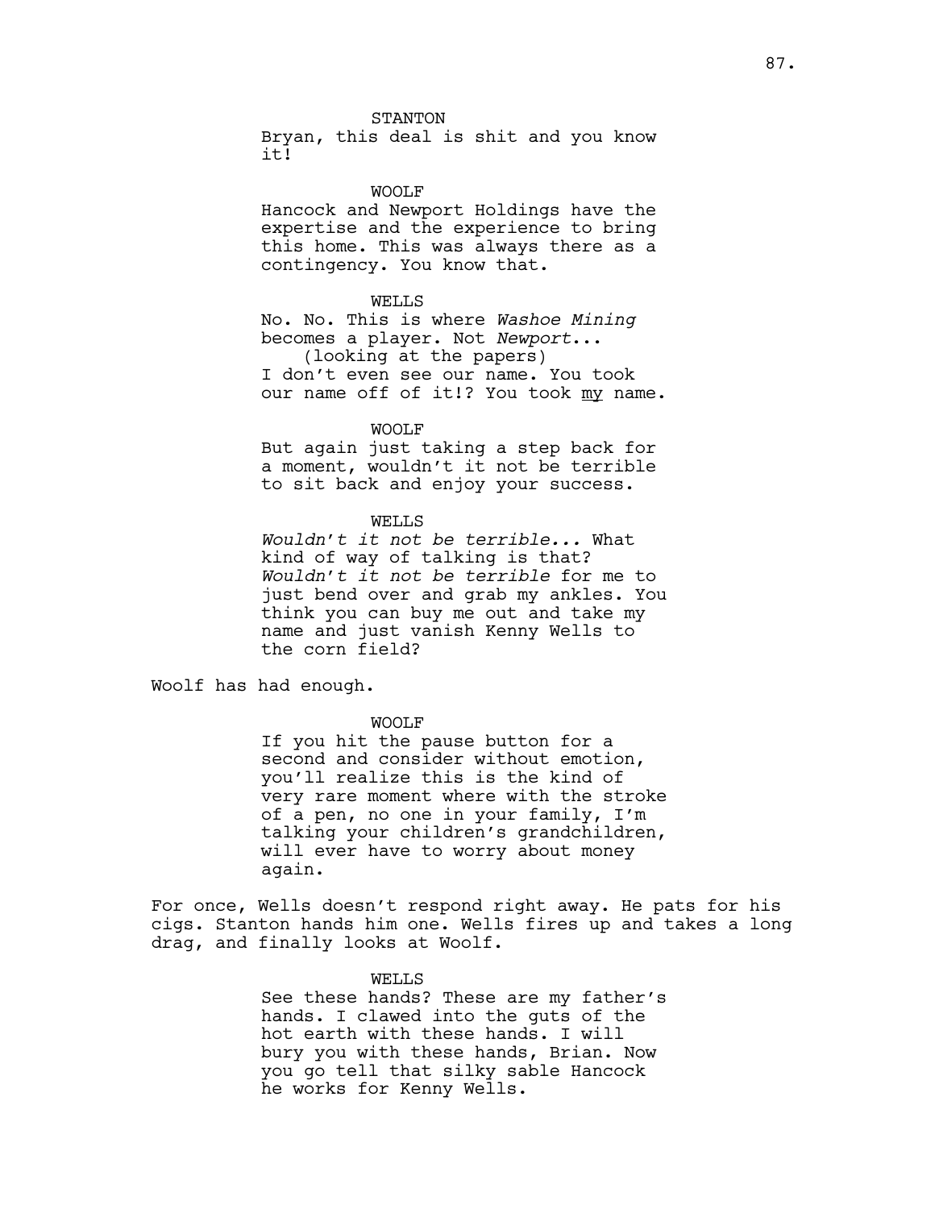STANTON
Bryan, this deal is shit and you know it!

WOOLF
Hancock and Newport Holdings have the expertise and the experience to bring this home. This was always there as a contingency. You know that.

WELLS
No. No. This is where *Washoe Mining* becomes a player. Not *Newport*...
(looking at the papers)
I don't even see our name. You took our name off of it!? You took my name.

WOOLF
But again just taking a step back for a moment, wouldn't it not be terrible to sit back and enjoy your success.

WELLS
*Wouldn't it not be terrible...* What kind of way of talking is that? *Wouldn't it not be terrible* for me to just bend over and grab my ankles. You think you can buy me out and take my name and just vanish Kenny Wells to the corn field?

Woolf has had enough.

WOOLF
If you hit the pause button for a second and consider without emotion, you'll realize this is the kind of very rare moment where with the stroke of a pen, no one in your family, I'm talking your children's grandchildren, will ever have to worry about money again.

For once, Wells doesn't respond right away. He pats for his cigs. Stanton hands him one. Wells fires up and takes a long drag, and finally looks at Woolf.

WELLS
See these hands? These are my father's hands. I clawed into the guts of the hot earth with these hands. I will bury you with these hands, Brian. Now you go tell that silky sable Hancock he works for Kenny Wells.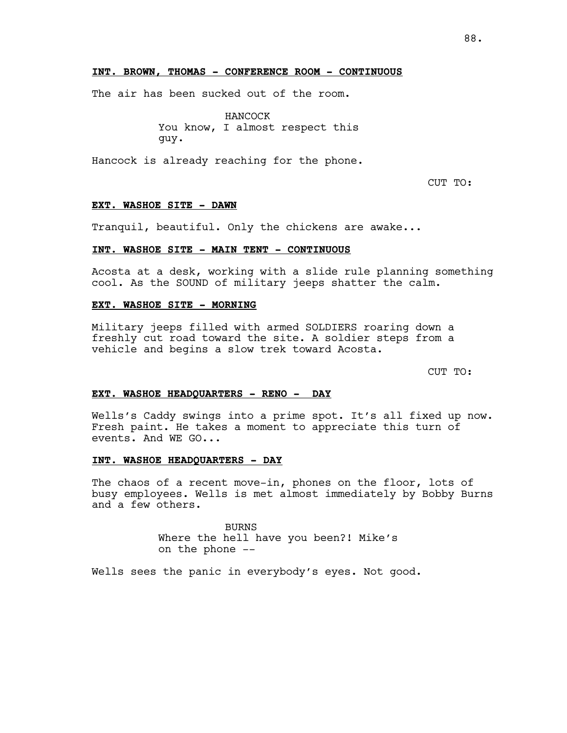**INT. BROWN, THOMAS - CONFERENCE ROOM - CONTINUOUS**

The air has been sucked out of the room.

HANCOCK
You know, I almost respect this guy.

Hancock is already reaching for the phone.

CUT TO:

**EXT. WASHOE SITE - DAWN**

Tranquil, beautiful. Only the chickens are awake...

**INT. WASHOE SITE - MAIN TENT - CONTINUOUS**

Acosta at a desk, working with a slide rule planning something cool. As the SOUND of military jeeps shatter the calm.

**EXT. WASHOE SITE - MORNING**

Military jeeps filled with armed SOLDIERS roaring down a freshly cut road toward the site. A soldier steps from a vehicle and begins a slow trek toward Acosta.

CUT TO:

**EXT. WASHOE HEADQUARTERS - RENO - DAY**

Wells's Caddy swings into a prime spot. It's all fixed up now. Fresh paint. He takes a moment to appreciate this turn of events. And WE GO...

**INT. WASHOE HEADQUARTERS - DAY**

The chaos of a recent move-in, phones on the floor, lots of busy employees. Wells is met almost immediately by Bobby Burns and a few others.

BURNS
Where the hell have you been?! Mike's on the phone --

Wells sees the panic in everybody's eyes. Not good.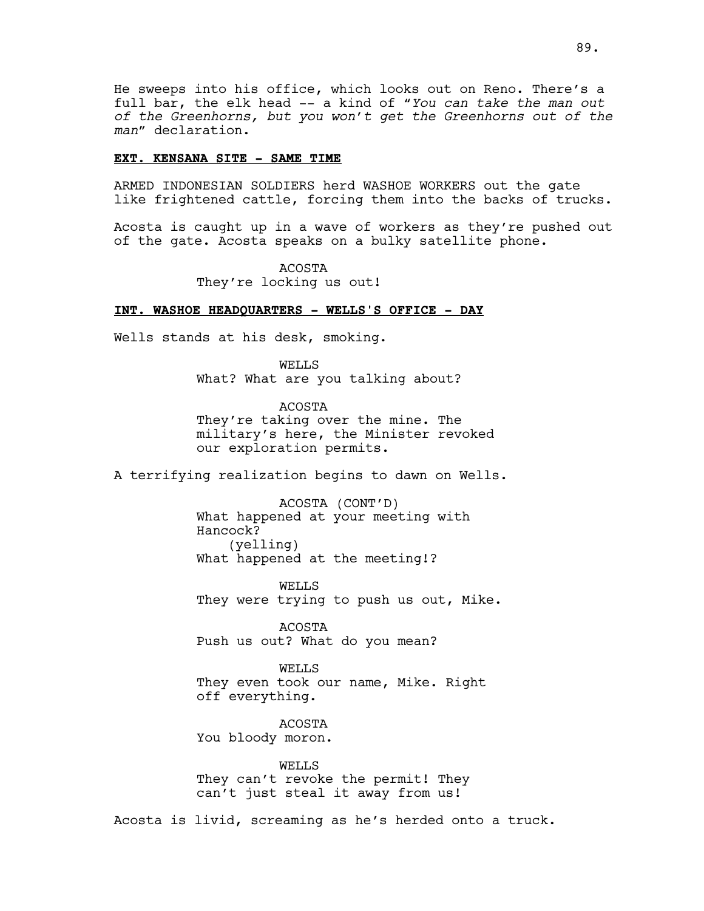He sweeps into his office, which looks out on Reno. There's a full bar, the elk head -- a kind of "*You can take the man out of the Greenhorns, but you won't get the Greenhorns out of the man*" declaration.

**EXT. KENSANA SITE - SAME TIME**

ARMED INDONESIAN SOLDIERS herd WASHOE WORKERS out the gate like frightened cattle, forcing them into the backs of trucks.

Acosta is caught up in a wave of workers as they're pushed out of the gate. Acosta speaks on a bulky satellite phone.

ACOSTA
They're locking us out!

**INT. WASHOE HEADQUARTERS - WELLS'S OFFICE - DAY**

Wells stands at his desk, smoking.

WELLS
What? What are you talking about?

ACOSTA
They're taking over the mine. The military's here, the Minister revoked our exploration permits.

A terrifying realization begins to dawn on Wells.

ACOSTA (CONT'D)
What happened at your meeting with Hancock?
(yelling)
What happened at the meeting!?

WELLS
They were trying to push us out, Mike.

ACOSTA
Push us out? What do you mean?

WELLS
They even took our name, Mike. Right off everything.

ACOSTA
You bloody moron.

WELLS
They can't revoke the permit! They can't just steal it away from us!

Acosta is livid, screaming as he's herded onto a truck.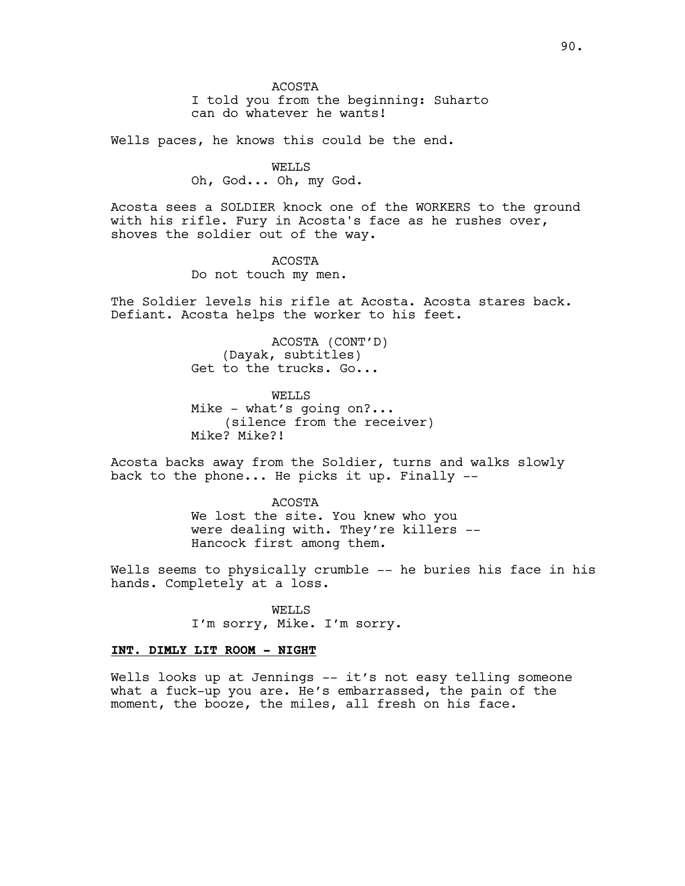ACOSTA
I told you from the beginning: Suharto can do whatever he wants!

Wells paces, he knows this could be the end.

WELLS
Oh, God... Oh, my God.

Acosta sees a SOLDIER knock one of the WORKERS to the ground with his rifle. Fury in Acosta's face as he rushes over, shoves the soldier out of the way.

ACOSTA
Do not touch my men.

The Soldier levels his rifle at Acosta. Acosta stares back. Defiant. Acosta helps the worker to his feet.

ACOSTA (CONT'D)
(Dayak, subtitles)
Get to the trucks. Go...

WELLS
Mike - what's going on?...
(silence from the receiver)
Mike? Mike?!

Acosta backs away from the Soldier, turns and walks slowly back to the phone... He picks it up. Finally --

ACOSTA
We lost the site. You knew who you were dealing with. They're killers -- Hancock first among them.

Wells seems to physically crumble -- he buries his face in his hands. Completely at a loss.

WELLS
I'm sorry, Mike. I'm sorry.

**INT. DIMLY LIT ROOM - NIGHT**

Wells looks up at Jennings -- it's not easy telling someone what a fuck-up you are. He's embarrassed, the pain of the moment, the booze, the miles, all fresh on his face.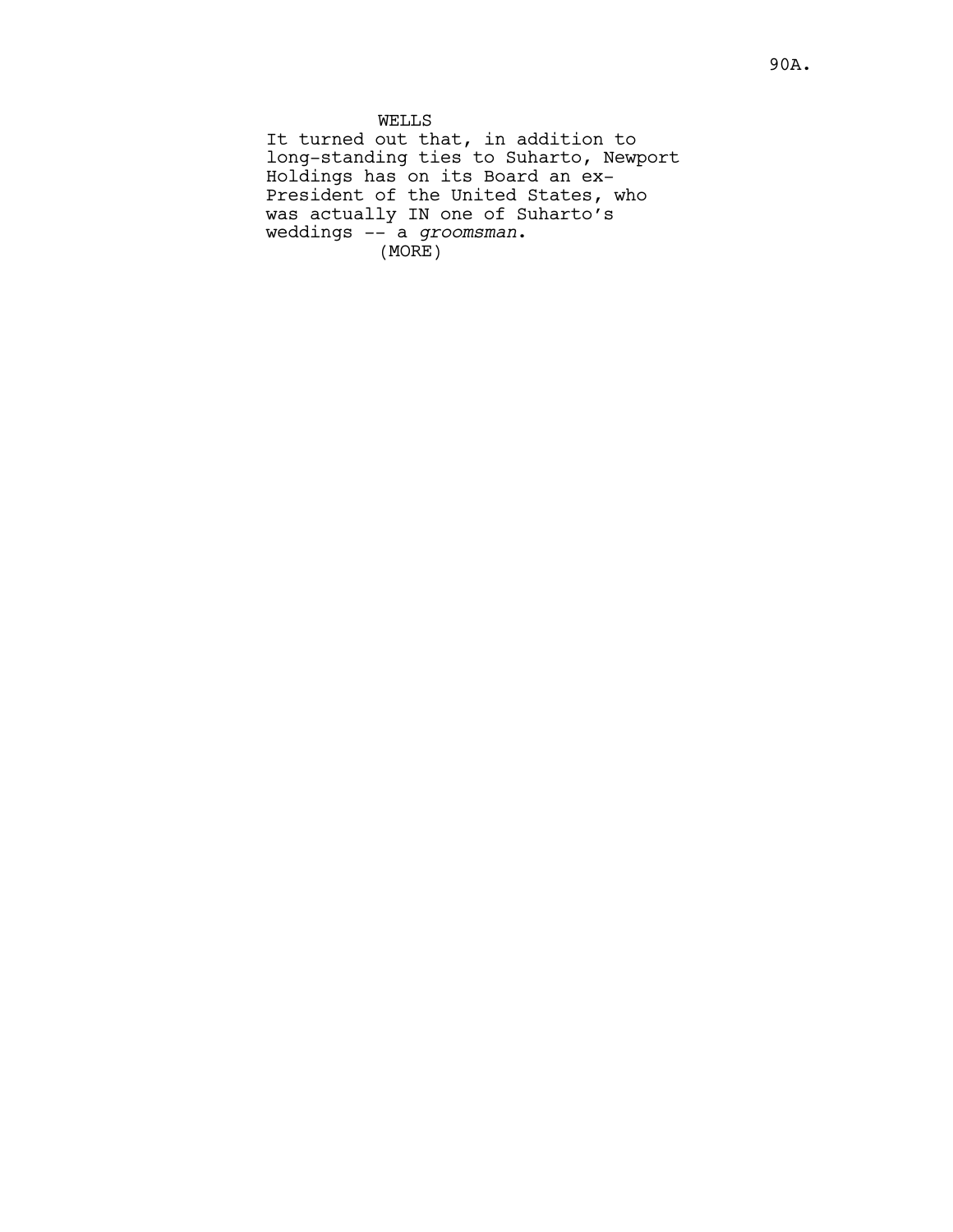WELLS

It turned out that, in addition to long-standing ties to Suharto, Newport Holdings has on its Board an ex-President of the United States, who was actually IN one of Suharto's weddings -- a *groomsman*.

(MORE)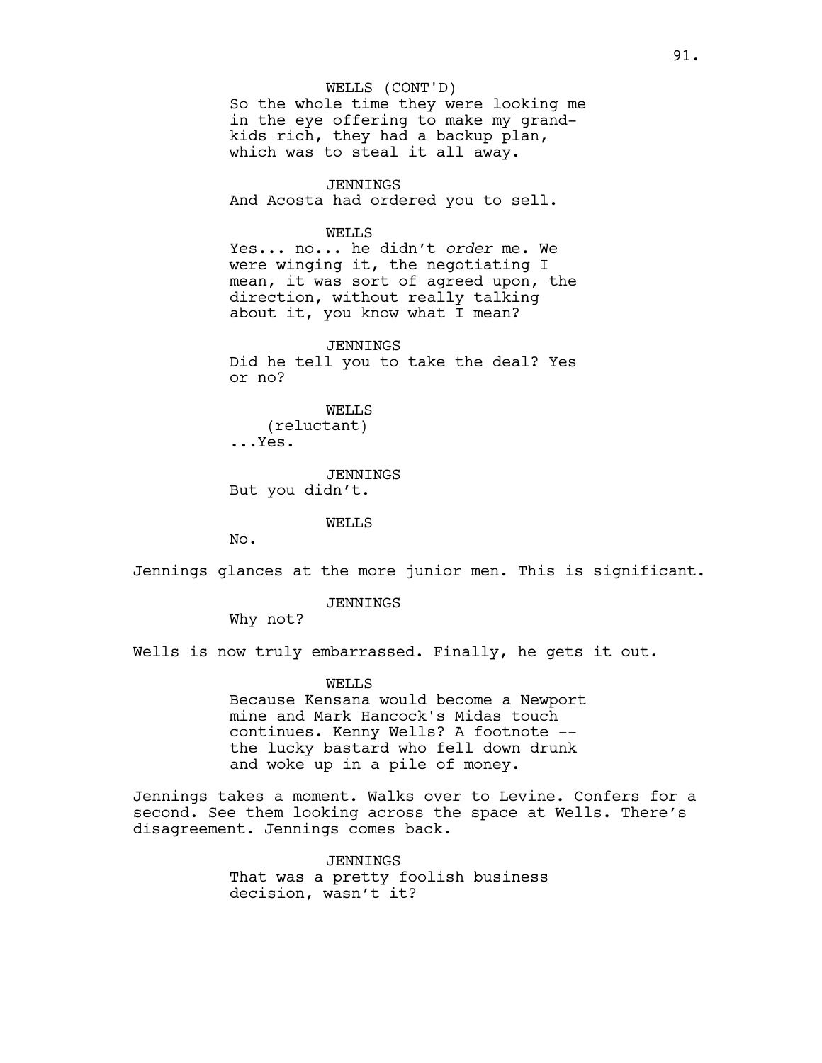WELLS (CONT'D)
So the whole time they were looking me in the eye offering to make my grand-kids rich, they had a backup plan, which was to steal it all away.

JENNINGS
And Acosta had ordered you to sell.

WELLS
Yes... no... he didn't *order* me. We were winging it, the negotiating I mean, it was sort of agreed upon, the direction, without really talking about it, you know what I mean?

JENNINGS
Did he tell you to take the deal? Yes or no?

WELLS
(reluctant)
...Yes.

JENNINGS
But you didn't.

WELLS
No.

Jennings glances at the more junior men. This is significant.

JENNINGS
Why not?

Wells is now truly embarrassed. Finally, he gets it out.

WELLS
Because Kensana would become a Newport mine and Mark Hancock's Midas touch continues. Kenny Wells? A footnote -- the lucky bastard who fell down drunk and woke up in a pile of money.

Jennings takes a moment. Walks over to Levine. Confers for a second. See them looking across the space at Wells. There's disagreement. Jennings comes back.

JENNINGS
That was a pretty foolish business decision, wasn't it?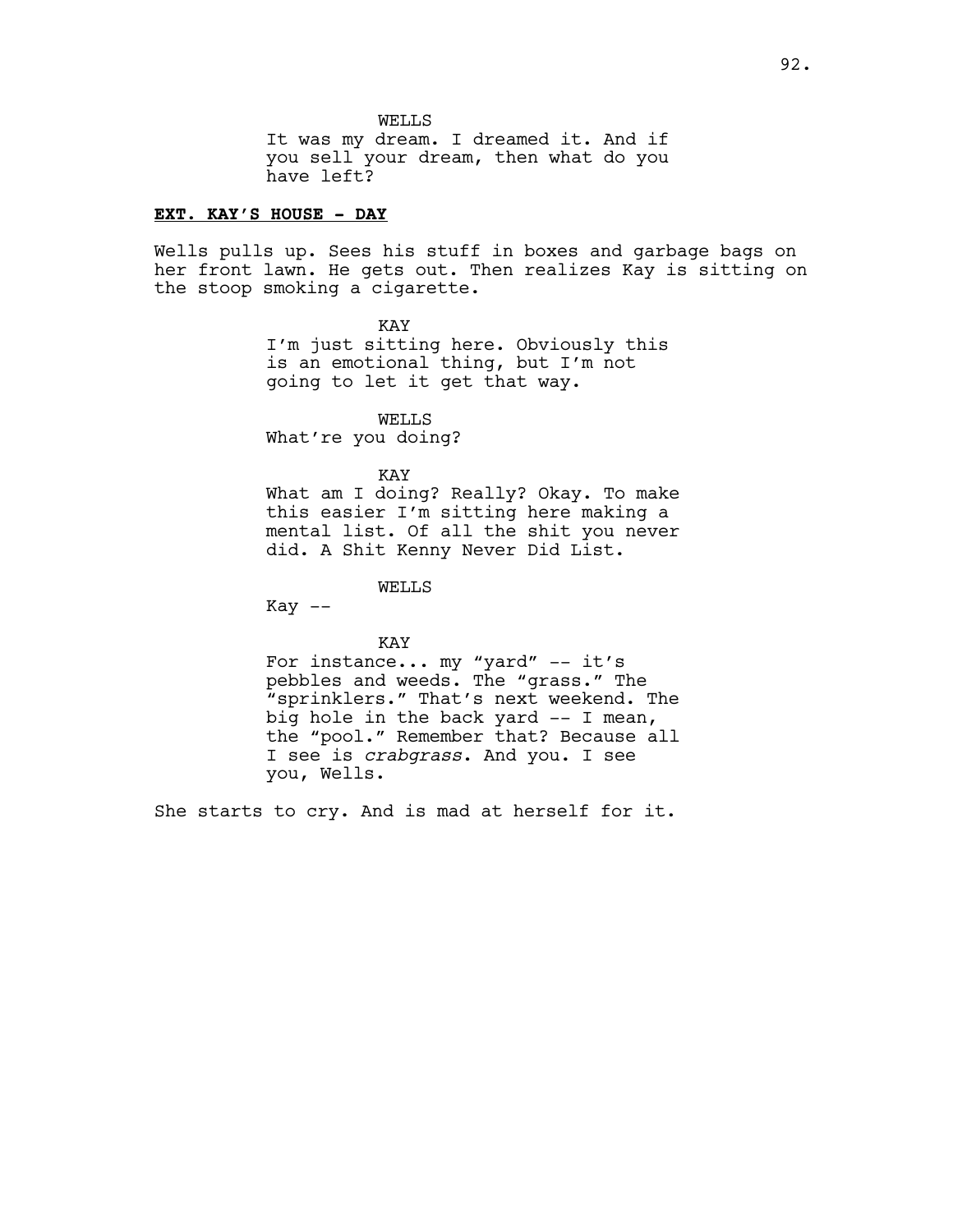WELLS

It was my dream. I dreamed it. And if you sell your dream, then what do you have left?

**EXT. KAY'S HOUSE - DAY**

Wells pulls up. Sees his stuff in boxes and garbage bags on her front lawn. He gets out. Then realizes Kay is sitting on the stoop smoking a cigarette.

KAY

I'm just sitting here. Obviously this is an emotional thing, but I'm not going to let it get that way.

WELLS

What're you doing?

KAY

What am I doing? Really? Okay. To make this easier I'm sitting here making a mental list. Of all the shit you never did. A Shit Kenny Never Did List.

WELLS

Kay --

KAY

For instance... my "yard" -- it's pebbles and weeds. The "grass." The "sprinklers." That's next weekend. The big hole in the back yard -- I mean, the "pool." Remember that? Because all I see is *crabgrass*. And you. I see you, Wells.

She starts to cry. And is mad at herself for it.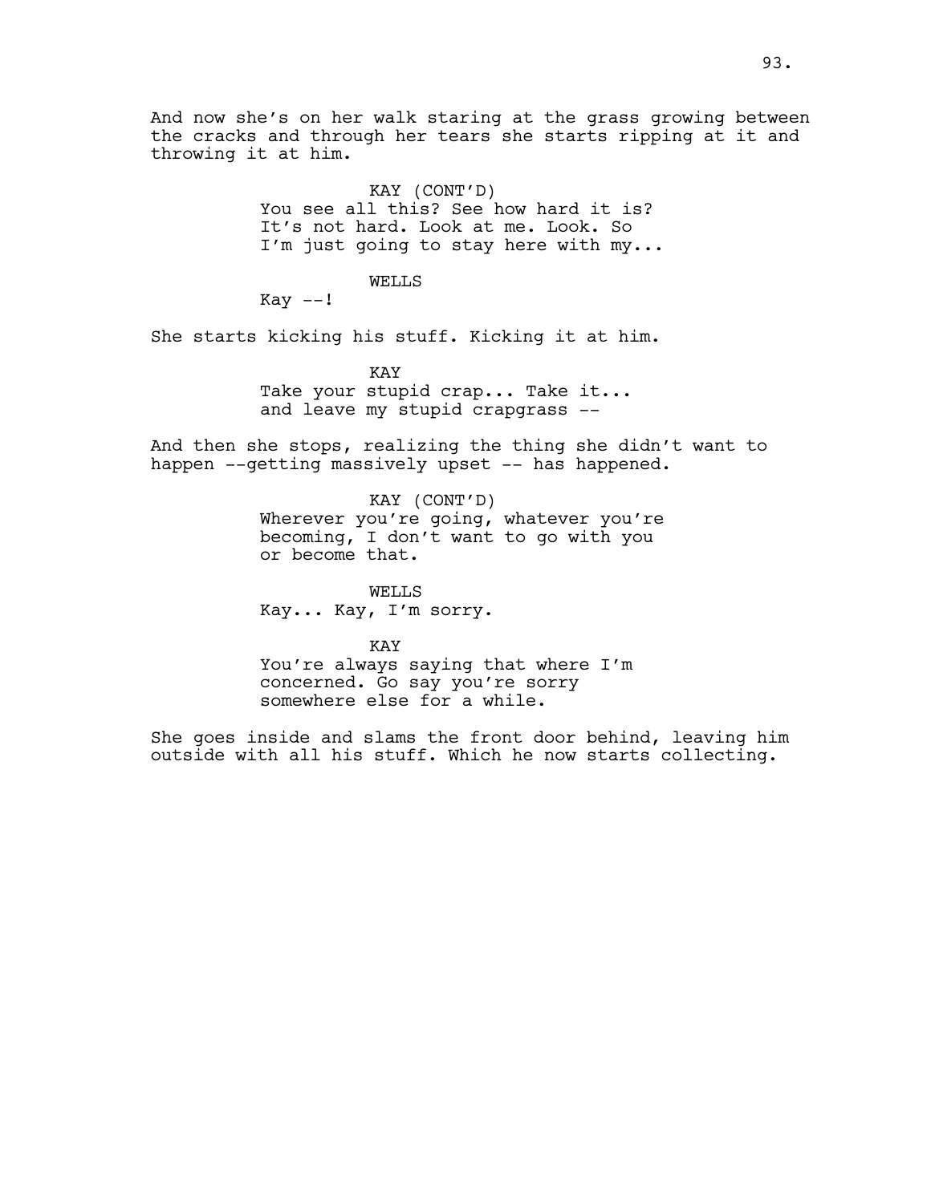And now she's on her walk staring at the grass growing between the cracks and through her tears she starts ripping at it and throwing it at him.

KAY (CONT'D)
You see all this? See how hard it is? It's not hard. Look at me. Look. So I'm just going to stay here with my...

WELLS
Kay --!

She starts kicking his stuff. Kicking it at him.

KAY
Take your stupid crap... Take it... and leave my stupid crapgrass --

And then she stops, realizing the thing she didn't want to happen --getting massively upset -- has happened.

KAY (CONT'D)
Wherever you're going, whatever you're becoming, I don't want to go with you or become that.

WELLS
Kay... Kay, I'm sorry.

KAY
You're always saying that where I'm concerned. Go say you're sorry somewhere else for a while.

She goes inside and slams the front door behind, leaving him outside with all his stuff. Which he now starts collecting.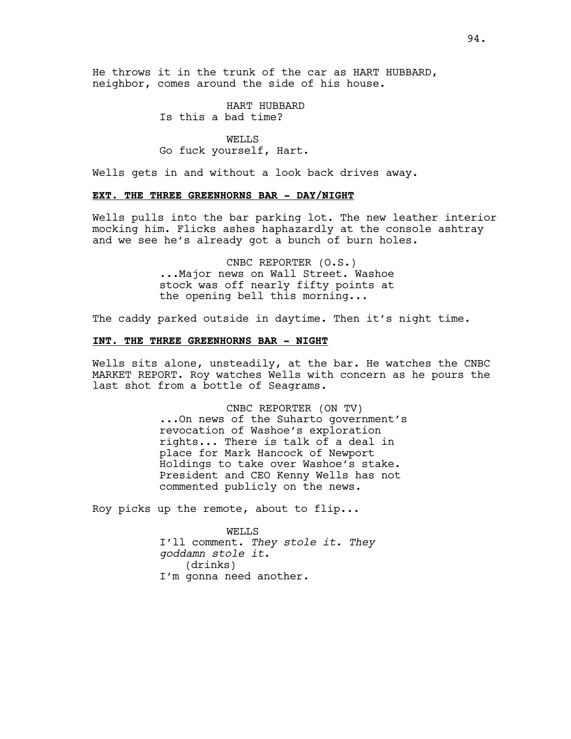He throws it in the trunk of the car as HART HUBBARD, neighbor, comes around the side of his house.

HART HUBBARD
Is this a bad time?

WELLS
Go fuck yourself, Hart.

Wells gets in and without a look back drives away.

**EXT. THE THREE GREENHORNS BAR - DAY/NIGHT**

Wells pulls into the bar parking lot. The new leather interior mocking him. Flicks ashes haphazardly at the console ashtray and we see he's already got a bunch of burn holes.

CNBC REPORTER (O.S.)
...Major news on Wall Street. Washoe stock was off nearly fifty points at the opening bell this morning...

The caddy parked outside in daytime. Then it's night time.

**INT. THE THREE GREENHORNS BAR - NIGHT**

Wells sits alone, unsteadily, at the bar. He watches the CNBC MARKET REPORT. Roy watches Wells with concern as he pours the last shot from a bottle of Seagrams.

CNBC REPORTER (ON TV)
...On news of the Suharto government's revocation of Washoe's exploration rights... There is talk of a deal in place for Mark Hancock of Newport Holdings to take over Washoe's stake. President and CEO Kenny Wells has not commented publicly on the news.

Roy picks up the remote, about to flip...

WELLS
I'll comment. *They stole it. They goddamn stole it.*
(drinks)
I'm gonna need another.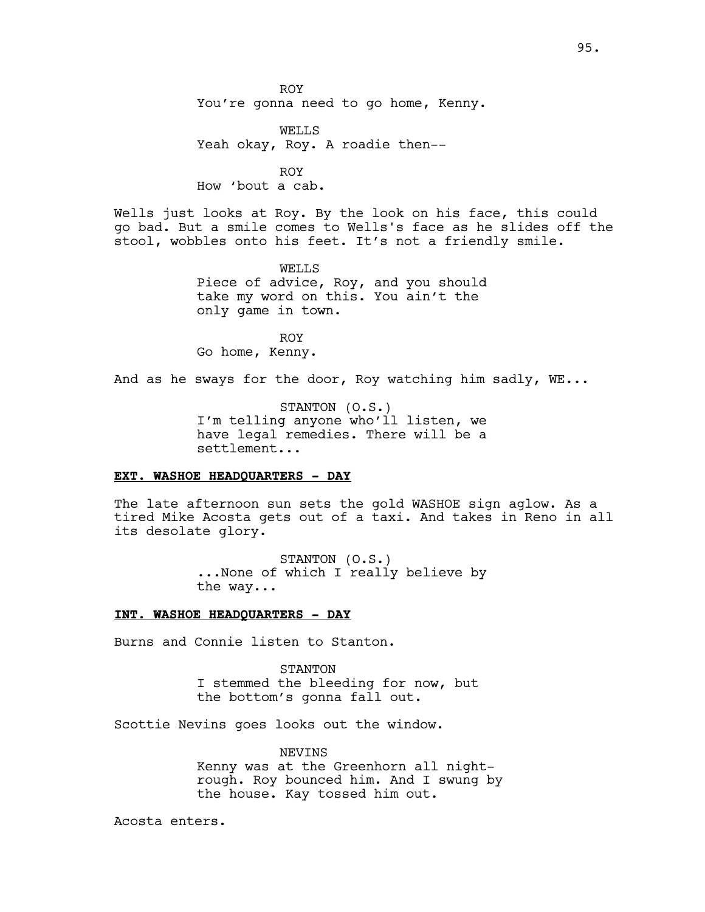ROY
You're gonna need to go home, Kenny.

WELLS
Yeah okay, Roy. A roadie then--

ROY
How 'bout a cab.

Wells just looks at Roy. By the look on his face, this could go bad. But a smile comes to Wells's face as he slides off the stool, wobbles onto his feet. It's not a friendly smile.

WELLS
Piece of advice, Roy, and you should take my word on this. You ain't the only game in town.

ROY
Go home, Kenny.

And as he sways for the door, Roy watching him sadly, WE...

STANTON (O.S.)
I'm telling anyone who'll listen, we have legal remedies. There will be a settlement...

**EXT. WASHOE HEADQUARTERS - DAY**

The late afternoon sun sets the gold WASHOE sign aglow. As a tired Mike Acosta gets out of a taxi. And takes in Reno in all its desolate glory.

STANTON (O.S.)
...None of which I really believe by the way...

**INT. WASHOE HEADQUARTERS - DAY**

Burns and Connie listen to Stanton.

STANTON
I stemmed the bleeding for now, but the bottom's gonna fall out.

Scottie Nevins goes looks out the window.

NEVINS
Kenny was at the Greenhorn all night-rough. Roy bounced him. And I swung by the house. Kay tossed him out.

Acosta enters.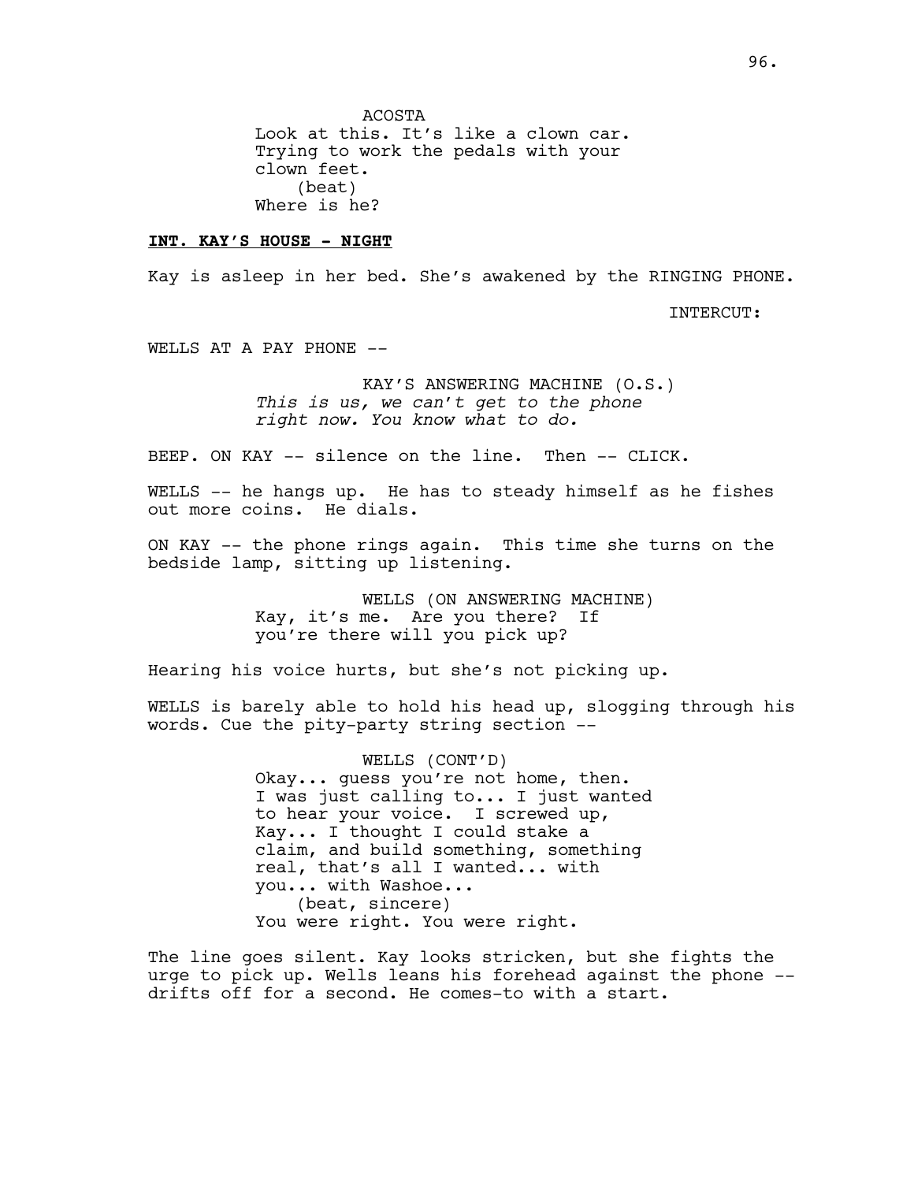ACOSTA
Look at this. It's like a clown car. Trying to work the pedals with your clown feet.
(beat)
Where is he?

**INT. KAY'S HOUSE - NIGHT**

Kay is asleep in her bed. She's awakened by the RINGING PHONE.

INTERCUT:

WELLS AT A PAY PHONE --

KAY'S ANSWERING MACHINE (O.S.)
*This is us, we can't get to the phone right now. You know what to do.*

BEEP. ON KAY -- silence on the line. Then -- CLICK.

WELLS -- he hangs up. He has to steady himself as he fishes out more coins. He dials.

ON KAY -- the phone rings again. This time she turns on the bedside lamp, sitting up listening.

WELLS (ON ANSWERING MACHINE)
Kay, it's me. Are you there? If you're there will you pick up?

Hearing his voice hurts, but she's not picking up.

WELLS is barely able to hold his head up, slogging through his words. Cue the pity-party string section --

WELLS (CONT'D)
Okay... guess you're not home, then. I was just calling to... I just wanted to hear your voice. I screwed up, Kay... I thought I could stake a claim, and build something, something real, that's all I wanted... with you... with Washoe...
(beat, sincere)
You were right. You were right.

The line goes silent. Kay looks stricken, but she fights the urge to pick up. Wells leans his forehead against the phone -- drifts off for a second. He comes-to with a start.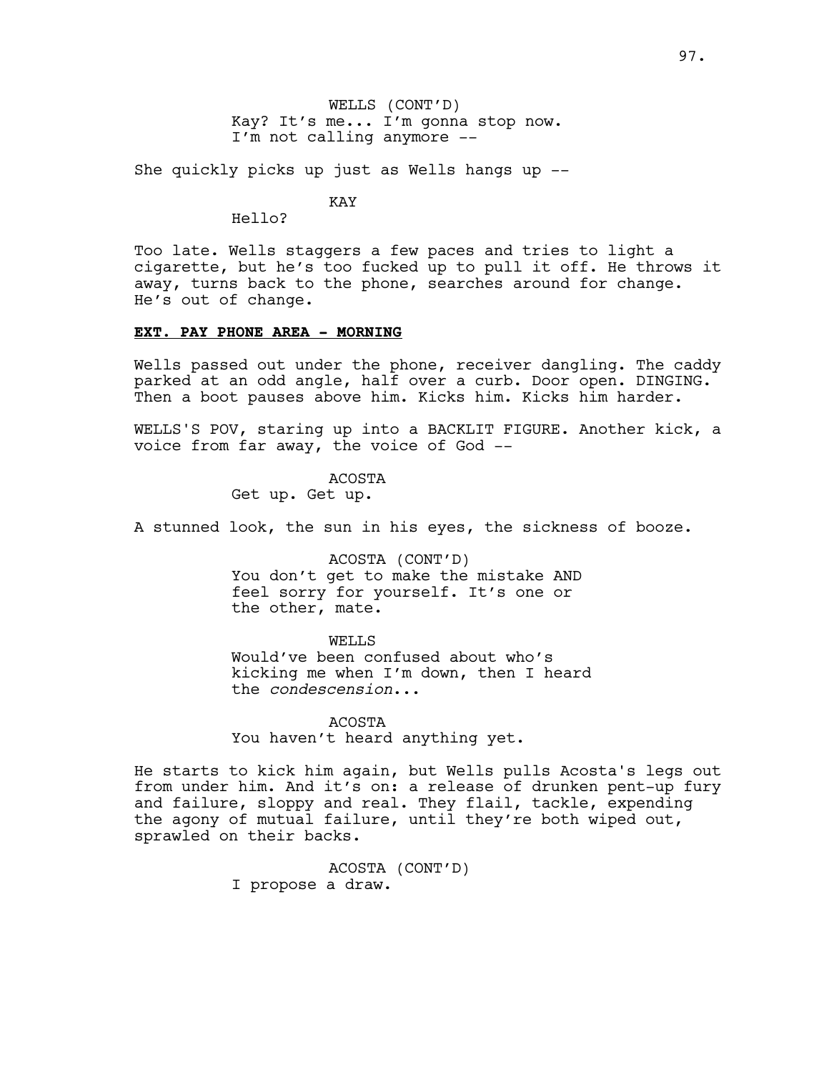WELLS (CONT'D)
Kay? It's me... I'm gonna stop now.
I'm not calling anymore --

She quickly picks up just as Wells hangs up --

KAY
Hello?

Too late. Wells staggers a few paces and tries to light a cigarette, but he's too fucked up to pull it off. He throws it away, turns back to the phone, searches around for change. He's out of change.

**EXT. PAY PHONE AREA - MORNING**

Wells passed out under the phone, receiver dangling. The caddy parked at an odd angle, half over a curb. Door open. DINGING. Then a boot pauses above him. Kicks him. Kicks him harder.

WELLS'S POV, staring up into a BACKLIT FIGURE. Another kick, a voice from far away, the voice of God --

ACOSTA
Get up. Get up.

A stunned look, the sun in his eyes, the sickness of booze.

ACOSTA (CONT'D)
You don't get to make the mistake AND
feel sorry for yourself. It's one or
the other, mate.

WELLS
Would've been confused about who's
kicking me when I'm down, then I heard
the *condescension*...

ACOSTA
You haven't heard anything yet.

He starts to kick him again, but Wells pulls Acosta's legs out from under him. And it's on: a release of drunken pent-up fury and failure, sloppy and real. They flail, tackle, expending the agony of mutual failure, until they're both wiped out, sprawled on their backs.

ACOSTA (CONT'D)
I propose a draw.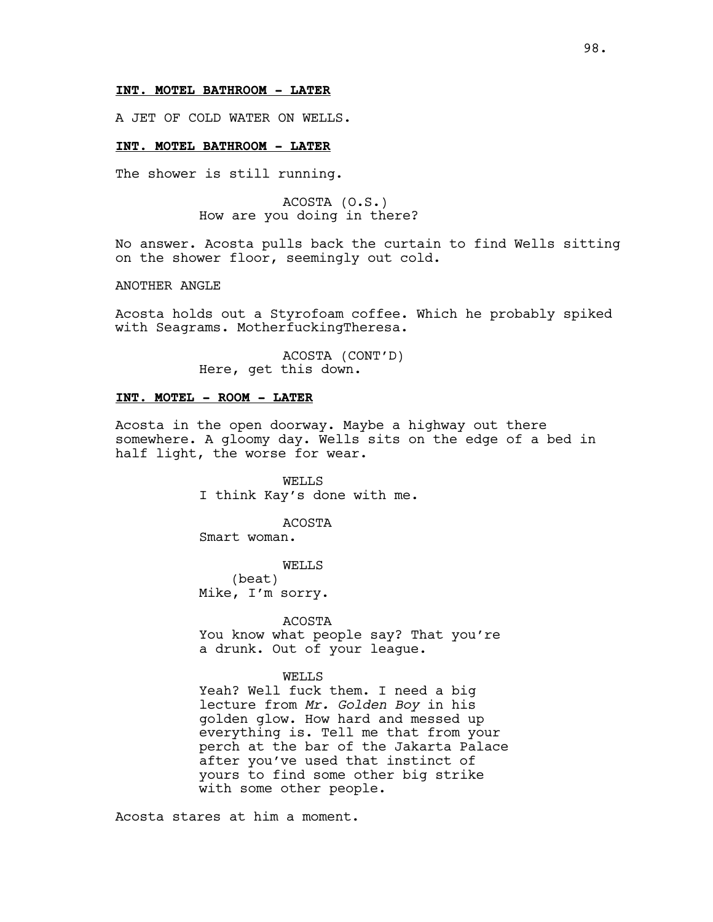**INT. MOTEL BATHROOM - LATER**

A JET OF COLD WATER ON WELLS.

**INT. MOTEL BATHROOM - LATER**

The shower is still running.

ACOSTA (O.S.)
How are you doing in there?

No answer. Acosta pulls back the curtain to find Wells sitting on the shower floor, seemingly out cold.

ANOTHER ANGLE

Acosta holds out a Styrofoam coffee. Which he probably spiked with Seagrams. MotherfuckingTheresa.

ACOSTA (CONT'D)
Here, get this down.

**INT. MOTEL - ROOM - LATER**

Acosta in the open doorway. Maybe a highway out there somewhere. A gloomy day. Wells sits on the edge of a bed in half light, the worse for wear.

WELLS
I think Kay's done with me.

ACOSTA
Smart woman.

WELLS
(beat)
Mike, I'm sorry.

ACOSTA
You know what people say? That you're a drunk. Out of your league.

WELLS
Yeah? Well fuck them. I need a big lecture from *Mr. Golden Boy* in his golden glow. How hard and messed up everything is. Tell me that from your perch at the bar of the Jakarta Palace after you've used that instinct of yours to find some other big strike with some other people.

Acosta stares at him a moment.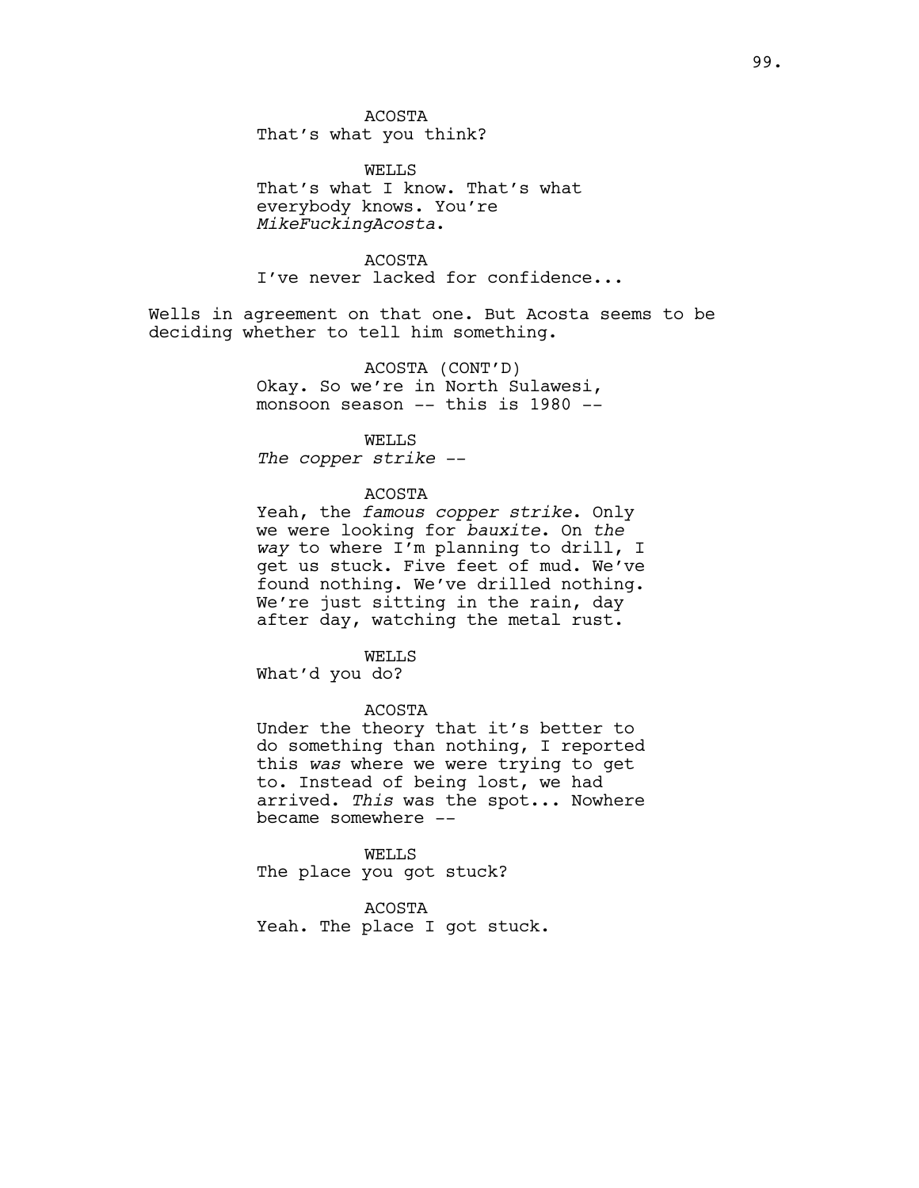ACOSTA
That's what you think?

WELLS
That's what I know. That's what everybody knows. You're *MikeFuckingAcosta*.

ACOSTA
I've never lacked for confidence...

Wells in agreement on that one. But Acosta seems to be deciding whether to tell him something.

ACOSTA (CONT'D)
Okay. So we're in North Sulawesi, monsoon season -- this is 1980 --

WELLS
*The copper strike* --

ACOSTA
Yeah, the *famous copper strike*. Only we were looking for *bauxite*. On *the way* to where I'm planning to drill, I get us stuck. Five feet of mud. We've found nothing. We've drilled nothing. We're just sitting in the rain, day after day, watching the metal rust.

WELLS
What'd you do?

ACOSTA
Under the theory that it's better to do something than nothing, I reported this *was* where we were trying to get to. Instead of being lost, we had arrived. *This* was the spot... Nowhere became somewhere --

WELLS
The place you got stuck?

ACOSTA
Yeah. The place I got stuck.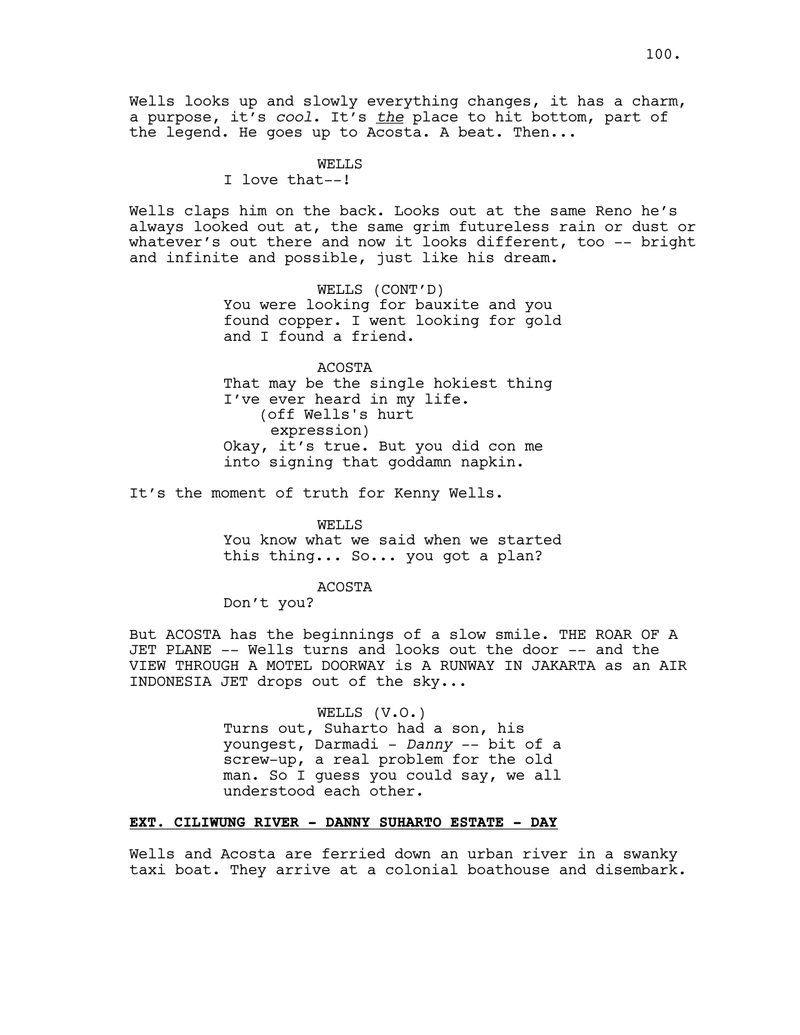Wells looks up and slowly everything changes, it has a charm, a purpose, it's *cool*. It's ***the*** place to hit bottom, part of the legend. He goes up to Acosta. A beat. Then...

WELLS
I love that--!

Wells claps him on the back. Looks out at the same Reno he's always looked out at, the same grim futureless rain or dust or whatever's out there and now it looks different, too -- bright and infinite and possible, just like his dream.

WELLS (CONT'D)
You were looking for bauxite and you found copper. I went looking for gold and I found a friend.

ACOSTA
That may be the single hokiest thing I've ever heard in my life.
(off Wells's hurt expression)
Okay, it's true. But you did con me into signing that goddamn napkin.

It's the moment of truth for Kenny Wells.

WELLS
You know what we said when we started this thing... So... you got a plan?

ACOSTA
Don't you?

But ACOSTA has the beginnings of a slow smile. THE ROAR OF A JET PLANE -- Wells turns and looks out the door -- and the VIEW THROUGH A MOTEL DOORWAY is A RUNWAY IN JAKARTA as an AIR INDONESIA JET drops out of the sky...

WELLS (V.O.)
Turns out, Suharto had a son, his youngest, Darmadi - *Danny* -- bit of a screw-up, a real problem for the old man. So I guess you could say, we all understood each other.

**EXT. CILIWUNG RIVER - DANNY SUHARTO ESTATE - DAY**

Wells and Acosta are ferried down an urban river in a swanky taxi boat. They arrive at a colonial boathouse and disembark.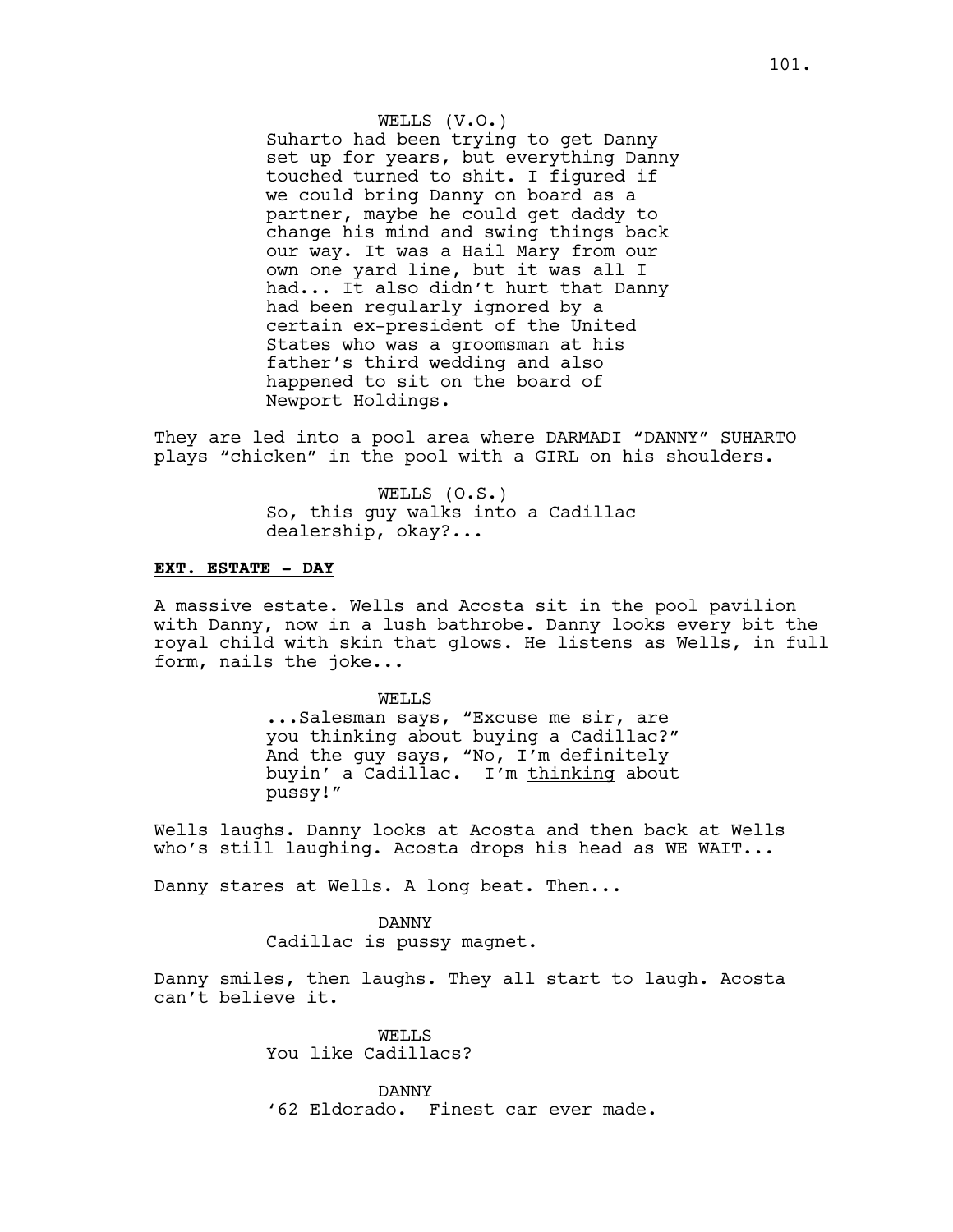WELLS (V.O.)
Suharto had been trying to get Danny set up for years, but everything Danny touched turned to shit. I figured if we could bring Danny on board as a partner, maybe he could get daddy to change his mind and swing things back our way. It was a Hail Mary from our own one yard line, but it was all I had... It also didn't hurt that Danny had been regularly ignored by a certain ex-president of the United States who was a groomsman at his father's third wedding and also happened to sit on the board of Newport Holdings.

They are led into a pool area where DARMADI "DANNY" SUHARTO plays "chicken" in the pool with a GIRL on his shoulders.

WELLS (O.S.)
So, this guy walks into a Cadillac dealership, okay?...

**EXT. ESTATE - DAY**

A massive estate. Wells and Acosta sit in the pool pavilion with Danny, now in a lush bathrobe. Danny looks every bit the royal child with skin that glows. He listens as Wells, in full form, nails the joke...

WELLS
...Salesman says, "Excuse me sir, are you thinking about buying a Cadillac?" And the guy says, "No, I'm definitely buyin' a Cadillac. I'm thinking about pussy!"

Wells laughs. Danny looks at Acosta and then back at Wells who's still laughing. Acosta drops his head as WE WAIT...

Danny stares at Wells. A long beat. Then...

DANNY
Cadillac is pussy magnet.

Danny smiles, then laughs. They all start to laugh. Acosta can't believe it.

WELLS
You like Cadillacs?

DANNY
'62 Eldorado. Finest car ever made.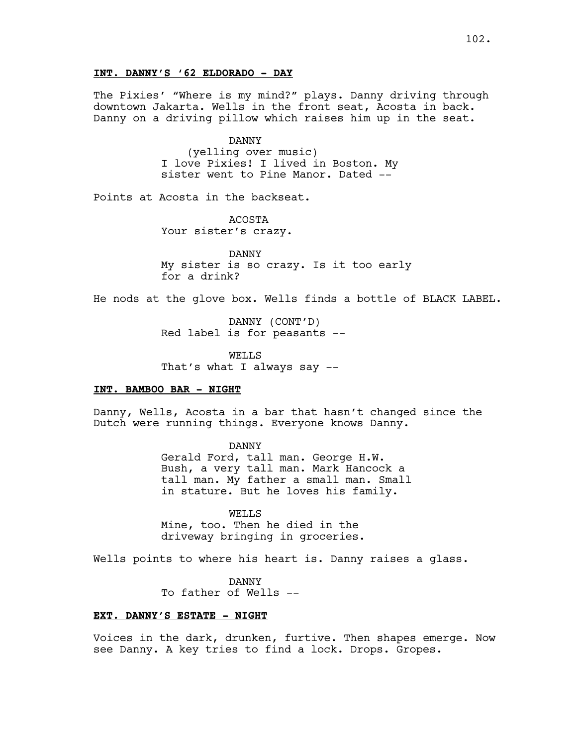**INT. DANNY'S '62 ELDORADO - DAY**

The Pixies' "Where is my mind?" plays. Danny driving through downtown Jakarta. Wells in the front seat, Acosta in back. Danny on a driving pillow which raises him up in the seat.

DANNY
(yelling over music)
I love Pixies! I lived in Boston. My sister went to Pine Manor. Dated --

Points at Acosta in the backseat.

ACOSTA
Your sister's crazy.

DANNY
My sister is so crazy. Is it too early for a drink?

He nods at the glove box. Wells finds a bottle of BLACK LABEL.

DANNY (CONT'D)
Red label is for peasants --

WELLS
That's what I always say --

**INT. BAMBOO BAR - NIGHT**

Danny, Wells, Acosta in a bar that hasn't changed since the Dutch were running things. Everyone knows Danny.

DANNY
Gerald Ford, tall man. George H.W. Bush, a very tall man. Mark Hancock a tall man. My father a small man. Small in stature. But he loves his family.

WELLS
Mine, too. Then he died in the driveway bringing in groceries.

Wells points to where his heart is. Danny raises a glass.

DANNY
To father of Wells --

**EXT. DANNY'S ESTATE - NIGHT**

Voices in the dark, drunken, furtive. Then shapes emerge. Now see Danny. A key tries to find a lock. Drops. Gropes.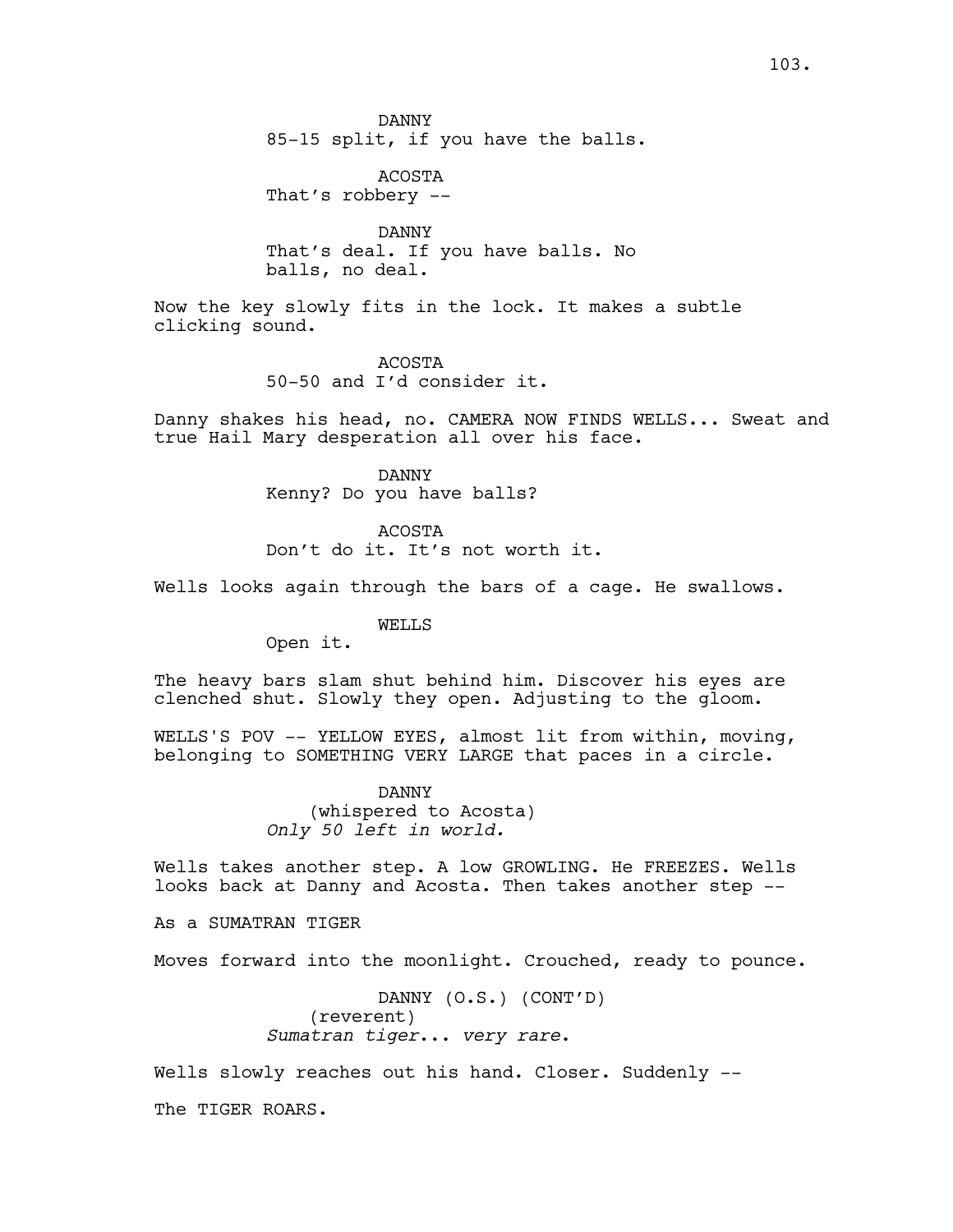DANNY
85-15 split, if you have the balls.

ACOSTA
That's robbery --

DANNY
That's deal. If you have balls. No balls, no deal.

Now the key slowly fits in the lock. It makes a subtle clicking sound.

ACOSTA
50-50 and I'd consider it.

Danny shakes his head, no. CAMERA NOW FINDS WELLS... Sweat and true Hail Mary desperation all over his face.

DANNY
Kenny? Do you have balls?

ACOSTA
Don't do it. It's not worth it.

Wells looks again through the bars of a cage. He swallows.

WELLS
Open it.

The heavy bars slam shut behind him. Discover his eyes are clenched shut. Slowly they open. Adjusting to the gloom.

WELLS'S POV -- YELLOW EYES, almost lit from within, moving, belonging to SOMETHING VERY LARGE that paces in a circle.

DANNY
(whispered to Acosta)
*Only 50 left in world.*

Wells takes another step. A low GROWLING. He FREEZES. Wells looks back at Danny and Acosta. Then takes another step --

As a SUMATRAN TIGER

Moves forward into the moonlight. Crouched, ready to pounce.

DANNY (O.S.) (CONT'D)
(reverent)
*Sumatran tiger... very rare.*

Wells slowly reaches out his hand. Closer. Suddenly --

The TIGER ROARS.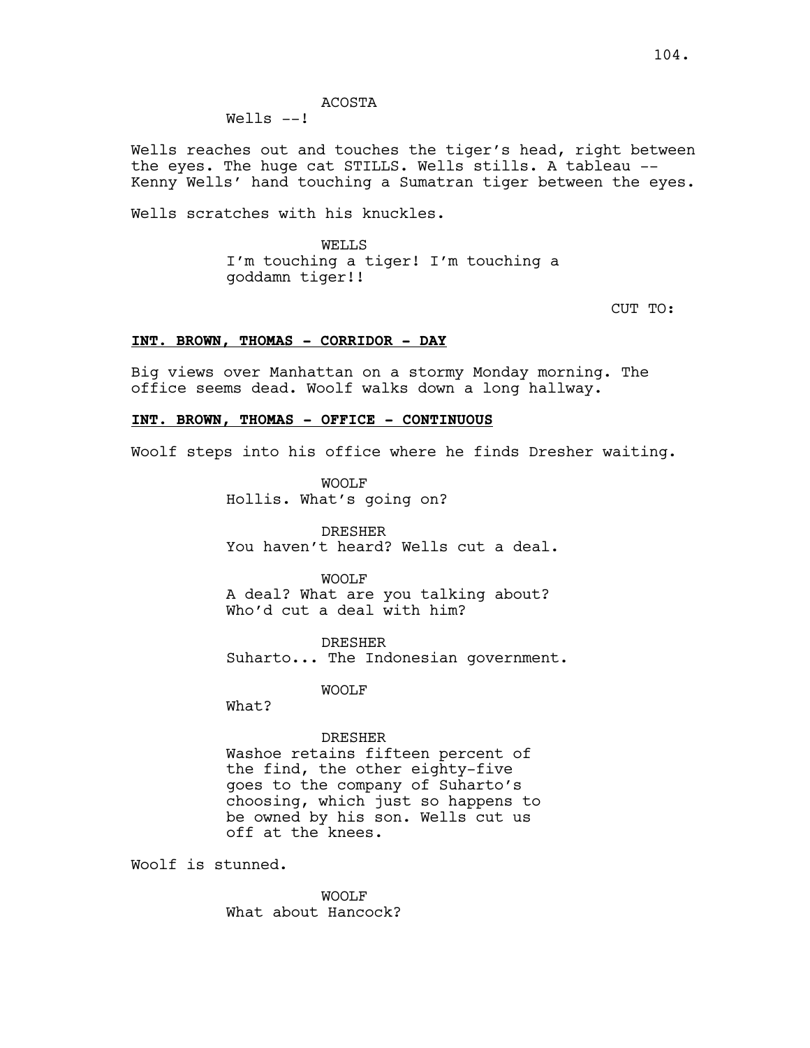ACOSTA
Wells --!

Wells reaches out and touches the tiger's head, right between the eyes. The huge cat STILLS. Wells stills. A tableau -- Kenny Wells' hand touching a Sumatran tiger between the eyes.

Wells scratches with his knuckles.

WELLS
I'm touching a tiger! I'm touching a goddamn tiger!!

CUT TO:

**INT. BROWN, THOMAS - CORRIDOR - DAY**

Big views over Manhattan on a stormy Monday morning. The office seems dead. Woolf walks down a long hallway.

**INT. BROWN, THOMAS - OFFICE - CONTINUOUS**

Woolf steps into his office where he finds Dresher waiting.

WOOLF
Hollis. What's going on?

DRESHER
You haven't heard? Wells cut a deal.

WOOLF
A deal? What are you talking about? Who'd cut a deal with him?

DRESHER
Suharto... The Indonesian government.

WOOLF
What?

DRESHER
Washoe retains fifteen percent of the find, the other eighty-five goes to the company of Suharto's choosing, which just so happens to be owned by his son. Wells cut us off at the knees.

Woolf is stunned.

WOOLF
What about Hancock?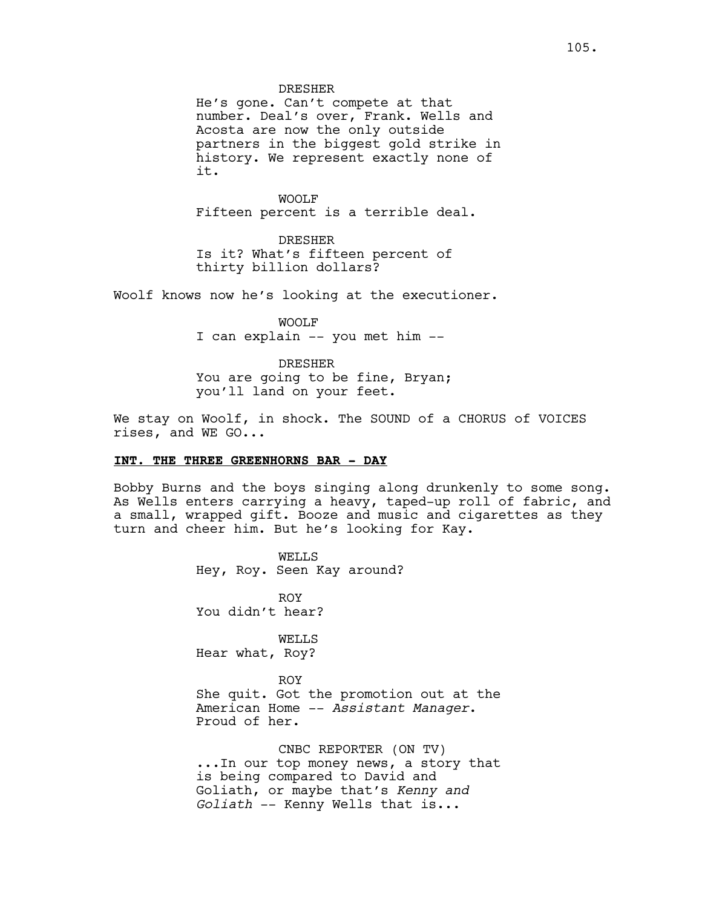DRESHER
He's gone. Can't compete at that number. Deal's over, Frank. Wells and Acosta are now the only outside partners in the biggest gold strike in history. We represent exactly none of it.

WOOLF
Fifteen percent is a terrible deal.

DRESHER
Is it? What's fifteen percent of thirty billion dollars?

Woolf knows now he's looking at the executioner.

WOOLF
I can explain -- you met him --

DRESHER
You are going to be fine, Bryan; you'll land on your feet.

We stay on Woolf, in shock. The SOUND of a CHORUS of VOICES rises, and WE GO...

**INT. THE THREE GREENHORNS BAR - DAY**

Bobby Burns and the boys singing along drunkenly to some song. As Wells enters carrying a heavy, taped-up roll of fabric, and a small, wrapped gift. Booze and music and cigarettes as they turn and cheer him. But he's looking for Kay.

WELLS
Hey, Roy. Seen Kay around?

ROY
You didn't hear?

WELLS
Hear what, Roy?

ROY
She quit. Got the promotion out at the American Home -- *Assistant Manager*. Proud of her.

CNBC REPORTER (ON TV)
...In our top money news, a story that is being compared to David and Goliath, or maybe that's *Kenny and Goliath* -- Kenny Wells that is...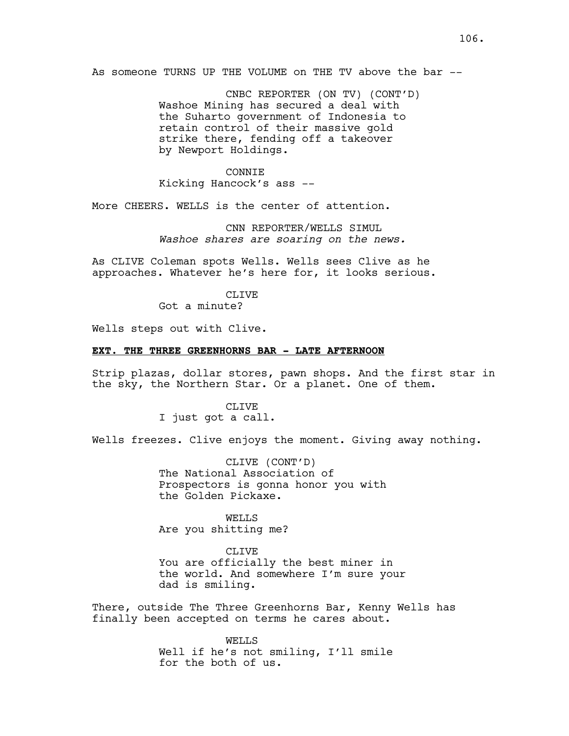As someone TURNS UP THE VOLUME on THE TV above the bar --

CNBC REPORTER (ON TV) (CONT'D)
Washoe Mining has secured a deal with the Suharto government of Indonesia to retain control of their massive gold strike there, fending off a takeover by Newport Holdings.

CONNIE
Kicking Hancock's ass --

More CHEERS. WELLS is the center of attention.

CNN REPORTER/WELLS SIMUL
*Washoe shares are soaring on the news.*

As CLIVE Coleman spots Wells. Wells sees Clive as he approaches. Whatever he's here for, it looks serious.

CLIVE
Got a minute?

Wells steps out with Clive.

**EXT. THE THREE GREENHORNS BAR - LATE AFTERNOON**

Strip plazas, dollar stores, pawn shops. And the first star in the sky, the Northern Star. Or a planet. One of them.

CLIVE
I just got a call.

Wells freezes. Clive enjoys the moment. Giving away nothing.

CLIVE (CONT'D)
The National Association of Prospectors is gonna honor you with the Golden Pickaxe.

WELLS
Are you shitting me?

CLIVE
You are officially the best miner in the world. And somewhere I'm sure your dad is smiling.

There, outside The Three Greenhorns Bar, Kenny Wells has finally been accepted on terms he cares about.

WELLS
Well if he's not smiling, I'll smile for the both of us.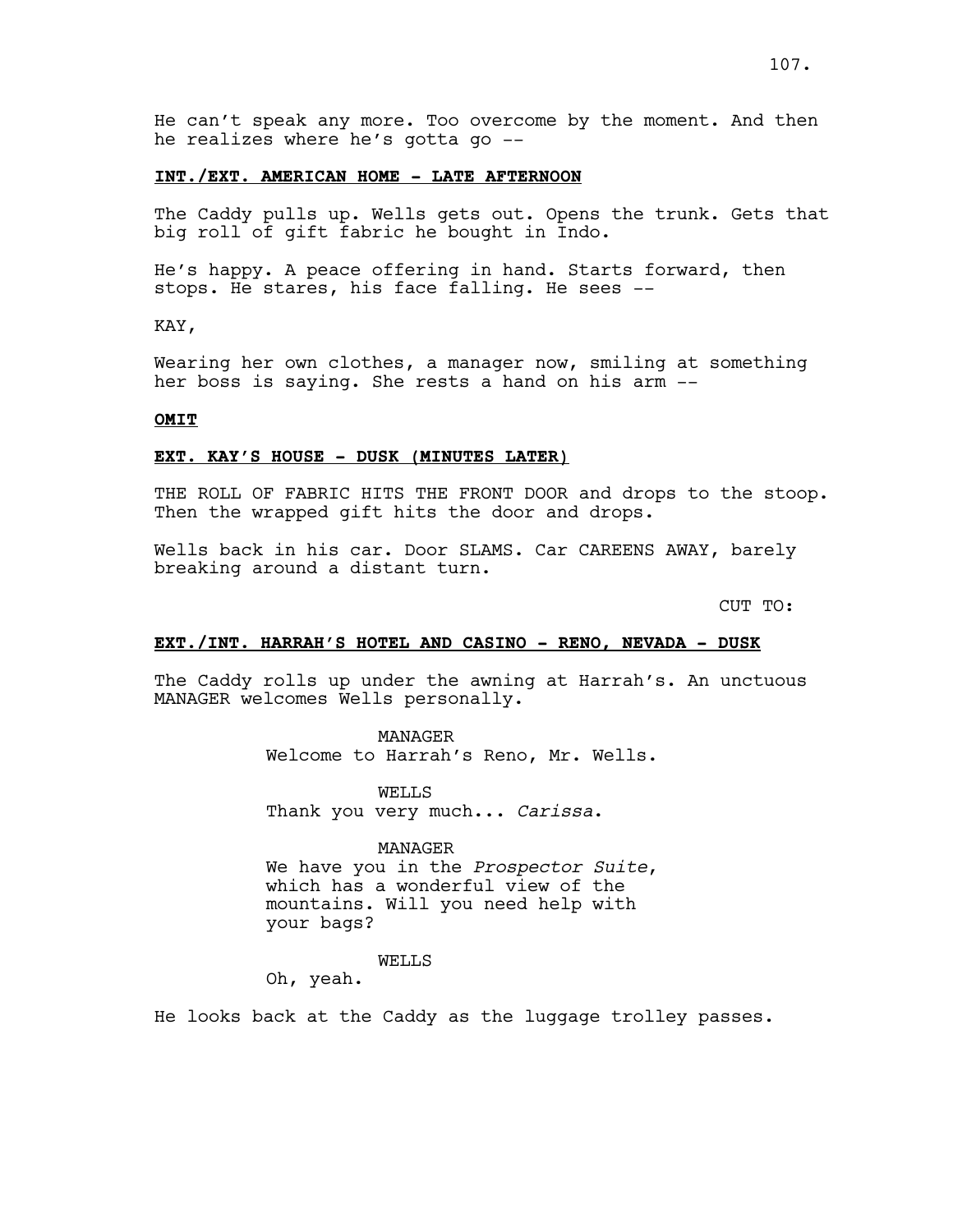He can't speak any more. Too overcome by the moment. And then he realizes where he's gotta go --

**INT./EXT. AMERICAN HOME - LATE AFTERNOON**

The Caddy pulls up. Wells gets out. Opens the trunk. Gets that big roll of gift fabric he bought in Indo.

He's happy. A peace offering in hand. Starts forward, then stops. He stares, his face falling. He sees --

KAY,

Wearing her own clothes, a manager now, smiling at something her boss is saying. She rests a hand on his arm --

**OMIT**

**EXT. KAY'S HOUSE - DUSK (MINUTES LATER)**

THE ROLL OF FABRIC HITS THE FRONT DOOR and drops to the stoop. Then the wrapped gift hits the door and drops.

Wells back in his car. Door SLAMS. Car CAREENS AWAY, barely breaking around a distant turn.

CUT TO:

**EXT./INT. HARRAH'S HOTEL AND CASINO - RENO, NEVADA - DUSK**

The Caddy rolls up under the awning at Harrah's. An unctuous MANAGER welcomes Wells personally.

MANAGER
Welcome to Harrah's Reno, Mr. Wells.

WELLS
Thank you very much... *Carissa*.

MANAGER
We have you in the *Prospector Suite*, which has a wonderful view of the mountains. Will you need help with your bags?

WELLS
Oh, yeah.

He looks back at the Caddy as the luggage trolley passes.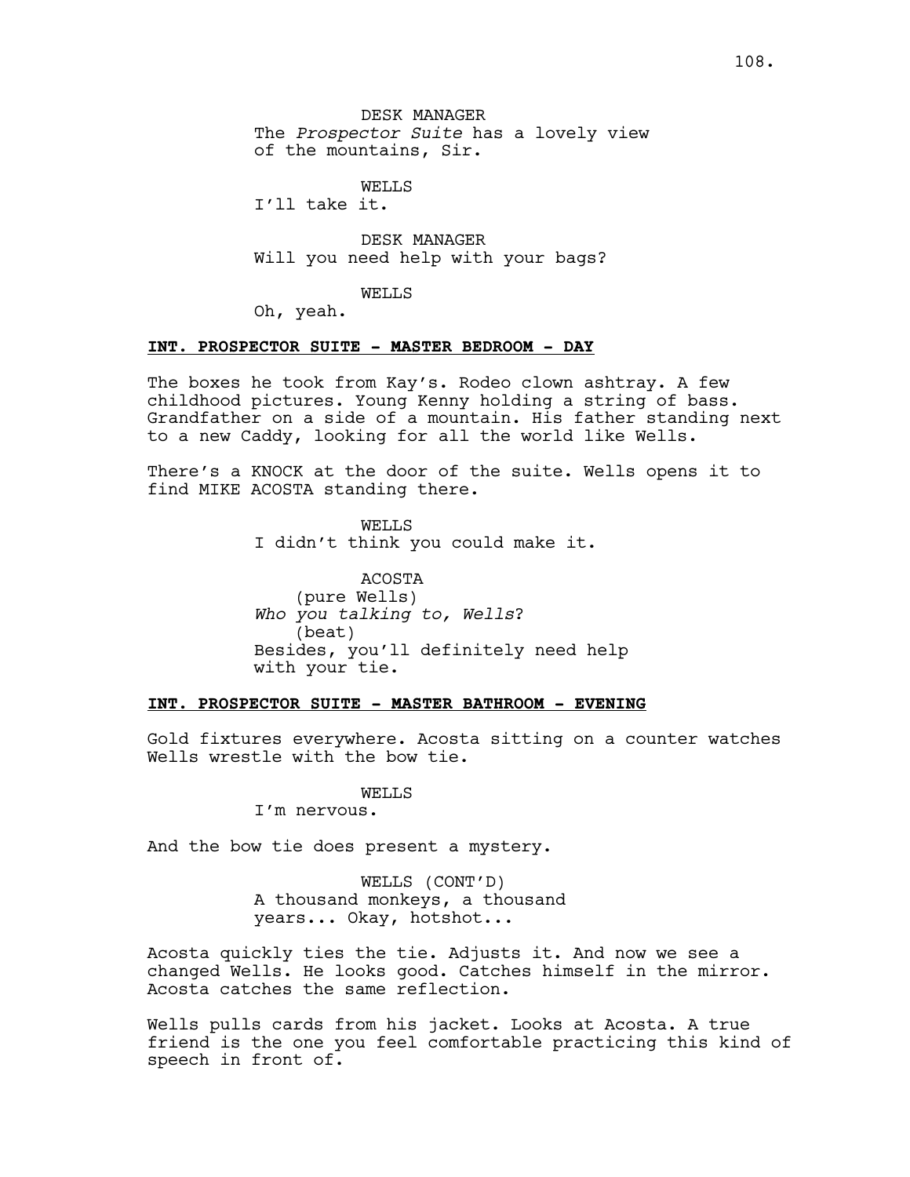DESK MANAGER
The *Prospector Suite* has a lovely view of the mountains, Sir.

WELLS
I'll take it.

DESK MANAGER
Will you need help with your bags?

WELLS
Oh, yeah.

**INT. PROSPECTOR SUITE - MASTER BEDROOM - DAY**

The boxes he took from Kay's. Rodeo clown ashtray. A few childhood pictures. Young Kenny holding a string of bass. Grandfather on a side of a mountain. His father standing next to a new Caddy, looking for all the world like Wells.

There's a KNOCK at the door of the suite. Wells opens it to find MIKE ACOSTA standing there.

WELLS
I didn't think you could make it.

ACOSTA
(pure Wells)
*Who you talking to, Wells*?
(beat)
Besides, you'll definitely need help with your tie.

**INT. PROSPECTOR SUITE - MASTER BATHROOM - EVENING**

Gold fixtures everywhere. Acosta sitting on a counter watches Wells wrestle with the bow tie.

WELLS
I'm nervous.

And the bow tie does present a mystery.

WELLS (CONT'D)
A thousand monkeys, a thousand years... Okay, hotshot...

Acosta quickly ties the tie. Adjusts it. And now we see a changed Wells. He looks good. Catches himself in the mirror. Acosta catches the same reflection.

Wells pulls cards from his jacket. Looks at Acosta. A true friend is the one you feel comfortable practicing this kind of speech in front of.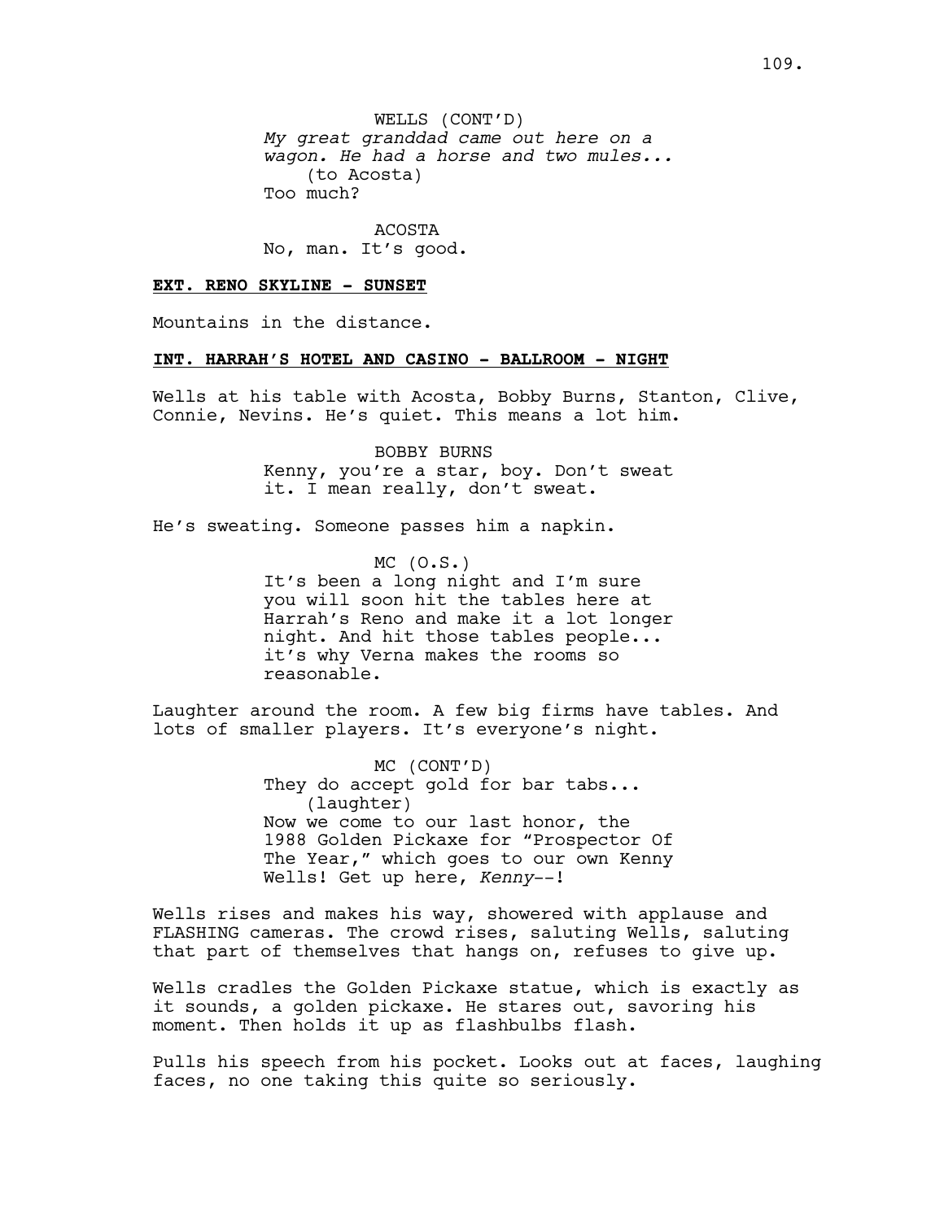WELLS (CONT'D)
*My great granddad came out here on a wagon. He had a horse and two mules...*
(to Acosta)
Too much?

ACOSTA
No, man. It's good.

**EXT. RENO SKYLINE - SUNSET**

Mountains in the distance.

**INT. HARRAH'S HOTEL AND CASINO - BALLROOM - NIGHT**

Wells at his table with Acosta, Bobby Burns, Stanton, Clive, Connie, Nevins. He's quiet. This means a lot him.

BOBBY BURNS
Kenny, you're a star, boy. Don't sweat it. I mean really, don't sweat.

He's sweating. Someone passes him a napkin.

MC (O.S.)
It's been a long night and I'm sure you will soon hit the tables here at Harrah's Reno and make it a lot longer night. And hit those tables people... it's why Verna makes the rooms so reasonable.

Laughter around the room. A few big firms have tables. And lots of smaller players. It's everyone's night.

MC (CONT'D)
They do accept gold for bar tabs...
(laughter)
Now we come to our last honor, the 1988 Golden Pickaxe for "Prospector Of The Year," which goes to our own Kenny Wells! Get up here, *Kenny*--!

Wells rises and makes his way, showered with applause and FLASHING cameras. The crowd rises, saluting Wells, saluting that part of themselves that hangs on, refuses to give up.

Wells cradles the Golden Pickaxe statue, which is exactly as it sounds, a golden pickaxe. He stares out, savoring his moment. Then holds it up as flashbulbs flash.

Pulls his speech from his pocket. Looks out at faces, laughing faces, no one taking this quite so seriously.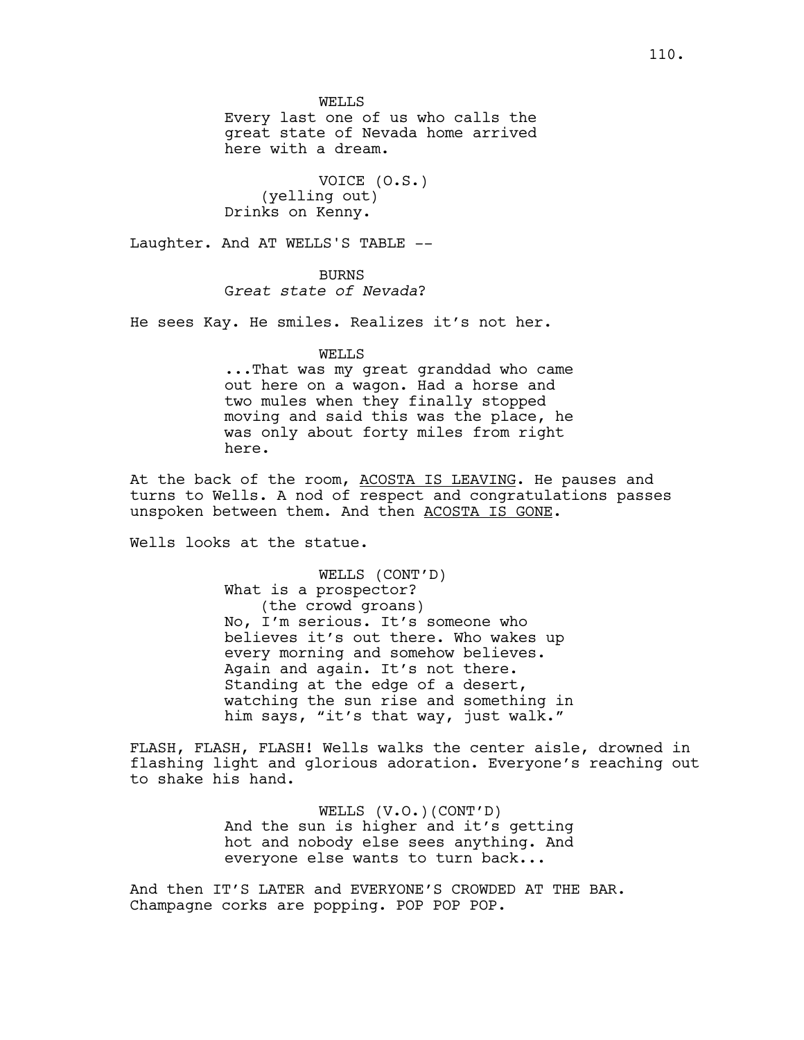WELLS
Every last one of us who calls the great state of Nevada home arrived here with a dream.

VOICE (O.S.)
(yelling out)
Drinks on Kenny.

Laughter. And AT WELLS'S TABLE --

BURNS
G*reat state of Nevada*?

He sees Kay. He smiles. Realizes it's not her.

WELLS
...That was my great granddad who came out here on a wagon. Had a horse and two mules when they finally stopped moving and said this was the place, he was only about forty miles from right here.

At the back of the room, <u>ACOSTA IS LEAVING</u>. He pauses and turns to Wells. A nod of respect and congratulations passes unspoken between them. And then <u>ACOSTA IS GONE</u>.

Wells looks at the statue.

WELLS (CONT'D)
What is a prospector?
(the crowd groans)
No, I'm serious. It's someone who believes it's out there. Who wakes up every morning and somehow believes. Again and again. It's not there. Standing at the edge of a desert, watching the sun rise and something in him says, "it's that way, just walk."

FLASH, FLASH, FLASH! Wells walks the center aisle, drowned in flashing light and glorious adoration. Everyone's reaching out to shake his hand.

WELLS (V.O.)(CONT'D)
And the sun is higher and it's getting hot and nobody else sees anything. And everyone else wants to turn back...

And then IT'S LATER and EVERYONE'S CROWDED AT THE BAR. Champagne corks are popping. POP POP POP.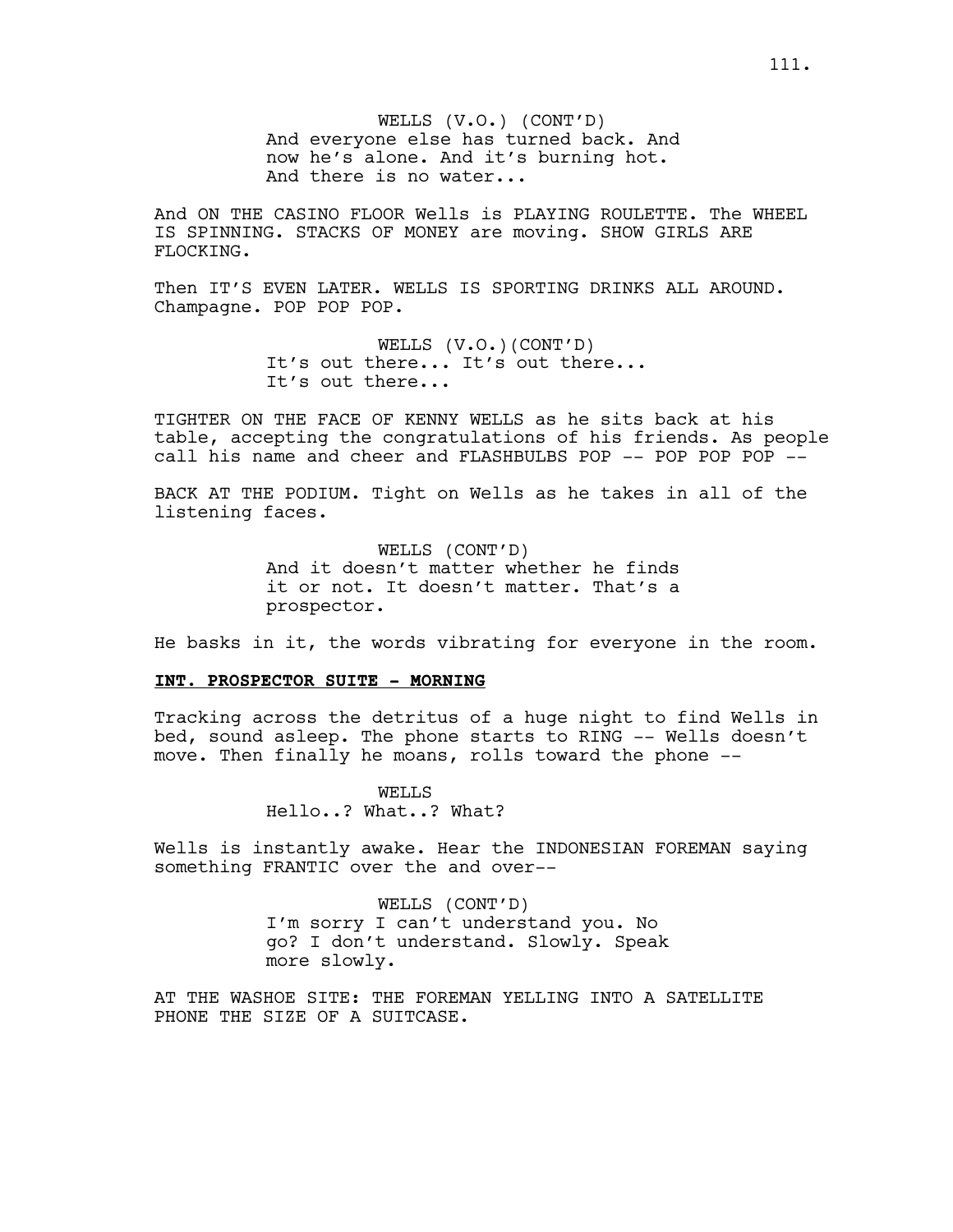WELLS (V.O.) (CONT'D)
And everyone else has turned back. And now he's alone. And it's burning hot. And there is no water...

And ON THE CASINO FLOOR Wells is PLAYING ROULETTE. The WHEEL IS SPINNING. STACKS OF MONEY are moving. SHOW GIRLS ARE FLOCKING.

Then IT'S EVEN LATER. WELLS IS SPORTING DRINKS ALL AROUND. Champagne. POP POP POP.

WELLS (V.O.)(CONT'D)
It's out there... It's out there... It's out there...

TIGHTER ON THE FACE OF KENNY WELLS as he sits back at his table, accepting the congratulations of his friends. As people call his name and cheer and FLASHBULBS POP -- POP POP POP --

BACK AT THE PODIUM. Tight on Wells as he takes in all of the listening faces.

WELLS (CONT'D)
And it doesn't matter whether he finds it or not. It doesn't matter. That's a prospector.

He basks in it, the words vibrating for everyone in the room.

**INT. PROSPECTOR SUITE - MORNING**

Tracking across the detritus of a huge night to find Wells in bed, sound asleep. The phone starts to RING -- Wells doesn't move. Then finally he moans, rolls toward the phone --

WELLS
Hello..? What..? What?

Wells is instantly awake. Hear the INDONESIAN FOREMAN saying something FRANTIC over the and over--

WELLS (CONT'D)
I'm sorry I can't understand you. No go? I don't understand. Slowly. Speak more slowly.

AT THE WASHOE SITE: THE FOREMAN YELLING INTO A SATELLITE PHONE THE SIZE OF A SUITCASE.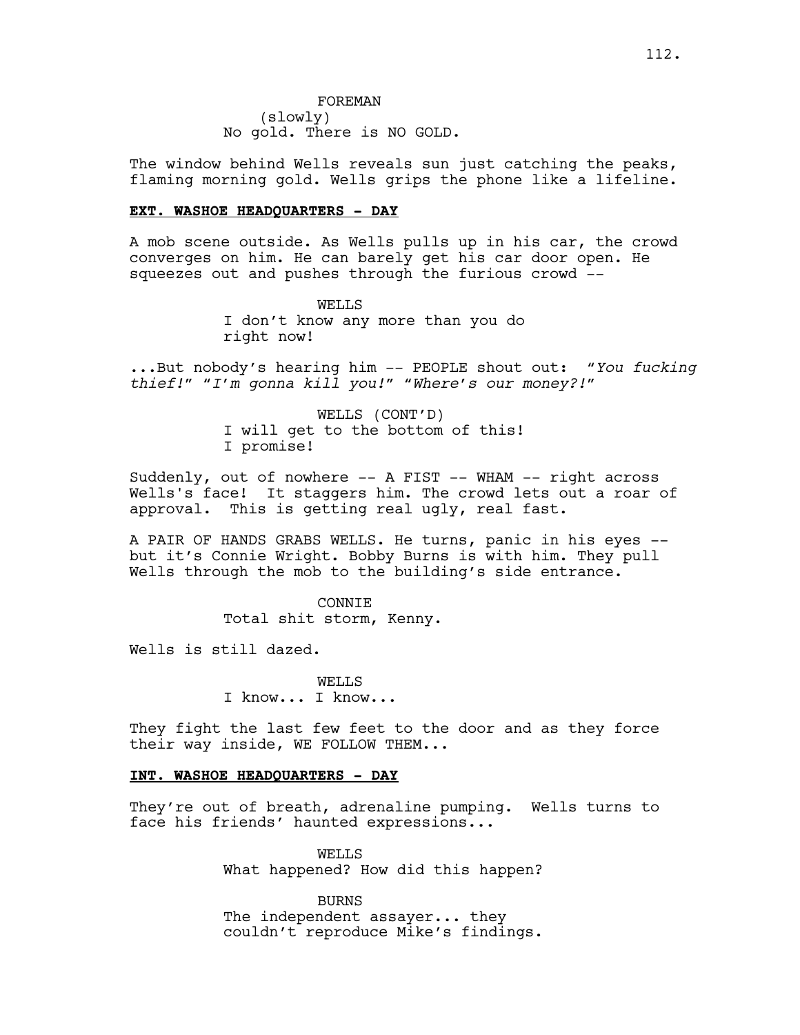FOREMAN
(slowly)
No gold. There is NO GOLD.

The window behind Wells reveals sun just catching the peaks, flaming morning gold. Wells grips the phone like a lifeline.

**EXT. WASHOE HEADQUARTERS - DAY**

A mob scene outside. As Wells pulls up in his car, the crowd converges on him. He can barely get his car door open. He squeezes out and pushes through the furious crowd --

WELLS
I don't know any more than you do right now!

...But nobody's hearing him -- PEOPLE shout out: "*You fucking thief!*" "*I'm gonna kill you!*" "*Where's our money?!*"

WELLS (CONT'D)
I will get to the bottom of this! I promise!

Suddenly, out of nowhere -- A FIST -- WHAM -- right across Wells's face! It staggers him. The crowd lets out a roar of approval. This is getting real ugly, real fast.

A PAIR OF HANDS GRABS WELLS. He turns, panic in his eyes -- but it's Connie Wright. Bobby Burns is with him. They pull Wells through the mob to the building's side entrance.

CONNIE
Total shit storm, Kenny.

Wells is still dazed.

WELLS
I know... I know...

They fight the last few feet to the door and as they force their way inside, WE FOLLOW THEM...

**INT. WASHOE HEADQUARTERS - DAY**

They're out of breath, adrenaline pumping. Wells turns to face his friends' haunted expressions...

WELLS
What happened? How did this happen?

BURNS
The independent assayer... they couldn't reproduce Mike's findings.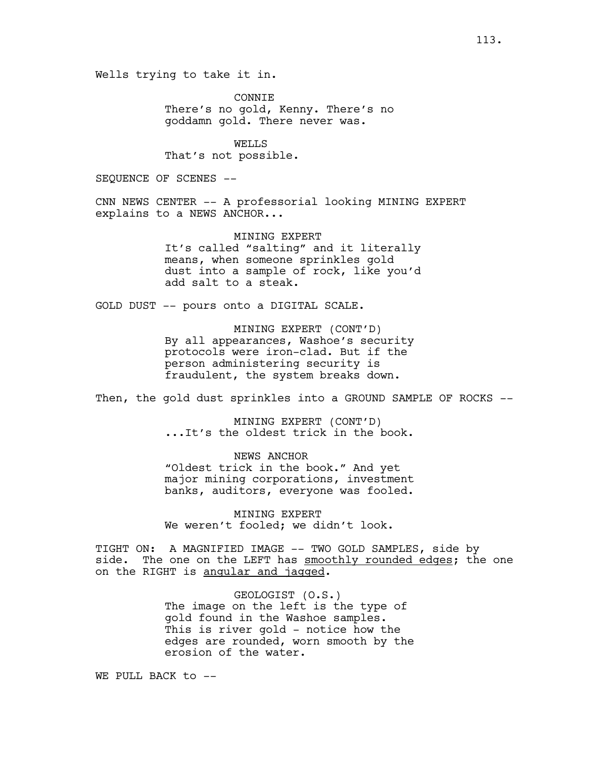Wells trying to take it in.

CONNIE
There's no gold, Kenny. There's no goddamn gold. There never was.

WELLS
That's not possible.

SEQUENCE OF SCENES --

CNN NEWS CENTER -- A professorial looking MINING EXPERT explains to a NEWS ANCHOR...

MINING EXPERT
It's called "salting" and it literally means, when someone sprinkles gold dust into a sample of rock, like you'd add salt to a steak.

GOLD DUST -- pours onto a DIGITAL SCALE.

MINING EXPERT (CONT'D)
By all appearances, Washoe's security protocols were iron-clad. But if the person administering security is fraudulent, the system breaks down.

Then, the gold dust sprinkles into a GROUND SAMPLE OF ROCKS --

MINING EXPERT (CONT'D)
...It's the oldest trick in the book.

NEWS ANCHOR
"Oldest trick in the book." And yet major mining corporations, investment banks, auditors, everyone was fooled.

MINING EXPERT
We weren't fooled; we didn't look.

TIGHT ON: A MAGNIFIED IMAGE -- TWO GOLD SAMPLES, side by side. The one on the LEFT has <u>smoothly rounded edges</u>; the one on the RIGHT is <u>angular and jagged</u>.

GEOLOGIST (O.S.)
The image on the left is the type of gold found in the Washoe samples. This is river gold - notice how the edges are rounded, worn smooth by the erosion of the water.

WE PULL BACK to --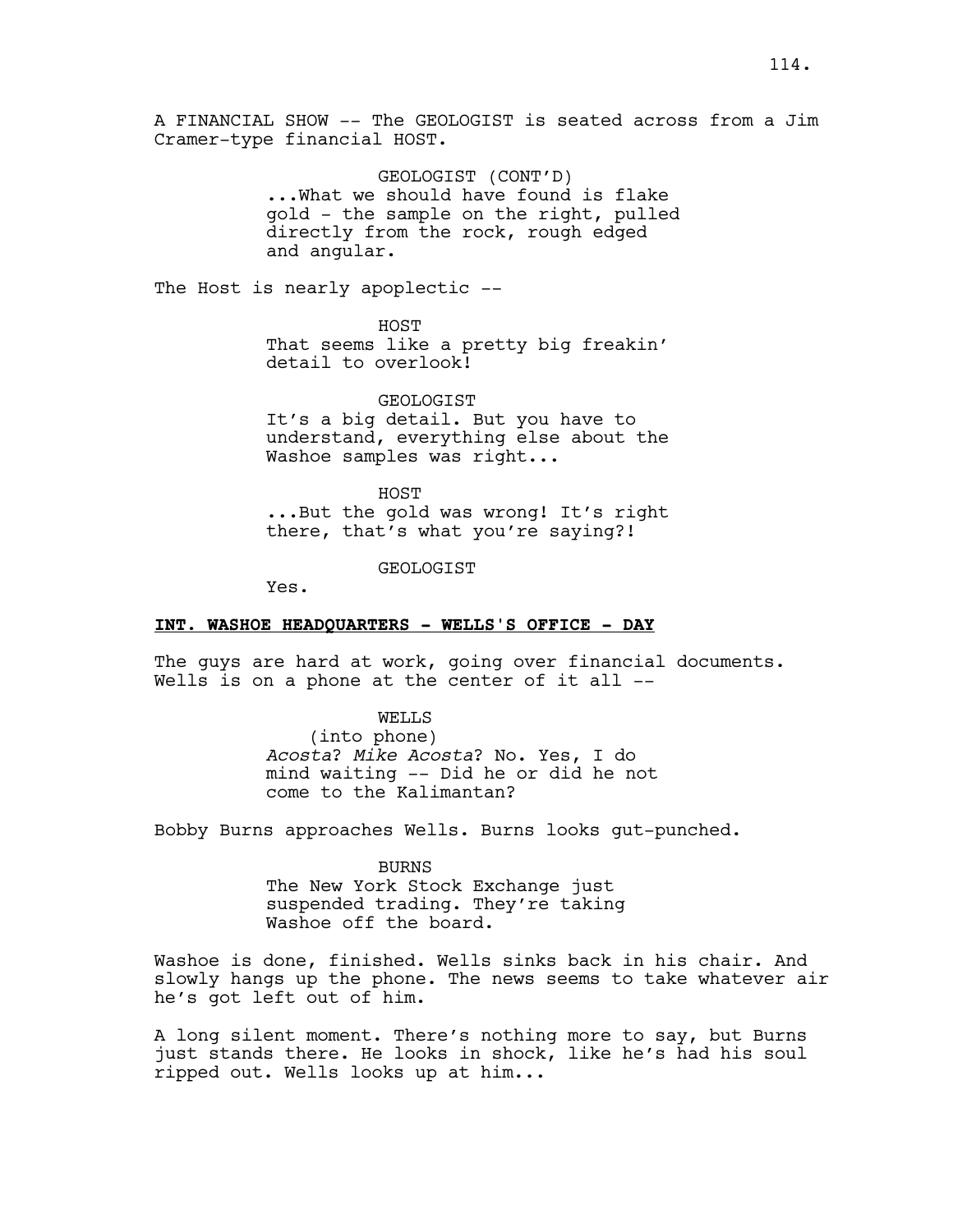A FINANCIAL SHOW -- The GEOLOGIST is seated across from a Jim Cramer-type financial HOST.

GEOLOGIST (CONT'D)
...What we should have found is flake gold - the sample on the right, pulled directly from the rock, rough edged and angular.

The Host is nearly apoplectic --

HOST
That seems like a pretty big freakin' detail to overlook!

GEOLOGIST
It's a big detail. But you have to understand, everything else about the Washoe samples was right...

HOST
...But the gold was wrong! It's right there, that's what you're saying?!

GEOLOGIST
Yes.

**INT. WASHOE HEADQUARTERS - WELLS'S OFFICE - DAY**

The guys are hard at work, going over financial documents. Wells is on a phone at the center of it all --

WELLS
(into phone)
*Acosta*? *Mike Acosta*? No. Yes, I do mind waiting -- Did he or did he not come to the Kalimantan?

Bobby Burns approaches Wells. Burns looks gut-punched.

BURNS
The New York Stock Exchange just suspended trading. They're taking Washoe off the board.

Washoe is done, finished. Wells sinks back in his chair. And slowly hangs up the phone. The news seems to take whatever air he's got left out of him.

A long silent moment. There's nothing more to say, but Burns just stands there. He looks in shock, like he's had his soul ripped out. Wells looks up at him...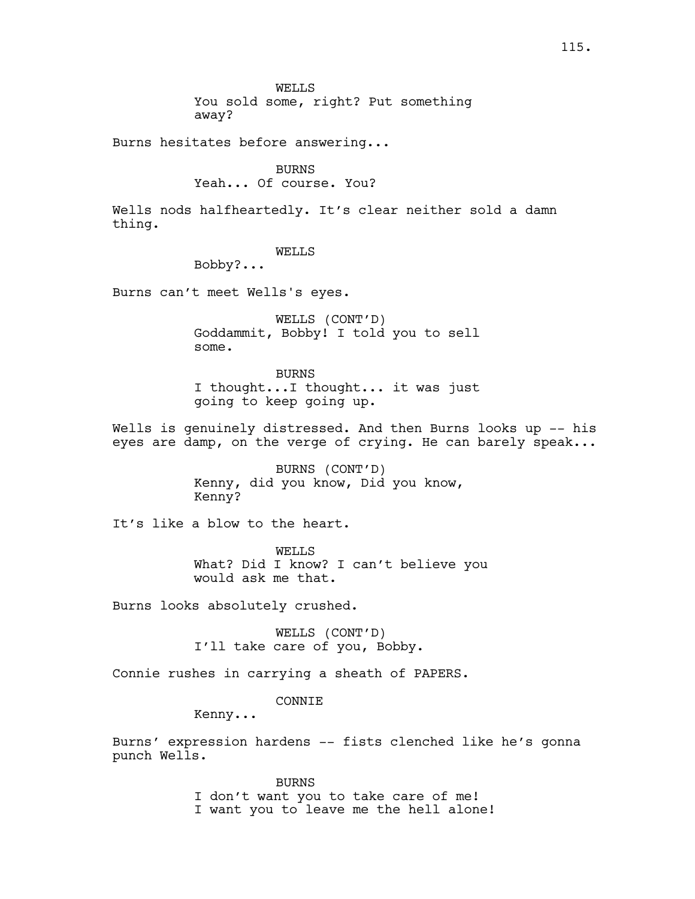WELLS
You sold some, right? Put something
away?

Burns hesitates before answering...

BURNS
Yeah... Of course. You?

Wells nods halfheartedly. It's clear neither sold a damn
thing.

WELLS
Bobby?...

Burns can't meet Wells's eyes.

WELLS (CONT'D)
Goddammit, Bobby! I told you to sell
some.

BURNS
I thought...I thought... it was just
going to keep going up.

Wells is genuinely distressed. And then Burns looks up -- his
eyes are damp, on the verge of crying. He can barely speak...

BURNS (CONT'D)
Kenny, did you know, Did you know,
Kenny?

It's like a blow to the heart.

WELLS
What? Did I know? I can't believe you
would ask me that.

Burns looks absolutely crushed.

WELLS (CONT'D)
I'll take care of you, Bobby.

Connie rushes in carrying a sheath of PAPERS.

CONNIE
Kenny...

Burns' expression hardens -- fists clenched like he's gonna
punch Wells.

BURNS
I don't want you to take care of me!
I want you to leave me the hell alone!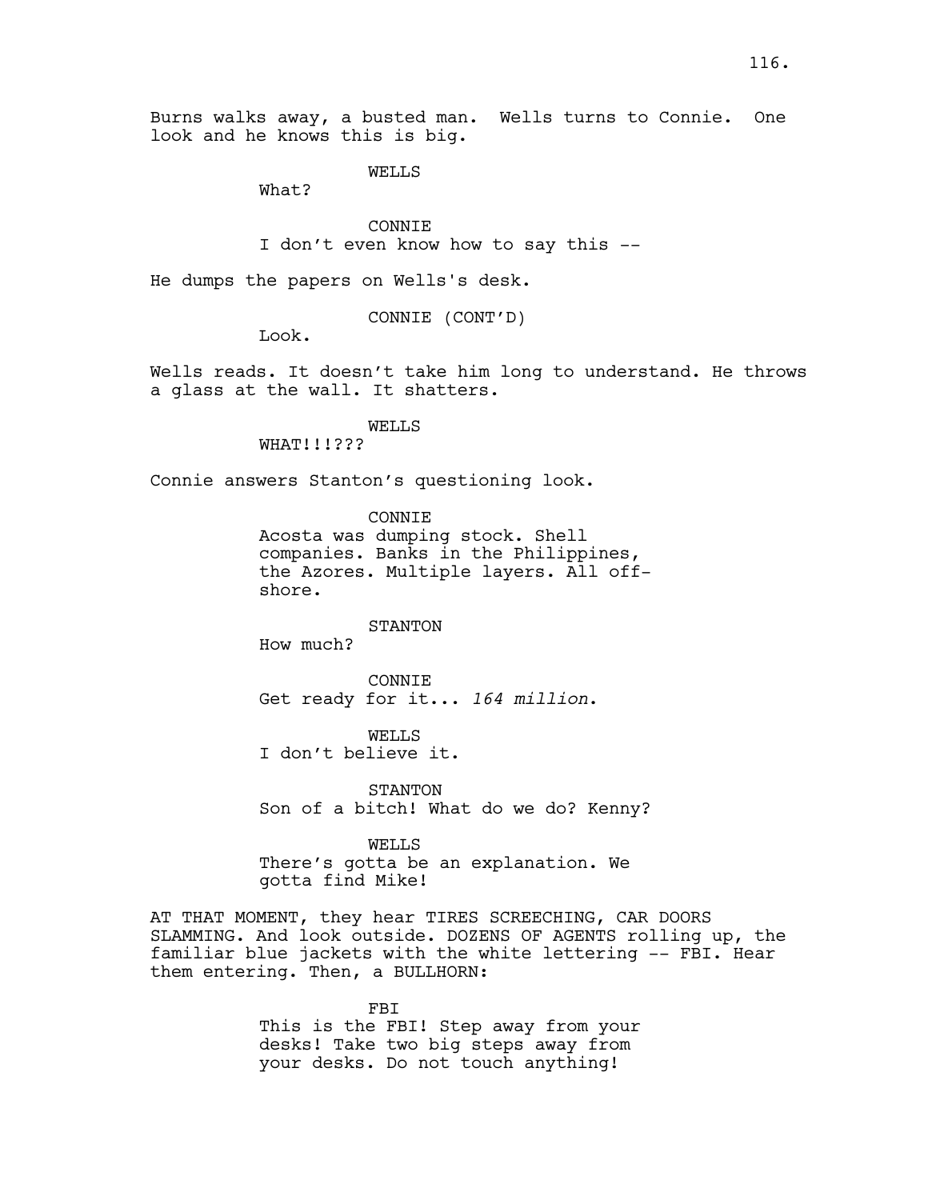Burns walks away, a busted man. Wells turns to Connie. One look and he knows this is big.

WELLS
What?

CONNIE
I don't even know how to say this --

He dumps the papers on Wells's desk.

CONNIE (CONT'D)
Look.

Wells reads. It doesn't take him long to understand. He throws a glass at the wall. It shatters.

WELLS
WHAT!!!???

Connie answers Stanton's questioning look.

CONNIE
Acosta was dumping stock. Shell companies. Banks in the Philippines, the Azores. Multiple layers. All off-shore.

STANTON
How much?

CONNIE
Get ready for it... *164 million*.

WELLS
I don't believe it.

STANTON
Son of a bitch! What do we do? Kenny?

WELLS
There's gotta be an explanation. We gotta find Mike!

AT THAT MOMENT, they hear TIRES SCREECHING, CAR DOORS SLAMMING. And look outside. DOZENS OF AGENTS rolling up, the familiar blue jackets with the white lettering -- FBI. Hear them entering. Then, a BULLHORN:

FBI
This is the FBI! Step away from your desks! Take two big steps away from your desks. Do not touch anything!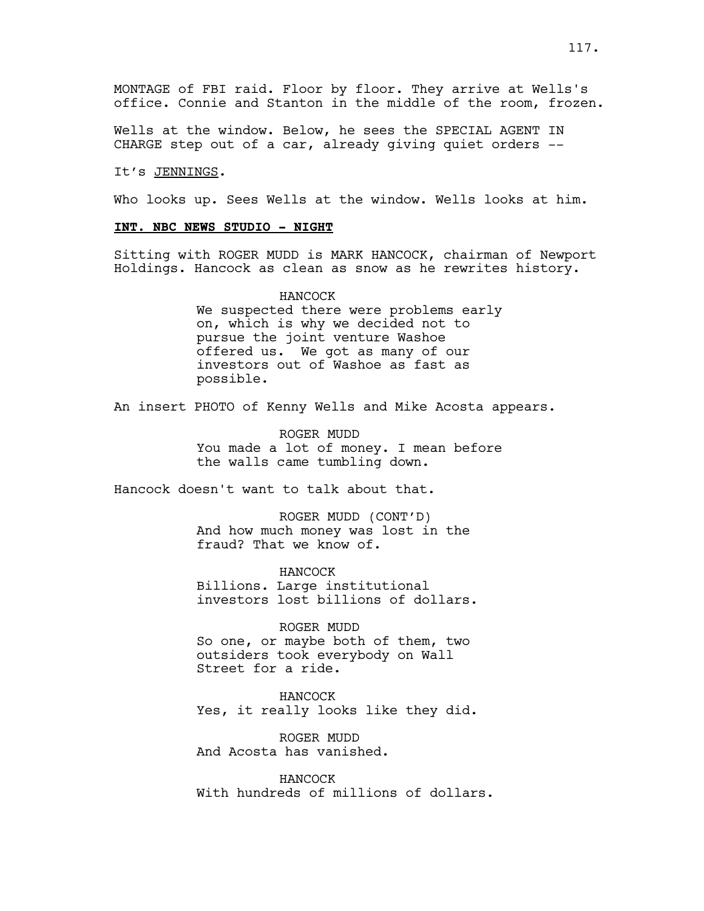MONTAGE of FBI raid. Floor by floor. They arrive at Wells's office. Connie and Stanton in the middle of the room, frozen.

Wells at the window. Below, he sees the SPECIAL AGENT IN CHARGE step out of a car, already giving quiet orders --

It's JENNINGS.

Who looks up. Sees Wells at the window. Wells looks at him.

**INT. NBC NEWS STUDIO - NIGHT**

Sitting with ROGER MUDD is MARK HANCOCK, chairman of Newport Holdings. Hancock as clean as snow as he rewrites history.

HANCOCK
We suspected there were problems early on, which is why we decided not to pursue the joint venture Washoe offered us. We got as many of our investors out of Washoe as fast as possible.

An insert PHOTO of Kenny Wells and Mike Acosta appears.

ROGER MUDD
You made a lot of money. I mean before the walls came tumbling down.

Hancock doesn't want to talk about that.

ROGER MUDD (CONT'D)
And how much money was lost in the fraud? That we know of.

HANCOCK
Billions. Large institutional investors lost billions of dollars.

ROGER MUDD
So one, or maybe both of them, two outsiders took everybody on Wall Street for a ride.

HANCOCK
Yes, it really looks like they did.

ROGER MUDD
And Acosta has vanished.

HANCOCK
With hundreds of millions of dollars.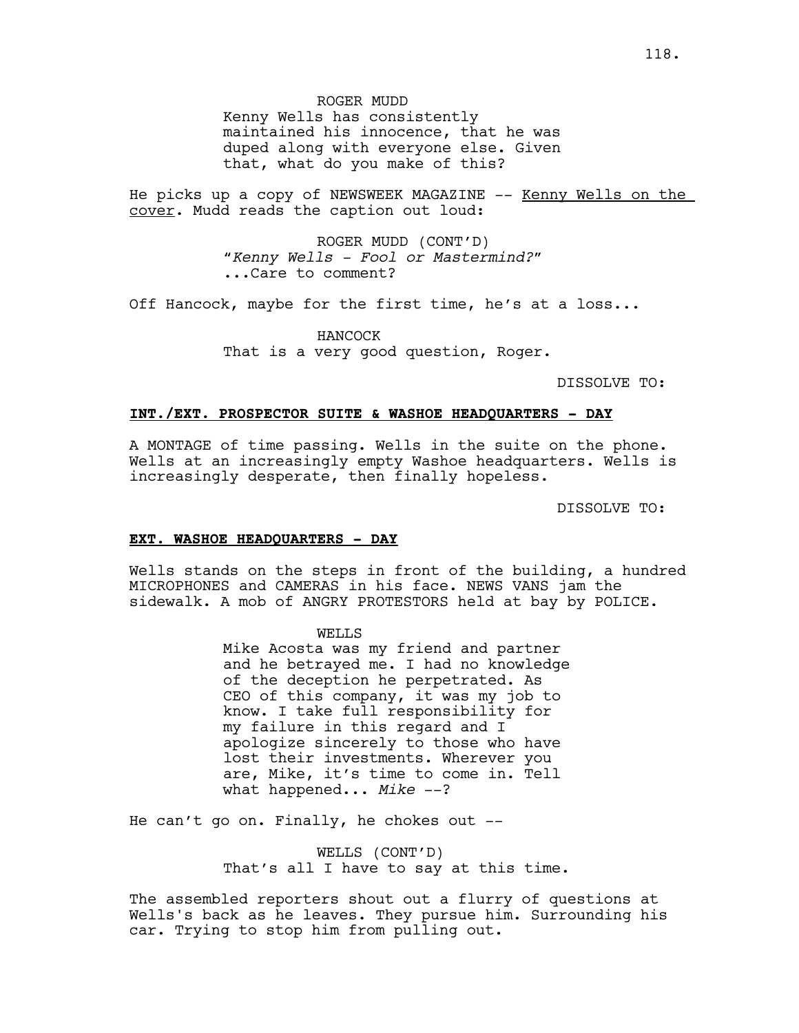ROGER MUDD
Kenny Wells has consistently maintained his innocence, that he was duped along with everyone else. Given that, what do you make of this?

He picks up a copy of NEWSWEEK MAGAZINE -- Kenny Wells on the cover. Mudd reads the caption out loud:

ROGER MUDD (CONT'D)
"*Kenny Wells - Fool or Mastermind?*"
...Care to comment?

Off Hancock, maybe for the first time, he's at a loss...

HANCOCK
That is a very good question, Roger.

DISSOLVE TO:

**INT./EXT. PROSPECTOR SUITE & WASHOE HEADQUARTERS - DAY**

A MONTAGE of time passing. Wells in the suite on the phone. Wells at an increasingly empty Washoe headquarters. Wells is increasingly desperate, then finally hopeless.

DISSOLVE TO:

**EXT. WASHOE HEADQUARTERS - DAY**

Wells stands on the steps in front of the building, a hundred MICROPHONES and CAMERAS in his face. NEWS VANS jam the sidewalk. A mob of ANGRY PROTESTORS held at bay by POLICE.

WELLS
Mike Acosta was my friend and partner and he betrayed me. I had no knowledge of the deception he perpetrated. As CEO of this company, it was my job to know. I take full responsibility for my failure in this regard and I apologize sincerely to those who have lost their investments. Wherever you are, Mike, it's time to come in. Tell what happened... *Mike* --?

He can't go on. Finally, he chokes out --

WELLS (CONT'D)
That's all I have to say at this time.

The assembled reporters shout out a flurry of questions at Wells's back as he leaves. They pursue him. Surrounding his car. Trying to stop him from pulling out.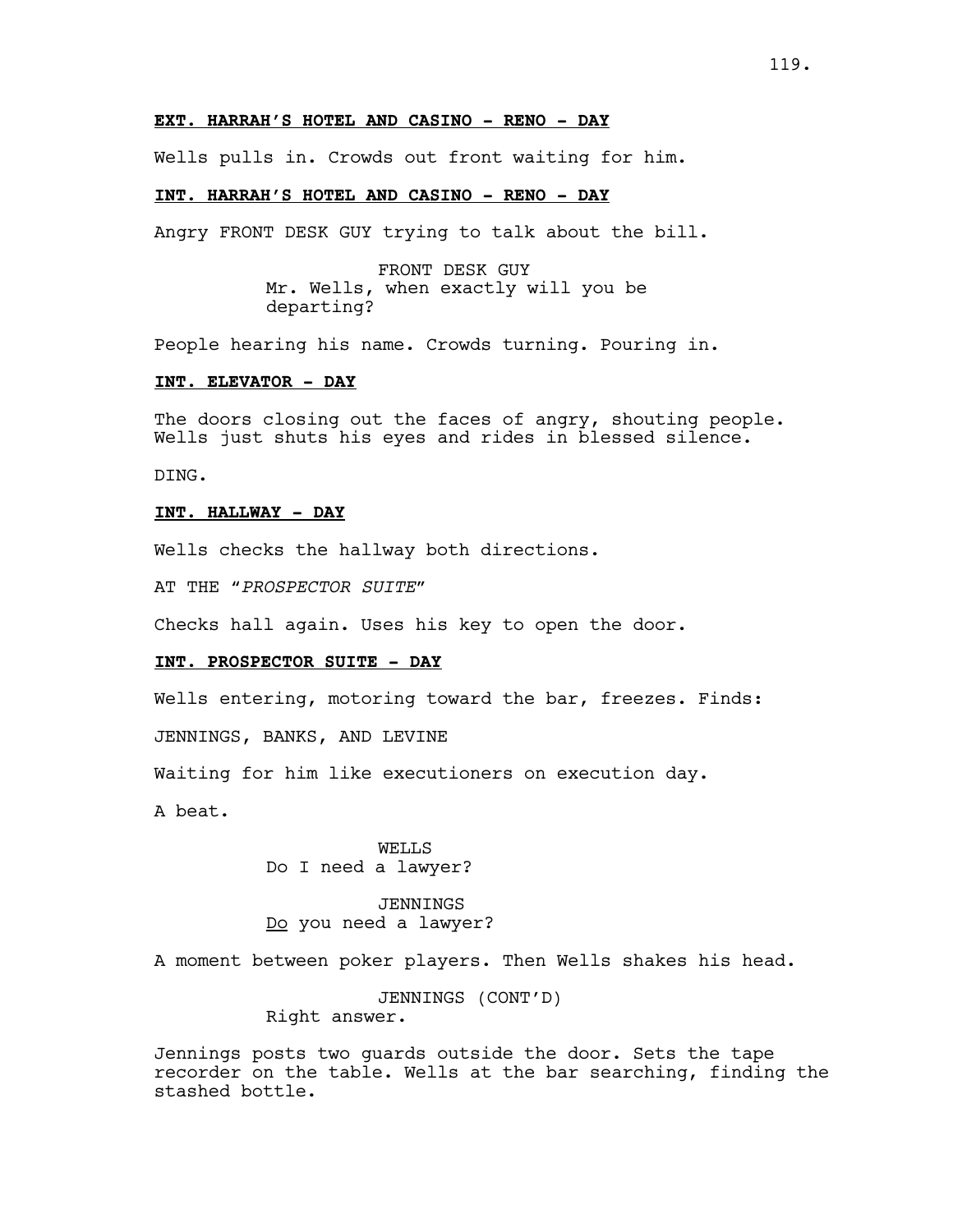**EXT. HARRAH'S HOTEL AND CASINO - RENO - DAY**

Wells pulls in. Crowds out front waiting for him.

**INT. HARRAH'S HOTEL AND CASINO - RENO - DAY**

Angry FRONT DESK GUY trying to talk about the bill.

FRONT DESK GUY
Mr. Wells, when exactly will you be departing?

People hearing his name. Crowds turning. Pouring in.

**INT. ELEVATOR - DAY**

The doors closing out the faces of angry, shouting people. Wells just shuts his eyes and rides in blessed silence.

DING.

**INT. HALLWAY - DAY**

Wells checks the hallway both directions.

AT THE "*PROSPECTOR SUITE*"

Checks hall again. Uses his key to open the door.

**INT. PROSPECTOR SUITE - DAY**

Wells entering, motoring toward the bar, freezes. Finds:

JENNINGS, BANKS, AND LEVINE

Waiting for him like executioners on execution day.

A beat.

WELLS
Do I need a lawyer?

JENNINGS
Do you need a lawyer?

A moment between poker players. Then Wells shakes his head.

JENNINGS (CONT'D)
Right answer.

Jennings posts two guards outside the door. Sets the tape recorder on the table. Wells at the bar searching, finding the stashed bottle.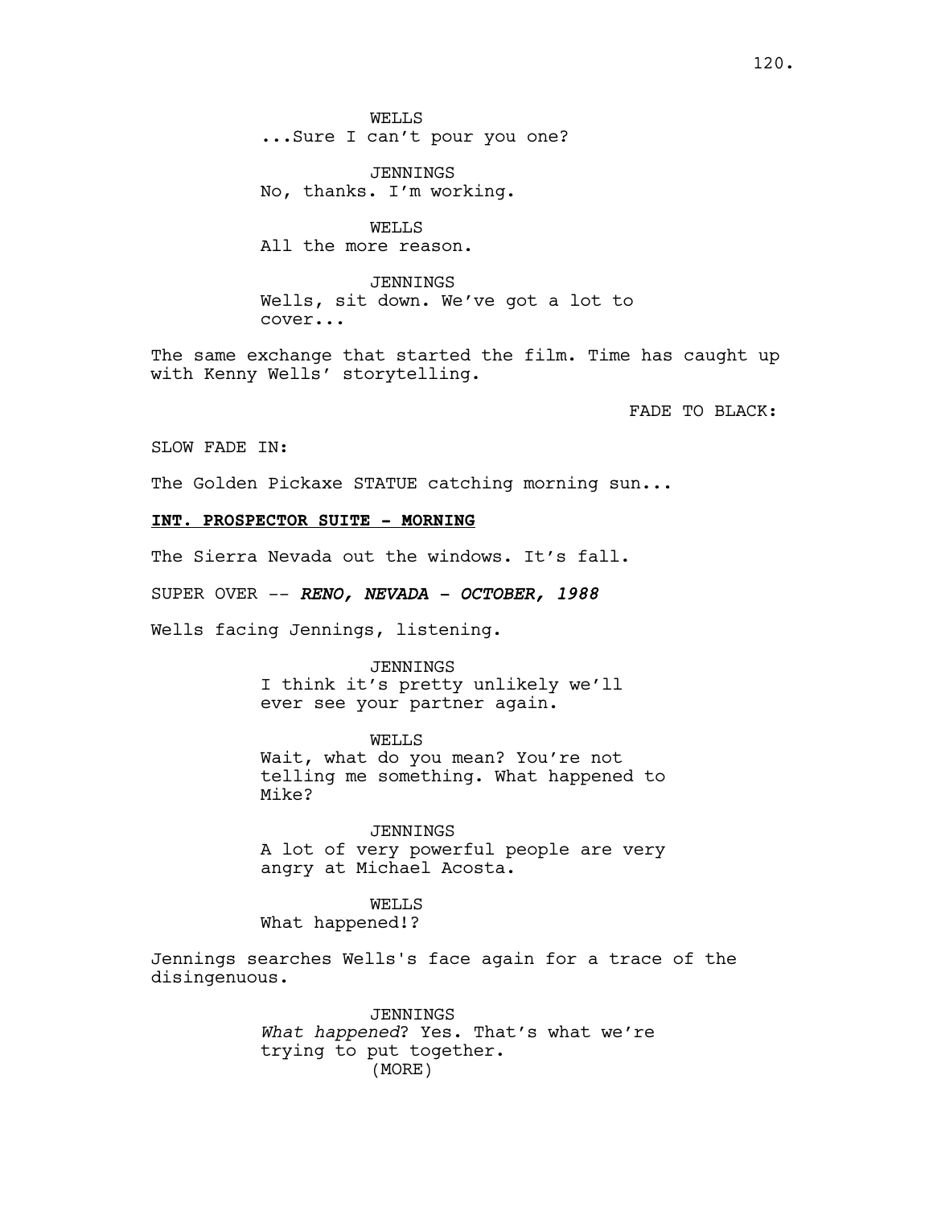WELLS
...Sure I can't pour you one?

JENNINGS
No, thanks. I'm working.

WELLS
All the more reason.

JENNINGS
Wells, sit down. We've got a lot to cover...

The same exchange that started the film. Time has caught up with Kenny Wells' storytelling.

FADE TO BLACK:

SLOW FADE IN:

The Golden Pickaxe STATUE catching morning sun...

**INT. PROSPECTOR SUITE - MORNING**

The Sierra Nevada out the windows. It's fall.

SUPER OVER -- ***RENO, NEVADA - OCTOBER, 1988***

Wells facing Jennings, listening.

JENNINGS
I think it's pretty unlikely we'll ever see your partner again.

WELLS
Wait, what do you mean? You're not telling me something. What happened to Mike?

JENNINGS
A lot of very powerful people are very angry at Michael Acosta.

WELLS
What happened!?

Jennings searches Wells's face again for a trace of the disingenuous.

JENNINGS
*What happened*? Yes. That's what we're trying to put together.
(MORE)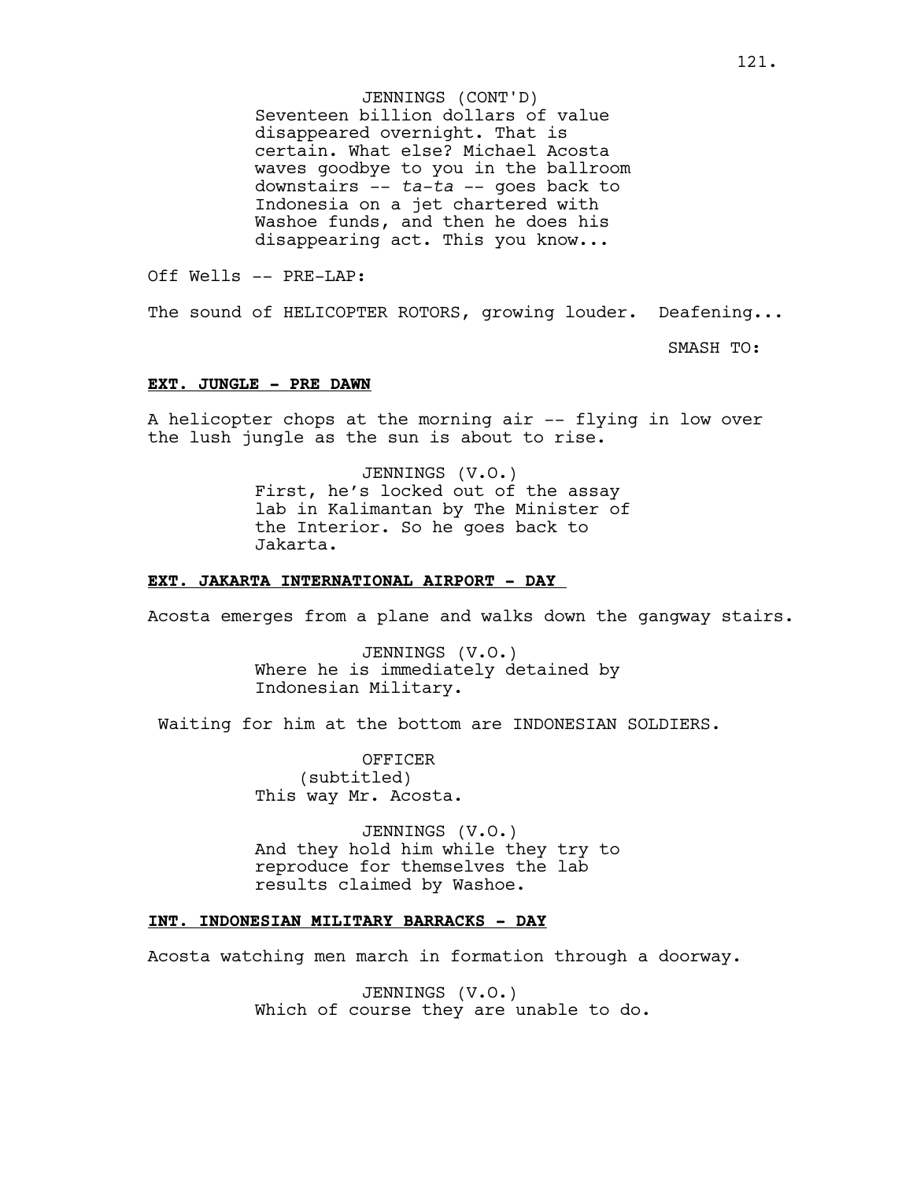JENNINGS (CONT'D)
Seventeen billion dollars of value disappeared overnight. That is certain. What else? Michael Acosta waves goodbye to you in the ballroom downstairs -- *ta-ta* -- goes back to Indonesia on a jet chartered with Washoe funds, and then he does his disappearing act. This you know...

Off Wells -- PRE-LAP:

The sound of HELICOPTER ROTORS, growing louder. Deafening...

SMASH TO:

**EXT. JUNGLE - PRE DAWN**

A helicopter chops at the morning air -- flying in low over the lush jungle as the sun is about to rise.

JENNINGS (V.O.)
First, he's locked out of the assay lab in Kalimantan by The Minister of the Interior. So he goes back to Jakarta.

**EXT. JAKARTA INTERNATIONAL AIRPORT - DAY**

Acosta emerges from a plane and walks down the gangway stairs.

JENNINGS (V.O.)
Where he is immediately detained by Indonesian Military.

Waiting for him at the bottom are INDONESIAN SOLDIERS.

OFFICER
(subtitled)
This way Mr. Acosta.

JENNINGS (V.O.)
And they hold him while they try to reproduce for themselves the lab results claimed by Washoe.

**INT. INDONESIAN MILITARY BARRACKS - DAY**

Acosta watching men march in formation through a doorway.

JENNINGS (V.O.)
Which of course they are unable to do.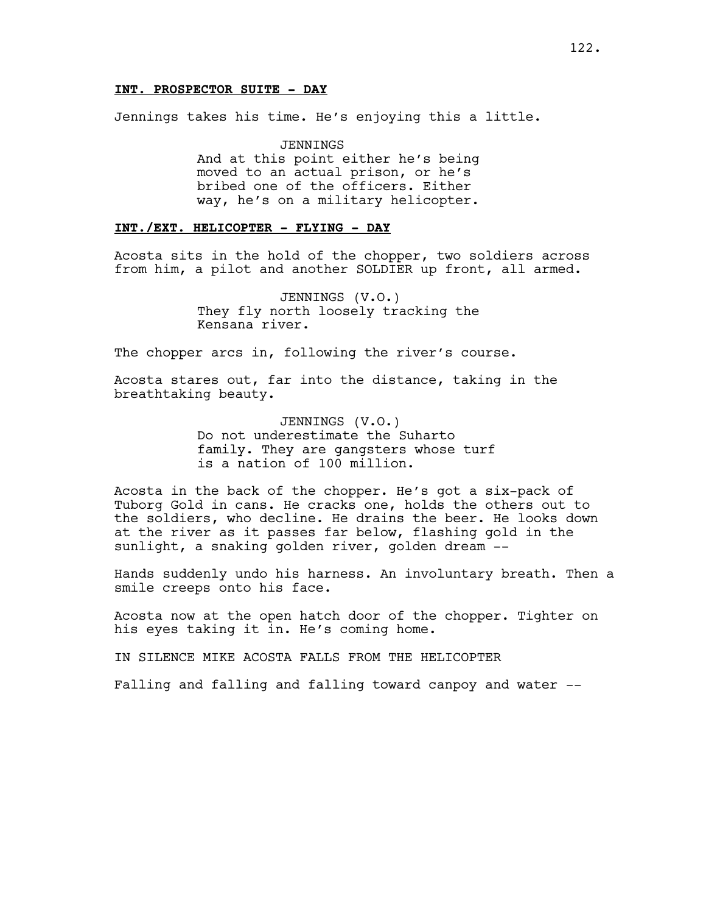**INT. PROSPECTOR SUITE - DAY**

Jennings takes his time. He's enjoying this a little.

JENNINGS
And at this point either he's being moved to an actual prison, or he's bribed one of the officers. Either way, he's on a military helicopter.

**INT./EXT. HELICOPTER - FLYING - DAY**

Acosta sits in the hold of the chopper, two soldiers across from him, a pilot and another SOLDIER up front, all armed.

JENNINGS (V.O.)
They fly north loosely tracking the Kensana river.

The chopper arcs in, following the river's course.

Acosta stares out, far into the distance, taking in the breathtaking beauty.

JENNINGS (V.O.)
Do not underestimate the Suharto family. They are gangsters whose turf is a nation of 100 million.

Acosta in the back of the chopper. He's got a six-pack of Tuborg Gold in cans. He cracks one, holds the others out to the soldiers, who decline. He drains the beer. He looks down at the river as it passes far below, flashing gold in the sunlight, a snaking golden river, golden dream --

Hands suddenly undo his harness. An involuntary breath. Then a smile creeps onto his face.

Acosta now at the open hatch door of the chopper. Tighter on his eyes taking it in. He's coming home.

IN SILENCE MIKE ACOSTA FALLS FROM THE HELICOPTER

Falling and falling and falling toward canpoy and water --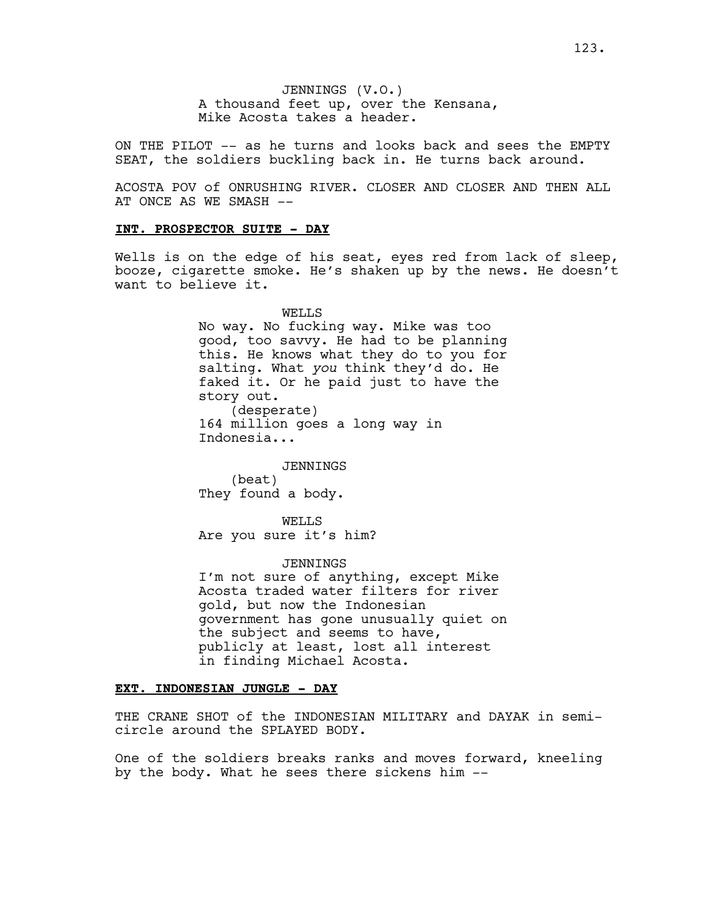JENNINGS (V.O.)
A thousand feet up, over the Kensana, Mike Acosta takes a header.

ON THE PILOT -- as he turns and looks back and sees the EMPTY SEAT, the soldiers buckling back in. He turns back around.

ACOSTA POV of ONRUSHING RIVER. CLOSER AND CLOSER AND THEN ALL AT ONCE AS WE SMASH --

**INT. PROSPECTOR SUITE - DAY**

Wells is on the edge of his seat, eyes red from lack of sleep, booze, cigarette smoke. He's shaken up by the news. He doesn't want to believe it.

WELLS
No way. No fucking way. Mike was too good, too savvy. He had to be planning this. He knows what they do to you for salting. What *you* think they'd do. He faked it. Or he paid just to have the story out.
(desperate)
164 million goes a long way in Indonesia...

JENNINGS
(beat)
They found a body.

WELLS
Are you sure it's him?

JENNINGS
I'm not sure of anything, except Mike Acosta traded water filters for river gold, but now the Indonesian government has gone unusually quiet on the subject and seems to have, publicly at least, lost all interest in finding Michael Acosta.

**EXT. INDONESIAN JUNGLE - DAY**

THE CRANE SHOT of the INDONESIAN MILITARY and DAYAK in semi-circle around the SPLAYED BODY.

One of the soldiers breaks ranks and moves forward, kneeling by the body. What he sees there sickens him --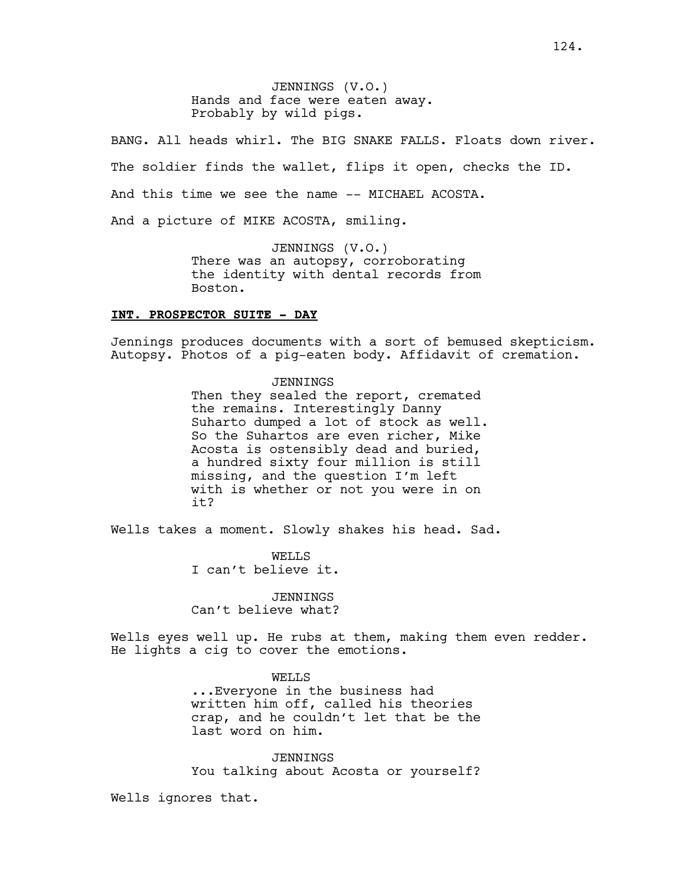JENNINGS (V.O.)
Hands and face were eaten away. Probably by wild pigs.

BANG. All heads whirl. The BIG SNAKE FALLS. Floats down river.

The soldier finds the wallet, flips it open, checks the ID.

And this time we see the name -- MICHAEL ACOSTA.

And a picture of MIKE ACOSTA, smiling.

JENNINGS (V.O.)
There was an autopsy, corroborating the identity with dental records from Boston.

**INT. PROSPECTOR SUITE - DAY**

Jennings produces documents with a sort of bemused skepticism. Autopsy. Photos of a pig-eaten body. Affidavit of cremation.

JENNINGS
Then they sealed the report, cremated the remains. Interestingly Danny Suharto dumped a lot of stock as well. So the Suhartos are even richer, Mike Acosta is ostensibly dead and buried, a hundred sixty four million is still missing, and the question I'm left with is whether or not you were in on it?

Wells takes a moment. Slowly shakes his head. Sad.

WELLS
I can't believe it.

JENNINGS
Can't believe what?

Wells eyes well up. He rubs at them, making them even redder. He lights a cig to cover the emotions.

WELLS
...Everyone in the business had written him off, called his theories crap, and he couldn't let that be the last word on him.

JENNINGS
You talking about Acosta or yourself?

Wells ignores that.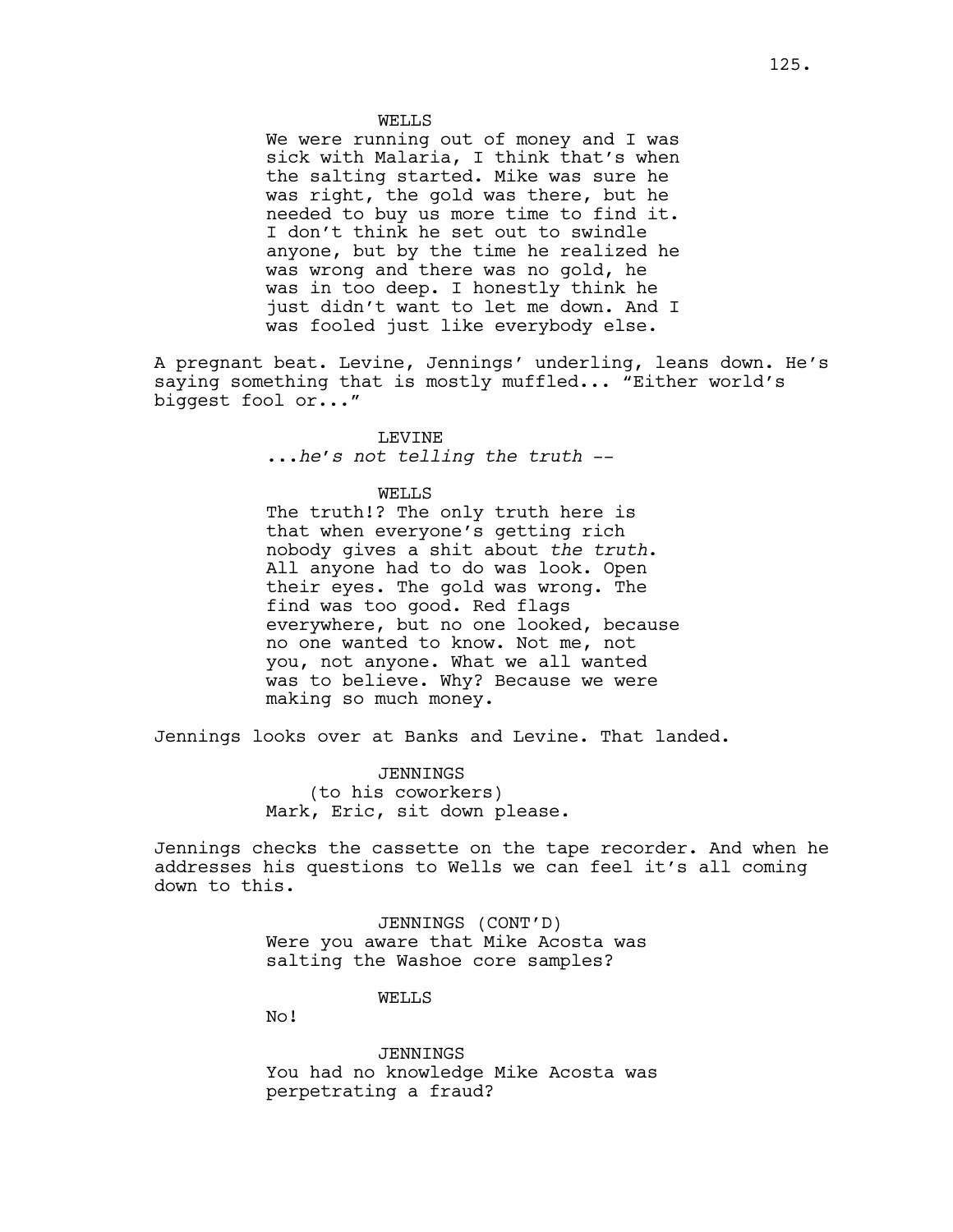WELLS

We were running out of money and I was sick with Malaria, I think that's when the salting started. Mike was sure he was right, the gold was there, but he needed to buy us more time to find it. I don't think he set out to swindle anyone, but by the time he realized he was wrong and there was no gold, he was in too deep. I honestly think he just didn't want to let me down. And I was fooled just like everybody else.

A pregnant beat. Levine, Jennings' underling, leans down. He's saying something that is mostly muffled... "Either world's biggest fool or..."

LEVINE

*...he's not telling the truth --*

WELLS

The truth!? The only truth here is that when everyone's getting rich nobody gives a shit about *the truth*. All anyone had to do was look. Open their eyes. The gold was wrong. The find was too good. Red flags everywhere, but no one looked, because no one wanted to know. Not me, not you, not anyone. What we all wanted was to believe. Why? Because we were making so much money.

Jennings looks over at Banks and Levine. That landed.

JENNINGS
(to his coworkers)

Mark, Eric, sit down please.

Jennings checks the cassette on the tape recorder. And when he addresses his questions to Wells we can feel it's all coming down to this.

JENNINGS (CONT'D)

Were you aware that Mike Acosta was salting the Washoe core samples?

WELLS

No!

JENNINGS

You had no knowledge Mike Acosta was perpetrating a fraud?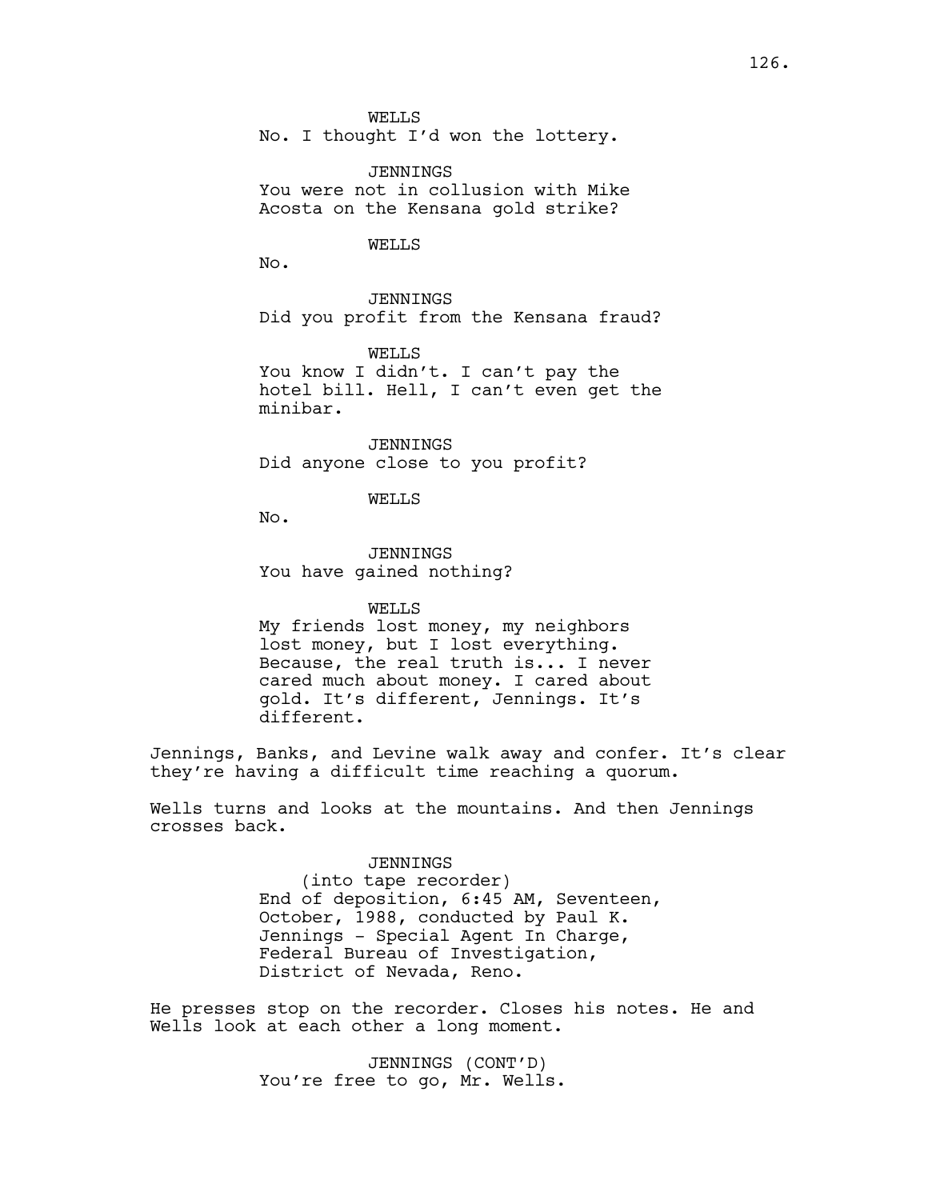WELLS
No. I thought I'd won the lottery.

JENNINGS
You were not in collusion with Mike Acosta on the Kensana gold strike?

WELLS
No.

JENNINGS
Did you profit from the Kensana fraud?

WELLS
You know I didn't. I can't pay the hotel bill. Hell, I can't even get the minibar.

JENNINGS
Did anyone close to you profit?

WELLS
No.

JENNINGS
You have gained nothing?

WELLS
My friends lost money, my neighbors lost money, but I lost everything. Because, the real truth is... I never cared much about money. I cared about gold. It's different, Jennings. It's different.

Jennings, Banks, and Levine walk away and confer. It's clear they're having a difficult time reaching a quorum.

Wells turns and looks at the mountains. And then Jennings crosses back.

JENNINGS
(into tape recorder)
End of deposition, 6:45 AM, Seventeen, October, 1988, conducted by Paul K. Jennings - Special Agent In Charge, Federal Bureau of Investigation, District of Nevada, Reno.

He presses stop on the recorder. Closes his notes. He and Wells look at each other a long moment.

JENNINGS (CONT'D)
You're free to go, Mr. Wells.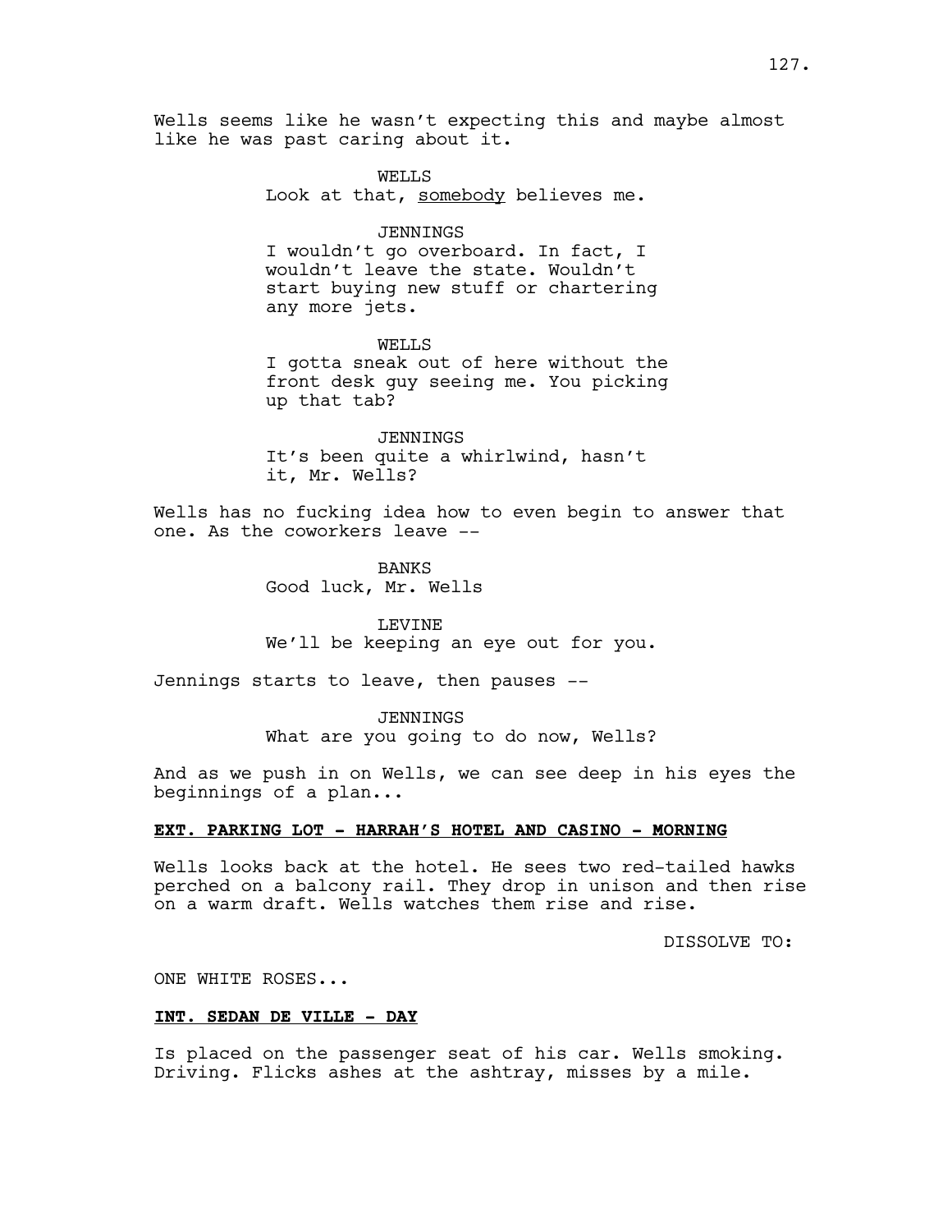Wells seems like he wasn't expecting this and maybe almost like he was past caring about it.

WELLS
Look at that, somebody believes me.

JENNINGS
I wouldn't go overboard. In fact, I wouldn't leave the state. Wouldn't start buying new stuff or chartering any more jets.

WELLS
I gotta sneak out of here without the front desk guy seeing me. You picking up that tab?

JENNINGS
It's been quite a whirlwind, hasn't it, Mr. Wells?

Wells has no fucking idea how to even begin to answer that one. As the coworkers leave --

BANKS
Good luck, Mr. Wells

LEVINE
We'll be keeping an eye out for you.

Jennings starts to leave, then pauses --

JENNINGS
What are you going to do now, Wells?

And as we push in on Wells, we can see deep in his eyes the beginnings of a plan...

**EXT. PARKING LOT - HARRAH'S HOTEL AND CASINO - MORNING**

Wells looks back at the hotel. He sees two red-tailed hawks perched on a balcony rail. They drop in unison and then rise on a warm draft. Wells watches them rise and rise.

DISSOLVE TO:

ONE WHITE ROSES...

**INT. SEDAN DE VILLE - DAY**

Is placed on the passenger seat of his car. Wells smoking. Driving. Flicks ashes at the ashtray, misses by a mile.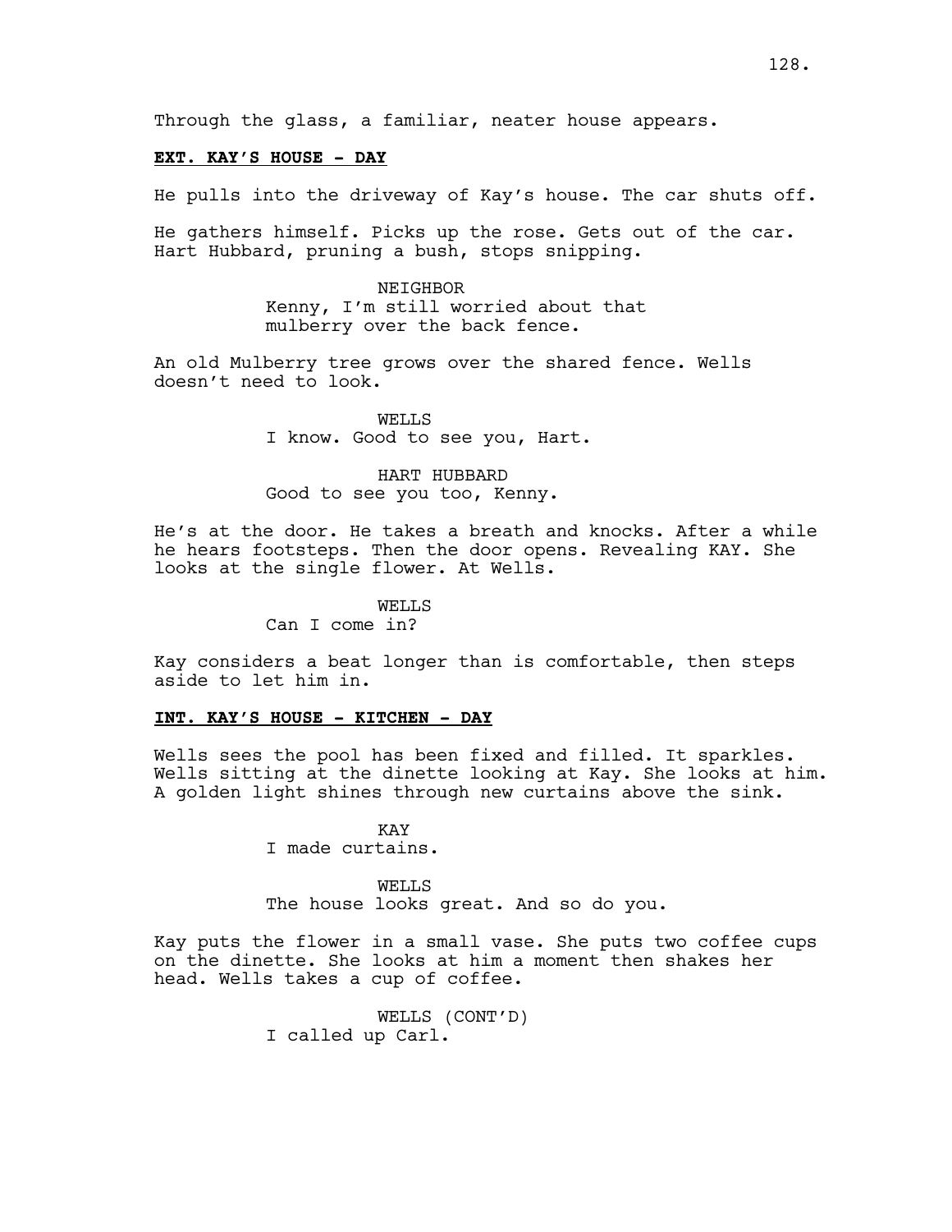Through the glass, a familiar, neater house appears.

**EXT. KAY'S HOUSE - DAY**

He pulls into the driveway of Kay's house. The car shuts off.

He gathers himself. Picks up the rose. Gets out of the car. Hart Hubbard, pruning a bush, stops snipping.

NEIGHBOR
Kenny, I'm still worried about that mulberry over the back fence.

An old Mulberry tree grows over the shared fence. Wells doesn't need to look.

WELLS
I know. Good to see you, Hart.

HART HUBBARD
Good to see you too, Kenny.

He's at the door. He takes a breath and knocks. After a while he hears footsteps. Then the door opens. Revealing KAY. She looks at the single flower. At Wells.

WELLS
Can I come in?

Kay considers a beat longer than is comfortable, then steps aside to let him in.

**INT. KAY'S HOUSE - KITCHEN - DAY**

Wells sees the pool has been fixed and filled. It sparkles. Wells sitting at the dinette looking at Kay. She looks at him. A golden light shines through new curtains above the sink.

KAY
I made curtains.

WELLS
The house looks great. And so do you.

Kay puts the flower in a small vase. She puts two coffee cups on the dinette. She looks at him a moment then shakes her head. Wells takes a cup of coffee.

WELLS (CONT'D)
I called up Carl.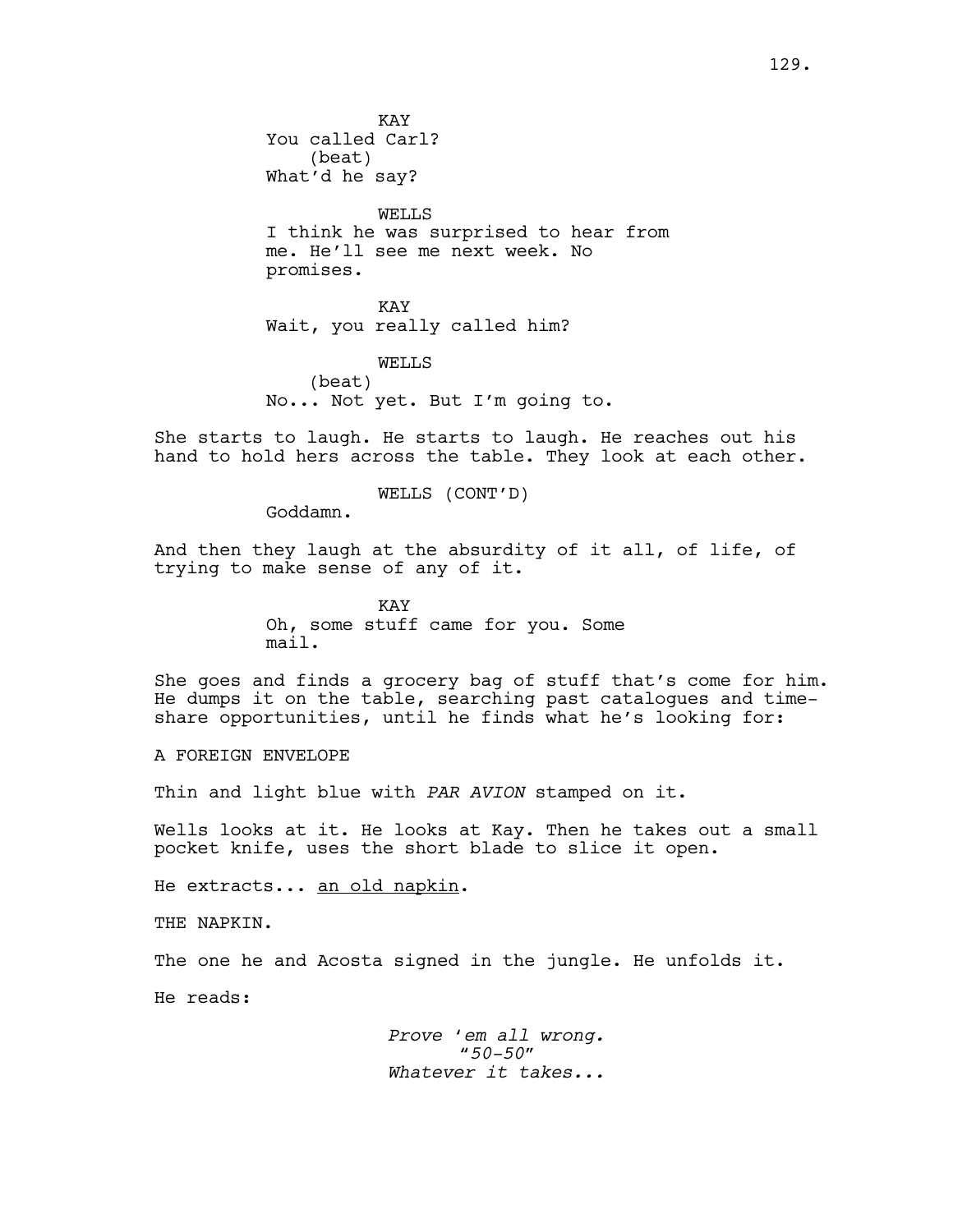KAY
You called Carl?
(beat)
What'd he say?

WELLS
I think he was surprised to hear from me. He'll see me next week. No promises.

KAY
Wait, you really called him?

WELLS
(beat)
No... Not yet. But I'm going to.

She starts to laugh. He starts to laugh. He reaches out his hand to hold hers across the table. They look at each other.

WELLS (CONT'D)
Goddamn.

And then they laugh at the absurdity of it all, of life, of trying to make sense of any of it.

KAY
Oh, some stuff came for you. Some mail.

She goes and finds a grocery bag of stuff that's come for him. He dumps it on the table, searching past catalogues and time-share opportunities, until he finds what he's looking for:

A FOREIGN ENVELOPE

Thin and light blue with *PAR AVION* stamped on it.

Wells looks at it. He looks at Kay. Then he takes out a small pocket knife, uses the short blade to slice it open.

He extracts... <u>an old napkin</u>.

THE NAPKIN.

The one he and Acosta signed in the jungle. He unfolds it.

He reads:

*Prove 'em all wrong.*
*"50-50"*
*Whatever it takes...*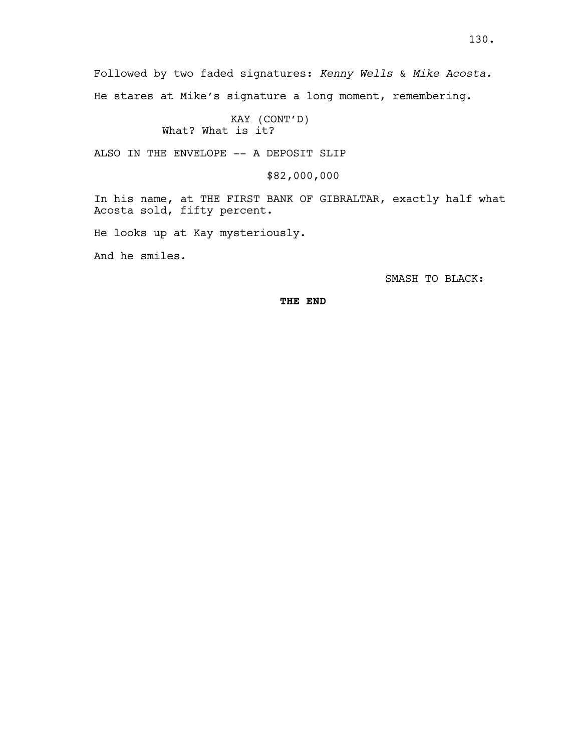Followed by two faded signatures: *Kenny Wells* & *Mike Acosta.*

He stares at Mike's signature a long moment, remembering.

KAY (CONT'D)
What? What is it?

ALSO IN THE ENVELOPE -- A DEPOSIT SLIP

$82,000,000

In his name, at THE FIRST BANK OF GIBRALTAR, exactly half what Acosta sold, fifty percent.

He looks up at Kay mysteriously.

And he smiles.

SMASH TO BLACK:

**THE END**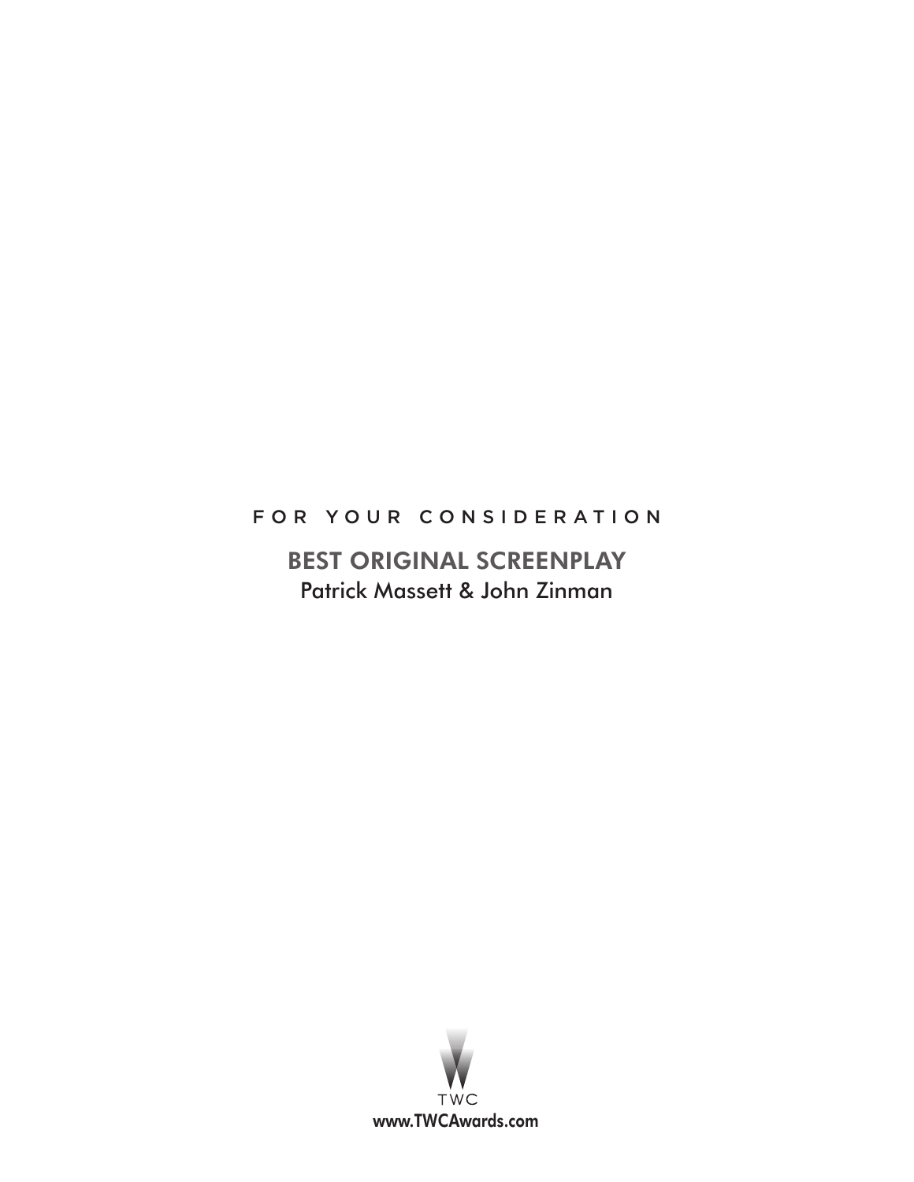FOR YOUR CONSIDERATION

## BEST ORIGINAL SCREENPLAY

Patrick Massett & John Zinman

TWC

**www.TWCAwards.com**